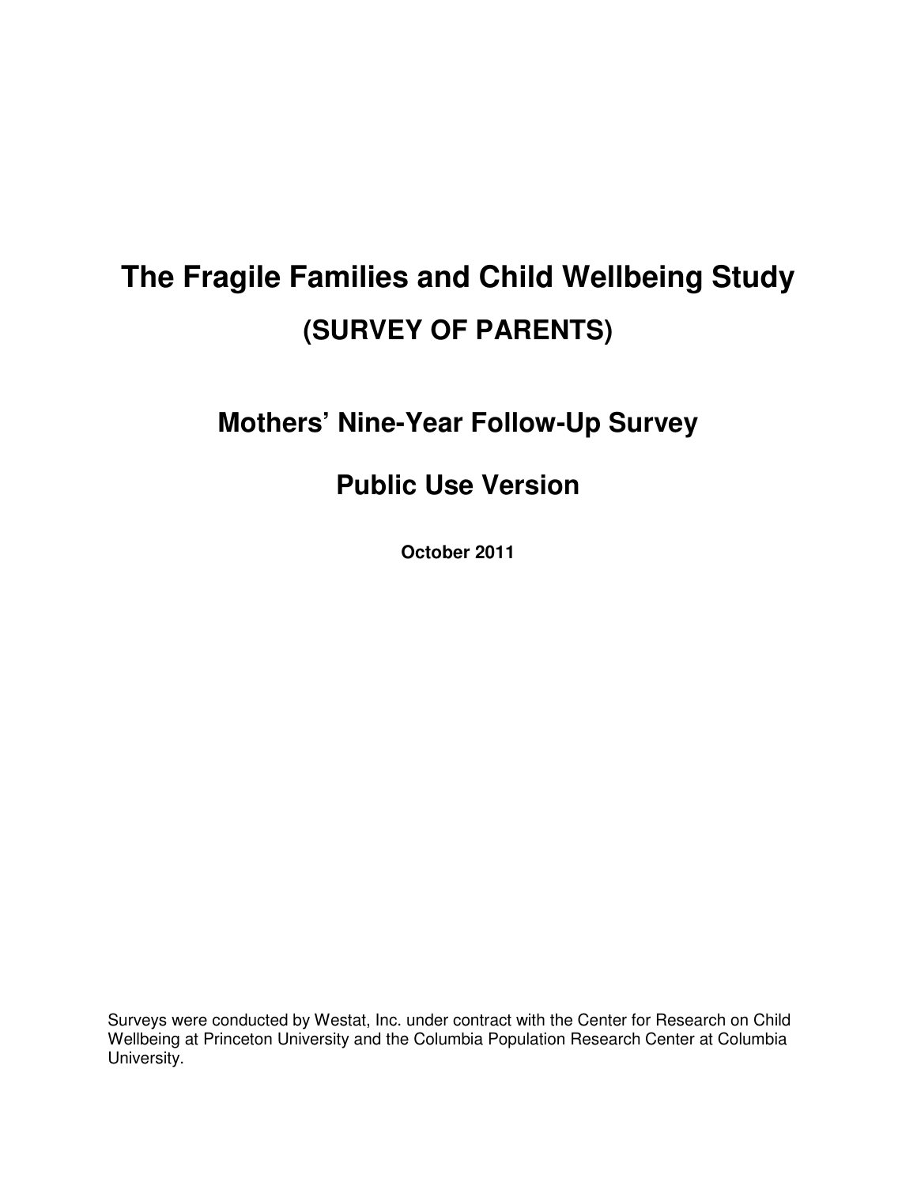# The Fragile Families and Child Wellbeing Study

## (SURVEY OF PARENTS)

## Mothers' Nine-Year Follow-Up Survey

## Public Use Version

**October 2011**

Surveys were conducted by Westat, Inc. under contract with the Center for Research on Child Wellbeing at Princeton University and the Columbia Population Research Center at Columbia University.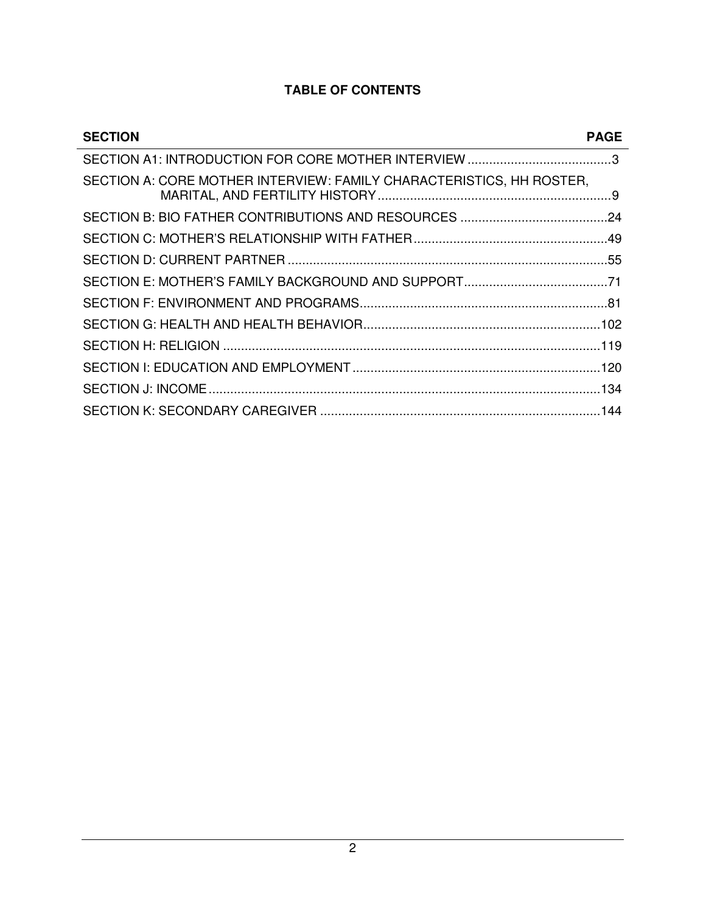# TABLE OF CONTENTS

| SECTION | PAGE |
|---|---|
| SECTION A1: INTRODUCTION FOR CORE MOTHER INTERVIEW | 3 |
| SECTION A: CORE MOTHER INTERVIEW: FAMILY CHARACTERISTICS, HH ROSTER, MARITAL, AND FERTILITY HISTORY | 9 |
| SECTION B: BIO FATHER CONTRIBUTIONS AND RESOURCES | 24 |
| SECTION C: MOTHER'S RELATIONSHIP WITH FATHER | 49 |
| SECTION D: CURRENT PARTNER | 55 |
| SECTION E: MOTHER'S FAMILY BACKGROUND AND SUPPORT | 71 |
| SECTION F: ENVIRONMENT AND PROGRAMS | 81 |
| SECTION G: HEALTH AND HEALTH BEHAVIOR | 102 |
| SECTION H: RELIGION | 119 |
| SECTION I: EDUCATION AND EMPLOYMENT | 120 |
| SECTION J: INCOME | 134 |
| SECTION K: SECONDARY CAREGIVER | 144 |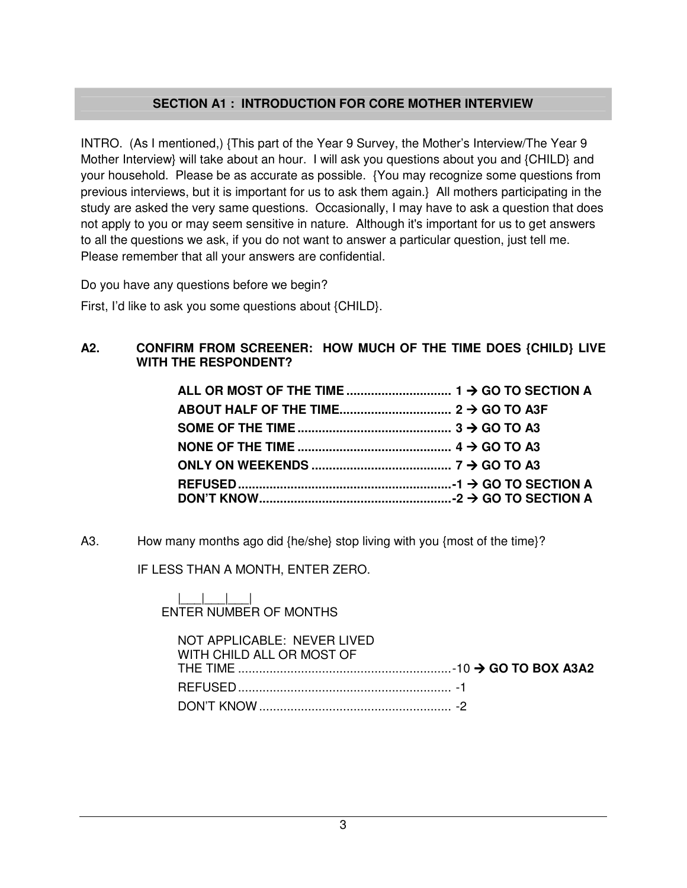## SECTION A1 : INTRODUCTION FOR CORE MOTHER INTERVIEW

INTRO. (As I mentioned,) {This part of the Year 9 Survey, the Mother's Interview/The Year 9 Mother Interview} will take about an hour. I will ask you questions about you and {CHILD} and your household. Please be as accurate as possible. {You may recognize some questions from previous interviews, but it is important for us to ask them again.} All mothers participating in the study are asked the very same questions. Occasionally, I may have to ask a question that does not apply to you or may seem sensitive in nature. Although it's important for us to get answers to all the questions we ask, if you do not want to answer a particular question, just tell me. Please remember that all your answers are confidential.

Do you have any questions before we begin?

First, I'd like to ask you some questions about {CHILD}.

**A2. CONFIRM FROM SCREENER: HOW MUCH OF THE TIME DOES {CHILD} LIVE WITH THE RESPONDENT?**

**ALL OR MOST OF THE TIME .............................. 1 → GO TO SECTION A**
**ABOUT HALF OF THE TIME................................ 2 → GO TO A3F**
**SOME OF THE TIME ............................................ 3 → GO TO A3**
**NONE OF THE TIME ............................................ 4 → GO TO A3**
**ONLY ON WEEKENDS ........................................ 7 → GO TO A3**
**REFUSED..............................................................-1 → GO TO SECTION A**
**DON'T KNOW.......................................................-2 → GO TO SECTION A**

A3. How many months ago did {he/she} stop living with you {most of the time}?

IF LESS THAN A MONTH, ENTER ZERO.

|___|___|___|
ENTER NUMBER OF MONTHS

NOT APPLICABLE: NEVER LIVED WITH CHILD ALL OR MOST OF THE TIME .............................................................-10 → **GO TO BOX A3A2**
REFUSED............................................................. -1
DON'T KNOW....................................................... -2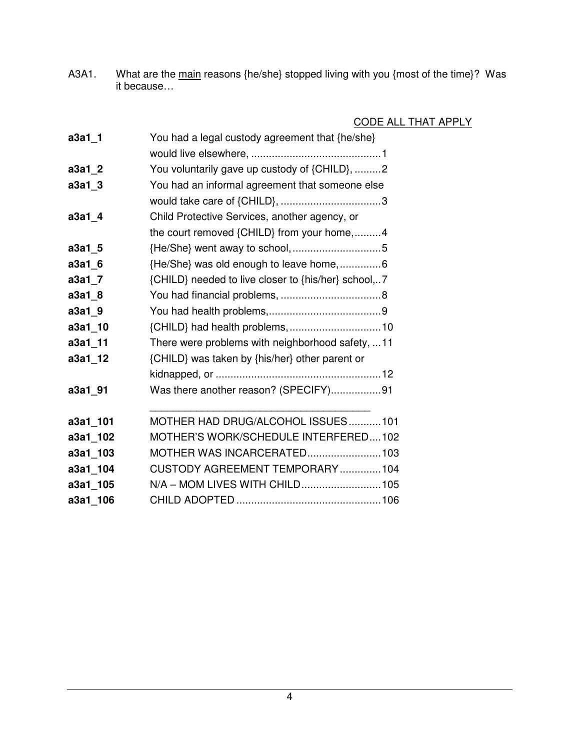A3A1. What are the main reasons {he/she} stopped living with you {most of the time}? Was it because…

CODE ALL THAT APPLY

| | | |
|---|---|---|
| **a3a1_1** | You had a legal custody agreement that {he/she} would live elsewhere, | 1 |
| **a3a1_2** | You voluntarily gave up custody of {CHILD}, | 2 |
| **a3a1_3** | You had an informal agreement that someone else would take care of {CHILD}, | 3 |
| **a3a1_4** | Child Protective Services, another agency, or the court removed {CHILD} from your home, | 4 |
| **a3a1_5** | {He/She} went away to school, | 5 |
| **a3a1_6** | {He/She} was old enough to leave home, | 6 |
| **a3a1_7** | {CHILD} needed to live closer to {his/her} school, | 7 |
| **a3a1_8** | You had financial problems, | 8 |
| **a3a1_9** | You had health problems, | 9 |
| **a3a1_10** | {CHILD} had health problems, | 10 |
| **a3a1_11** | There were problems with neighborhood safety, | 11 |
| **a3a1_12** | {CHILD} was taken by {his/her} other parent or kidnapped, or | 12 |
| **a3a1_91** | Was there another reason? (SPECIFY) ______________________ | 91 |
| **a3a1_101** | MOTHER HAD DRUG/ALCOHOL ISSUES | 101 |
| **a3a1_102** | MOTHER'S WORK/SCHEDULE INTERFERED | 102 |
| **a3a1_103** | MOTHER WAS INCARCERATED | 103 |
| **a3a1_104** | CUSTODY AGREEMENT TEMPORARY | 104 |
| **a3a1_105** | N/A – MOM LIVES WITH CHILD | 105 |
| **a3a1_106** | CHILD ADOPTED | 106 |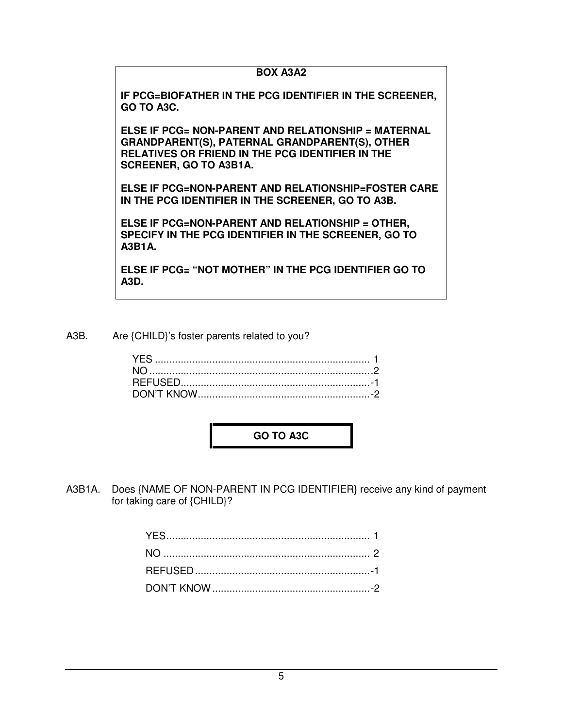**BOX A3A2**

**IF PCG=BIOFATHER IN THE PCG IDENTIFIER IN THE SCREENER, GO TO A3C.**

**ELSE IF PCG= NON-PARENT AND RELATIONSHIP = MATERNAL GRANDPARENT(S), PATERNAL GRANDPARENT(S), OTHER RELATIVES OR FRIEND IN THE PCG IDENTIFIER IN THE SCREENER, GO TO A3B1A.**

**ELSE IF PCG=NON-PARENT AND RELATIONSHIP=FOSTER CARE IN THE PCG IDENTIFIER IN THE SCREENER, GO TO A3B.**

**ELSE IF PCG=NON-PARENT AND RELATIONSHIP = OTHER, SPECIFY IN THE PCG IDENTIFIER IN THE SCREENER, GO TO A3B1A.**

**ELSE IF PCG= "NOT MOTHER" IN THE PCG IDENTIFIER GO TO A3D.**

A3B. Are {CHILD}'s foster parents related to you?

YES .......................................................................... 1
NO ............................................................................ 2
REFUSED ..................................................................-1
DON'T KNOW ............................................................-2

**GO TO A3C**

A3B1A. Does {NAME OF NON-PARENT IN PCG IDENTIFIER} receive any kind of payment for taking care of {CHILD}?

YES ........................................................................ 1
NO .......................................................................... 2
REFUSED ................................................................-1
DON'T KNOW ..........................................................-2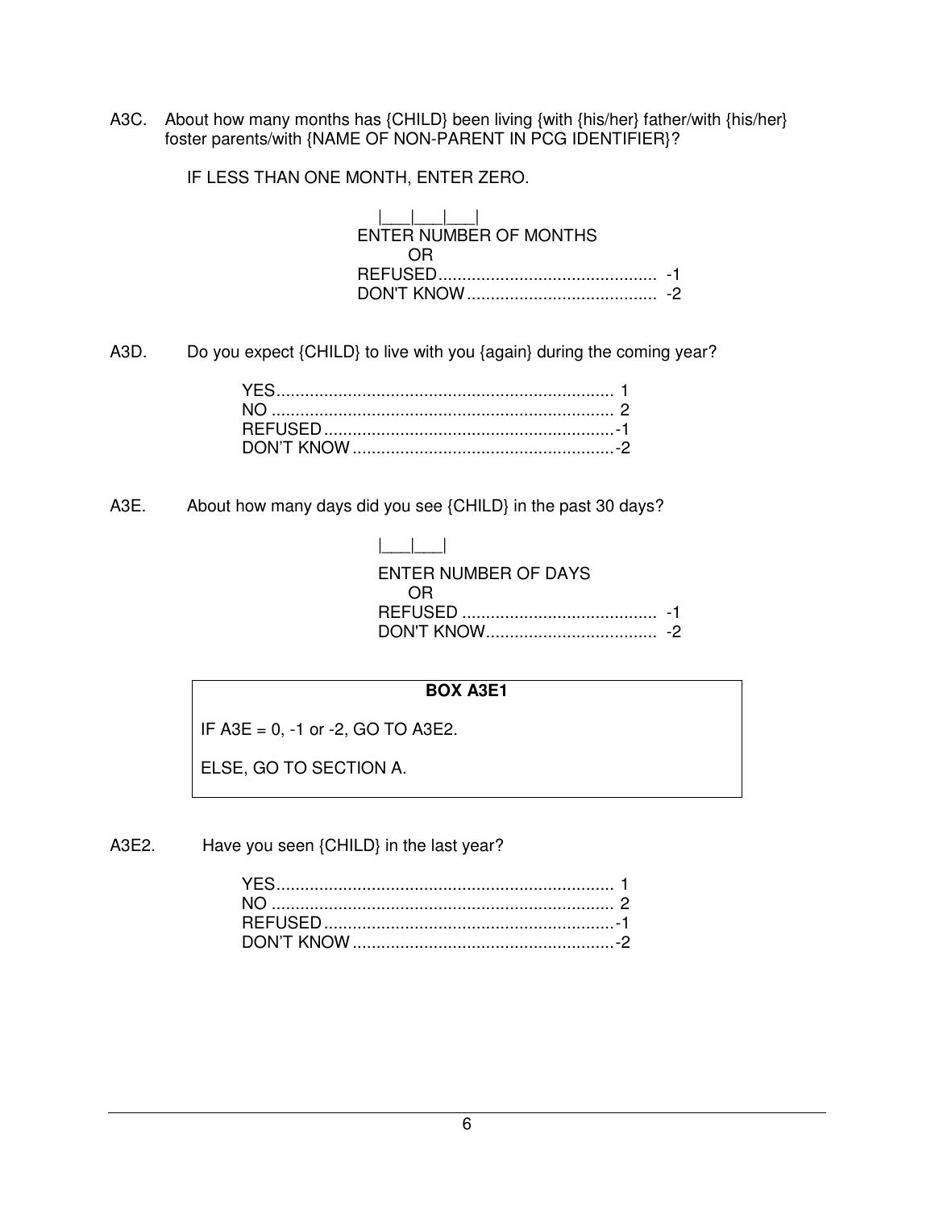A3C. About how many months has {CHILD} been living {with {his/her} father/with {his/her} foster parents/with {NAME OF NON-PARENT IN PCG IDENTIFIER}?

IF LESS THAN ONE MONTH, ENTER ZERO.

|___|___|___|
ENTER NUMBER OF MONTHS
OR
REFUSED............................................. -1
DON'T KNOW....................................... -2

A3D. Do you expect {CHILD} to live with you {again} during the coming year?

YES...................................................................... 1
NO ....................................................................... 2
REFUSED............................................................-1
DON'T KNOW.......................................................-2

A3E. About how many days did you see {CHILD} in the past 30 days?

|___|___|
ENTER NUMBER OF DAYS
OR
REFUSED ......................................... -1
DON'T KNOW.................................... -2

**BOX A3E1**

IF A3E = 0, -1 or -2, GO TO A3E2.

ELSE, GO TO SECTION A.

A3E2. Have you seen {CHILD} in the last year?

YES...................................................................... 1
NO ....................................................................... 2
REFUSED............................................................-1
DON'T KNOW.......................................................-2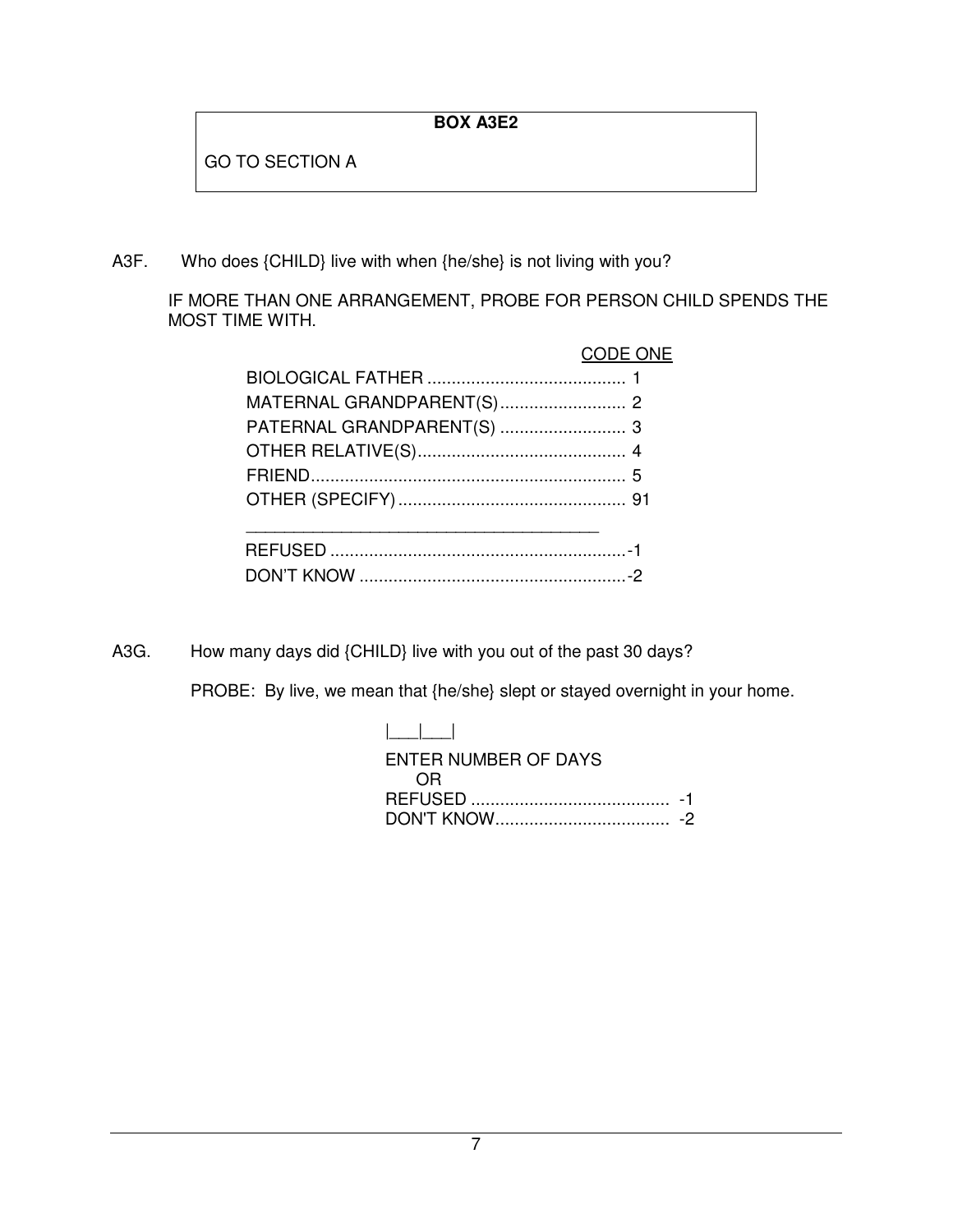**BOX A3E2**

GO TO SECTION A

A3F. Who does {CHILD} live with when {he/she} is not living with you?

IF MORE THAN ONE ARRANGEMENT, PROBE FOR PERSON CHILD SPENDS THE MOST TIME WITH.

CODE ONE

BIOLOGICAL FATHER ......................................... 1
MATERNAL GRANDPARENT(S).......................... 2
PATERNAL GRANDPARENT(S) .......................... 3
OTHER RELATIVE(S)........................................... 4
FRIEND................................................................. 5
OTHER (SPECIFY)............................................... 91

_______________________________________

REFUSED .............................................................-1
DON'T KNOW .......................................................-2

A3G. How many days did {CHILD} live with you out of the past 30 days?

PROBE: By live, we mean that {he/she} slept or stayed overnight in your home.

|___|___|

ENTER NUMBER OF DAYS
OR
REFUSED ......................................... -1
DON'T KNOW.................................... -2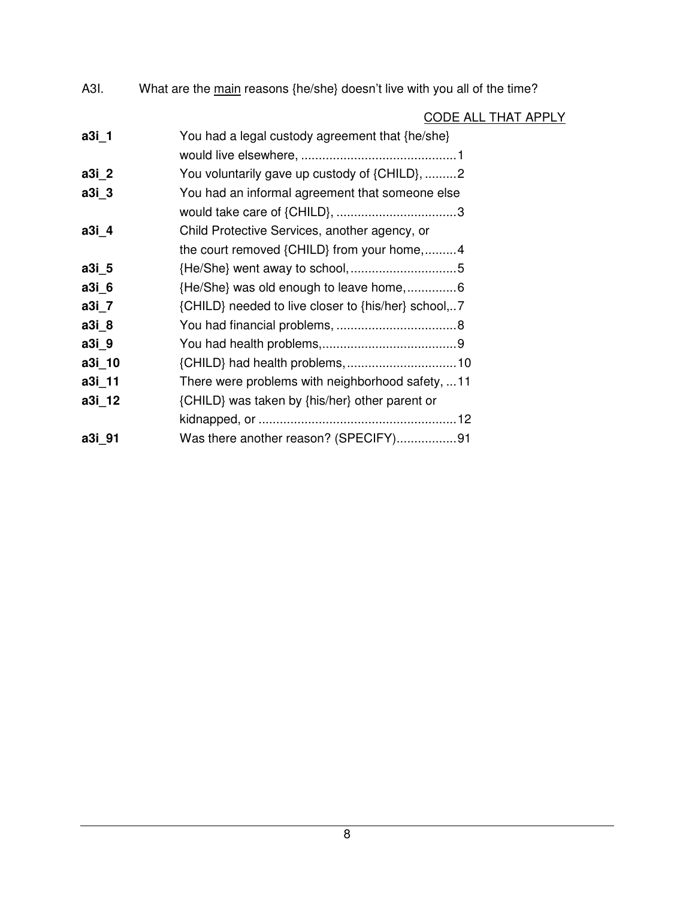A3I. What are the <u>main</u> reasons {he/she} doesn't live with you all of the time?

CODE ALL THAT APPLY

| | | |
|---|---|---|
| **a3i_1** | You had a legal custody agreement that {he/she} would live elsewhere, | 1 |
| **a3i_2** | You voluntarily gave up custody of {CHILD}, | 2 |
| **a3i_3** | You had an informal agreement that someone else would take care of {CHILD}, | 3 |
| **a3i_4** | Child Protective Services, another agency, or the court removed {CHILD} from your home, | 4 |
| **a3i_5** | {He/She} went away to school, | 5 |
| **a3i_6** | {He/She} was old enough to leave home, | 6 |
| **a3i_7** | {CHILD} needed to live closer to {his/her} school, | 7 |
| **a3i_8** | You had financial problems, | 8 |
| **a3i_9** | You had health problems, | 9 |
| **a3i_10** | {CHILD} had health problems, | 10 |
| **a3i_11** | There were problems with neighborhood safety, | 11 |
| **a3i_12** | {CHILD} was taken by {his/her} other parent or kidnapped, or | 12 |
| **a3i_91** | Was there another reason? (SPECIFY) | 91 |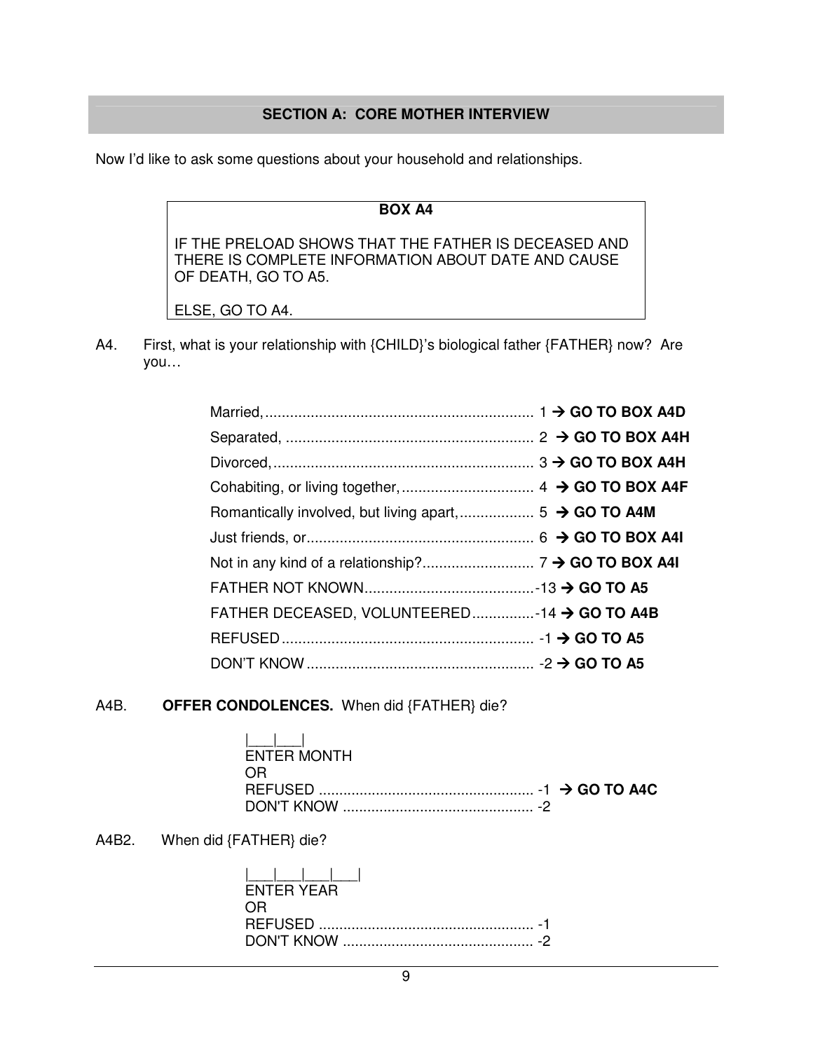## SECTION A: CORE MOTHER INTERVIEW

Now I'd like to ask some questions about your household and relationships.

> **BOX A4**
>
> IF THE PRELOAD SHOWS THAT THE FATHER IS DECEASED AND THERE IS COMPLETE INFORMATION ABOUT DATE AND CAUSE OF DEATH, GO TO A5.
>
> ELSE, GO TO A4.

A4. First, what is your relationship with {CHILD}'s biological father {FATHER} now? Are you…

- Married,................................................................ 1 → **GO TO BOX A4D**
- Separated, ............................................................ 2 → **GO TO BOX A4H**
- Divorced,............................................................... 3 → **GO TO BOX A4H**
- Cohabiting, or living together,................................ 4 → **GO TO BOX A4F**
- Romantically involved, but living apart,.................. 5 → **GO TO A4M**
- Just friends, or...................................................... 6 → **GO TO BOX A4I**
- Not in any kind of a relationship?........................... 7 → **GO TO BOX A4I**
- FATHER NOT KNOWN.........................................-13 → **GO TO A5**
- FATHER DECEASED, VOLUNTEERED...............-14 → **GO TO A4B**
- REFUSED............................................................. -1 → **GO TO A5**
- DON'T KNOW....................................................... -2 → **GO TO A5**

A4B. **OFFER CONDOLENCES.** When did {FATHER} die?

|\_\_\_|\_\_\_|
ENTER MONTH
OR
REFUSED ..................................................... -1 → **GO TO A4C**
DON'T KNOW ............................................... -2

A4B2. When did {FATHER} die?

|\_\_\_|\_\_\_|\_\_\_|\_\_\_|
ENTER YEAR
OR
REFUSED ..................................................... -1
DON'T KNOW ............................................... -2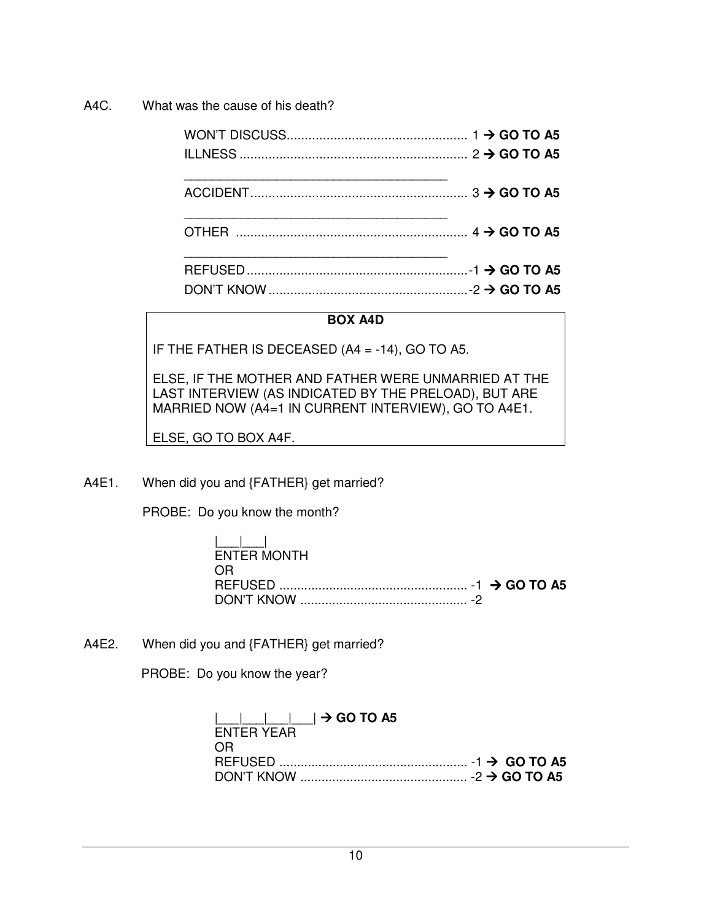A4C. What was the cause of his death?

WON'T DISCUSS.................................................. 1 → **GO TO A5**
ILLNESS ............................................................... 2 → **GO TO A5**

_______________________________________
ACCIDENT............................................................ 3 → **GO TO A5**

_______________________________________
OTHER ................................................................ 4 → **GO TO A5**

_______________________________________
REFUSED..............................................................-1 → **GO TO A5**
DON'T KNOW.......................................................-2 → **GO TO A5**

> **BOX A4D**
>
> IF THE FATHER IS DECEASED (A4 = -14), GO TO A5.
>
> ELSE, IF THE MOTHER AND FATHER WERE UNMARRIED AT THE LAST INTERVIEW (AS INDICATED BY THE PRELOAD), BUT ARE MARRIED NOW (A4=1 IN CURRENT INTERVIEW), GO TO A4E1.
>
> ELSE, GO TO BOX A4F.

A4E1. When did you and {FATHER} get married?

PROBE: Do you know the month?

|___|___|
ENTER MONTH
OR
REFUSED ..................................................... -1 → **GO TO A5**
DON'T KNOW ............................................... -2

A4E2. When did you and {FATHER} get married?

PROBE: Do you know the year?

|___|___|___|___| → **GO TO A5**
ENTER YEAR
OR
REFUSED ..................................................... -1 → **GO TO A5**
DON'T KNOW ............................................... -2 → **GO TO A5**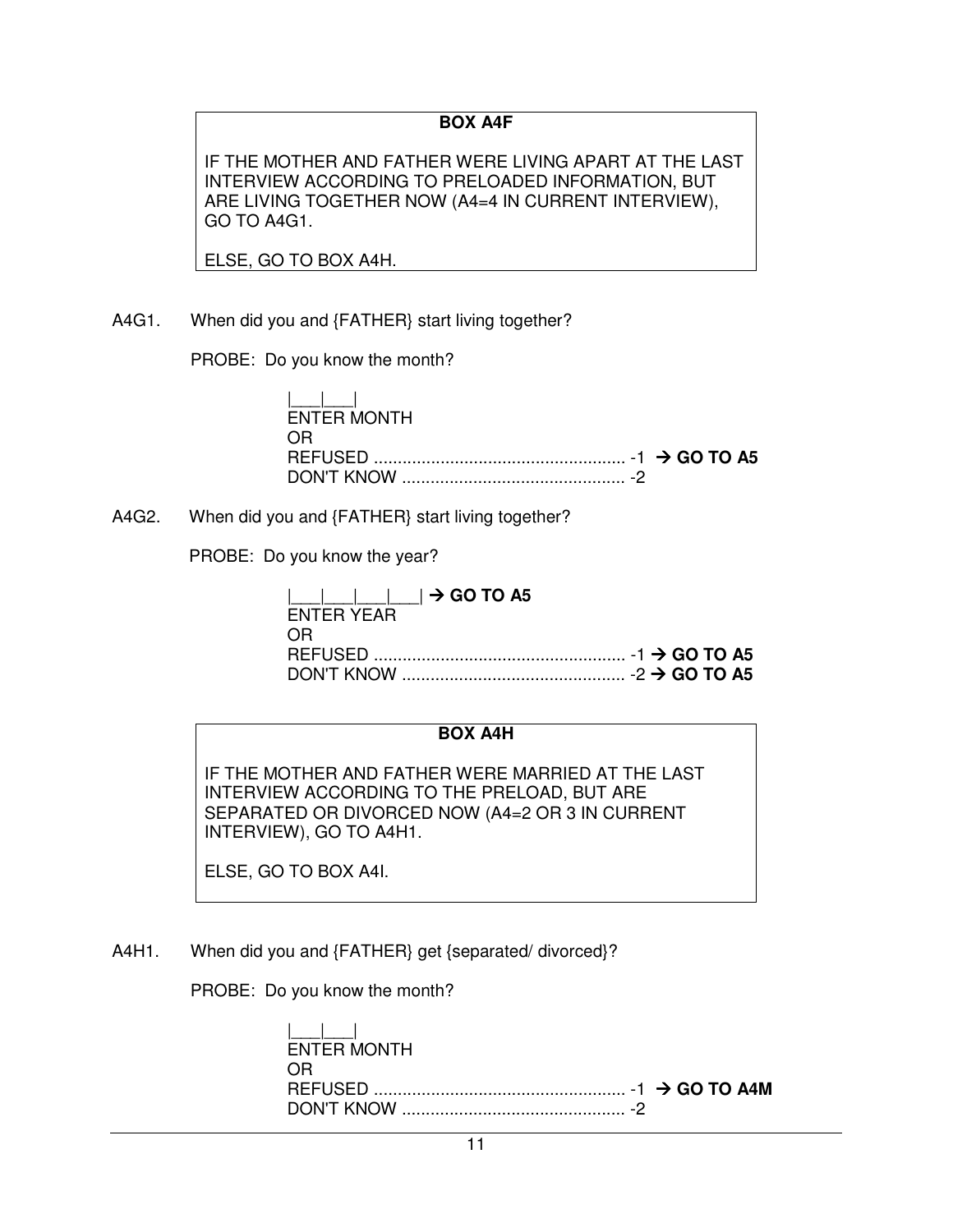**BOX A4F**

IF THE MOTHER AND FATHER WERE LIVING APART AT THE LAST INTERVIEW ACCORDING TO PRELOADED INFORMATION, BUT ARE LIVING TOGETHER NOW (A4=4 IN CURRENT INTERVIEW), GO TO A4G1.

ELSE, GO TO BOX A4H.

A4G1. When did you and {FATHER} start living together?

PROBE: Do you know the month?

|___|___|
ENTER MONTH
OR
REFUSED ..................................................... -1 → **GO TO A5**
DON'T KNOW ............................................... -2

A4G2. When did you and {FATHER} start living together?

PROBE: Do you know the year?

|___|___|___|___| → **GO TO A5**
ENTER YEAR
OR
REFUSED ..................................................... -1 → **GO TO A5**
DON'T KNOW ............................................... -2 → **GO TO A5**

**BOX A4H**

IF THE MOTHER AND FATHER WERE MARRIED AT THE LAST INTERVIEW ACCORDING TO THE PRELOAD, BUT ARE SEPARATED OR DIVORCED NOW (A4=2 OR 3 IN CURRENT INTERVIEW), GO TO A4H1.

ELSE, GO TO BOX A4I.

A4H1. When did you and {FATHER} get {separated/ divorced}?

PROBE: Do you know the month?

|___|___|
ENTER MONTH
OR
REFUSED ..................................................... -1 → **GO TO A4M**
DON'T KNOW ............................................... -2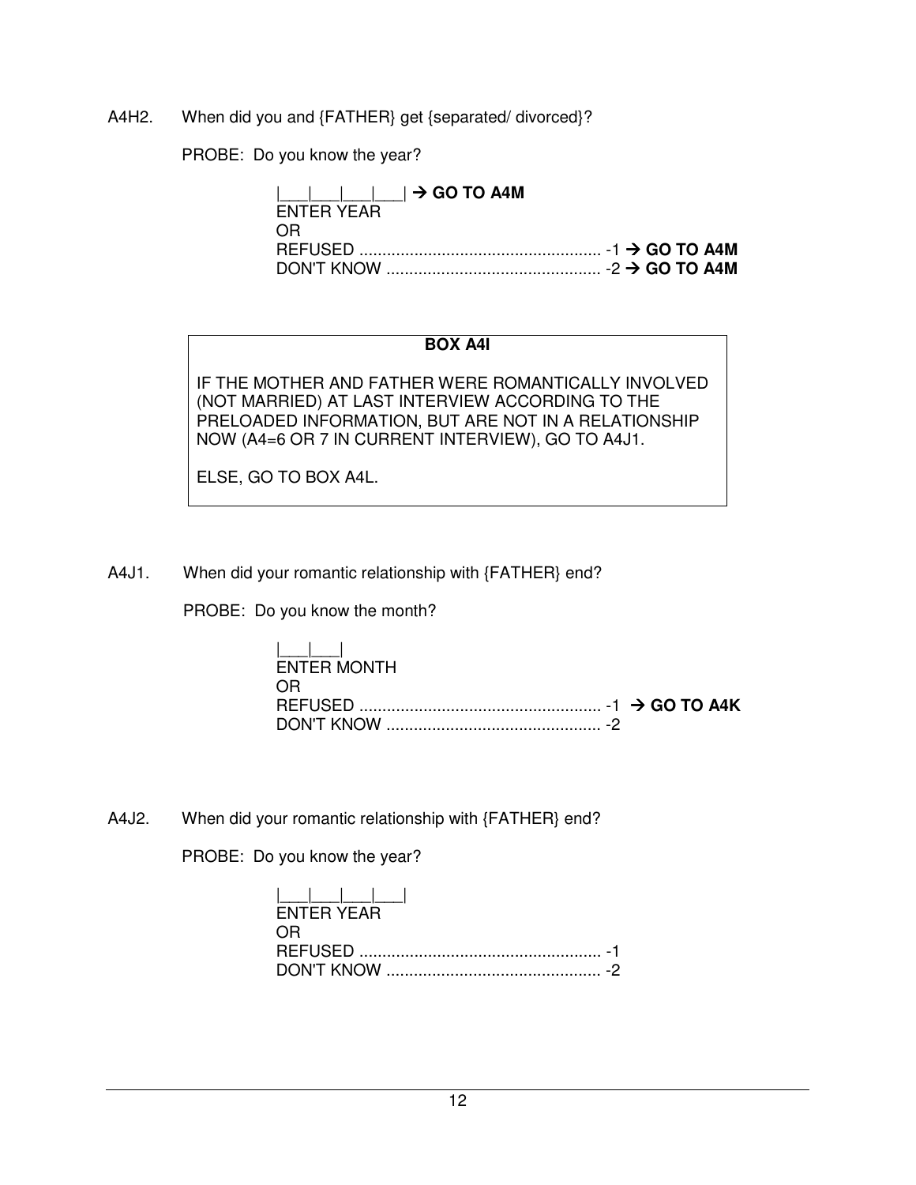A4H2. When did you and {FATHER} get {separated/ divorced}?

PROBE: Do you know the year?

|___|___|___|___| → **GO TO A4M**
ENTER YEAR
OR
REFUSED ..................................................... -1 → **GO TO A4M**
DON'T KNOW ............................................... -2 → **GO TO A4M**

**BOX A4I**

IF THE MOTHER AND FATHER WERE ROMANTICALLY INVOLVED (NOT MARRIED) AT LAST INTERVIEW ACCORDING TO THE PRELOADED INFORMATION, BUT ARE NOT IN A RELATIONSHIP NOW (A4=6 OR 7 IN CURRENT INTERVIEW), GO TO A4J1.

ELSE, GO TO BOX A4L.

A4J1. When did your romantic relationship with {FATHER} end?

PROBE: Do you know the month?

|___|___|
ENTER MONTH
OR
REFUSED ..................................................... -1 → **GO TO A4K**
DON'T KNOW ............................................... -2

A4J2. When did your romantic relationship with {FATHER} end?

PROBE: Do you know the year?

|___|___|___|___|
ENTER YEAR
OR
REFUSED ..................................................... -1
DON'T KNOW ............................................... -2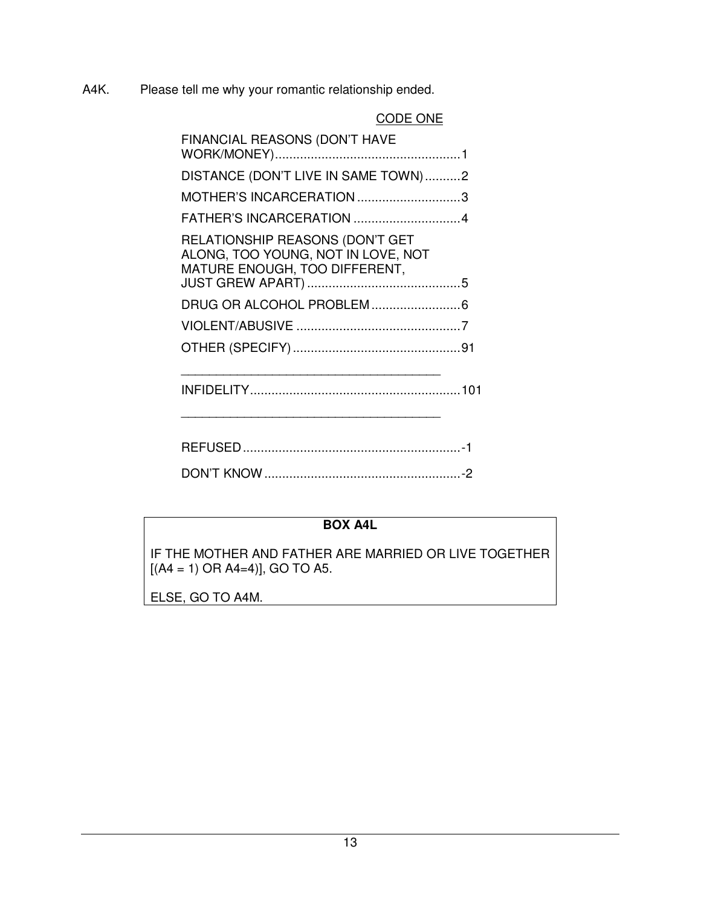A4K. Please tell me why your romantic relationship ended.

CODE ONE

| | |
|---|---|
| FINANCIAL REASONS (DON'T HAVE WORK/MONEY) | 1 |
| DISTANCE (DON'T LIVE IN SAME TOWN) | 2 |
| MOTHER'S INCARCERATION | 3 |
| FATHER'S INCARCERATION | 4 |
| RELATIONSHIP REASONS (DON'T GET ALONG, TOO YOUNG, NOT IN LOVE, NOT MATURE ENOUGH, TOO DIFFERENT, JUST GREW APART) | 5 |
| DRUG OR ALCOHOL PROBLEM | 6 |
| VIOLENT/ABUSIVE | 7 |
| OTHER (SPECIFY) | 91 |
| ___________________________________ | |
| INFIDELITY | 101 |
| ___________________________________ | |
| REFUSED | -1 |
| DON'T KNOW | -2 |

**BOX A4L**

IF THE MOTHER AND FATHER ARE MARRIED OR LIVE TOGETHER [(A4 = 1) OR A4=4)], GO TO A5.

ELSE, GO TO A4M.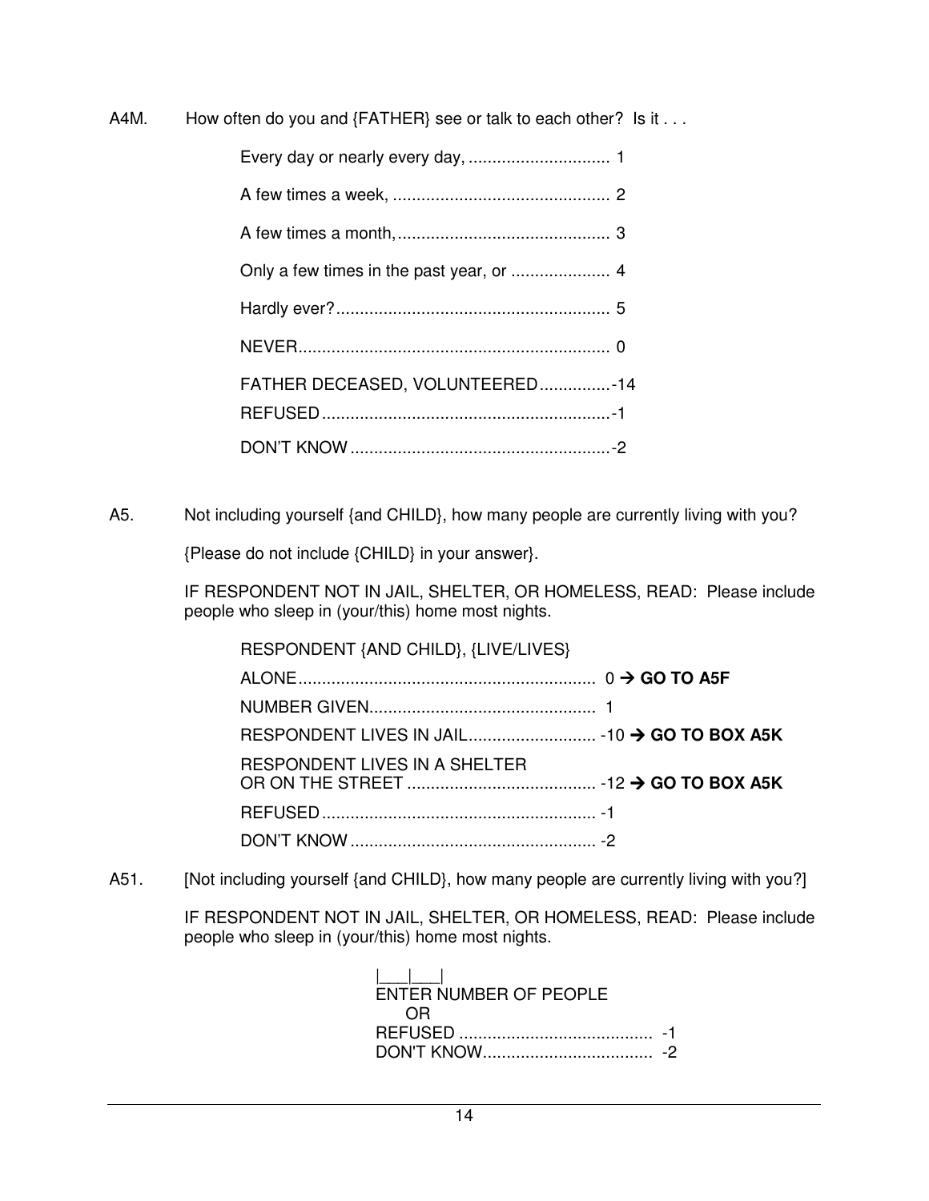A4M. How often do you and {FATHER} see or talk to each other? Is it . . .

- Every day or nearly every day, .............................. 1
- A few times a week, .............................................. 2
- A few times a month, ............................................. 3
- Only a few times in the past year, or ..................... 4
- Hardly ever? .......................................................... 5
- NEVER.................................................................. 0
- FATHER DECEASED, VOLUNTEERED...............-14
- REFUSED.............................................................-1
- DON'T KNOW.......................................................-2

A5. Not including yourself {and CHILD}, how many people are currently living with you?

{Please do not include {CHILD} in your answer}.

IF RESPONDENT NOT IN JAIL, SHELTER, OR HOMELESS, READ: Please include people who sleep in (your/this) home most nights.

- RESPONDENT {AND CHILD}, {LIVE/LIVES} ALONE............................................................... 0 → **GO TO A5F**
- NUMBER GIVEN................................................ 1
- RESPONDENT LIVES IN JAIL........................... -10 → **GO TO BOX A5K**
- RESPONDENT LIVES IN A SHELTER OR ON THE STREET ........................................ -12 → **GO TO BOX A5K**
- REFUSED.......................................................... -1
- DON'T KNOW.................................................... -2

A51. [Not including yourself {and CHILD}, how many people are currently living with you?]

IF RESPONDENT NOT IN JAIL, SHELTER, OR HOMELESS, READ: Please include people who sleep in (your/this) home most nights.

|___|___|
ENTER NUMBER OF PEOPLE
OR
- REFUSED ......................................... -1
- DON'T KNOW.................................... -2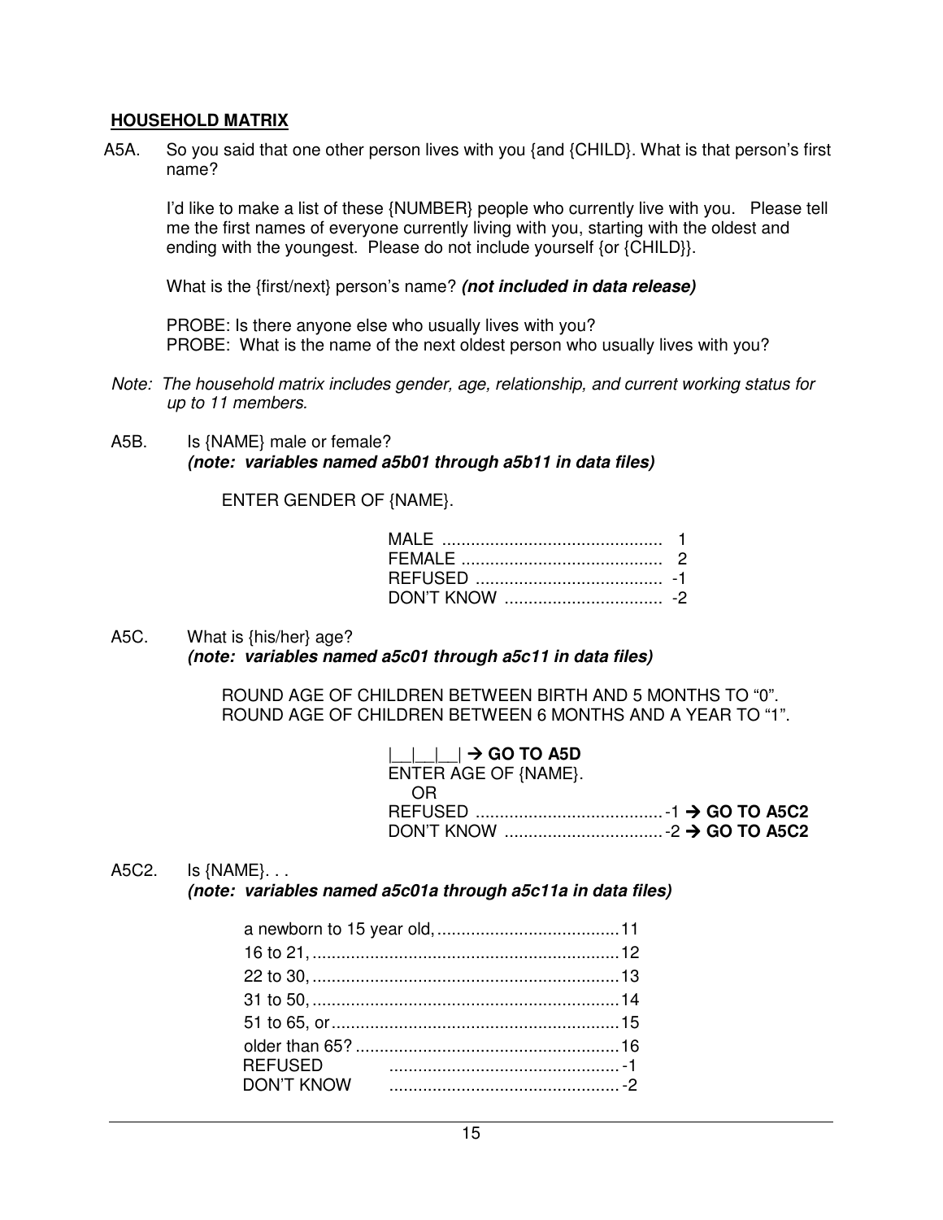## HOUSEHOLD MATRIX

A5A. So you said that one other person lives with you {and {CHILD}. What is that person's first name?

I'd like to make a list of these {NUMBER} people who currently live with you. Please tell me the first names of everyone currently living with you, starting with the oldest and ending with the youngest. Please do not include yourself {or {CHILD}}.

What is the {first/next} person's name? ***(not included in data release)***

PROBE: Is there anyone else who usually lives with you?
PROBE: What is the name of the next oldest person who usually lives with you?

*Note: The household matrix includes gender, age, relationship, and current working status for up to 11 members.*

A5B. Is {NAME} male or female?
***(note: variables named a5b01 through a5b11 in data files)***

ENTER GENDER OF {NAME}.

| | |
|---|---|
| MALE | 1 |
| FEMALE | 2 |
| REFUSED | -1 |
| DON'T KNOW | -2 |

A5C. What is {his/her} age?
***(note: variables named a5c01 through a5c11 in data files)***

ROUND AGE OF CHILDREN BETWEEN BIRTH AND 5 MONTHS TO "0".
ROUND AGE OF CHILDREN BETWEEN 6 MONTHS AND A YEAR TO "1".

|__|__|__| → **GO TO A5D**
ENTER AGE OF {NAME}.
OR
REFUSED ....................................... -1 → **GO TO A5C2**
DON'T KNOW ................................. -2 → **GO TO A5C2**

A5C2. Is {NAME}. . .
***(note: variables named a5c01a through a5c11a in data files)***

| | |
|---|---|
| a newborn to 15 year old, | 11 |
| 16 to 21, | 12 |
| 22 to 30, | 13 |
| 31 to 50, | 14 |
| 51 to 65, or | 15 |
| older than 65? | 16 |
| REFUSED | -1 |
| DON'T KNOW | -2 |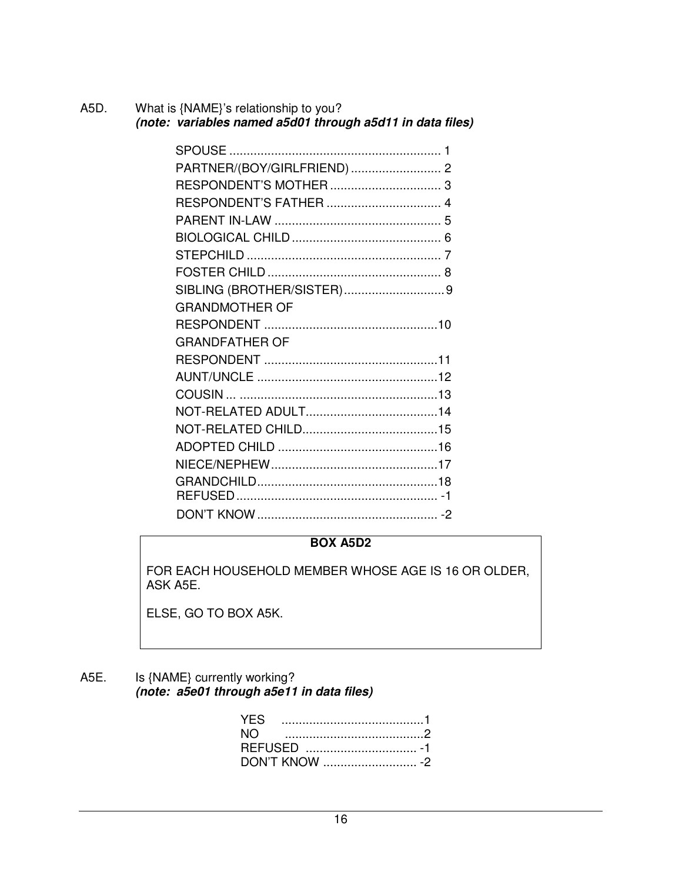A5D. What is {NAME}'s relationship to you?
***(note: variables named a5d01 through a5d11 in data files)***

SPOUSE .............................................................. 1
PARTNER/(BOY/GIRLFRIEND) .......................... 2
RESPONDENT'S MOTHER ................................ 3
RESPONDENT'S FATHER ................................. 4
PARENT IN-LAW ................................................ 5
BIOLOGICAL CHILD ........................................... 6
STEPCHILD ........................................................ 7
FOSTER CHILD .................................................. 8
SIBLING (BROTHER/SISTER)............................. 9
GRANDMOTHER OF
RESPONDENT ..................................................10
GRANDFATHER OF
RESPONDENT ..................................................11
AUNT/UNCLE ....................................................12
COUSIN ... .........................................................13
NOT-RELATED ADULT......................................14
NOT-RELATED CHILD.......................................15
ADOPTED CHILD ..............................................16
NIECE/NEPHEW................................................17
GRANDCHILD....................................................18
REFUSED.......................................................... -1
DON'T KNOW .................................................... -2

| **BOX A5D2** |
|---|
| FOR EACH HOUSEHOLD MEMBER WHOSE AGE IS 16 OR OLDER, ASK A5E.<br><br>ELSE, GO TO BOX A5K. |

A5E. Is {NAME} currently working?
***(note: a5e01 through a5e11 in data files)***

YES .........................................1
NO ........................................2
REFUSED ................................ -1
DON'T KNOW ........................... -2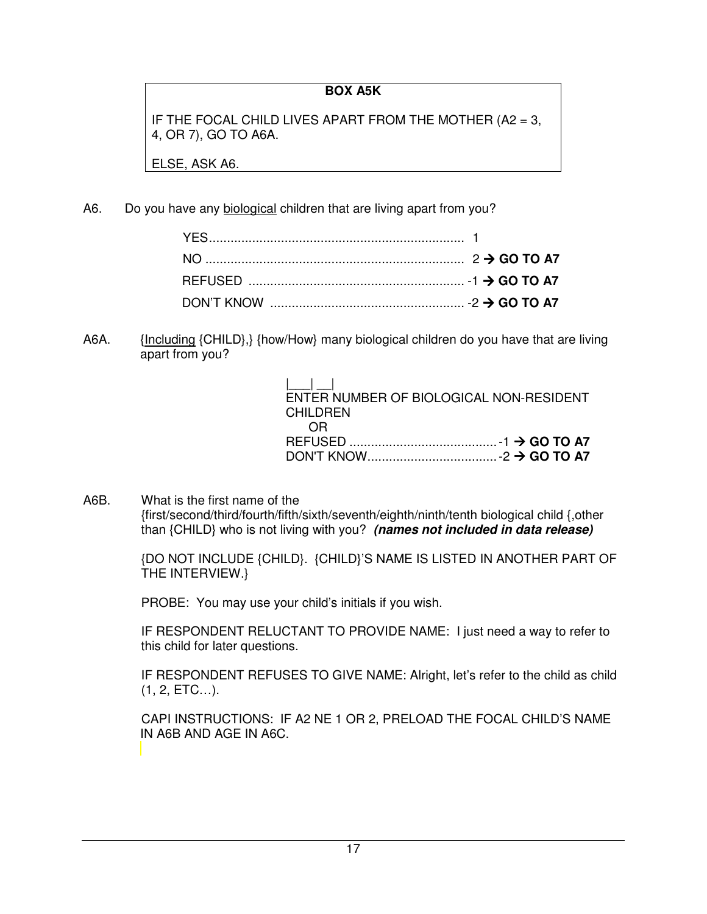**BOX A5K**

IF THE FOCAL CHILD LIVES APART FROM THE MOTHER (A2 = 3, 4, OR 7), GO TO A6A.

ELSE, ASK A6.

A6. Do you have any <u>biological</u> children that are living apart from you?

YES....................................................................... 1
NO ........................................................................ 2 → **GO TO A7**
REFUSED ............................................................ -1 → **GO TO A7**
DON'T KNOW ...................................................... -2 → **GO TO A7**

A6A. {<u>Including</u> {CHILD},} {how/How} many biological children do you have that are living apart from you?

|___| __|
ENTER NUMBER OF BIOLOGICAL NON-RESIDENT CHILDREN
OR
REFUSED ......................................... -1 → **GO TO A7**
DON'T KNOW.................................... -2 → **GO TO A7**

A6B. What is the first name of the {first/second/third/fourth/fifth/sixth/seventh/eighth/ninth/tenth biological child {,other than {CHILD} who is not living with you? ***(names not included in data release)***

{DO NOT INCLUDE {CHILD}. {CHILD}'S NAME IS LISTED IN ANOTHER PART OF THE INTERVIEW.}

PROBE: You may use your child's initials if you wish.

IF RESPONDENT RELUCTANT TO PROVIDE NAME: I just need a way to refer to this child for later questions.

IF RESPONDENT REFUSES TO GIVE NAME: Alright, let's refer to the child as child (1, 2, ETC…).

CAPI INSTRUCTIONS: IF A2 NE 1 OR 2, PRELOAD THE FOCAL CHILD'S NAME IN A6B AND AGE IN A6C.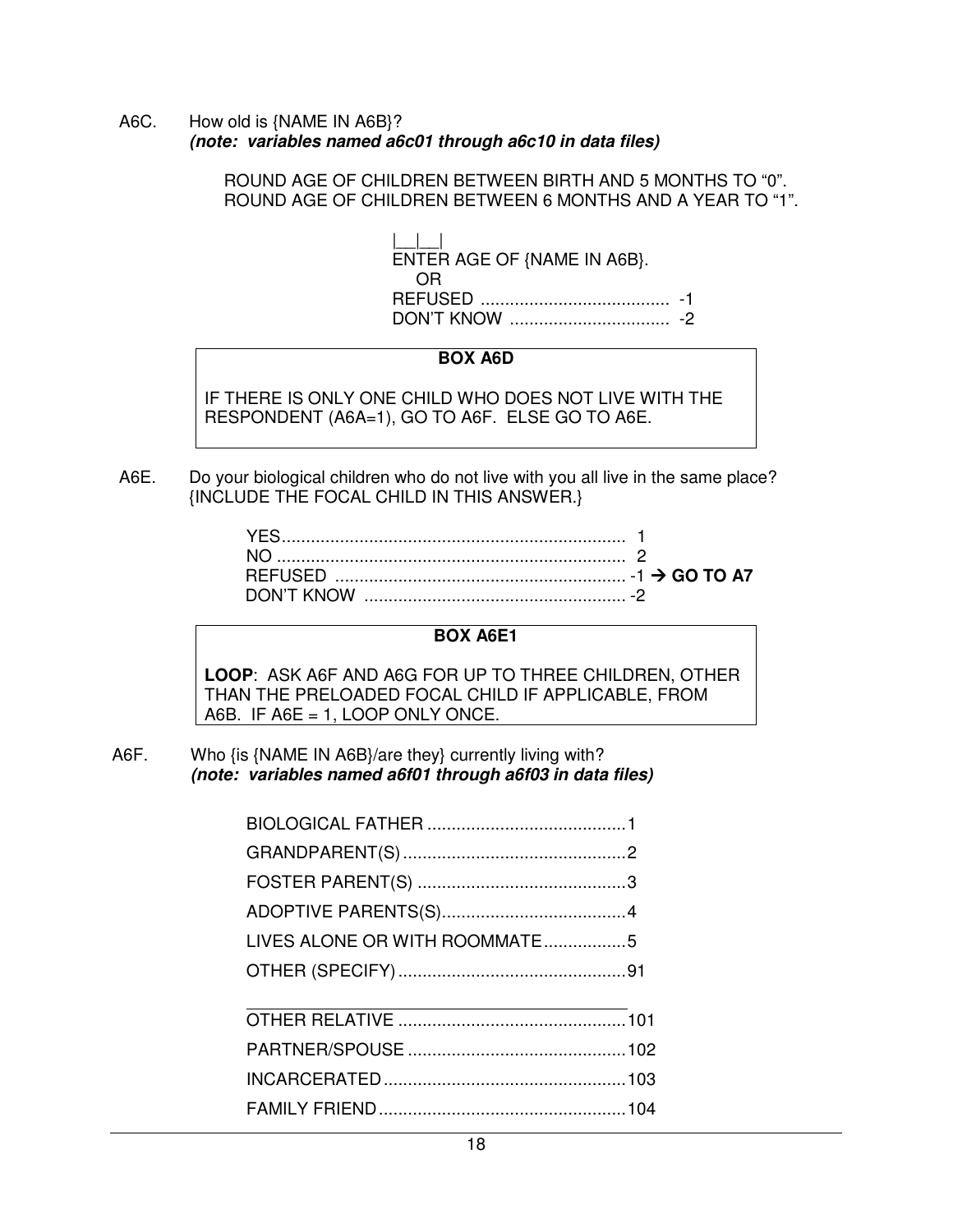A6C. How old is {NAME IN A6B}?
***(note: variables named a6c01 through a6c10 in data files)***

ROUND AGE OF CHILDREN BETWEEN BIRTH AND 5 MONTHS TO "0".
ROUND AGE OF CHILDREN BETWEEN 6 MONTHS AND A YEAR TO "1".

|__|__|
ENTER AGE OF {NAME IN A6B}.
OR
REFUSED ....................................... -1
DON'T KNOW ................................. -2

> **BOX A6D**
>
> IF THERE IS ONLY ONE CHILD WHO DOES NOT LIVE WITH THE RESPONDENT (A6A=1), GO TO A6F. ELSE GO TO A6E.

A6E. Do your biological children who do not live with you all live in the same place? {INCLUDE THE FOCAL CHILD IN THIS ANSWER.}

YES....................................................................... 1
NO ........................................................................ 2
REFUSED ............................................................ -1 → **GO TO A7**
DON'T KNOW ...................................................... -2

> **BOX A6E1**
>
> **LOOP**: ASK A6F AND A6G FOR UP TO THREE CHILDREN, OTHER THAN THE PRELOADED FOCAL CHILD IF APPLICABLE, FROM A6B. IF A6E = 1, LOOP ONLY ONCE.

A6F. Who {is {NAME IN A6B}/are they} currently living with?
***(note: variables named a6f01 through a6f03 in data files)***

BIOLOGICAL FATHER .........................................1
GRANDPARENT(S) ..............................................2
FOSTER PARENT(S) ...........................................3
ADOPTIVE PARENTS(S)......................................4
LIVES ALONE OR WITH ROOMMATE.................5
OTHER (SPECIFY) ...............................................91

______________________________________

OTHER RELATIVE ...............................................101
PARTNER/SPOUSE .............................................102
INCARCERATED..................................................103
FAMILY FRIEND...................................................104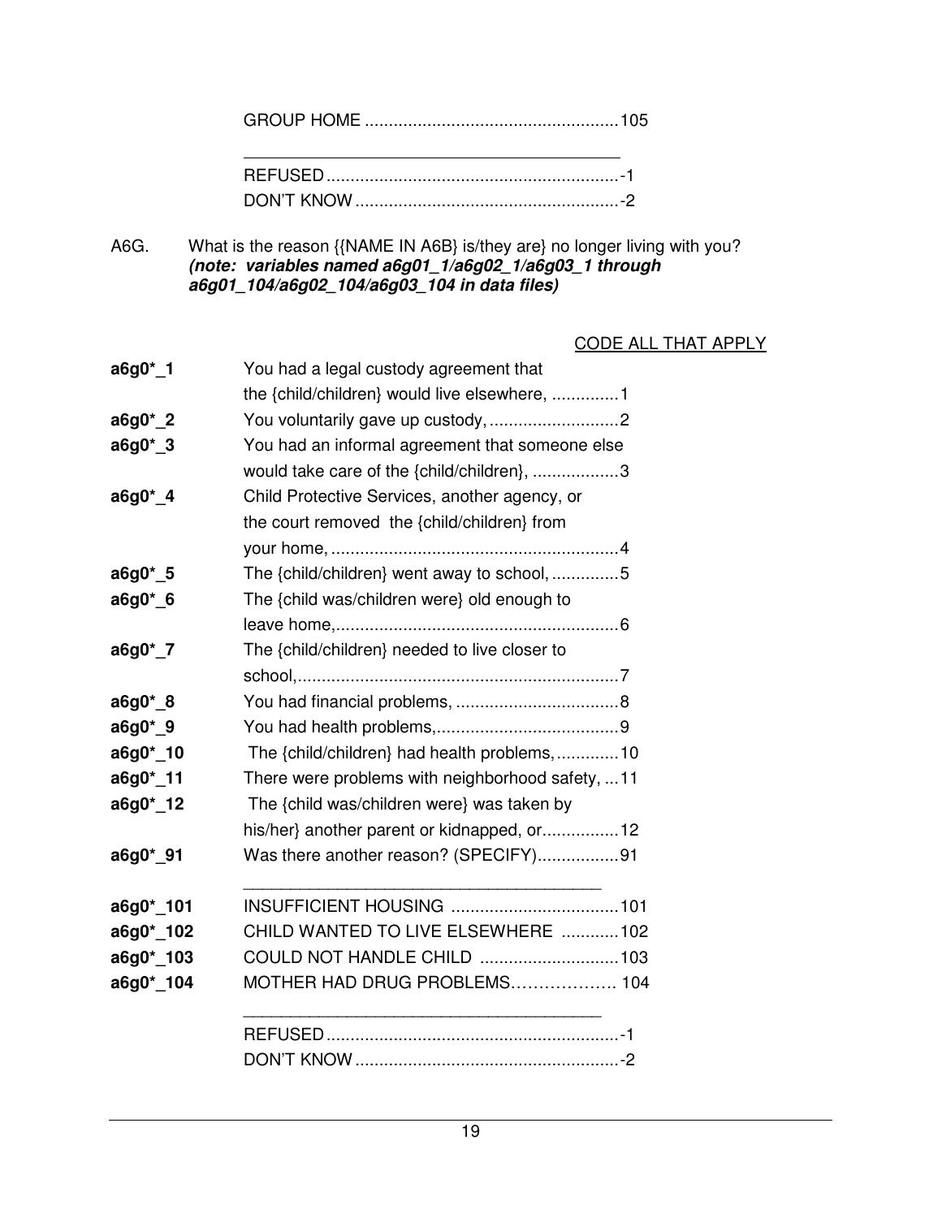GROUP HOME ....................................................105

---

REFUSED .............................................................-1
DON'T KNOW .......................................................-2

A6G. What is the reason {{NAME IN A6B} is/they are} no longer living with you? ***(note: variables named a6g01_1/a6g02_1/a6g03_1 through a6g01_104/a6g02_104/a6g03_104 in data files)***

CODE ALL THAT APPLY

| | | |
|---|---|---|
| **a6g0*_1** | You had a legal custody agreement that the {child/children} would live elsewhere, .............. | 1 |
| **a6g0*_2** | You voluntarily gave up custody, ........................... | 2 |
| **a6g0*_3** | You had an informal agreement that someone else would take care of the {child/children}, .................. | 3 |
| **a6g0*_4** | Child Protective Services, another agency, or the court removed the {child/children} from your home, ............................................................ | 4 |
| **a6g0*_5** | The {child/children} went away to school, .............. | 5 |
| **a6g0*_6** | The {child was/children were} old enough to leave home,........................................................... | 6 |
| **a6g0*_7** | The {child/children} needed to live closer to school,................................................................... | 7 |
| **a6g0*_8** | You had financial problems, .................................. | 8 |
| **a6g0*_9** | You had health problems,...................................... | 9 |
| **a6g0*_10** | The {child/children} had health problems,............. | 10 |
| **a6g0*_11** | There were problems with neighborhood safety, ... | 11 |
| **a6g0*_12** | The {child was/children were} was taken by his/her} another parent or kidnapped, or................ | 12 |
| **a6g0*_91** | Was there another reason? (SPECIFY)................. | 91 |
| **a6g0*_101** | INSUFFICIENT HOUSING ................................... | 101 |
| **a6g0*_102** | CHILD WANTED TO LIVE ELSEWHERE ............ | 102 |
| **a6g0*_103** | COULD NOT HANDLE CHILD ............................. | 103 |
| **a6g0*_104** | MOTHER HAD DRUG PROBLEMS………………. | 104 |
| | REFUSED ............................................................. | -1 |
| | DON'T KNOW ....................................................... | -2 |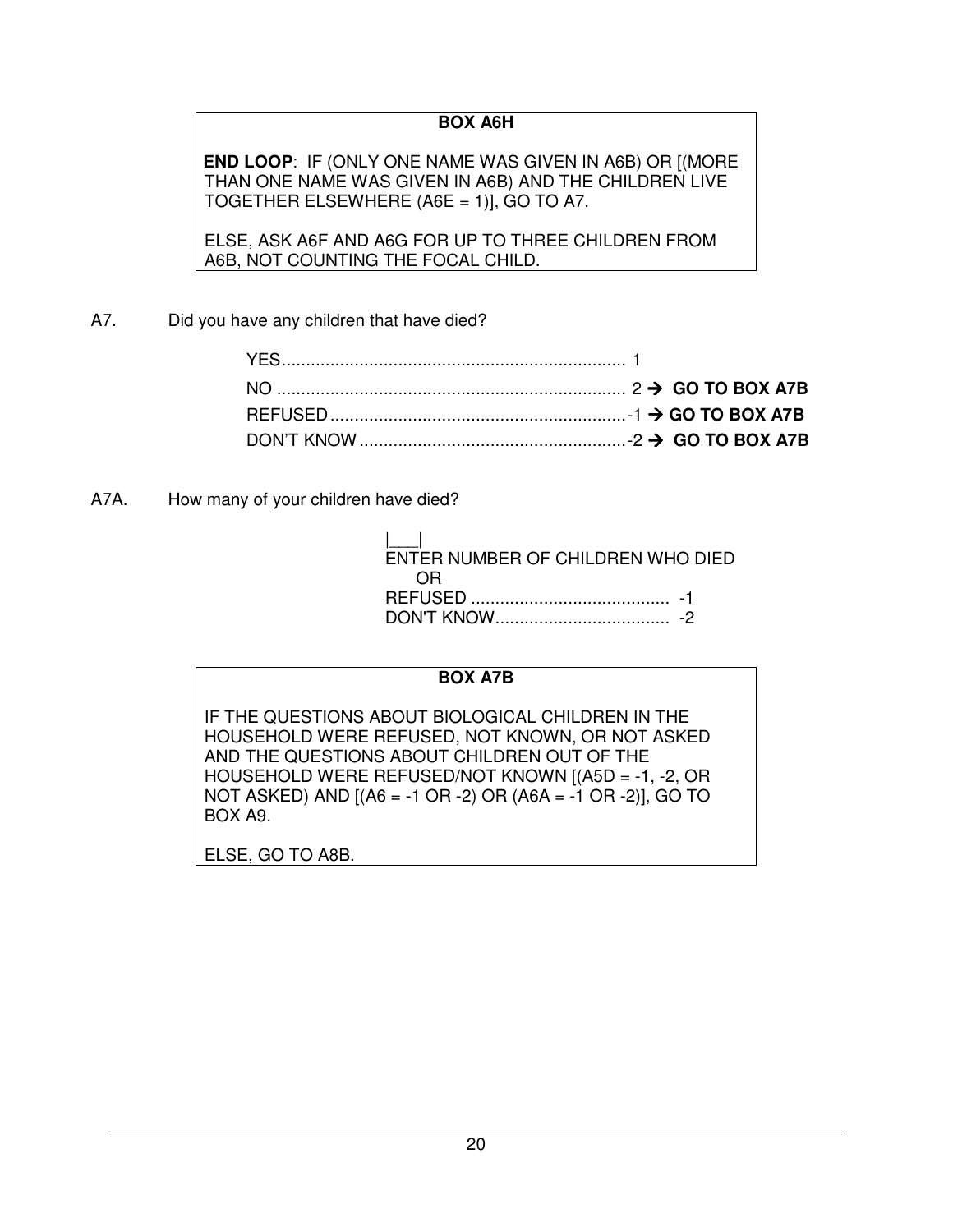**BOX A6H**

**END LOOP**: IF (ONLY ONE NAME WAS GIVEN IN A6B) OR [(MORE THAN ONE NAME WAS GIVEN IN A6B) AND THE CHILDREN LIVE TOGETHER ELSEWHERE (A6E = 1)], GO TO A7.

ELSE, ASK A6F AND A6G FOR UP TO THREE CHILDREN FROM A6B, NOT COUNTING THE FOCAL CHILD.

A7. Did you have any children that have died?

YES....................................................................... 1
NO ....................................................................... 2 → **GO TO BOX A7B**
REFUSED.............................................................-1 → **GO TO BOX A7B**
DON'T KNOW.......................................................-2 → **GO TO BOX A7B**

A7A. How many of your children have died?

|___|
ENTER NUMBER OF CHILDREN WHO DIED
OR
REFUSED ......................................... -1
DON'T KNOW.................................... -2

**BOX A7B**

IF THE QUESTIONS ABOUT BIOLOGICAL CHILDREN IN THE HOUSEHOLD WERE REFUSED, NOT KNOWN, OR NOT ASKED AND THE QUESTIONS ABOUT CHILDREN OUT OF THE HOUSEHOLD WERE REFUSED/NOT KNOWN [(A5D = -1, -2, OR NOT ASKED) AND [(A6 = -1 OR -2) OR (A6A = -1 OR -2)], GO TO BOX A9.

ELSE, GO TO A8B.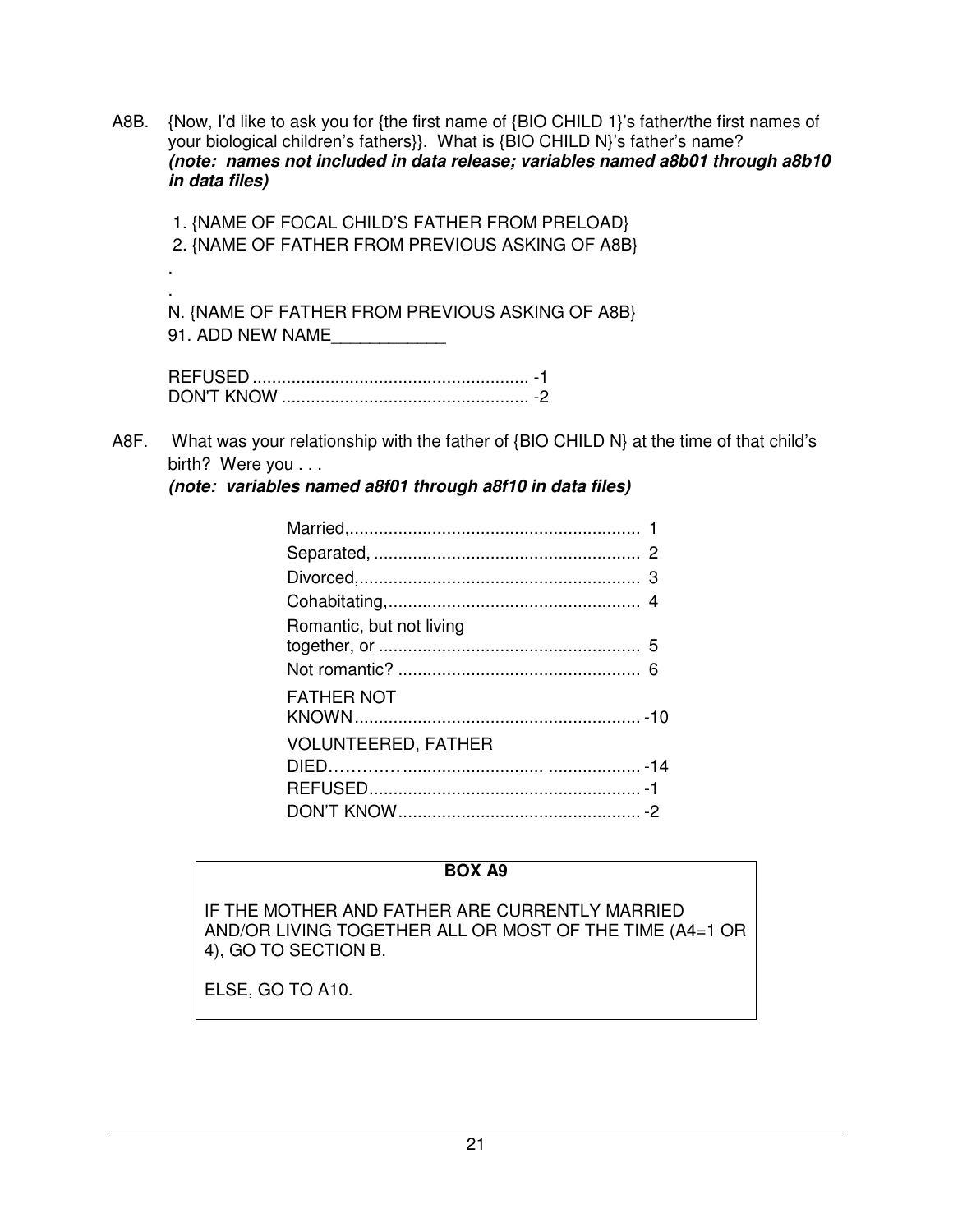A8B. {Now, I'd like to ask you for {the first name of {BIO CHILD 1}'s father/the first names of your biological children's fathers}}. What is {BIO CHILD N}'s father's name?
***(note: names not included in data release; variables named a8b01 through a8b10 in data files)***

1. {NAME OF FOCAL CHILD'S FATHER FROM PRELOAD}
2. {NAME OF FATHER FROM PREVIOUS ASKING OF A8B}

.

.

N. {NAME OF FATHER FROM PREVIOUS ASKING OF A8B}
91. ADD NEW NAME____________

REFUSED ........................................................ -1
DON'T KNOW .................................................. -2

A8F. What was your relationship with the father of {BIO CHILD N} at the time of that child's birth? Were you . . .
***(note: variables named a8f01 through a8f10 in data files)***

Married,............................................................ 1
Separated, ....................................................... 2
Divorced,.......................................................... 3
Cohabitating,.................................................... 4
Romantic, but not living together, or ...................................................... 5
Not romantic? .................................................. 6
FATHER NOT KNOWN........................................................... -10
VOLUNTEERED, FATHER DIED…………............................... ................... -14
REFUSED........................................................ -1
DON'T KNOW.................................................. -2

**BOX A9**

IF THE MOTHER AND FATHER ARE CURRENTLY MARRIED AND/OR LIVING TOGETHER ALL OR MOST OF THE TIME (A4=1 OR 4), GO TO SECTION B.

ELSE, GO TO A10.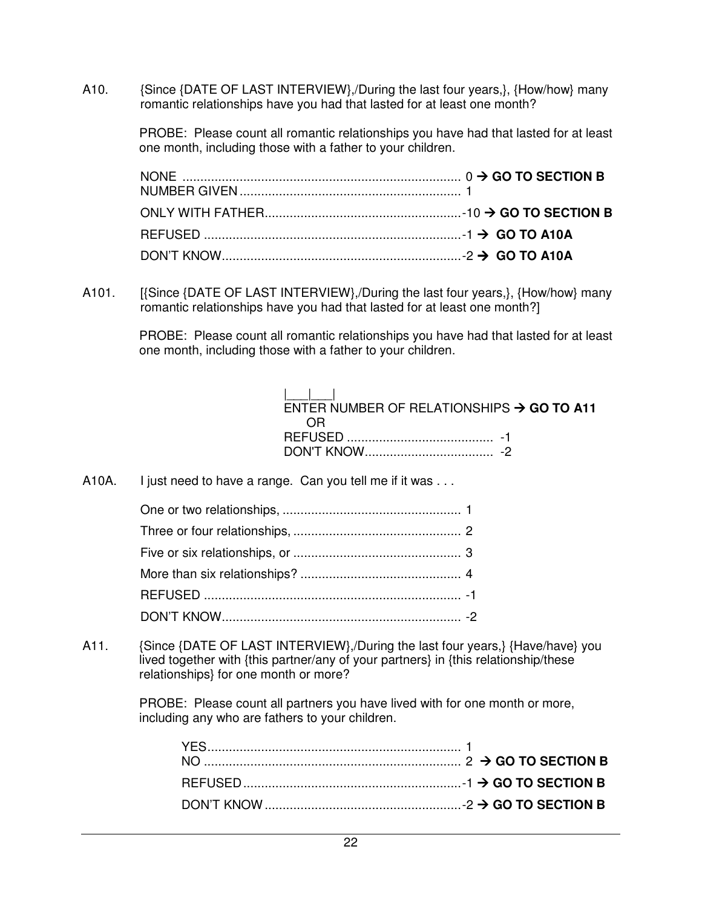A10. {Since {DATE OF LAST INTERVIEW},/During the last four years,}, {How/how} many romantic relationships have you had that lasted for at least one month?

PROBE: Please count all romantic relationships you have had that lasted for at least one month, including those with a father to your children.

NONE .............................................................................. 0 → **GO TO SECTION B**
NUMBER GIVEN .............................................................. 1
ONLY WITH FATHER.......................................................-10 → **GO TO SECTION B**
REFUSED ........................................................................-1 → **GO TO A10A**
DON'T KNOW...................................................................-2 → **GO TO A10A**

A101. [{Since {DATE OF LAST INTERVIEW},/During the last four years,}, {How/how} many romantic relationships have you had that lasted for at least one month?]

PROBE: Please count all romantic relationships you have had that lasted for at least one month, including those with a father to your children.

|___|___|
ENTER NUMBER OF RELATIONSHIPS → **GO TO A11**
OR
REFUSED ......................................... -1
DON'T KNOW.................................... -2

A10A. I just need to have a range. Can you tell me if it was . . .

One or two relationships, .................................................. 1
Three or four relationships, ............................................... 2
Five or six relationships, or ............................................... 3
More than six relationships? ............................................. 4
REFUSED ........................................................................ -1
DON'T KNOW................................................................... -2

A11. {Since {DATE OF LAST INTERVIEW},/During the last four years,} {Have/have} you lived together with {this partner/any of your partners} in {this relationship/these relationships} for one month or more?

PROBE: Please count all partners you have lived with for one month or more, including any who are fathers to your children.

YES....................................................................... 1
NO ........................................................................ 2 → **GO TO SECTION B**
REFUSED.............................................................-1 → **GO TO SECTION B**
DON'T KNOW .......................................................-2 → **GO TO SECTION B**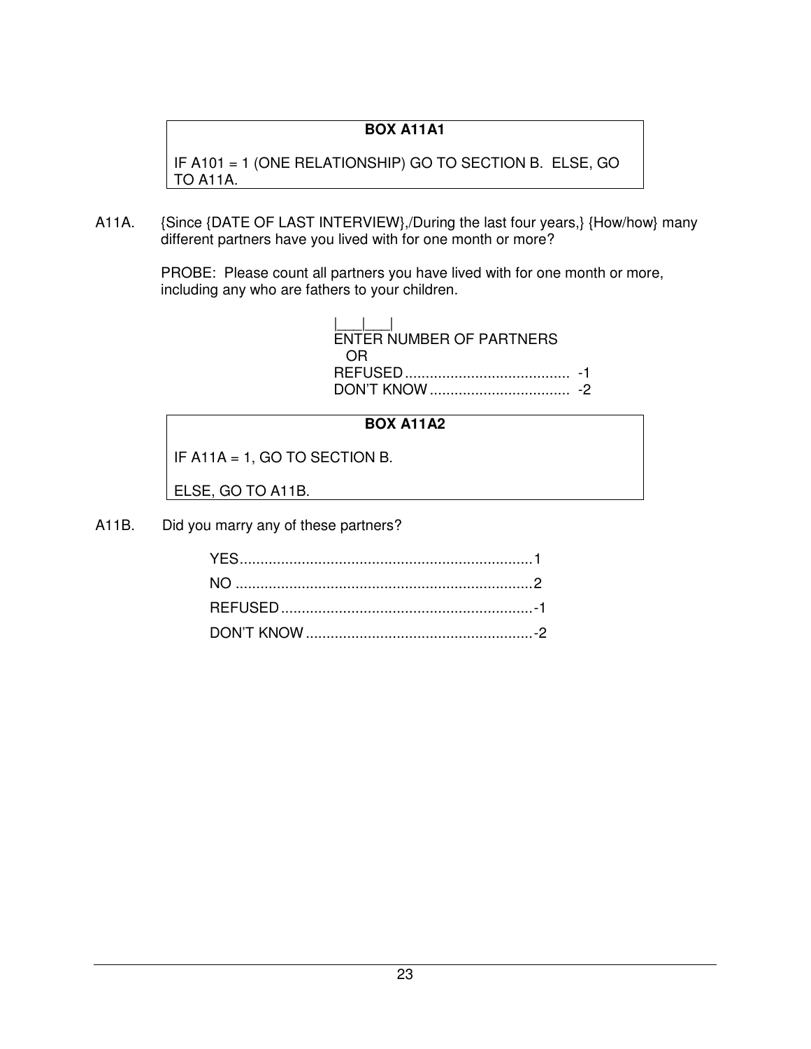**BOX A11A1**

IF A101 = 1 (ONE RELATIONSHIP) GO TO SECTION B. ELSE, GO TO A11A.

A11A. {Since {DATE OF LAST INTERVIEW},/During the last four years,} {How/how} many different partners have you lived with for one month or more?

PROBE: Please count all partners you have lived with for one month or more, including any who are fathers to your children.

|___|___|
ENTER NUMBER OF PARTNERS
OR
REFUSED ........................................ -1
DON'T KNOW .................................. -2

**BOX A11A2**

IF A11A = 1, GO TO SECTION B.

ELSE, GO TO A11B.

A11B. Did you marry any of these partners?

YES ....................................................................... 1
NO ........................................................................ 2
REFUSED ............................................................. -1
DON'T KNOW ....................................................... -2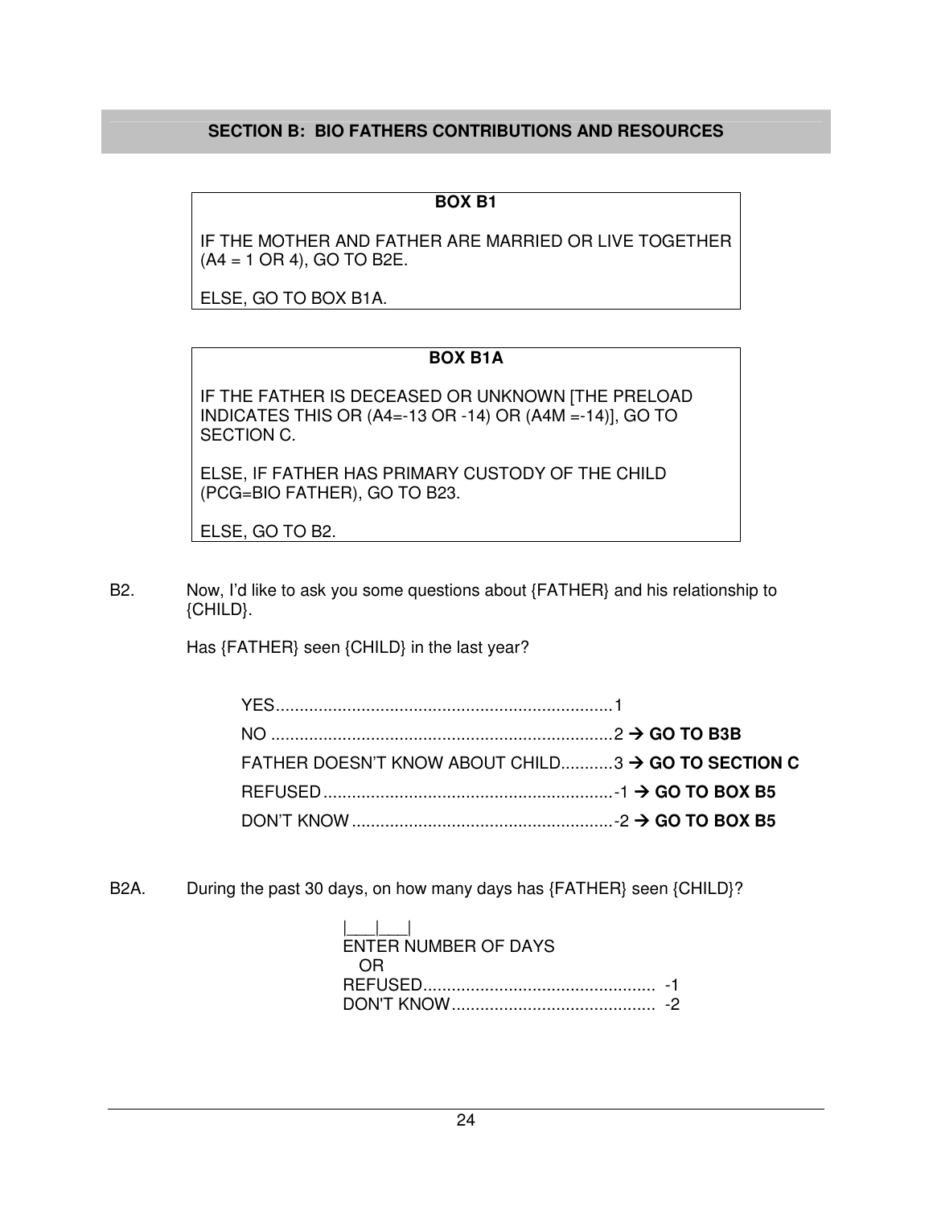## SECTION B: BIO FATHERS CONTRIBUTIONS AND RESOURCES

**BOX B1**

IF THE MOTHER AND FATHER ARE MARRIED OR LIVE TOGETHER (A4 = 1 OR 4), GO TO B2E.

ELSE, GO TO BOX B1A.

**BOX B1A**

IF THE FATHER IS DECEASED OR UNKNOWN [THE PRELOAD INDICATES THIS OR (A4=-13 OR -14) OR (A4M =-14)], GO TO SECTION C.

ELSE, IF FATHER HAS PRIMARY CUSTODY OF THE CHILD (PCG=BIO FATHER), GO TO B23.

ELSE, GO TO B2.

B2. Now, I'd like to ask you some questions about {FATHER} and his relationship to {CHILD}.

Has {FATHER} seen {CHILD} in the last year?

- YES....................................................................1
- NO .....................................................................2 → **GO TO B3B**
- FATHER DOESN'T KNOW ABOUT CHILD...........3 → **GO TO SECTION C**
- REFUSED ..........................................................-1 → **GO TO BOX B5**
- DON'T KNOW ....................................................-2 → **GO TO BOX B5**

B2A. During the past 30 days, on how many days has {FATHER} seen {CHILD}?

|___|___|
ENTER NUMBER OF DAYS
OR
- REFUSED................................................. -1
- DON'T KNOW........................................... -2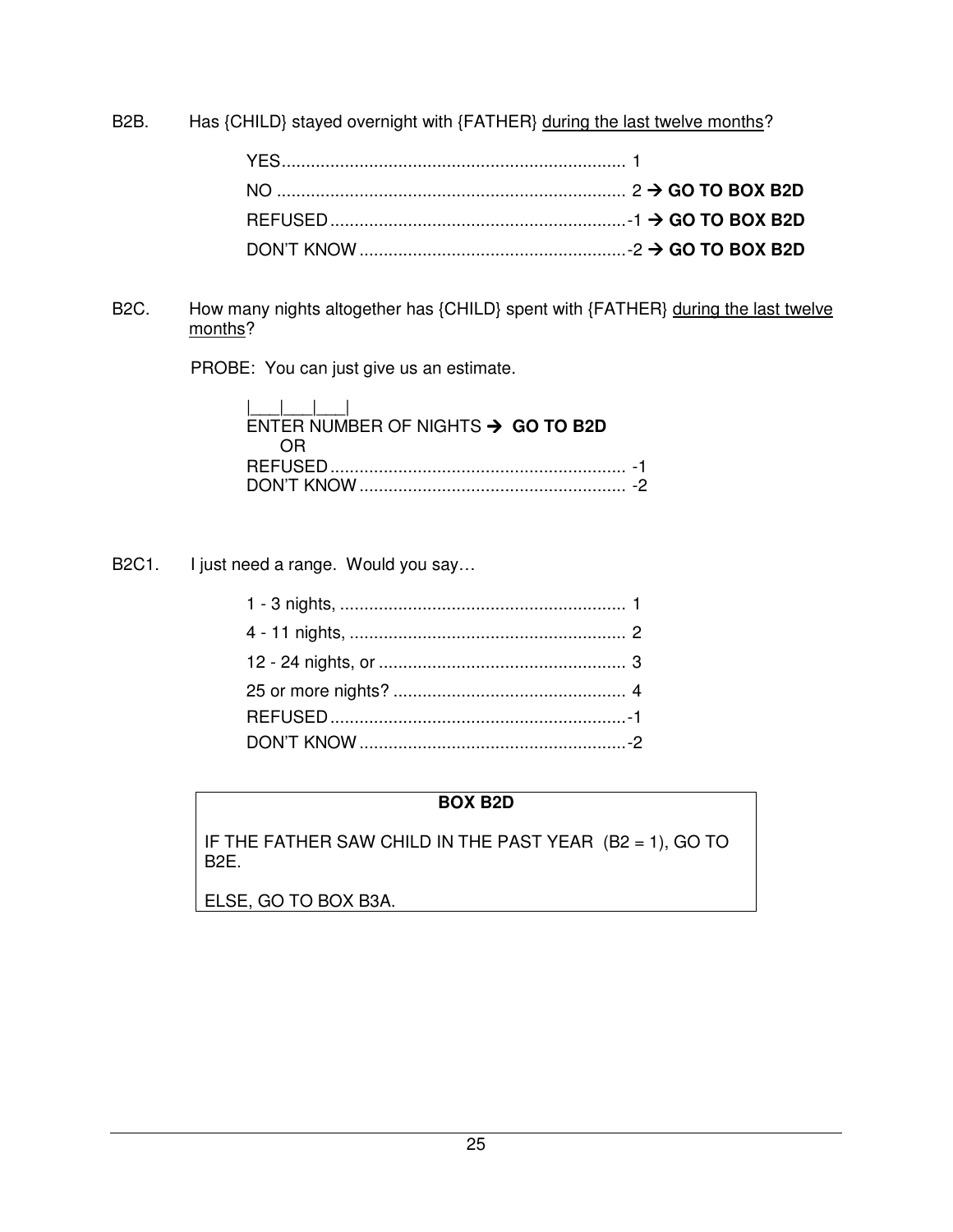B2B. Has {CHILD} stayed overnight with {FATHER} <u>during the last twelve months</u>?

YES....................................................................... 1
NO ........................................................................ 2 → **GO TO BOX B2D**
REFUSED.............................................................-1 → **GO TO BOX B2D**
DON'T KNOW.......................................................-2 → **GO TO BOX B2D**

B2C. How many nights altogether has {CHILD} spent with {FATHER} <u>during the last twelve months</u>?

PROBE: You can just give us an estimate.

|___|___|___|
ENTER NUMBER OF NIGHTS → **GO TO B2D**
OR
REFUSED............................................................. -1
DON'T KNOW....................................................... -2

B2C1. I just need a range. Would you say…

1 - 3 nights, ........................................................... 1
4 - 11 nights, ......................................................... 2
12 - 24 nights, or ................................................... 3
25 or more nights? ................................................ 4
REFUSED.............................................................-1
DON'T KNOW.......................................................-2

**BOX B2D**

IF THE FATHER SAW CHILD IN THE PAST YEAR (B2 = 1), GO TO B2E.

ELSE, GO TO BOX B3A.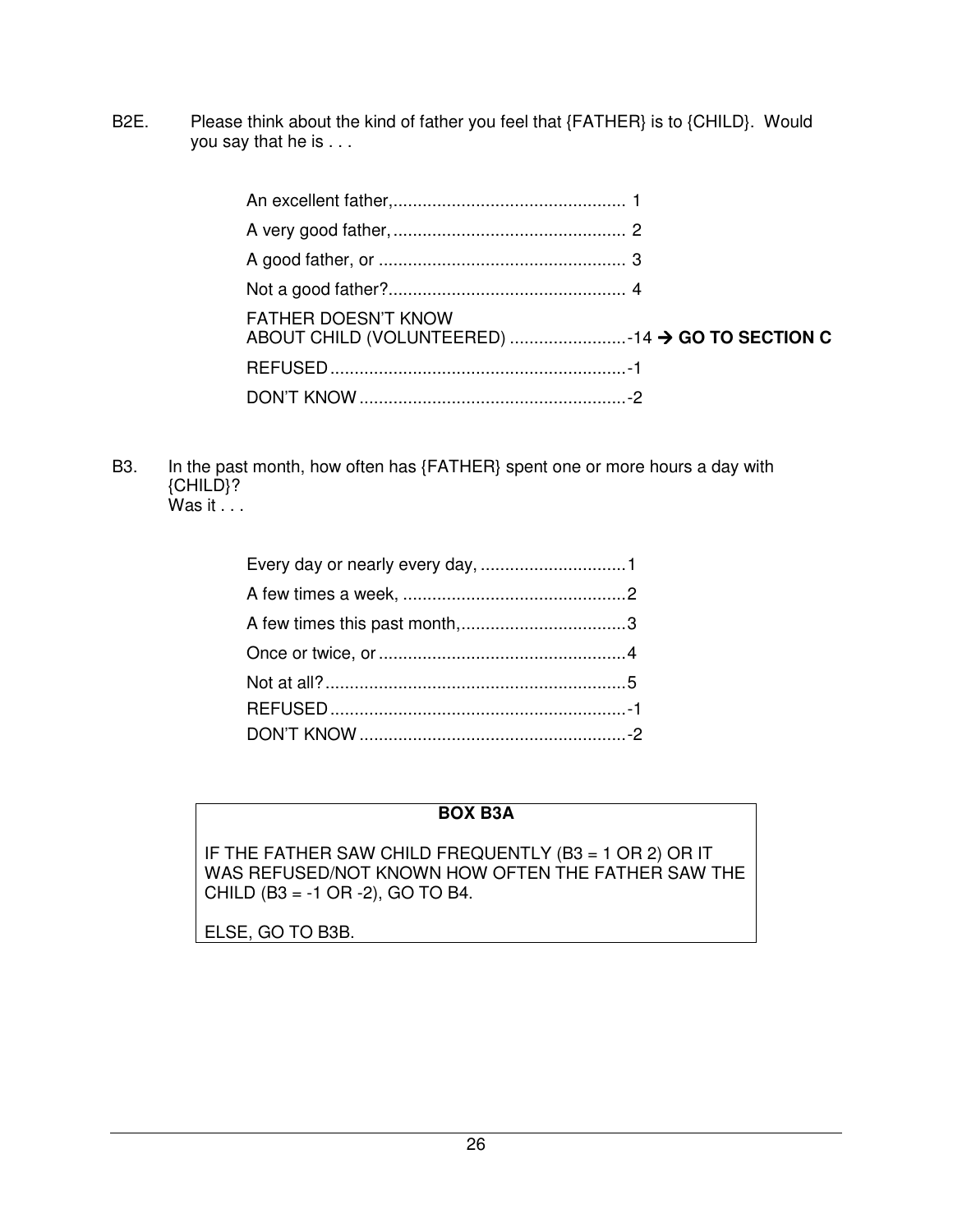B2E. Please think about the kind of father you feel that {FATHER} is to {CHILD}. Would you say that he is . . .

- An excellent father,................................................ 1
- A very good father, ................................................ 2
- A good father, or ................................................... 3
- Not a good father?................................................. 4
- FATHER DOESN'T KNOW ABOUT CHILD (VOLUNTEERED) ........................-14 → **GO TO SECTION C**
- REFUSED .............................................................-1
- DON'T KNOW .......................................................-2

B3. In the past month, how often has {FATHER} spent one or more hours a day with {CHILD}?
Was it . . .

- Every day or nearly every day, ..............................1
- A few times a week, ..............................................2
- A few times this past month,...................................3
- Once or twice, or ...................................................4
- Not at all?..............................................................5
- REFUSED .............................................................-1
- DON'T KNOW .......................................................-2

| **BOX B3A** |
|---|
| IF THE FATHER SAW CHILD FREQUENTLY (B3 = 1 OR 2) OR IT WAS REFUSED/NOT KNOWN HOW OFTEN THE FATHER SAW THE CHILD (B3 = -1 OR -2), GO TO B4.<br><br>ELSE, GO TO B3B. |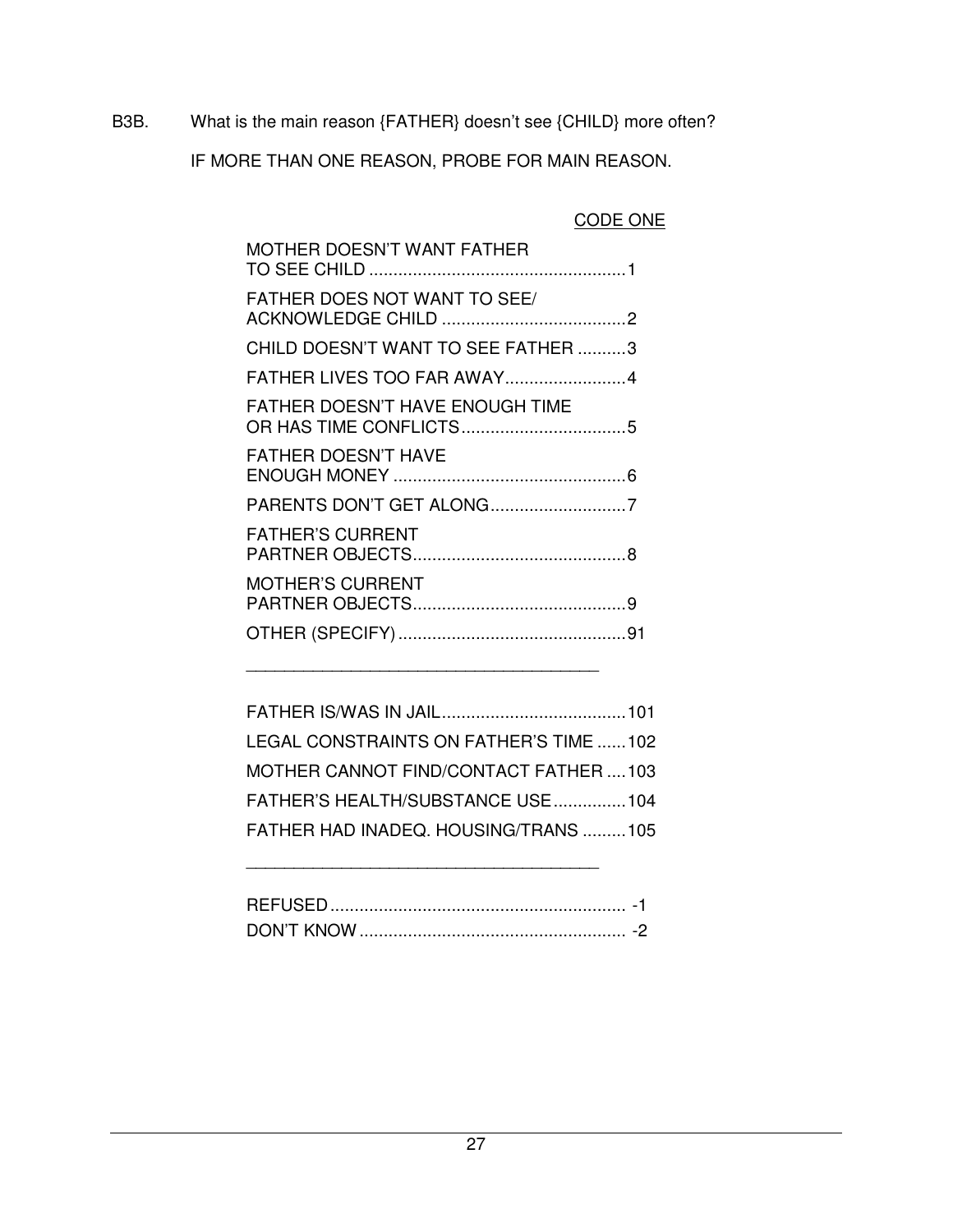B3B. What is the main reason {FATHER} doesn't see {CHILD} more often?

IF MORE THAN ONE REASON, PROBE FOR MAIN REASON.

CODE ONE

| | |
|---|---|
| MOTHER DOESN'T WANT FATHER TO SEE CHILD | 1 |
| FATHER DOES NOT WANT TO SEE/ ACKNOWLEDGE CHILD | 2 |
| CHILD DOESN'T WANT TO SEE FATHER | 3 |
| FATHER LIVES TOO FAR AWAY | 4 |
| FATHER DOESN'T HAVE ENOUGH TIME OR HAS TIME CONFLICTS | 5 |
| FATHER DOESN'T HAVE ENOUGH MONEY | 6 |
| PARENTS DON'T GET ALONG | 7 |
| FATHER'S CURRENT PARTNER OBJECTS | 8 |
| MOTHER'S CURRENT PARTNER OBJECTS | 9 |
| OTHER (SPECIFY) | 91 |

_____________________________________

| | |
|---|---|
| FATHER IS/WAS IN JAIL | 101 |
| LEGAL CONSTRAINTS ON FATHER'S TIME | 102 |
| MOTHER CANNOT FIND/CONTACT FATHER | 103 |
| FATHER'S HEALTH/SUBSTANCE USE | 104 |
| FATHER HAD INADEQ. HOUSING/TRANS | 105 |

_____________________________________

| | |
|---|---|
| REFUSED | -1 |
| DON'T KNOW | -2 |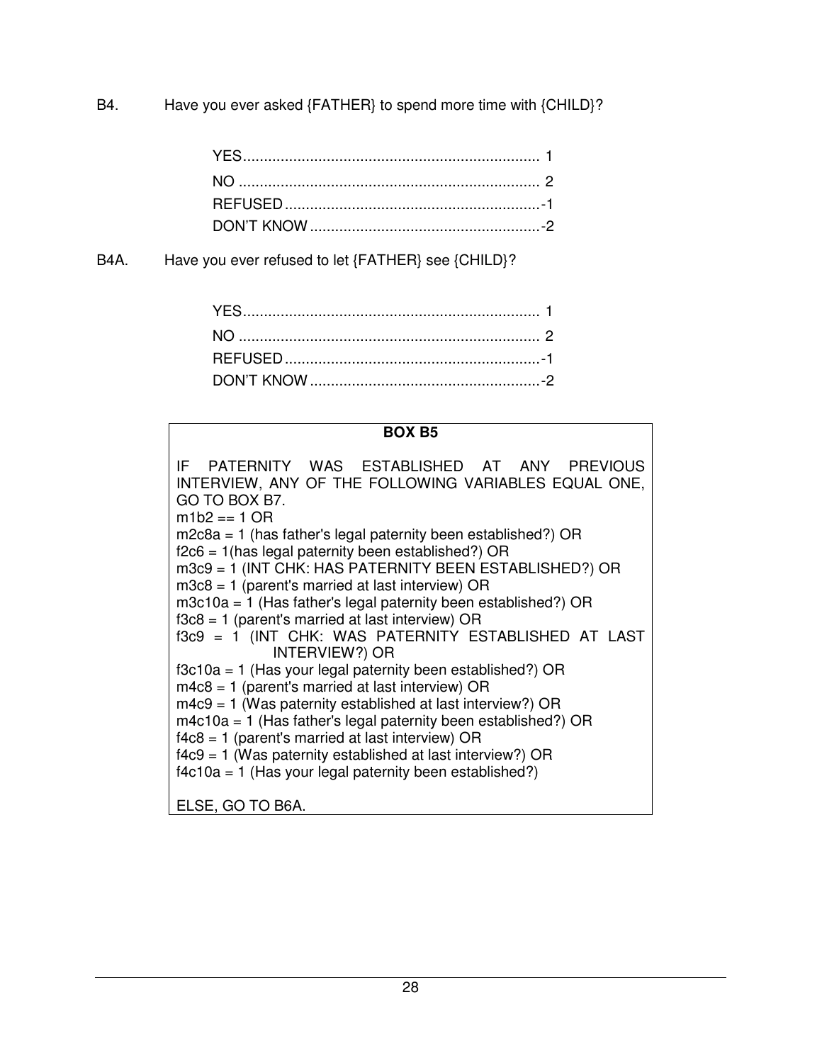B4. Have you ever asked {FATHER} to spend more time with {CHILD}?

YES....................................................................... 1
NO ........................................................................ 2
REFUSED.............................................................-1
DON'T KNOW.......................................................-2

B4A. Have you ever refused to let {FATHER} see {CHILD}?

YES....................................................................... 1
NO ........................................................................ 2
REFUSED.............................................................-1
DON'T KNOW.......................................................-2

**BOX B5**

IF PATERNITY WAS ESTABLISHED AT ANY PREVIOUS INTERVIEW, ANY OF THE FOLLOWING VARIABLES EQUAL ONE, GO TO BOX B7.
m1b2 == 1 OR
m2c8a = 1 (has father's legal paternity been established?) OR
f2c6 = 1(has legal paternity been established?) OR
m3c9 = 1 (INT CHK: HAS PATERNITY BEEN ESTABLISHED?) OR
m3c8 = 1 (parent's married at last interview) OR
m3c10a = 1 (Has father's legal paternity been established?) OR
f3c8 = 1 (parent's married at last interview) OR
f3c9 = 1 (INT CHK: WAS PATERNITY ESTABLISHED AT LAST INTERVIEW?) OR
f3c10a = 1 (Has your legal paternity been established?) OR
m4c8 = 1 (parent's married at last interview) OR
m4c9 = 1 (Was paternity established at last interview?) OR
m4c10a = 1 (Has father's legal paternity been established?) OR
f4c8 = 1 (parent's married at last interview) OR
f4c9 = 1 (Was paternity established at last interview?) OR
f4c10a = 1 (Has your legal paternity been established?)

ELSE, GO TO B6A.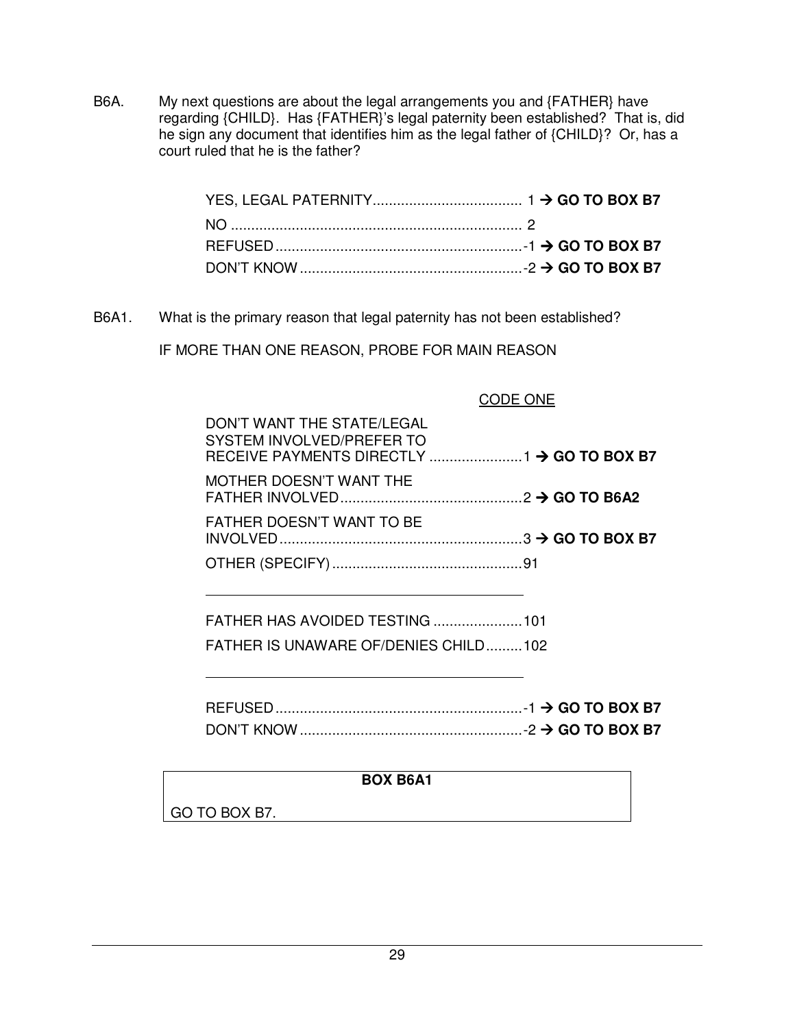B6A. My next questions are about the legal arrangements you and {FATHER} have regarding {CHILD}. Has {FATHER}'s legal paternity been established? That is, did he sign any document that identifies him as the legal father of {CHILD}? Or, has a court ruled that he is the father?

YES, LEGAL PATERNITY..................................... 1 → **GO TO BOX B7**
NO ........................................................................ 2
REFUSED.............................................................-1 → **GO TO BOX B7**
DON'T KNOW.......................................................-2 → **GO TO BOX B7**

B6A1. What is the primary reason that legal paternity has not been established?

IF MORE THAN ONE REASON, PROBE FOR MAIN REASON

CODE ONE

DON'T WANT THE STATE/LEGAL SYSTEM INVOLVED/PREFER TO RECEIVE PAYMENTS DIRECTLY .......................1 → **GO TO BOX B7**
MOTHER DOESN'T WANT THE FATHER INVOLVED.............................................2 → **GO TO B6A2**
FATHER DOESN'T WANT TO BE INVOLVED............................................................3 → **GO TO BOX B7**
OTHER (SPECIFY)...............................................91

______________________________________

FATHER HAS AVOIDED TESTING ......................101
FATHER IS UNAWARE OF/DENIES CHILD.........102

______________________________________

REFUSED.............................................................-1 → **GO TO BOX B7**
DON'T KNOW.......................................................-2 → **GO TO BOX B7**

| **BOX B6A1** |
|---|
| GO TO BOX B7. |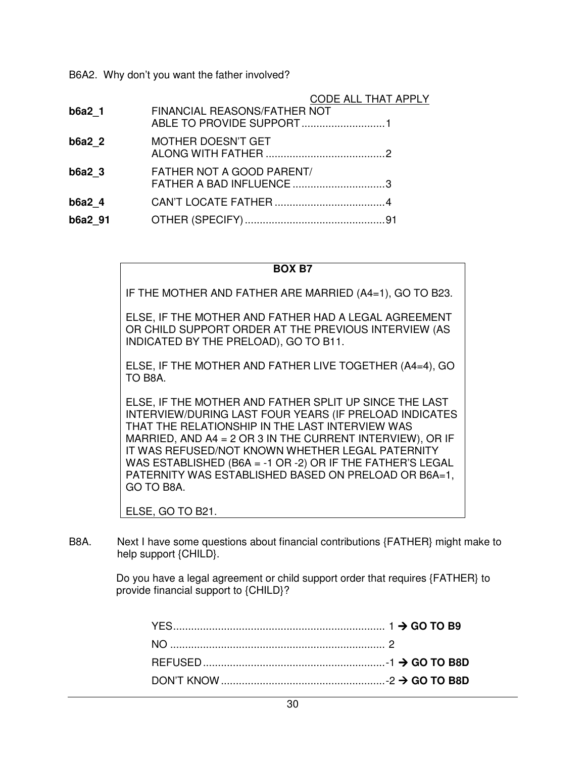B6A2. Why don't you want the father involved?

CODE ALL THAT APPLY

| | | |
|---|---|---|
| **b6a2_1** | FINANCIAL REASONS/FATHER NOT ABLE TO PROVIDE SUPPORT | 1 |
| **b6a2_2** | MOTHER DOESN'T GET ALONG WITH FATHER | 2 |
| **b6a2_3** | FATHER NOT A GOOD PARENT/ FATHER A BAD INFLUENCE | 3 |
| **b6a2_4** | CAN'T LOCATE FATHER | 4 |
| **b6a2_91** | OTHER (SPECIFY) | 91 |

**BOX B7**

IF THE MOTHER AND FATHER ARE MARRIED (A4=1), GO TO B23.

ELSE, IF THE MOTHER AND FATHER HAD A LEGAL AGREEMENT OR CHILD SUPPORT ORDER AT THE PREVIOUS INTERVIEW (AS INDICATED BY THE PRELOAD), GO TO B11.

ELSE, IF THE MOTHER AND FATHER LIVE TOGETHER (A4=4), GO TO B8A.

ELSE, IF THE MOTHER AND FATHER SPLIT UP SINCE THE LAST INTERVIEW/DURING LAST FOUR YEARS (IF PRELOAD INDICATES THAT THE RELATIONSHIP IN THE LAST INTERVIEW WAS MARRIED, AND A4 = 2 OR 3 IN THE CURRENT INTERVIEW), OR IF IT WAS REFUSED/NOT KNOWN WHETHER LEGAL PATERNITY WAS ESTABLISHED (B6A = -1 OR -2) OR IF THE FATHER'S LEGAL PATERNITY WAS ESTABLISHED BASED ON PRELOAD OR B6A=1, GO TO B8A.

ELSE, GO TO B21.

B8A. Next I have some questions about financial contributions {FATHER} might make to help support {CHILD}.

Do you have a legal agreement or child support order that requires {FATHER} to provide financial support to {CHILD}?

| | |
|---|---|
| YES | 1 → **GO TO B9** |
| NO | 2 |
| REFUSED | -1 → **GO TO B8D** |
| DON'T KNOW | -2 → **GO TO B8D** |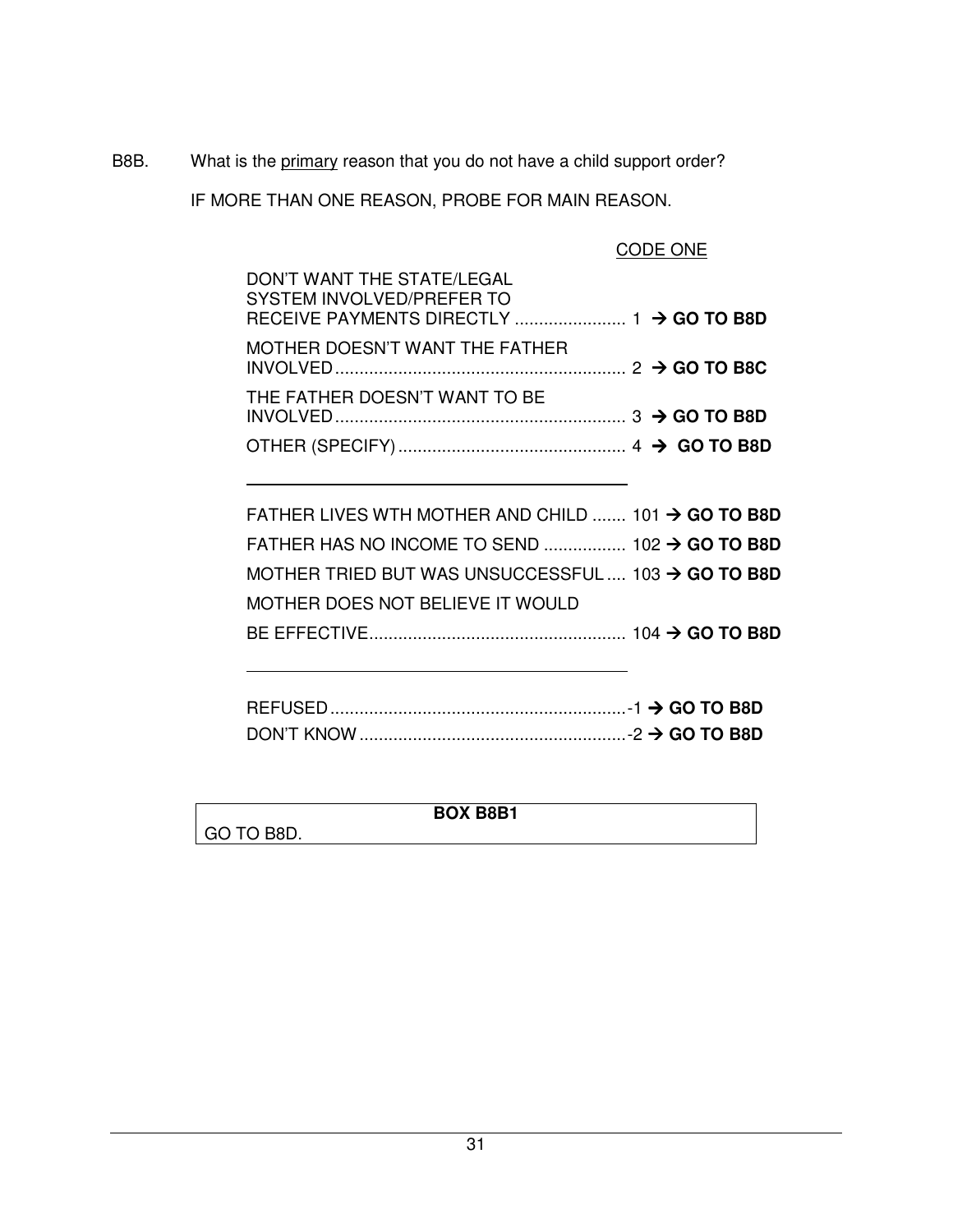B8B. What is the <u>primary</u> reason that you do not have a child support order?

IF MORE THAN ONE REASON, PROBE FOR MAIN REASON.

<u>CODE ONE</u>

DON'T WANT THE STATE/LEGAL SYSTEM INVOLVED/PREFER TO RECEIVE PAYMENTS DIRECTLY ....................... 1 → **GO TO B8D**

MOTHER DOESN'T WANT THE FATHER INVOLVED............................................................ 2 → **GO TO B8C**

THE FATHER DOESN'T WANT TO BE INVOLVED............................................................ 3 → **GO TO B8D**

OTHER (SPECIFY)............................................... 4 → **GO TO B8D**

______________________________________

FATHER LIVES WTH MOTHER AND CHILD ....... 101 → **GO TO B8D**

FATHER HAS NO INCOME TO SEND ................. 102 → **GO TO B8D**

MOTHER TRIED BUT WAS UNSUCCESSFUL.... 103 → **GO TO B8D**

MOTHER DOES NOT BELIEVE IT WOULD BE EFFECTIVE..................................................... 104 → **GO TO B8D**

______________________________________

REFUSED.............................................................-1 → **GO TO B8D**

DON'T KNOW.......................................................-2 → **GO TO B8D**

| **BOX B8B1** |
|---|
| GO TO B8D. |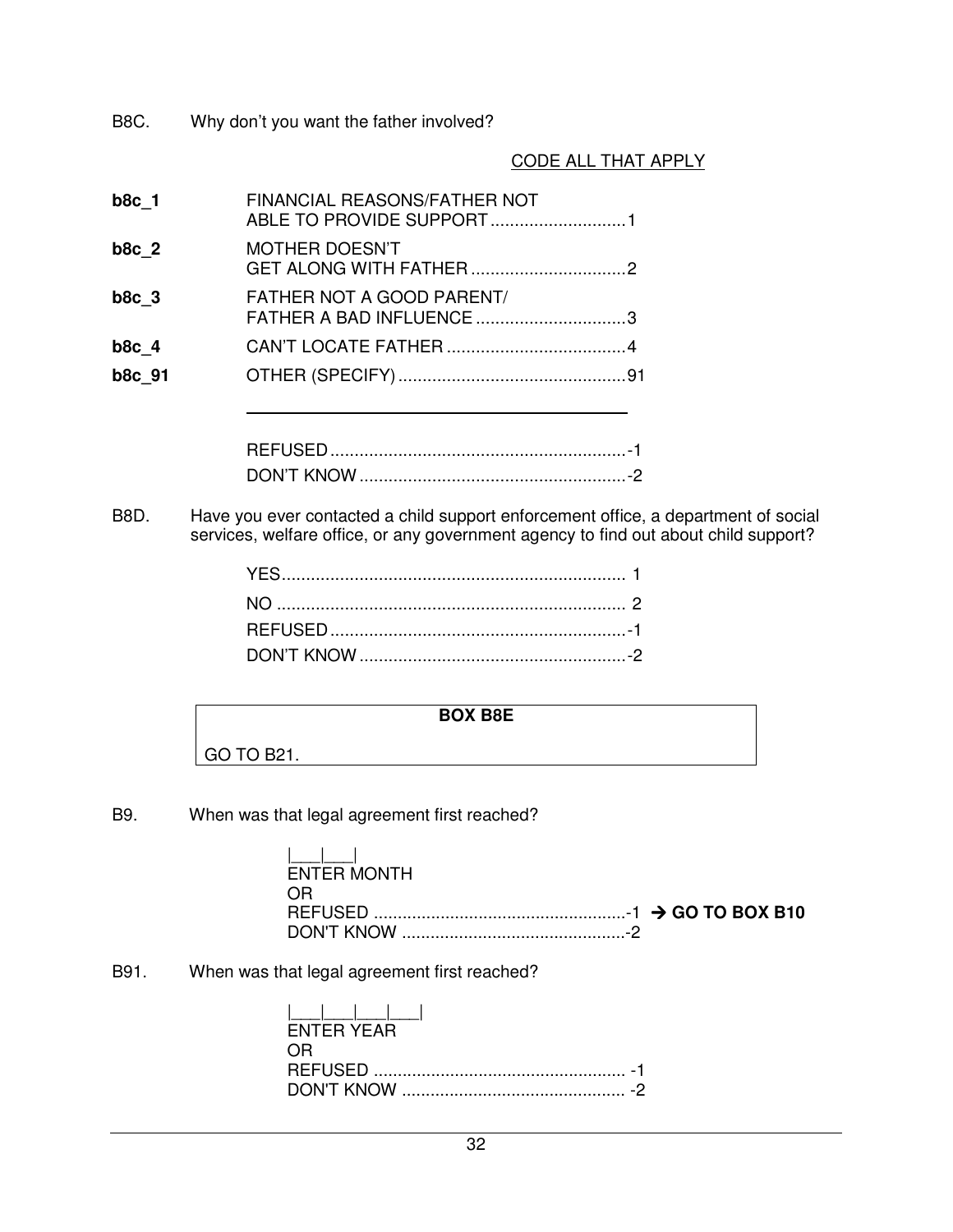B8C. Why don't you want the father involved?

CODE ALL THAT APPLY

| | | |
|---|---|---|
| **b8c_1** | FINANCIAL REASONS/FATHER NOT ABLE TO PROVIDE SUPPORT | 1 |
| **b8c_2** | MOTHER DOESN'T GET ALONG WITH FATHER | 2 |
| **b8c_3** | FATHER NOT A GOOD PARENT/ FATHER A BAD INFLUENCE | 3 |
| **b8c_4** | CAN'T LOCATE FATHER | 4 |
| **b8c_91** | OTHER (SPECIFY) ______________________ | 91 |
| | REFUSED | -1 |
| | DON'T KNOW | -2 |

B8D. Have you ever contacted a child support enforcement office, a department of social services, welfare office, or any government agency to find out about child support?

| | |
|---|---|
| YES | 1 |
| NO | 2 |
| REFUSED | -1 |
| DON'T KNOW | -2 |

**BOX B8E**

GO TO B21.

B9. When was that legal agreement first reached?

|___|___|
ENTER MONTH
OR
REFUSED ....................................................-1 → **GO TO BOX B10**
DON'T KNOW ..............................................-2

B91. When was that legal agreement first reached?

|___|___|___|___|
ENTER YEAR
OR
REFUSED .................................................... -1
DON'T KNOW .............................................. -2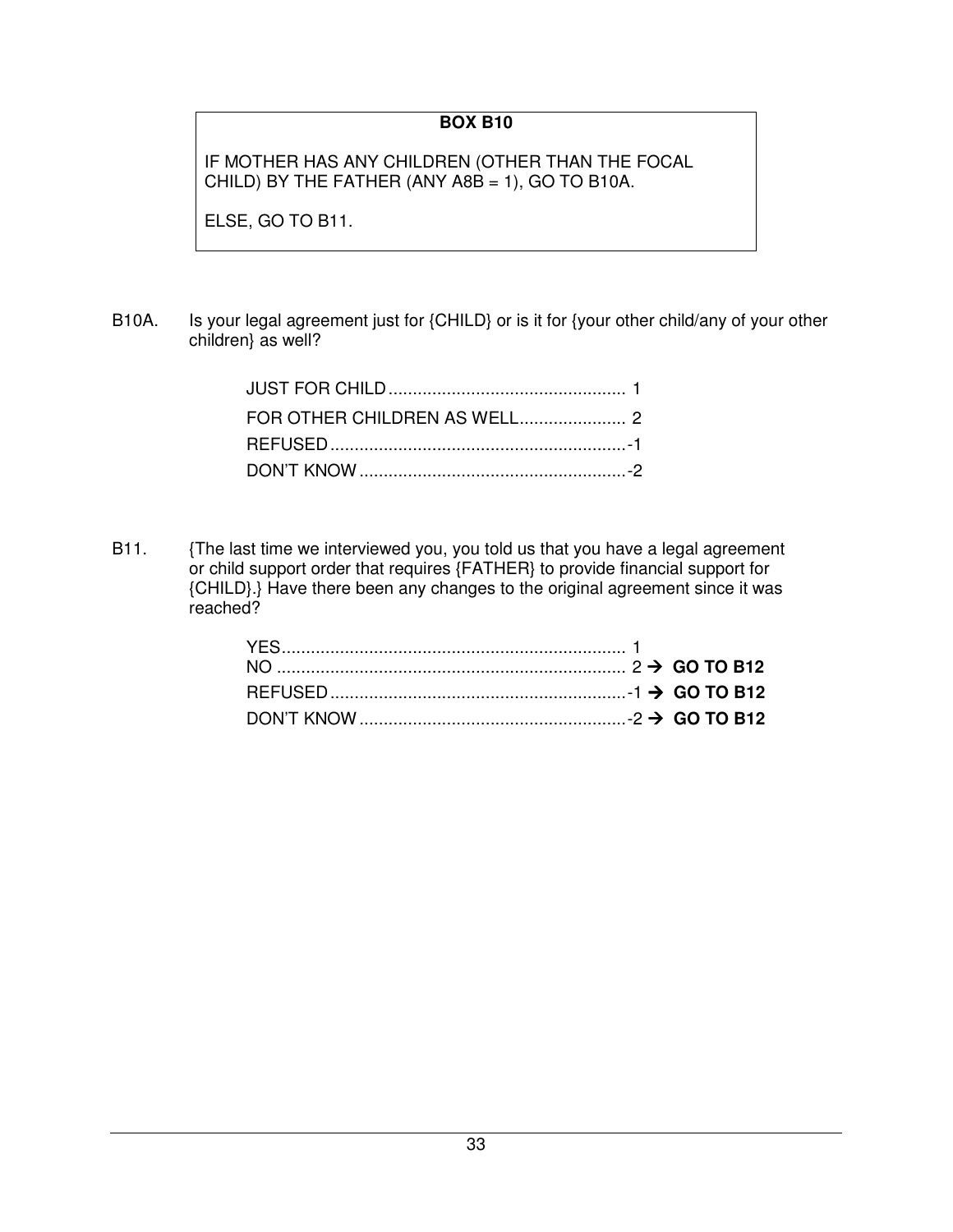**BOX B10**

IF MOTHER HAS ANY CHILDREN (OTHER THAN THE FOCAL CHILD) BY THE FATHER (ANY A8B = 1), GO TO B10A.

ELSE, GO TO B11.

B10A. Is your legal agreement just for {CHILD} or is it for {your other child/any of your other children} as well?

| | |
|---|---|
| JUST FOR CHILD | 1 |
| FOR OTHER CHILDREN AS WELL | 2 |
| REFUSED | -1 |
| DON'T KNOW | -2 |

B11. {The last time we interviewed you, you told us that you have a legal agreement or child support order that requires {FATHER} to provide financial support for {CHILD}.} Have there been any changes to the original agreement since it was reached?

| | | |
|---|---|---|
| YES | 1 | |
| NO | 2 | → **GO TO B12** |
| REFUSED | -1 | → **GO TO B12** |
| DON'T KNOW | -2 | → **GO TO B12** |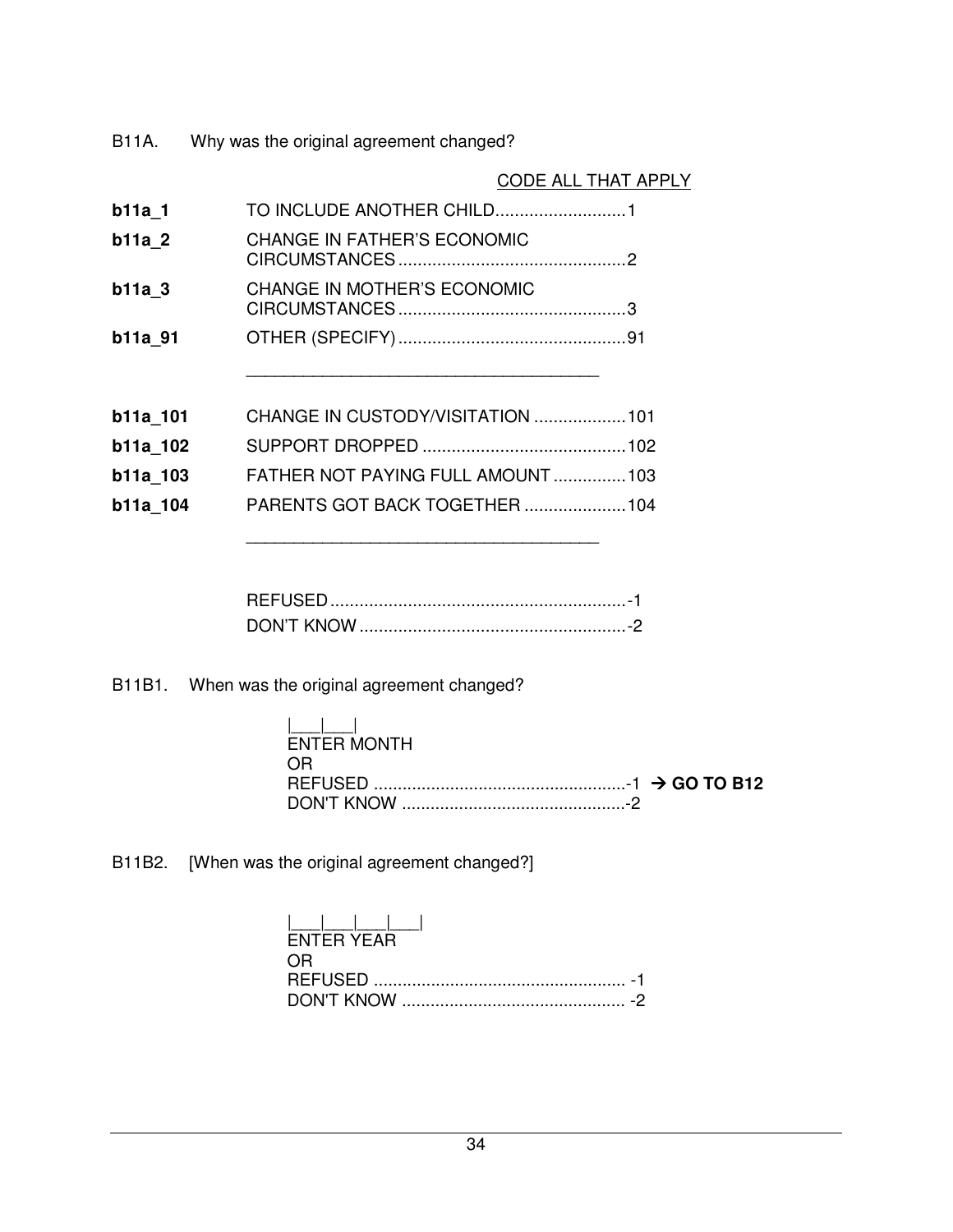B11A. Why was the original agreement changed?

CODE ALL THAT APPLY

| | | |
|---|---|---|
| **b11a_1** | TO INCLUDE ANOTHER CHILD | 1 |
| **b11a_2** | CHANGE IN FATHER'S ECONOMIC CIRCUMSTANCES | 2 |
| **b11a_3** | CHANGE IN MOTHER'S ECONOMIC CIRCUMSTANCES | 3 |
| **b11a_91** | OTHER (SPECIFY) _______________ | 91 |
| **b11a_101** | CHANGE IN CUSTODY/VISITATION | 101 |
| **b11a_102** | SUPPORT DROPPED | 102 |
| **b11a_103** | FATHER NOT PAYING FULL AMOUNT | 103 |
| **b11a_104** | PARENTS GOT BACK TOGETHER | 104 |
| | _______________ | |
| | REFUSED | -1 |
| | DON'T KNOW | -2 |

B11B1. When was the original agreement changed?

|___|___|
ENTER MONTH
OR
REFUSED ....................................................-1 → **GO TO B12**
DON'T KNOW ..............................................-2

B11B2. [When was the original agreement changed?]

|___|___|___|___|
ENTER YEAR
OR
REFUSED .................................................... -1
DON'T KNOW .............................................. -2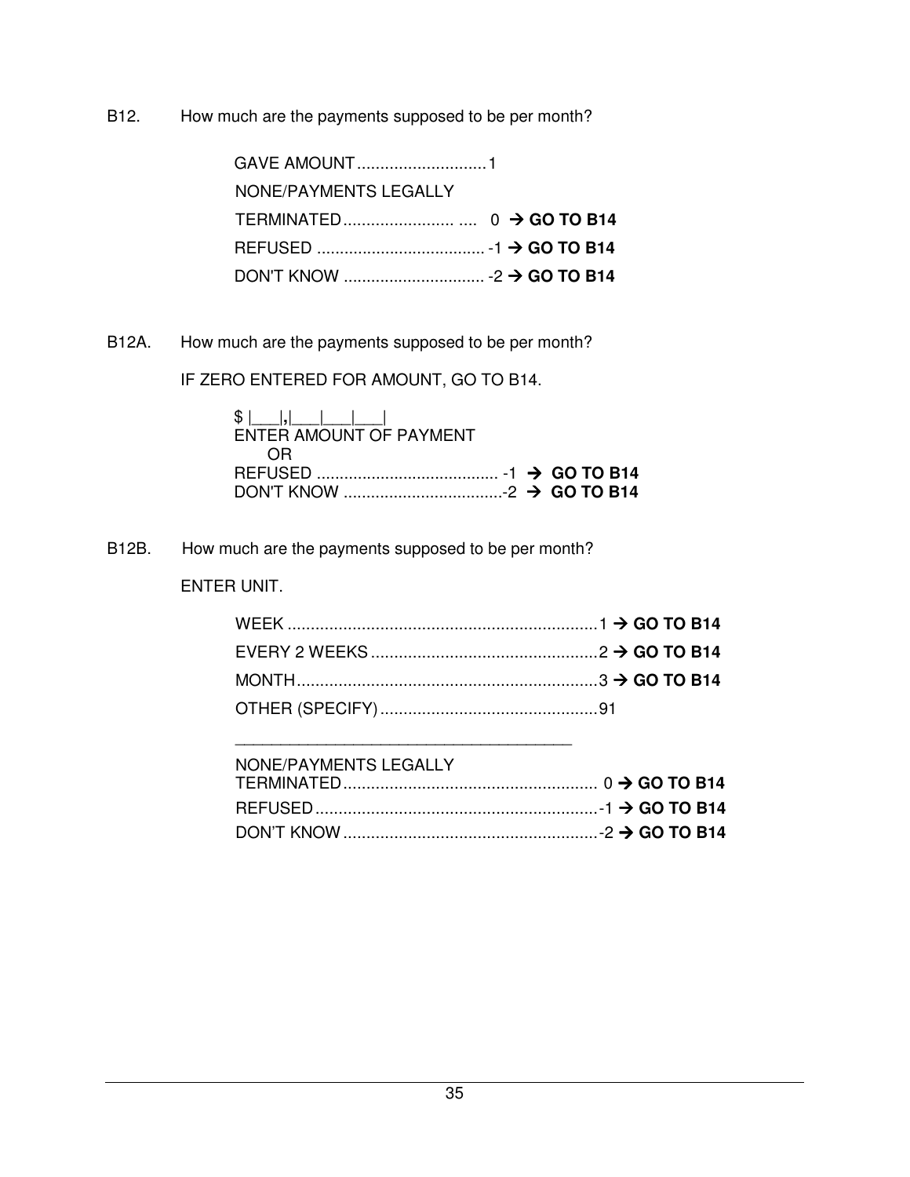B12. How much are the payments supposed to be per month?

GAVE AMOUNT............................1
NONE/PAYMENTS LEGALLY
TERMINATED........................ .... 0 → **GO TO B14**
REFUSED ..................................... -1 → **GO TO B14**
DON'T KNOW ............................... -2 → **GO TO B14**

B12A. How much are the payments supposed to be per month?

IF ZERO ENTERED FOR AMOUNT, GO TO B14.

$ |___|,|___|___|___|
ENTER AMOUNT OF PAYMENT
OR
REFUSED ........................................ -1 → **GO TO B14**
DON'T KNOW ...................................-2 → **GO TO B14**

B12B. How much are the payments supposed to be per month?

ENTER UNIT.

WEEK ...................................................................1 → **GO TO B14**
EVERY 2 WEEKS .................................................2 → **GO TO B14**
MONTH.................................................................3 → **GO TO B14**
OTHER (SPECIFY) ...............................................91

_______________________________________

NONE/PAYMENTS LEGALLY
TERMINATED....................................................... 0 → **GO TO B14**
REFUSED .............................................................-1 → **GO TO B14**
DON'T KNOW .......................................................-2 → **GO TO B14**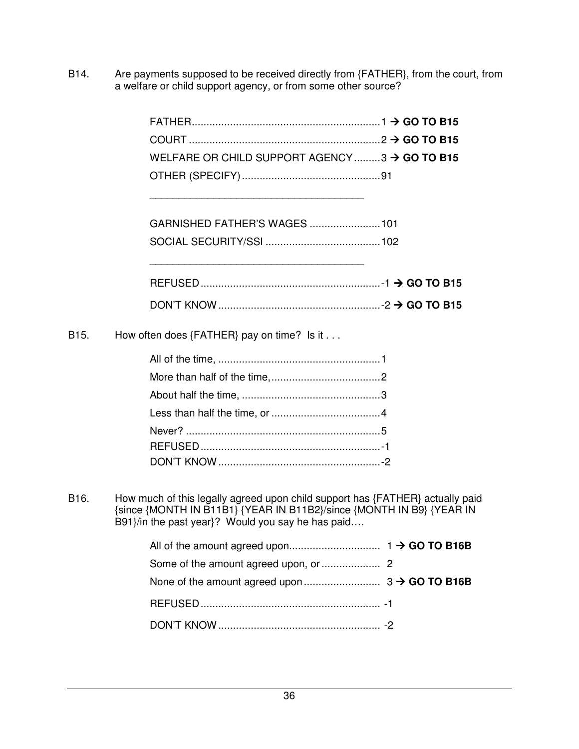B14. Are payments supposed to be received directly from {FATHER}, from the court, from a welfare or child support agency, or from some other source?

- FATHER................................................................1 → **GO TO B15**
- COURT ................................................................2 → **GO TO B15**
- WELFARE OR CHILD SUPPORT AGENCY.........3 → **GO TO B15**
- OTHER (SPECIFY)...............................................91

  ______________________________________

- GARNISHED FATHER'S WAGES ........................101
- SOCIAL SECURITY/SSI .......................................102

  ______________________________________

- REFUSED.............................................................-1 → **GO TO B15**
- DON'T KNOW.......................................................-2 → **GO TO B15**

B15. How often does {FATHER} pay on time? Is it . . .

- All of the time, .......................................................1
- More than half of the time,.....................................2
- About half the time, ...............................................3
- Less than half the time, or .....................................4
- Never? ..................................................................5
- REFUSED.............................................................-1
- DON'T KNOW.......................................................-2

B16. How much of this legally agreed upon child support has {FATHER} actually paid {since {MONTH IN B11B1} {YEAR IN B11B2}/since {MONTH IN B9} {YEAR IN B91}/in the past year}? Would you say he has paid….

- All of the amount agreed upon.............................. 1 → **GO TO B16B**
- Some of the amount agreed upon, or .................... 2
- None of the amount agreed upon .......................... 3 → **GO TO B16B**
- REFUSED............................................................. -1
- DON'T KNOW....................................................... -2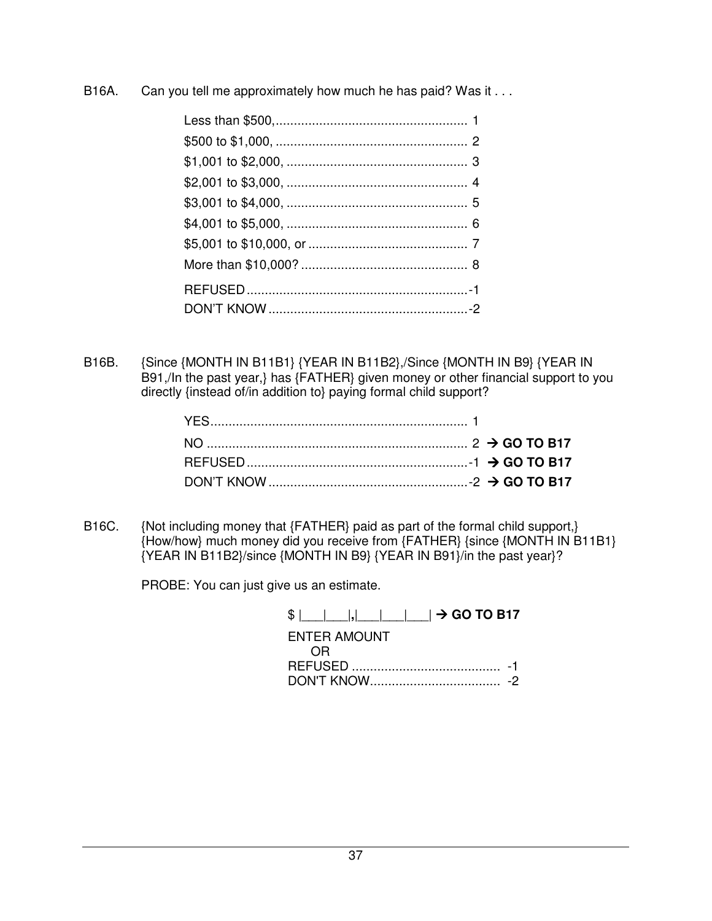B16A. Can you tell me approximately how much he has paid? Was it . . .

| | |
|---|---|
| Less than $500, | 1 |
| $500 to $1,000, | 2 |
| $1,001 to $2,000, | 3 |
| $2,001 to $3,000, | 4 |
| $3,001 to $4,000, | 5 |
| $4,001 to $5,000, | 6 |
| $5,001 to $10,000, or | 7 |
| More than $10,000? | 8 |
| REFUSED | -1 |
| DON'T KNOW | -2 |

B16B. {Since {MONTH IN B11B1} {YEAR IN B11B2},/Since {MONTH IN B9} {YEAR IN B91,/In the past year,} has {FATHER} given money or other financial support to you directly {instead of/in addition to} paying formal child support?

| | | |
|---|---|---|
| YES | 1 | |
| NO | 2 | → **GO TO B17** |
| REFUSED | -1 | → **GO TO B17** |
| DON'T KNOW | -2 | → **GO TO B17** |

B16C. {Not including money that {FATHER} paid as part of the formal child support,} {How/how} much money did you receive from {FATHER} {since {MONTH IN B11B1} {YEAR IN B11B2}/since {MONTH IN B9} {YEAR IN B91}/in the past year}?

PROBE: You can just give us an estimate.

$ |___|___|,|___|___|___| → **GO TO B17**

ENTER AMOUNT
OR

| | |
|---|---|
| REFUSED | -1 |
| DON'T KNOW | -2 |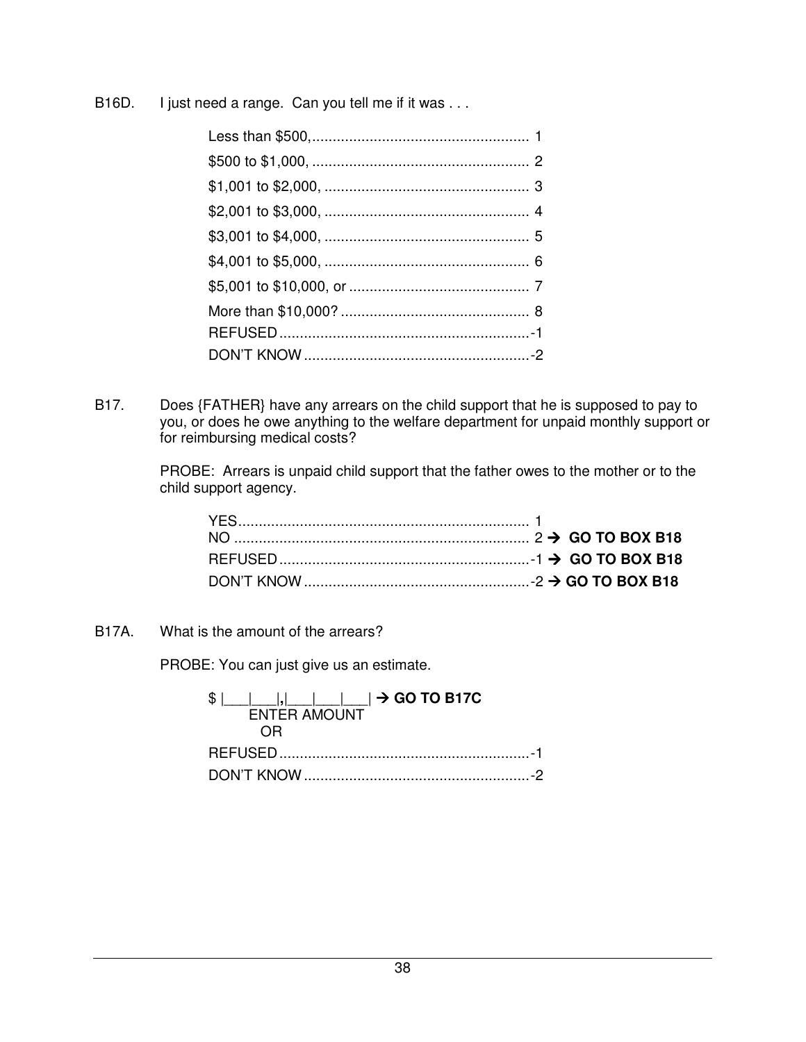B16D. I just need a range. Can you tell me if it was . . .

Less than $500,...................................................... 1
$500 to $1,000, ..................................................... 2
$1,001 to $2,000, .................................................. 3
$2,001 to $3,000, .................................................. 4
$3,001 to $4,000, .................................................. 5
$4,001 to $5,000, .................................................. 6
$5,001 to $10,000, or ............................................ 7
More than $10,000? .............................................. 8
REFUSED.............................................................-1
DON'T KNOW.......................................................-2

B17. Does {FATHER} have any arrears on the child support that he is supposed to pay to you, or does he owe anything to the welfare department for unpaid monthly support or for reimbursing medical costs?

PROBE: Arrears is unpaid child support that the father owes to the mother or to the child support agency.

YES....................................................................... 1
NO ........................................................................ 2 → **GO TO BOX B18**
REFUSED.............................................................-1 → **GO TO BOX B18**
DON'T KNOW.......................................................-2 → **GO TO BOX B18**

B17A. What is the amount of the arrears?

PROBE: You can just give us an estimate.

$ |\_\_\_|\_\_\_|,|\_\_\_|\_\_\_|\_\_\_| → **GO TO B17C**
ENTER AMOUNT
OR
REFUSED.............................................................-1
DON'T KNOW.......................................................-2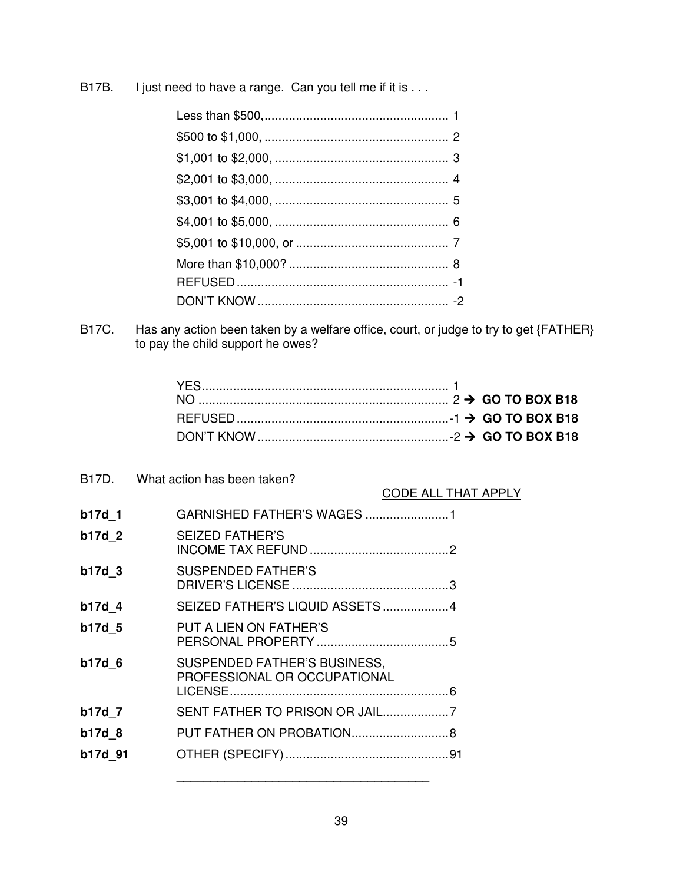B17B. I just need to have a range. Can you tell me if it is . . .

| | |
|---|---|
| Less than $500, | 1 |
| $500 to $1,000, | 2 |
| $1,001 to $2,000, | 3 |
| $2,001 to $3,000, | 4 |
| $3,001 to $4,000, | 5 |
| $4,001 to $5,000, | 6 |
| $5,001 to $10,000, or | 7 |
| More than $10,000? | 8 |
| REFUSED | -1 |
| DON'T KNOW | -2 |

B17C. Has any action been taken by a welfare office, court, or judge to try to get {FATHER} to pay the child support he owes?

| | | |
|---|---|---|
| YES | 1 | |
| NO | 2 | → **GO TO BOX B18** |
| REFUSED | -1 | → **GO TO BOX B18** |
| DON'T KNOW | -2 | → **GO TO BOX B18** |

B17D. What action has been taken?

CODE ALL THAT APPLY

| | | |
|---|---|---|
| **b17d_1** | GARNISHED FATHER'S WAGES | 1 |
| **b17d_2** | SEIZED FATHER'S INCOME TAX REFUND | 2 |
| **b17d_3** | SUSPENDED FATHER'S DRIVER'S LICENSE | 3 |
| **b17d_4** | SEIZED FATHER'S LIQUID ASSETS | 4 |
| **b17d_5** | PUT A LIEN ON FATHER'S PERSONAL PROPERTY | 5 |
| **b17d_6** | SUSPENDED FATHER'S BUSINESS, PROFESSIONAL OR OCCUPATIONAL LICENSE | 6 |
| **b17d_7** | SENT FATHER TO PRISON OR JAIL | 7 |
| **b17d_8** | PUT FATHER ON PROBATION | 8 |
| **b17d_91** | OTHER (SPECIFY) | 91 |

_____________________________________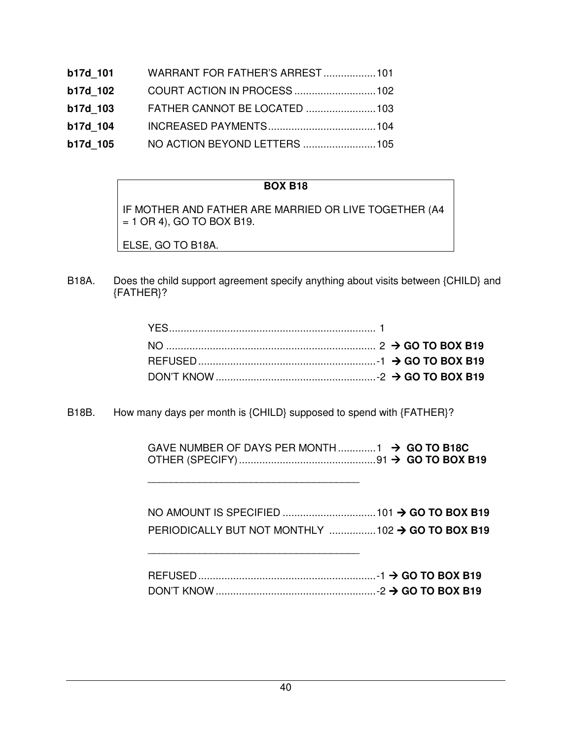**b17d_101** WARRANT FOR FATHER'S ARREST ..................101

**b17d_102** COURT ACTION IN PROCESS ............................102

**b17d_103** FATHER CANNOT BE LOCATED ........................103

**b17d_104** INCREASED PAYMENTS.....................................104

**b17d_105** NO ACTION BEYOND LETTERS .........................105

| **BOX B18** |
|---|
| IF MOTHER AND FATHER ARE MARRIED OR LIVE TOGETHER (A4 = 1 OR 4), GO TO BOX B19. |
| ELSE, GO TO B18A. |

B18A. Does the child support agreement specify anything about visits between {CHILD} and {FATHER}?

YES....................................................................... 1
NO ........................................................................ 2 → **GO TO BOX B19**
REFUSED.............................................................-1 → **GO TO BOX B19**
DON'T KNOW.......................................................-2 → **GO TO BOX B19**

B18B. How many days per month is {CHILD} supposed to spend with {FATHER}?

GAVE NUMBER OF DAYS PER MONTH.............1 → **GO TO B18C**
OTHER (SPECIFY)...............................................91 → **GO TO BOX B19**

_____________________________________

NO AMOUNT IS SPECIFIED ................................101 → **GO TO BOX B19**
PERIODICALLY BUT NOT MONTHLY ................102 → **GO TO BOX B19**

_____________________________________

REFUSED.............................................................-1 → **GO TO BOX B19**
DON'T KNOW.......................................................-2 → **GO TO BOX B19**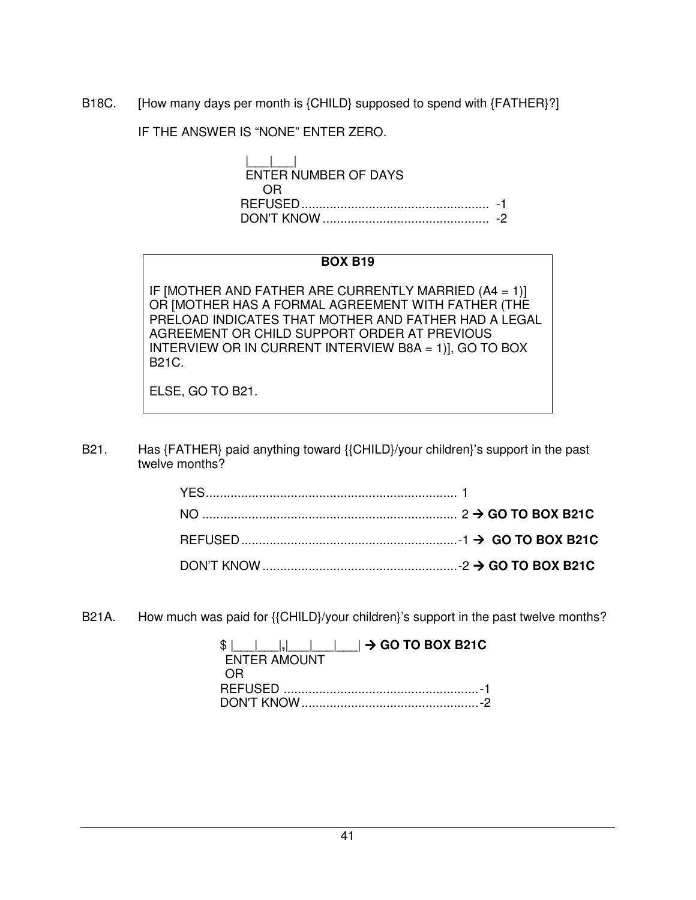B18C. [How many days per month is {CHILD} supposed to spend with {FATHER}?]

IF THE ANSWER IS "NONE" ENTER ZERO.

|___|___|
ENTER NUMBER OF DAYS
OR
REFUSED.................................................... -1
DON'T KNOW.............................................. -2

**BOX B19**

IF [MOTHER AND FATHER ARE CURRENTLY MARRIED (A4 = 1)] OR [MOTHER HAS A FORMAL AGREEMENT WITH FATHER (THE PRELOAD INDICATES THAT MOTHER AND FATHER HAD A LEGAL AGREEMENT OR CHILD SUPPORT ORDER AT PREVIOUS INTERVIEW OR IN CURRENT INTERVIEW B8A = 1)], GO TO BOX B21C.

ELSE, GO TO B21.

B21. Has {FATHER} paid anything toward {{CHILD}/your children}'s support in the past twelve months?

YES....................................................................... 1
NO ....................................................................... 2 → **GO TO BOX B21C**
REFUSED.............................................................-1 → **GO TO BOX B21C**
DON'T KNOW.......................................................-2 → **GO TO BOX B21C**

B21A. How much was paid for {{CHILD}/your children}'s support in the past twelve months?

$ |___|___|,|___|___|___| → **GO TO BOX B21C**
ENTER AMOUNT
OR
REFUSED .......................................................-1
DON'T KNOW..................................................-2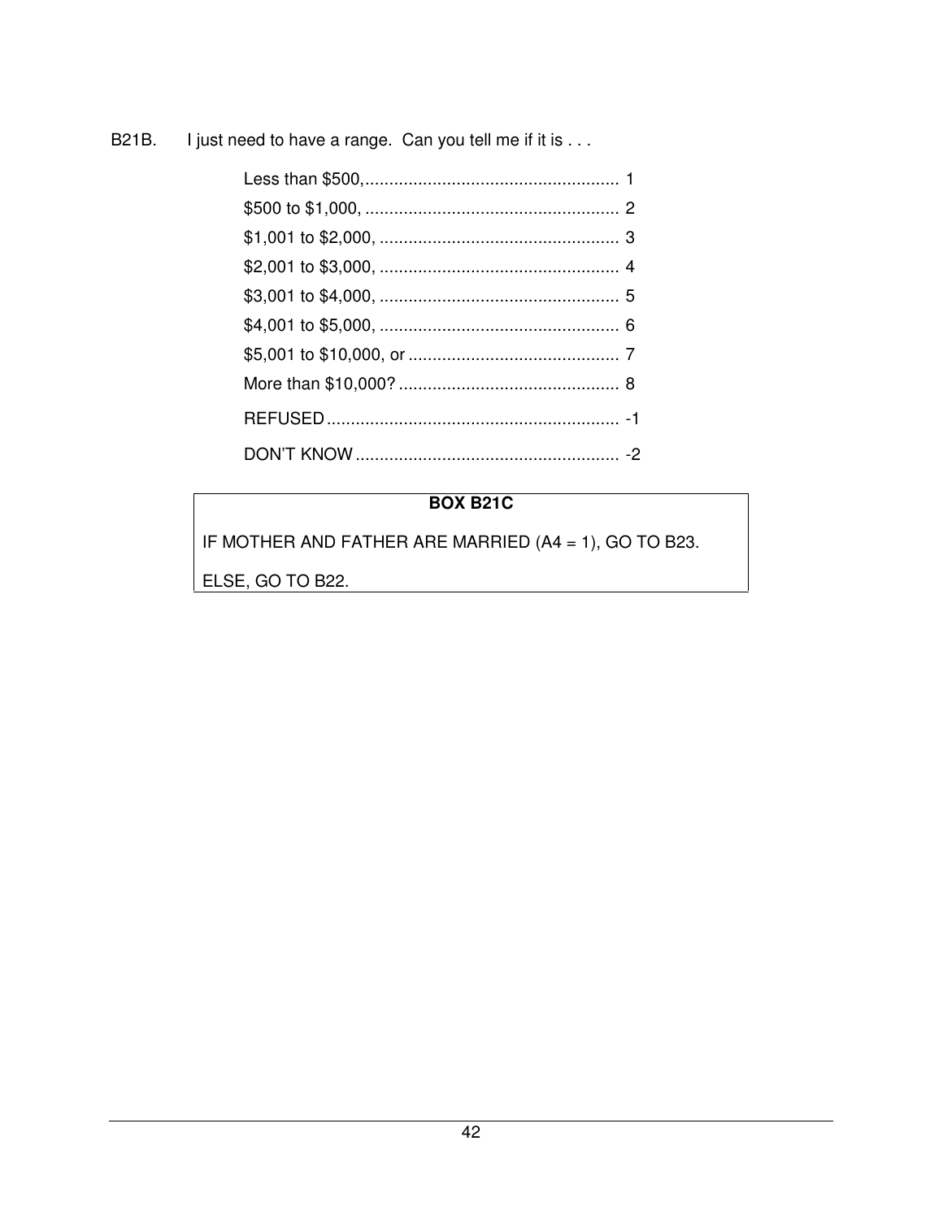B21B. I just need to have a range. Can you tell me if it is . . .

| | |
|---|---|
| Less than $500, | 1 |
| $500 to $1,000, | 2 |
| $1,001 to $2,000, | 3 |
| $2,001 to $3,000, | 4 |
| $3,001 to $4,000, | 5 |
| $4,001 to $5,000, | 6 |
| $5,001 to $10,000, or | 7 |
| More than $10,000? | 8 |
| REFUSED | -1 |
| DON'T KNOW | -2 |

**BOX B21C**

IF MOTHER AND FATHER ARE MARRIED (A4 = 1), GO TO B23.

ELSE, GO TO B22.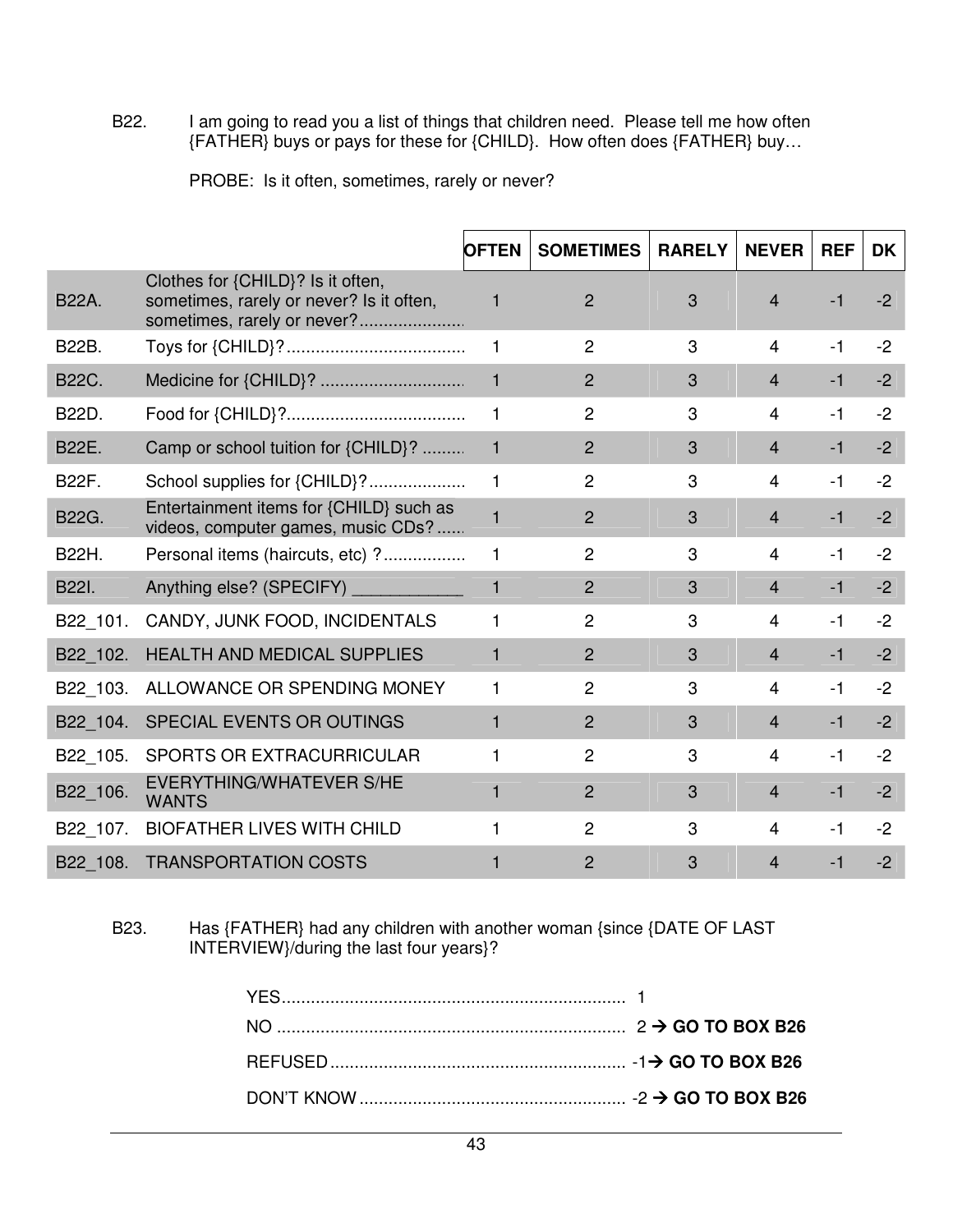B22. I am going to read you a list of things that children need. Please tell me how often {FATHER} buys or pays for these for {CHILD}. How often does {FATHER} buy…

PROBE: Is it often, sometimes, rarely or never?

| | | OFTEN | SOMETIMES | RARELY | NEVER | REF | DK |
|---|---|---|---|---|---|---|---|
| B22A. | Clothes for {CHILD}? Is it often, sometimes, rarely or never? Is it often, sometimes, rarely or never?..................... | 1 | 2 | 3 | 4 | -1 | -2 |
| B22B. | Toys for {CHILD}?..................................... | 1 | 2 | 3 | 4 | -1 | -2 |
| B22C. | Medicine for {CHILD}? ............................. | 1 | 2 | 3 | 4 | -1 | -2 |
| B22D. | Food for {CHILD}?..................................... | 1 | 2 | 3 | 4 | -1 | -2 |
| B22E. | Camp or school tuition for {CHILD}? ......... | 1 | 2 | 3 | 4 | -1 | -2 |
| B22F. | School supplies for {CHILD}?.................... | 1 | 2 | 3 | 4 | -1 | -2 |
| B22G. | Entertainment items for {CHILD} such as videos, computer games, music CDs?...... | 1 | 2 | 3 | 4 | -1 | -2 |
| B22H. | Personal items (haircuts, etc) ?................ | 1 | 2 | 3 | 4 | -1 | -2 |
| B22I. | Anything else? (SPECIFY) ____________ | 1 | 2 | 3 | 4 | -1 | -2 |
| B22_101. | CANDY, JUNK FOOD, INCIDENTALS | 1 | 2 | 3 | 4 | -1 | -2 |
| B22_102. | HEALTH AND MEDICAL SUPPLIES | 1 | 2 | 3 | 4 | -1 | -2 |
| B22_103. | ALLOWANCE OR SPENDING MONEY | 1 | 2 | 3 | 4 | -1 | -2 |
| B22_104. | SPECIAL EVENTS OR OUTINGS | 1 | 2 | 3 | 4 | -1 | -2 |
| B22_105. | SPORTS OR EXTRACURRICULAR | 1 | 2 | 3 | 4 | -1 | -2 |
| B22_106. | EVERYTHING/WHATEVER S/HE WANTS | 1 | 2 | 3 | 4 | -1 | -2 |
| B22_107. | BIOFATHER LIVES WITH CHILD | 1 | 2 | 3 | 4 | -1 | -2 |
| B22_108. | TRANSPORTATION COSTS | 1 | 2 | 3 | 4 | -1 | -2 |

B23. Has {FATHER} had any children with another woman {since {DATE OF LAST INTERVIEW}/during the last four years}?

YES....................................................................... 1

NO ........................................................................ 2 → **GO TO BOX B26**

REFUSED ............................................................. -1 → **GO TO BOX B26**

DON'T KNOW ....................................................... -2 → **GO TO BOX B26**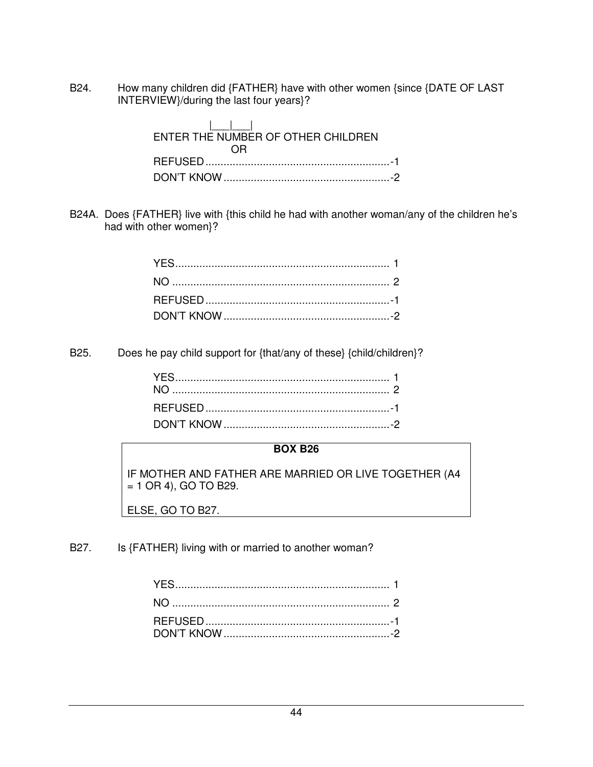B24. How many children did {FATHER} have with other women {since {DATE OF LAST INTERVIEW}/during the last four years}?

|___|___|
ENTER THE NUMBER OF OTHER CHILDREN
OR
REFUSED ........................................................... -1
DON'T KNOW ..................................................... -2

B24A. Does {FATHER} live with {this child he had with another woman/any of the children he's had with other women}?

YES ................................................................. 1
NO ................................................................... 2
REFUSED ........................................................... -1
DON'T KNOW ..................................................... -2

B25. Does he pay child support for {that/any of these} {child/children}?

YES ................................................................. 1
NO ................................................................... 2
REFUSED ........................................................... -1
DON'T KNOW ..................................................... -2

**BOX B26**

IF MOTHER AND FATHER ARE MARRIED OR LIVE TOGETHER (A4 = 1 OR 4), GO TO B29.

ELSE, GO TO B27.

B27. Is {FATHER} living with or married to another woman?

YES ................................................................. 1
NO ................................................................... 2
REFUSED ........................................................... -1
DON'T KNOW ..................................................... -2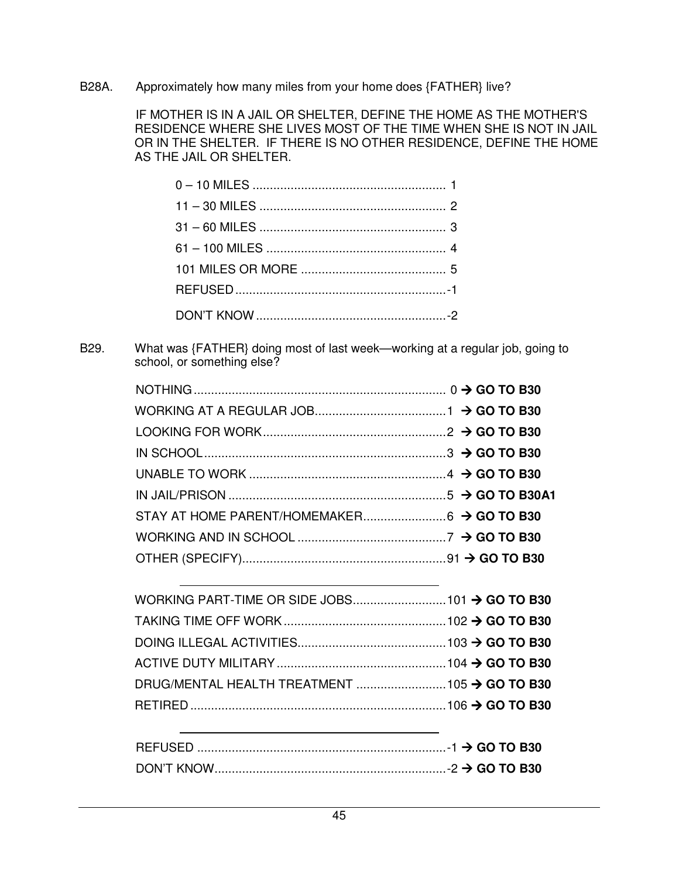B28A. Approximately how many miles from your home does {FATHER} live?

IF MOTHER IS IN A JAIL OR SHELTER, DEFINE THE HOME AS THE MOTHER'S RESIDENCE WHERE SHE LIVES MOST OF THE TIME WHEN SHE IS NOT IN JAIL OR IN THE SHELTER. IF THERE IS NO OTHER RESIDENCE, DEFINE THE HOME AS THE JAIL OR SHELTER.

| | |
|---|---|
| 0 – 10 MILES | 1 |
| 11 – 30 MILES | 2 |
| 31 – 60 MILES | 3 |
| 61 – 100 MILES | 4 |
| 101 MILES OR MORE | 5 |
| REFUSED | -1 |
| DON'T KNOW | -2 |

B29. What was {FATHER} doing most of last week—working at a regular job, going to school, or something else?

| | | |
|---|---|---|
| NOTHING | 0 | → **GO TO B30** |
| WORKING AT A REGULAR JOB | 1 | → **GO TO B30** |
| LOOKING FOR WORK | 2 | → **GO TO B30** |
| IN SCHOOL | 3 | → **GO TO B30** |
| UNABLE TO WORK | 4 | → **GO TO B30** |
| IN JAIL/PRISON | 5 | → **GO TO B30A1** |
| STAY AT HOME PARENT/HOMEMAKER | 6 | → **GO TO B30** |
| WORKING AND IN SCHOOL | 7 | → **GO TO B30** |
| OTHER (SPECIFY) | 91 | → **GO TO B30** |
| WORKING PART-TIME OR SIDE JOBS | 101 | → **GO TO B30** |
| TAKING TIME OFF WORK | 102 | → **GO TO B30** |
| DOING ILLEGAL ACTIVITIES | 103 | → **GO TO B30** |
| ACTIVE DUTY MILITARY | 104 | → **GO TO B30** |
| DRUG/MENTAL HEALTH TREATMENT | 105 | → **GO TO B30** |
| RETIRED | 106 | → **GO TO B30** |
| REFUSED | -1 | → **GO TO B30** |
| DON'T KNOW | -2 | → **GO TO B30** |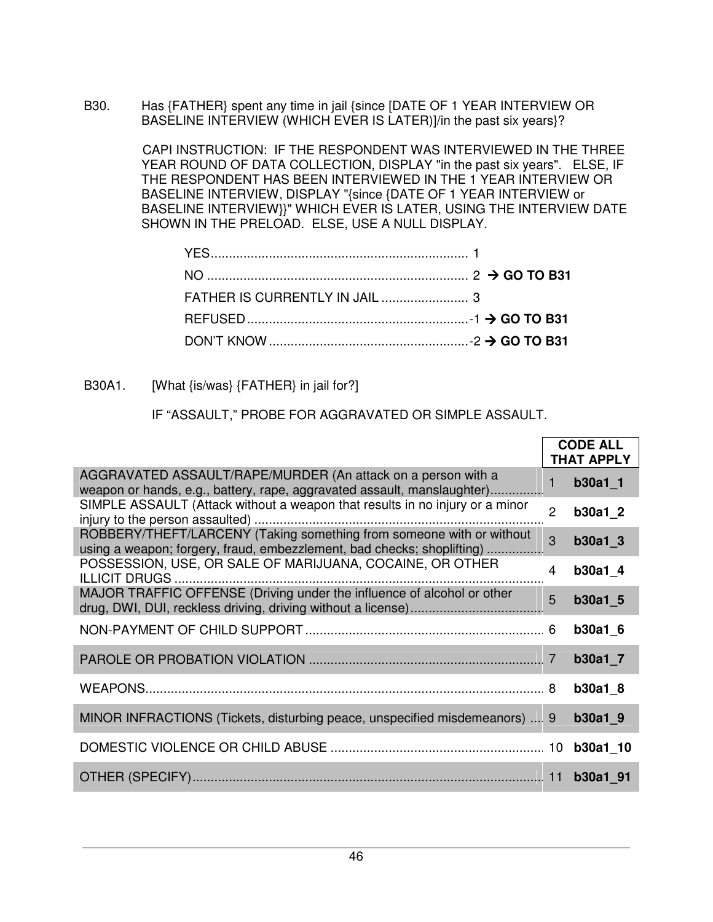B30. Has {FATHER} spent any time in jail {since [DATE OF 1 YEAR INTERVIEW OR BASELINE INTERVIEW (WHICH EVER IS LATER)]/in the past six years}?

CAPI INSTRUCTION: IF THE RESPONDENT WAS INTERVIEWED IN THE THREE YEAR ROUND OF DATA COLLECTION, DISPLAY "in the past six years". ELSE, IF THE RESPONDENT HAS BEEN INTERVIEWED IN THE 1 YEAR INTERVIEW OR BASELINE INTERVIEW, DISPLAY "{since {DATE OF 1 YEAR INTERVIEW or BASELINE INTERVIEW}}" WHICH EVER IS LATER, USING THE INTERVIEW DATE SHOWN IN THE PRELOAD. ELSE, USE A NULL DISPLAY.

YES........................................................................ 1
NO ......................................................................... 2 → **GO TO B31**
FATHER IS CURRENTLY IN JAIL ........................ 3
REFUSED..............................................................-1 → **GO TO B31**
DON'T KNOW........................................................-2 → **GO TO B31**

B30A1. [What {is/was} {FATHER} in jail for?]

IF "ASSAULT," PROBE FOR AGGRAVATED OR SIMPLE ASSAULT.

| | CODE ALL THAT APPLY | |
|---|---|---|
| AGGRAVATED ASSAULT/RAPE/MURDER (An attack on a person with a weapon or hands, e.g., battery, rape, aggravated assault, manslaughter)............... | 1 | **b30a1_1** |
| SIMPLE ASSAULT (Attack without a weapon that results in no injury or a minor injury to the person assaulted) ............................................................................... | 2 | **b30a1_2** |
| ROBBERY/THEFT/LARCENY (Taking something from someone with or without using a weapon; forgery, fraud, embezzlement, bad checks; shoplifting) ................ | 3 | **b30a1_3** |
| POSSESSION, USE, OR SALE OF MARIJUANA, COCAINE, OR OTHER ILLICIT DRUGS ..................................................................................................... | 4 | **b30a1_4** |
| MAJOR TRAFFIC OFFENSE (Driving under the influence of alcohol or other drug, DWI, DUI, reckless driving, driving without a license)..................................... | 5 | **b30a1_5** |
| NON-PAYMENT OF CHILD SUPPORT.................................................................. | 6 | **b30a1_6** |
| PAROLE OR PROBATION VIOLATION ................................................................ | 7 | **b30a1_7** |
| WEAPONS............................................................................................................. | 8 | **b30a1_8** |
| MINOR INFRACTIONS (Tickets, disturbing peace, unspecified misdemeanors) .... | 9 | **b30a1_9** |
| DOMESTIC VIOLENCE OR CHILD ABUSE ........................................................... | 10 | **b30a1_10** |
| OTHER (SPECIFY)................................................................................................. | 11 | **b30a1_91** |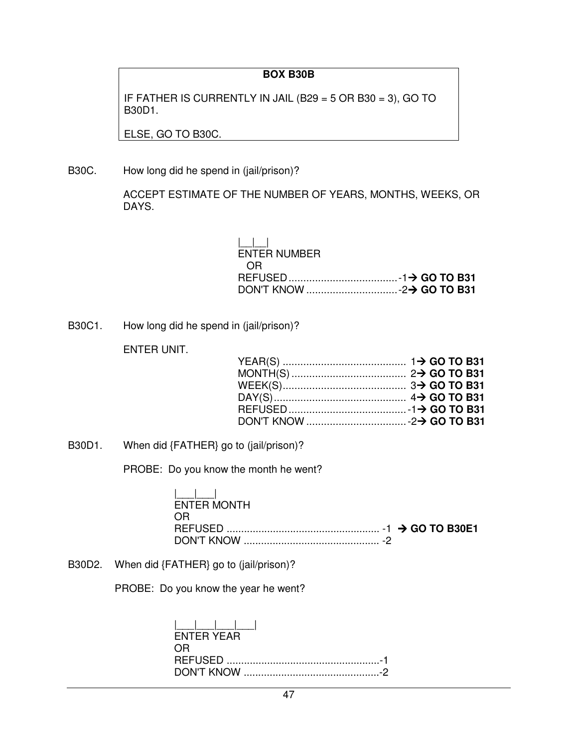**BOX B30B**

IF FATHER IS CURRENTLY IN JAIL (B29 = 5 OR B30 = 3), GO TO B30D1.

ELSE, GO TO B30C.

B30C. How long did he spend in (jail/prison)?

ACCEPT ESTIMATE OF THE NUMBER OF YEARS, MONTHS, WEEKS, OR DAYS.

|__|__|
ENTER NUMBER
OR
REFUSED ..................................... -1 → **GO TO B31**
DON'T KNOW ............................... -2 → **GO TO B31**

B30C1. How long did he spend in (jail/prison)?

ENTER UNIT.

YEAR(S) .......................................... 1 → **GO TO B31**
MONTH(S) ....................................... 2 → **GO TO B31**
WEEK(S).......................................... 3 → **GO TO B31**
DAY(S)............................................. 4 → **GO TO B31**
REFUSED ........................................ -1 → **GO TO B31**
DON'T KNOW .................................. -2 → **GO TO B31**

B30D1. When did {FATHER} go to (jail/prison)?

PROBE: Do you know the month he went?

|___|___|
ENTER MONTH
OR
REFUSED ..................................................... -1 → **GO TO B30E1**
DON'T KNOW .............................................. -2

B30D2. When did {FATHER} go to (jail/prison)?

PROBE: Do you know the year he went?

|___|___|___|___|
ENTER YEAR
OR
REFUSED .....................................................-1
DON'T KNOW ..............................................-2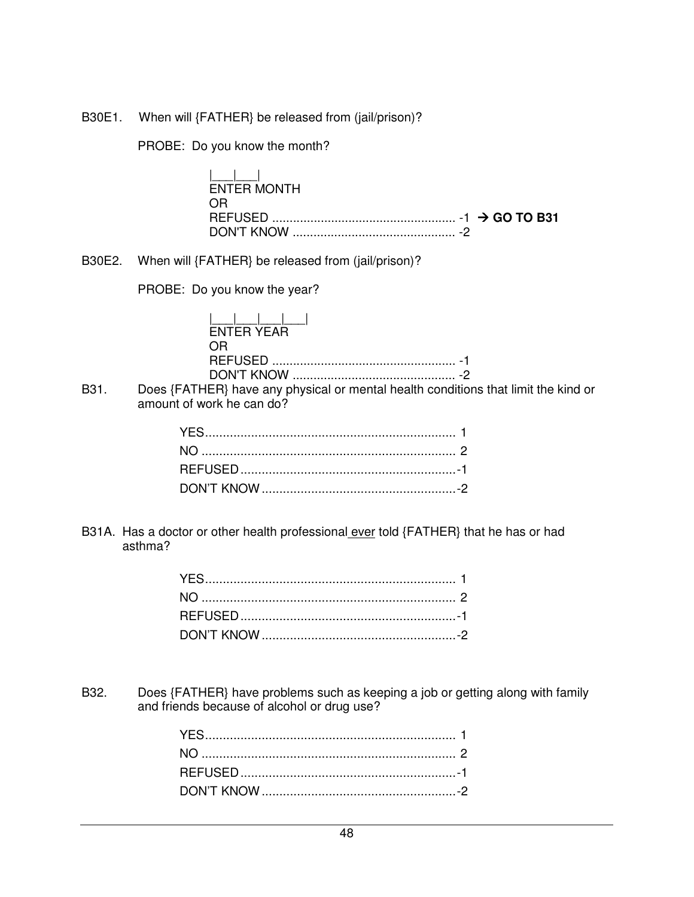B30E1. When will {FATHER} be released from (jail/prison)?

PROBE: Do you know the month?

|___|___|
ENTER MONTH
OR
REFUSED .................................................... -1 → **GO TO B31**
DON'T KNOW .............................................. -2

B30E2. When will {FATHER} be released from (jail/prison)?

PROBE: Do you know the year?

|___|___|___|___|
ENTER YEAR
OR
REFUSED .................................................... -1
DON'T KNOW .............................................. -2

B31. Does {FATHER} have any physical or mental health conditions that limit the kind or amount of work he can do?

YES....................................................................... 1
NO ........................................................................ 2
REFUSED.............................................................-1
DON'T KNOW.......................................................-2

B31A. Has a doctor or other health professional <u>ever</u> told {FATHER} that he has or had asthma?

YES....................................................................... 1
NO ........................................................................ 2
REFUSED.............................................................-1
DON'T KNOW.......................................................-2

B32. Does {FATHER} have problems such as keeping a job or getting along with family and friends because of alcohol or drug use?

YES....................................................................... 1
NO ........................................................................ 2
REFUSED.............................................................-1
DON'T KNOW.......................................................-2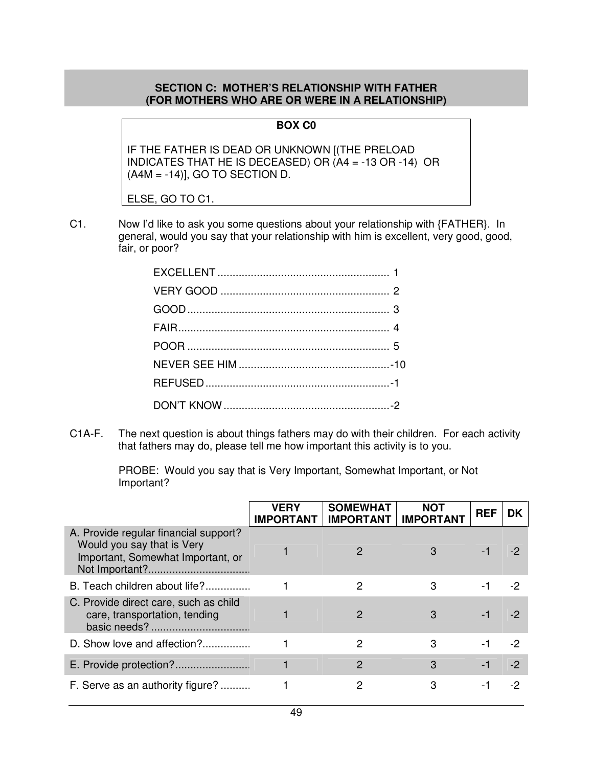## SECTION C: MOTHER'S RELATIONSHIP WITH FATHER (FOR MOTHERS WHO ARE OR WERE IN A RELATIONSHIP)

**BOX C0**

IF THE FATHER IS DEAD OR UNKNOWN [(THE PRELOAD INDICATES THAT HE IS DECEASED) OR (A4 = -13 OR -14) OR (A4M = -14)], GO TO SECTION D.

ELSE, GO TO C1.

C1. Now I'd like to ask you some questions about your relationship with {FATHER}. In general, would you say that your relationship with him is excellent, very good, good, fair, or poor?

- EXCELLENT ........................................................ 1
- VERY GOOD ....................................................... 2
- GOOD .................................................................. 3
- FAIR..................................................................... 4
- POOR .................................................................. 5
- NEVER SEE HIM .................................................-10
- REFUSED ............................................................-1
- DON'T KNOW ......................................................-2

C1A-F. The next question is about things fathers may do with their children. For each activity that fathers may do, please tell me how important this activity is to you.

PROBE: Would you say that is Very Important, Somewhat Important, or Not Important?

| | VERY IMPORTANT | SOMEWHAT IMPORTANT | NOT IMPORTANT | REF | DK |
|---|---|---|---|---|---|
| A. Provide regular financial support? Would you say that is Very Important, Somewhat Important, or Not Important?................................ | 1 | 2 | 3 | -1 | -2 |
| B. Teach children about life?............... | 1 | 2 | 3 | -1 | -2 |
| C. Provide direct care, such as child care, transportation, tending basic needs? ................................ | 1 | 2 | 3 | -1 | -2 |
| D. Show love and affection?................ | 1 | 2 | 3 | -1 | -2 |
| E. Provide protection?........................ | 1 | 2 | 3 | -1 | -2 |
| F. Serve as an authority figure? .......... | 1 | 2 | 3 | -1 | -2 |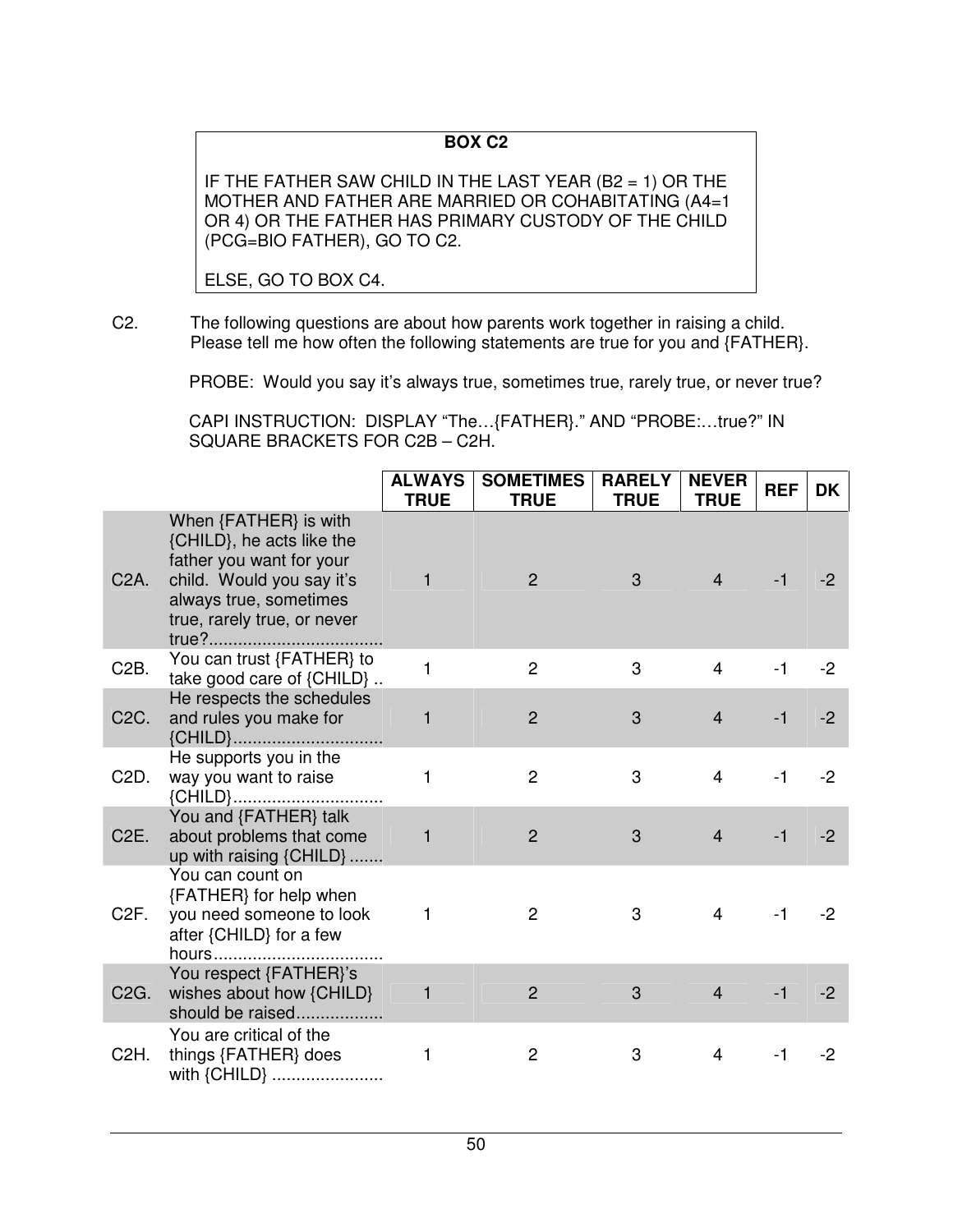**BOX C2**

IF THE FATHER SAW CHILD IN THE LAST YEAR (B2 = 1) OR THE MOTHER AND FATHER ARE MARRIED OR COHABITATING (A4=1 OR 4) OR THE FATHER HAS PRIMARY CUSTODY OF THE CHILD (PCG=BIO FATHER), GO TO C2.

ELSE, GO TO BOX C4.

C2. The following questions are about how parents work together in raising a child. Please tell me how often the following statements are true for you and {FATHER}.

PROBE: Would you say it's always true, sometimes true, rarely true, or never true?

CAPI INSTRUCTION: DISPLAY "The…{FATHER}." AND "PROBE:…true?" IN SQUARE BRACKETS FOR C2B – C2H.

| | | ALWAYS TRUE | SOMETIMES TRUE | RARELY TRUE | NEVER TRUE | REF | DK |
|---|---|---|---|---|---|---|---|
| C2A. | When {FATHER} is with {CHILD}, he acts like the father you want for your child. Would you say it's always true, sometimes true, rarely true, or never true?.................................... | 1 | 2 | 3 | 4 | -1 | -2 |
| C2B. | You can trust {FATHER} to take good care of {CHILD} .. | 1 | 2 | 3 | 4 | -1 | -2 |
| C2C. | He respects the schedules and rules you make for {CHILD}.............................. | 1 | 2 | 3 | 4 | -1 | -2 |
| C2D. | He supports you in the way you want to raise {CHILD}.............................. | 1 | 2 | 3 | 4 | -1 | -2 |
| C2E. | You and {FATHER} talk about problems that come up with raising {CHILD} ....... | 1 | 2 | 3 | 4 | -1 | -2 |
| C2F. | You can count on {FATHER} for help when you need someone to look after {CHILD} for a few hours................................... | 1 | 2 | 3 | 4 | -1 | -2 |
| C2G. | You respect {FATHER}'s wishes about how {CHILD} should be raised................. | 1 | 2 | 3 | 4 | -1 | -2 |
| C2H. | You are critical of the things {FATHER} does with {CHILD} ....................... | 1 | 2 | 3 | 4 | -1 | -2 |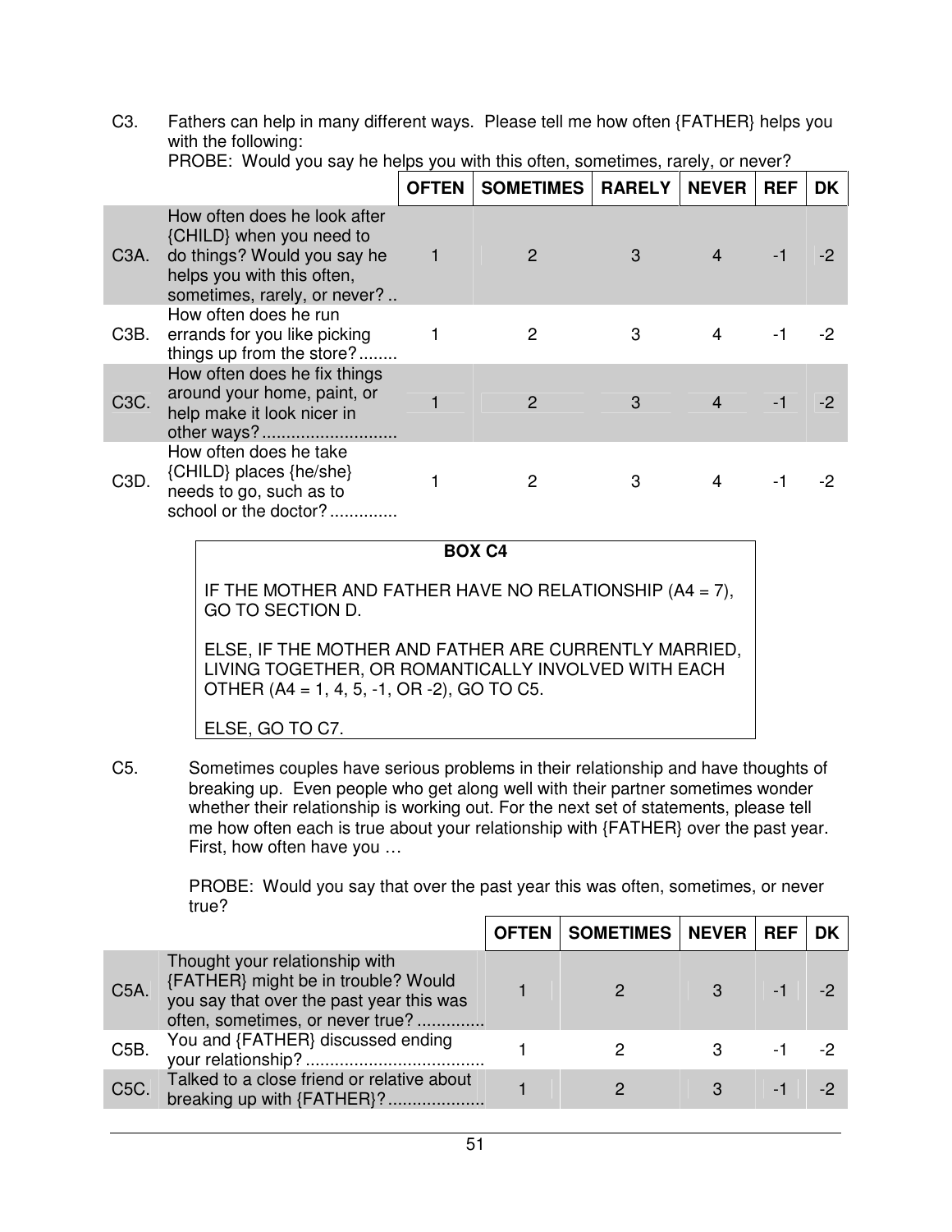C3. Fathers can help in many different ways. Please tell me how often {FATHER} helps you with the following:

PROBE: Would you say he helps you with this often, sometimes, rarely, or never?

| | | OFTEN | SOMETIMES | RARELY | NEVER | REF | DK |
|---|---|---|---|---|---|---|---|
| C3A. | How often does he look after {CHILD} when you need to do things? Would you say he helps you with this often, sometimes, rarely, or never? .. | 1 | 2 | 3 | 4 | -1 | -2 |
| C3B. | How often does he run errands for you like picking things up from the store? ........ | 1 | 2 | 3 | 4 | -1 | -2 |
| C3C. | How often does he fix things around your home, paint, or help make it look nicer in other ways? ............................ | 1 | 2 | 3 | 4 | -1 | -2 |
| C3D. | How often does he take {CHILD} places {he/she} needs to go, such as to school or the doctor? .............. | 1 | 2 | 3 | 4 | -1 | -2 |

**BOX C4**

IF THE MOTHER AND FATHER HAVE NO RELATIONSHIP (A4 = 7), GO TO SECTION D.

ELSE, IF THE MOTHER AND FATHER ARE CURRENTLY MARRIED, LIVING TOGETHER, OR ROMANTICALLY INVOLVED WITH EACH OTHER (A4 = 1, 4, 5, -1, OR -2), GO TO C5.

ELSE, GO TO C7.

C5. Sometimes couples have serious problems in their relationship and have thoughts of breaking up. Even people who get along well with their partner sometimes wonder whether their relationship is working out. For the next set of statements, please tell me how often each is true about your relationship with {FATHER} over the past year. First, how often have you …

PROBE: Would you say that over the past year this was often, sometimes, or never true?

| | | OFTEN | SOMETIMES | NEVER | REF | DK |
|---|---|---|---|---|---|---|
| C5A. | Thought your relationship with {FATHER} might be in trouble? Would you say that over the past year this was often, sometimes, or never true? .............. | 1 | 2 | 3 | -1 | -2 |
| C5B. | You and {FATHER} discussed ending your relationship? ..................................... | 1 | 2 | 3 | -1 | -2 |
| C5C. | Talked to a close friend or relative about breaking up with {FATHER}? .................... | 1 | 2 | 3 | -1 | -2 |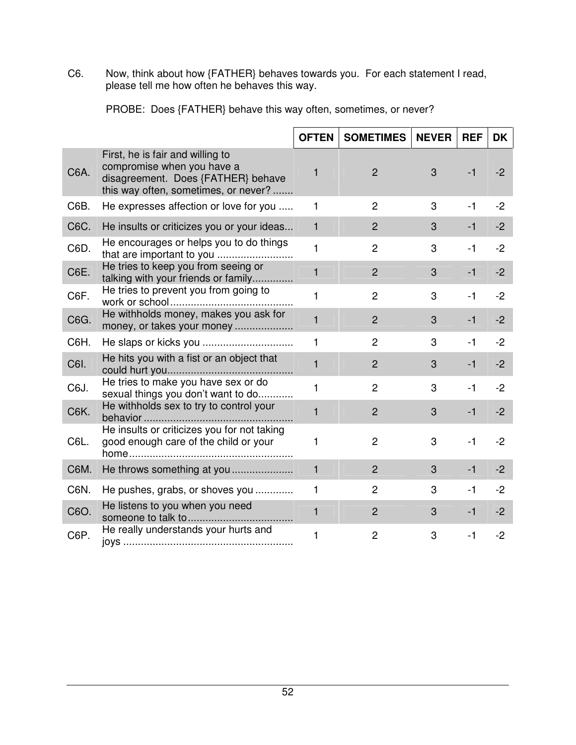C6. Now, think about how {FATHER} behaves towards you. For each statement I read, please tell me how often he behaves this way.

PROBE: Does {FATHER} behave this way often, sometimes, or never?

| | | OFTEN | SOMETIMES | NEVER | REF | DK |
|---|---|---|---|---|---|---|
| C6A. | First, he is fair and willing to compromise when you have a disagreement. Does {FATHER} behave this way often, sometimes, or never? ....... | 1 | 2 | 3 | -1 | -2 |
| C6B. | He expresses affection or love for you ..... | 1 | 2 | 3 | -1 | -2 |
| C6C. | He insults or criticizes you or your ideas... | 1 | 2 | 3 | -1 | -2 |
| C6D. | He encourages or helps you to do things that are important to you .......................... | 1 | 2 | 3 | -1 | -2 |
| C6E. | He tries to keep you from seeing or talking with your friends or family............. | 1 | 2 | 3 | -1 | -2 |
| C6F. | He tries to prevent you from going to work or school.......................................... | 1 | 2 | 3 | -1 | -2 |
| C6G. | He withholds money, makes you ask for money, or takes your money .................... | 1 | 2 | 3 | -1 | -2 |
| C6H. | He slaps or kicks you ............................... | 1 | 2 | 3 | -1 | -2 |
| C6I. | He hits you with a fist or an object that could hurt you........................................... | 1 | 2 | 3 | -1 | -2 |
| C6J. | He tries to make you have sex or do sexual things you don't want to do............ | 1 | 2 | 3 | -1 | -2 |
| C6K. | He withholds sex to try to control your behavior .................................................. | 1 | 2 | 3 | -1 | -2 |
| C6L. | He insults or criticizes you for not taking good enough care of the child or your home....................................................... | 1 | 2 | 3 | -1 | -2 |
| C6M. | He throws something at you..................... | 1 | 2 | 3 | -1 | -2 |
| C6N. | He pushes, grabs, or shoves you ............. | 1 | 2 | 3 | -1 | -2 |
| C6O. | He listens to you when you need someone to talk to.................................... | 1 | 2 | 3 | -1 | -2 |
| C6P. | He really understands your hurts and joys ......................................................... | 1 | 2 | 3 | -1 | -2 |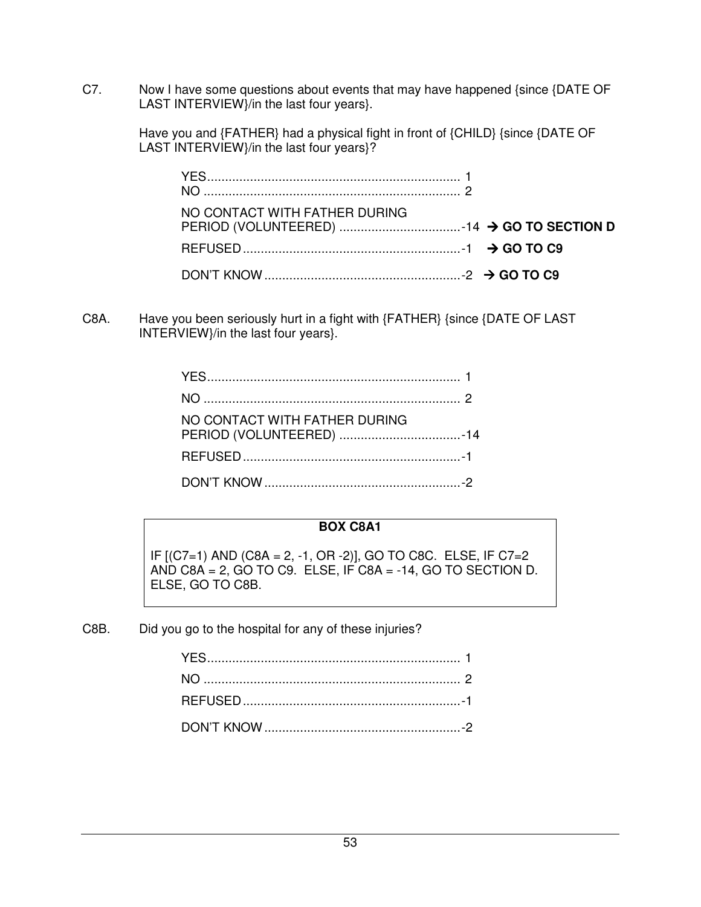C7. Now I have some questions about events that may have happened {since {DATE OF LAST INTERVIEW}/in the last four years}.

Have you and {FATHER} had a physical fight in front of {CHILD} {since {DATE OF LAST INTERVIEW}/in the last four years}?

| | | |
|---|---|---|
| YES | 1 | |
| NO | 2 | |
| NO CONTACT WITH FATHER DURING PERIOD (VOLUNTEERED) | -14 | **→ GO TO SECTION D** |
| REFUSED | -1 | **→ GO TO C9** |
| DON'T KNOW | -2 | **→ GO TO C9** |

C8A. Have you been seriously hurt in a fight with {FATHER} {since {DATE OF LAST INTERVIEW}/in the last four years}.

| | |
|---|---|
| YES | 1 |
| NO | 2 |
| NO CONTACT WITH FATHER DURING PERIOD (VOLUNTEERED) | -14 |
| REFUSED | -1 |
| DON'T KNOW | -2 |

**BOX C8A1**

IF [(C7=1) AND (C8A = 2, -1, OR -2)], GO TO C8C. ELSE, IF C7=2 AND C8A = 2, GO TO C9. ELSE, IF C8A = -14, GO TO SECTION D. ELSE, GO TO C8B.

C8B. Did you go to the hospital for any of these injuries?

| | |
|---|---|
| YES | 1 |
| NO | 2 |
| REFUSED | -1 |
| DON'T KNOW | -2 |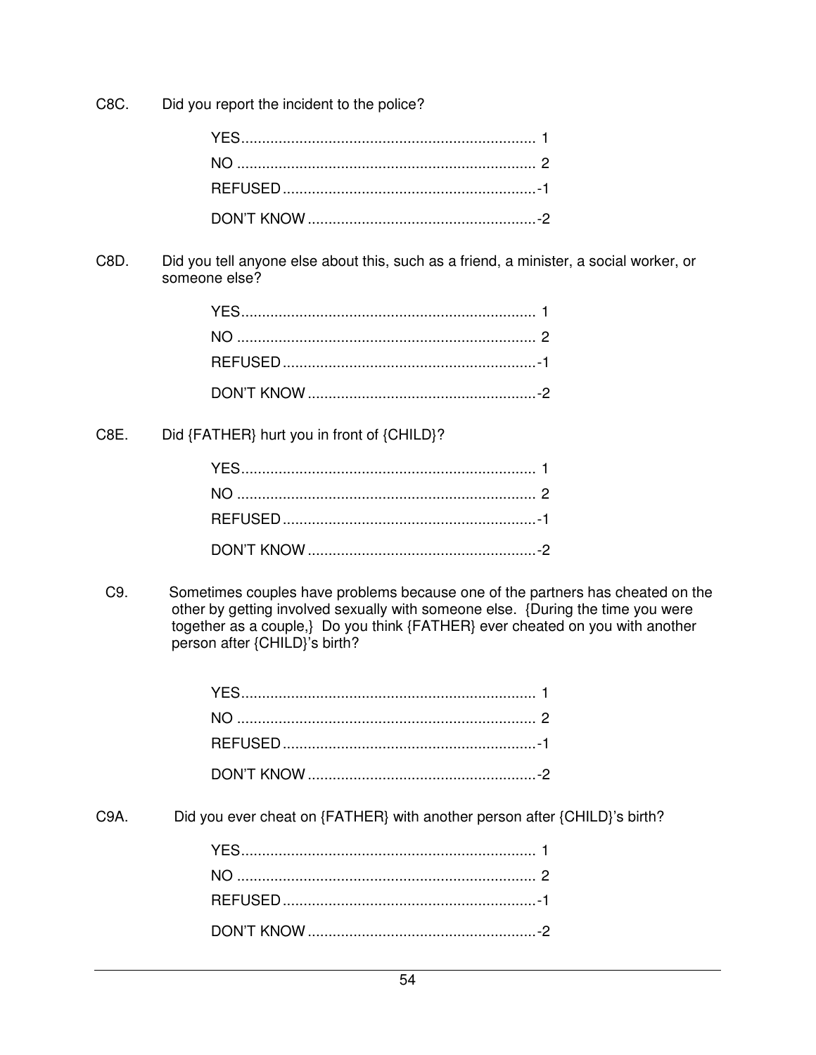C8C. Did you report the incident to the police?

YES....................................................................... 1
NO ........................................................................ 2
REFUSED .............................................................-1
DON'T KNOW .......................................................-2

C8D. Did you tell anyone else about this, such as a friend, a minister, a social worker, or someone else?

YES....................................................................... 1
NO ........................................................................ 2
REFUSED .............................................................-1
DON'T KNOW .......................................................-2

C8E. Did {FATHER} hurt you in front of {CHILD}?

YES....................................................................... 1
NO ........................................................................ 2
REFUSED .............................................................-1
DON'T KNOW .......................................................-2

C9. Sometimes couples have problems because one of the partners has cheated on the other by getting involved sexually with someone else. {During the time you were together as a couple,} Do you think {FATHER} ever cheated on you with another person after {CHILD}'s birth?

YES....................................................................... 1
NO ........................................................................ 2
REFUSED .............................................................-1
DON'T KNOW .......................................................-2

C9A. Did you ever cheat on {FATHER} with another person after {CHILD}'s birth?

YES....................................................................... 1
NO ........................................................................ 2
REFUSED .............................................................-1
DON'T KNOW .......................................................-2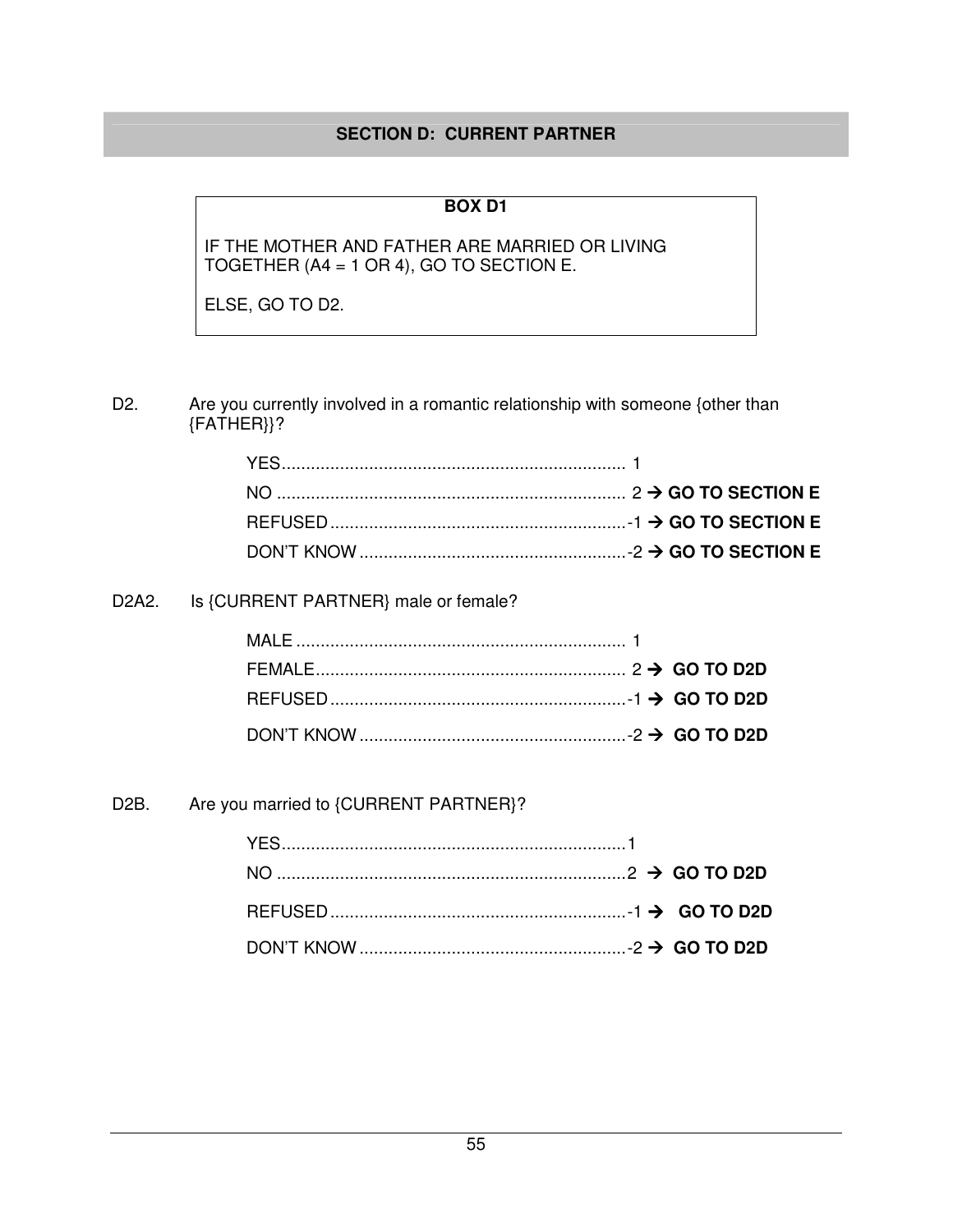## SECTION D: CURRENT PARTNER

**BOX D1**

IF THE MOTHER AND FATHER ARE MARRIED OR LIVING TOGETHER (A4 = 1 OR 4), GO TO SECTION E.

ELSE, GO TO D2.

D2. Are you currently involved in a romantic relationship with someone {other than {FATHER}}?

YES........................................................................ 1
NO ........................................................................ 2 → **GO TO SECTION E**
REFUSED..............................................................-1 → **GO TO SECTION E**
DON'T KNOW........................................................-2 → **GO TO SECTION E**

D2A2. Is {CURRENT PARTNER} male or female?

MALE ..................................................................... 1
FEMALE................................................................. 2 → **GO TO D2D**
REFUSED..............................................................-1 → **GO TO D2D**
DON'T KNOW........................................................-2 → **GO TO D2D**

D2B. Are you married to {CURRENT PARTNER}?

YES........................................................................1
NO ........................................................................2 → **GO TO D2D**
REFUSED..............................................................-1 → **GO TO D2D**
DON'T KNOW........................................................-2 → **GO TO D2D**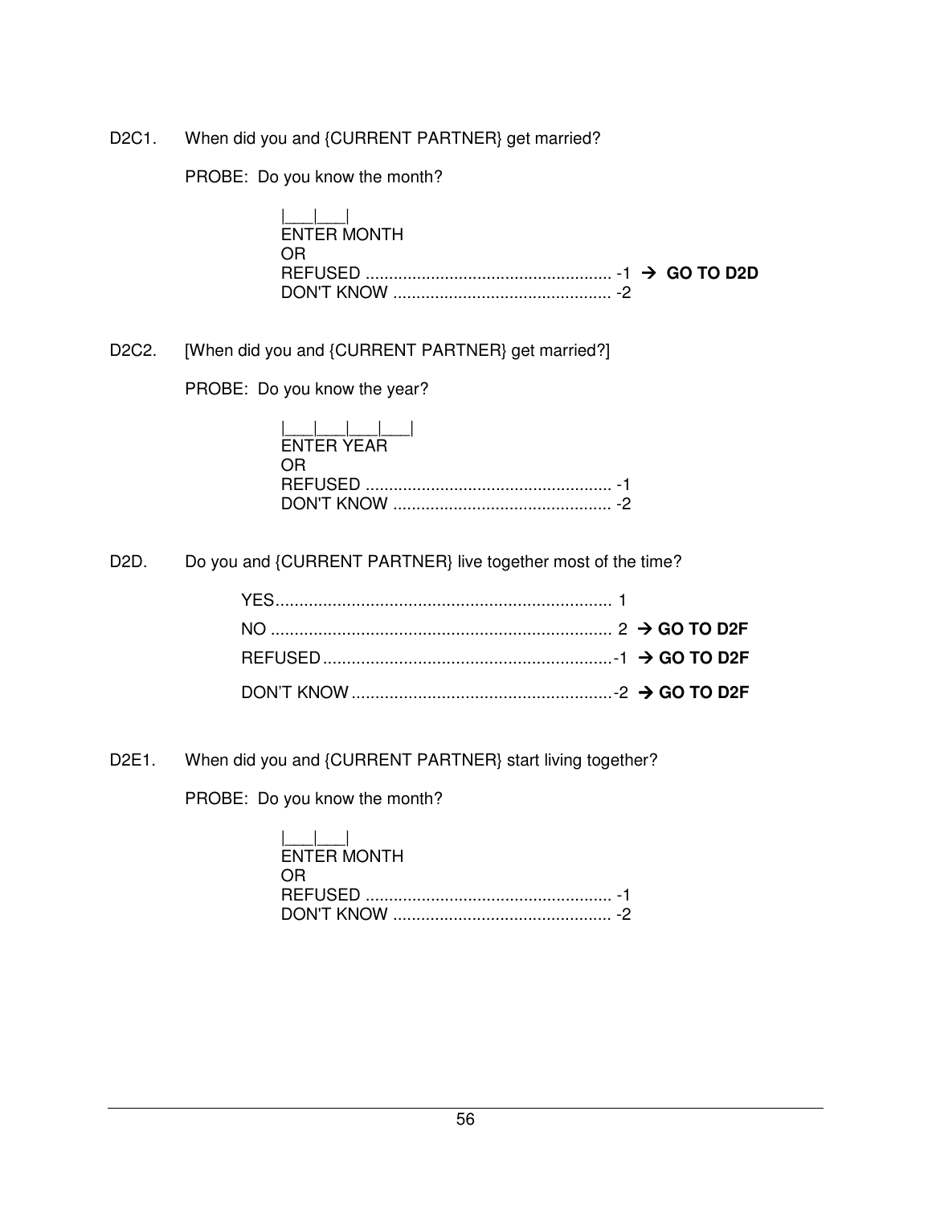D2C1. When did you and {CURRENT PARTNER} get married?

PROBE: Do you know the month?

|___|___|
ENTER MONTH
OR
REFUSED ..................................................... -1 → **GO TO D2D**
DON'T KNOW ............................................... -2

D2C2. [When did you and {CURRENT PARTNER} get married?]

PROBE: Do you know the year?

|___|___|___|___|
ENTER YEAR
OR
REFUSED ..................................................... -1
DON'T KNOW ............................................... -2

D2D. Do you and {CURRENT PARTNER} live together most of the time?

YES........................................................................ 1
NO ......................................................................... 2 → **GO TO D2F**
REFUSED..............................................................-1 → **GO TO D2F**
DON'T KNOW........................................................-2 → **GO TO D2F**

D2E1. When did you and {CURRENT PARTNER} start living together?

PROBE: Do you know the month?

|___|___|
ENTER MONTH
OR
REFUSED ..................................................... -1
DON'T KNOW ............................................... -2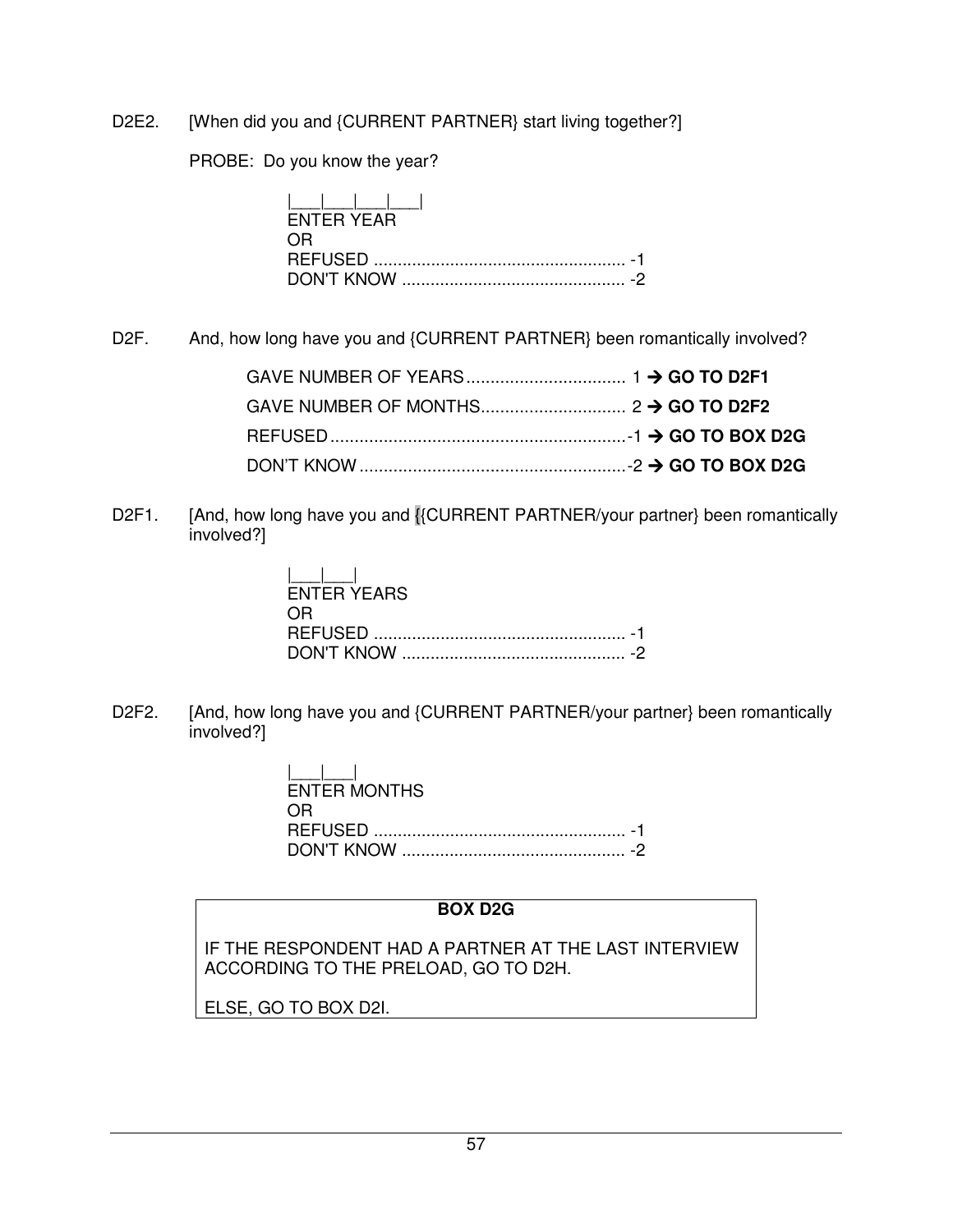D2E2. [When did you and {CURRENT PARTNER} start living together?]

PROBE: Do you know the year?

|___|___|___|___|
ENTER YEAR
OR
REFUSED ..................................................... -1
DON'T KNOW ............................................... -2

D2F. And, how long have you and {CURRENT PARTNER} been romantically involved?

GAVE NUMBER OF YEARS................................. 1 → **GO TO D2F1**
GAVE NUMBER OF MONTHS.............................. 2 → **GO TO D2F2**
REFUSED.............................................................-1 → **GO TO BOX D2G**
DON'T KNOW.......................................................-2 → **GO TO BOX D2G**

D2F1. [And, how long have you and {{CURRENT PARTNER/your partner} been romantically involved?]

|___|___|
ENTER YEARS
OR
REFUSED ..................................................... -1
DON'T KNOW ............................................... -2

D2F2. [And, how long have you and {CURRENT PARTNER/your partner} been romantically involved?]

|___|___|
ENTER MONTHS
OR
REFUSED ..................................................... -1
DON'T KNOW ............................................... -2

**BOX D2G**

IF THE RESPONDENT HAD A PARTNER AT THE LAST INTERVIEW ACCORDING TO THE PRELOAD, GO TO D2H.

ELSE, GO TO BOX D2I.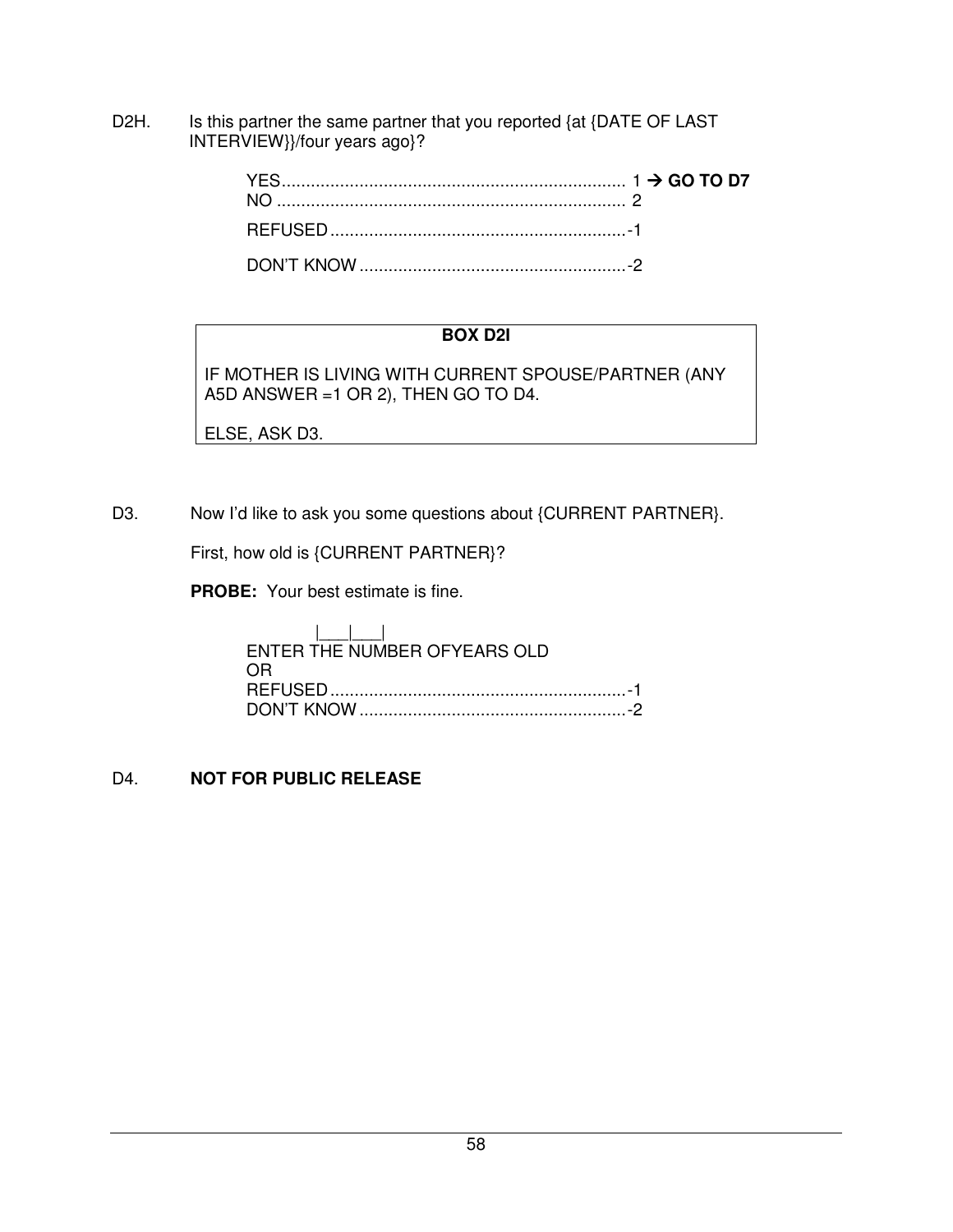D2H. Is this partner the same partner that you reported {at {DATE OF LAST INTERVIEW}}/four years ago}?

YES....................................................................... 1 → **GO TO D7**
NO ........................................................................ 2
REFUSED.............................................................-1
DON'T KNOW.......................................................-2

| **BOX D2I** |
|---|
| IF MOTHER IS LIVING WITH CURRENT SPOUSE/PARTNER (ANY A5D ANSWER =1 OR 2), THEN GO TO D4.<br><br>ELSE, ASK D3. |

D3. Now I'd like to ask you some questions about {CURRENT PARTNER}.

First, how old is {CURRENT PARTNER}?

**PROBE:** Your best estimate is fine.

|___|___|
ENTER THE NUMBER OFYEARS OLD
OR
REFUSED.............................................................-1
DON'T KNOW.......................................................-2

D4. **NOT FOR PUBLIC RELEASE**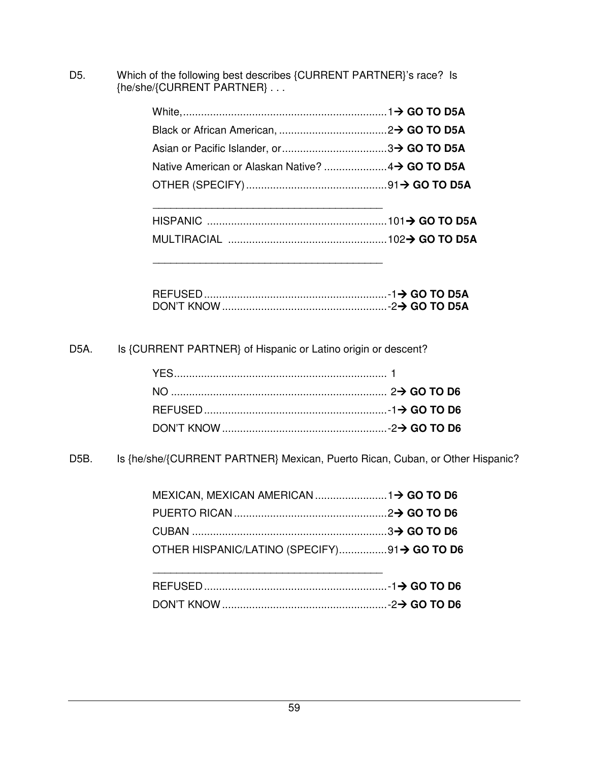D5. Which of the following best describes {CURRENT PARTNER}'s race? Is {he/she/{CURRENT PARTNER} . . .

White,....................................................................1→ **GO TO D5A**
Black or African American, ....................................2→ **GO TO D5A**
Asian or Pacific Islander, or...................................3→ **GO TO D5A**
Native American or Alaskan Native? .....................4→ **GO TO D5A**
OTHER (SPECIFY)...............................................91→ **GO TO D5A**

_______________________________________

HISPANIC ............................................................101→ **GO TO D5A**
MULTIRACIAL .....................................................102→ **GO TO D5A**

_______________________________________

REFUSED.............................................................-1→ **GO TO D5A**
DON'T KNOW.......................................................-2→ **GO TO D5A**

D5A. Is {CURRENT PARTNER} of Hispanic or Latino origin or descent?

YES....................................................................... 1
NO ....................................................................... 2→ **GO TO D6**
REFUSED.............................................................-1→ **GO TO D6**
DON'T KNOW.......................................................-2→ **GO TO D6**

D5B. Is {he/she/{CURRENT PARTNER} Mexican, Puerto Rican, Cuban, or Other Hispanic?

MEXICAN, MEXICAN AMERICAN........................1→ **GO TO D6**
PUERTO RICAN...................................................2→ **GO TO D6**
CUBAN .................................................................3→ **GO TO D6**
OTHER HISPANIC/LATINO (SPECIFY)................91→ **GO TO D6**

_______________________________________

REFUSED.............................................................-1→ **GO TO D6**
DON'T KNOW.......................................................-2→ **GO TO D6**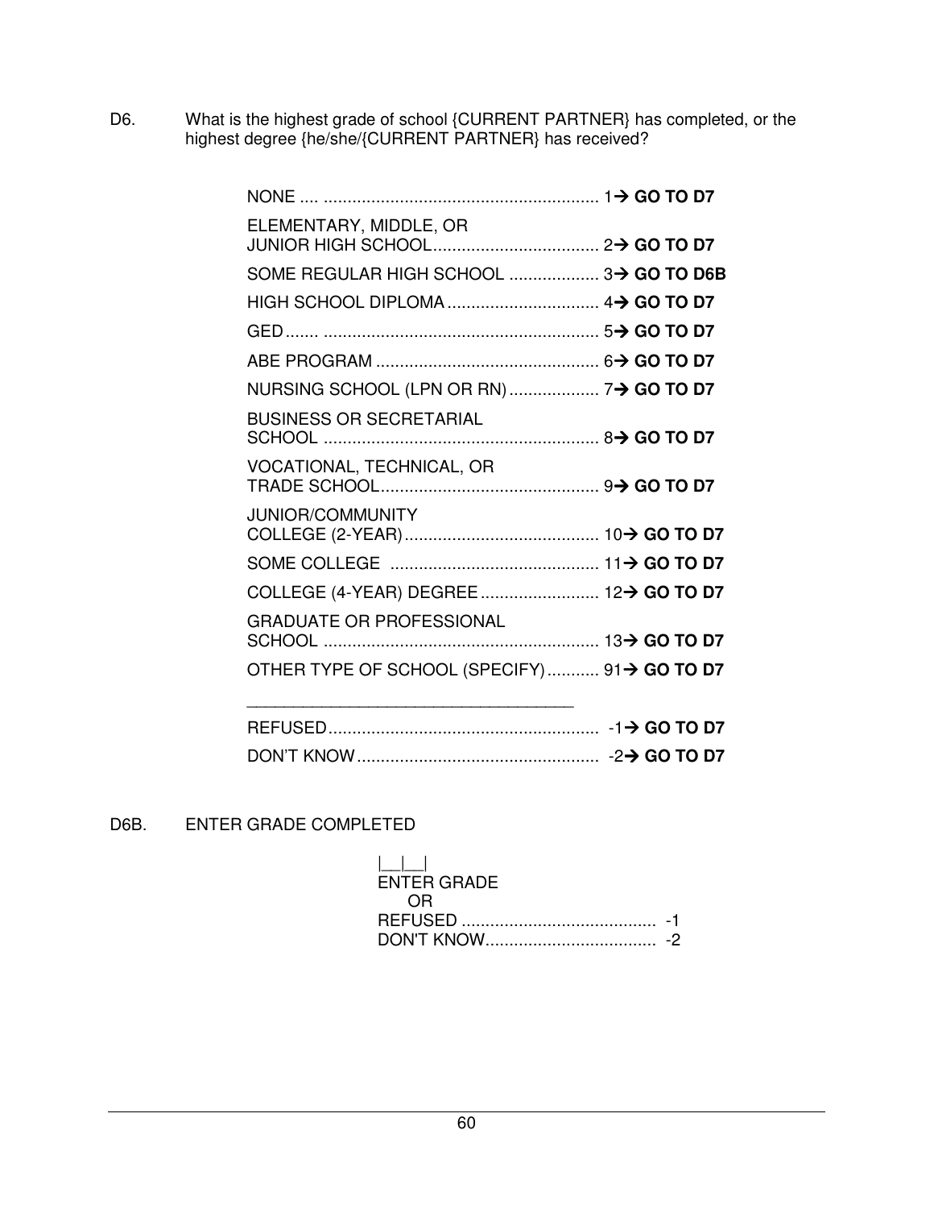D6. What is the highest grade of school {CURRENT PARTNER} has completed, or the highest degree {he/she/{CURRENT PARTNER} has received?

| | |
|---|---|
| NONE | 1→ **GO TO D7** |
| ELEMENTARY, MIDDLE, OR JUNIOR HIGH SCHOOL | 2→ **GO TO D7** |
| SOME REGULAR HIGH SCHOOL | 3→ **GO TO D6B** |
| HIGH SCHOOL DIPLOMA | 4→ **GO TO D7** |
| GED | 5→ **GO TO D7** |
| ABE PROGRAM | 6→ **GO TO D7** |
| NURSING SCHOOL (LPN OR RN) | 7→ **GO TO D7** |
| BUSINESS OR SECRETARIAL SCHOOL | 8→ **GO TO D7** |
| VOCATIONAL, TECHNICAL, OR TRADE SCHOOL | 9→ **GO TO D7** |
| JUNIOR/COMMUNITY COLLEGE (2-YEAR) | 10→ **GO TO D7** |
| SOME COLLEGE | 11→ **GO TO D7** |
| COLLEGE (4-YEAR) DEGREE | 12→ **GO TO D7** |
| GRADUATE OR PROFESSIONAL SCHOOL | 13→ **GO TO D7** |
| OTHER TYPE OF SCHOOL (SPECIFY) ________________________________ | 91→ **GO TO D7** |
| REFUSED | -1→ **GO TO D7** |
| DON'T KNOW | -2→ **GO TO D7** |

D6B. ENTER GRADE COMPLETED

|__|__|
ENTER GRADE
OR

| | |
|---|---|
| REFUSED | -1 |
| DON'T KNOW | -2 |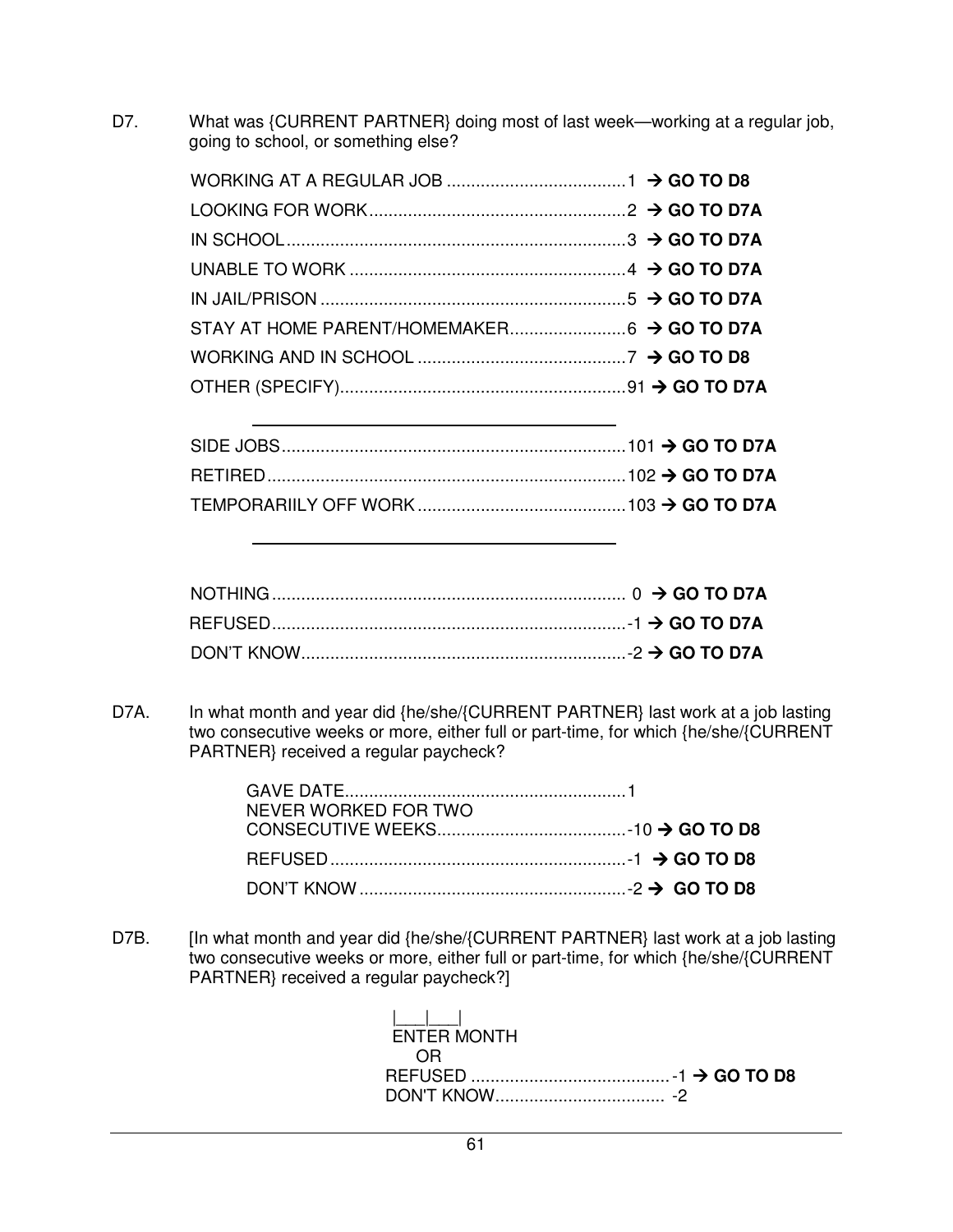D7. What was {CURRENT PARTNER} doing most of last week—working at a regular job, going to school, or something else?

WORKING AT A REGULAR JOB ....................................1 → **GO TO D8**
LOOKING FOR WORK.....................................................2 → **GO TO D7A**
IN SCHOOL.....................................................................3 → **GO TO D7A**
UNABLE TO WORK .........................................................4 → **GO TO D7A**
IN JAIL/PRISON ..............................................................5 → **GO TO D7A**
STAY AT HOME PARENT/HOMEMAKER........................6 → **GO TO D7A**
WORKING AND IN SCHOOL ...........................................7 → **GO TO D8**
OTHER (SPECIFY)...........................................................91 → **GO TO D7A**

______________________________

SIDE JOBS.......................................................................101 → **GO TO D7A**
RETIRED..........................................................................102 → **GO TO D7A**
TEMPORARIILY OFF WORK...........................................103 → **GO TO D7A**

______________________________

NOTHING......................................................................... 0 → **GO TO D7A**
REFUSED.........................................................................-1 → **GO TO D7A**
DON'T KNOW...................................................................-2 → **GO TO D7A**

D7A. In what month and year did {he/she/{CURRENT PARTNER} last work at a job lasting two consecutive weeks or more, either full or part-time, for which {he/she/{CURRENT PARTNER} received a regular paycheck?

GAVE DATE..........................................................1
NEVER WORKED FOR TWO
CONSECUTIVE WEEKS.......................................-10 → **GO TO D8**
REFUSED.............................................................-1 → **GO TO D8**
DON'T KNOW.......................................................-2 → **GO TO D8**

D7B. [In what month and year did {he/she/{CURRENT PARTNER} last work at a job lasting two consecutive weeks or more, either full or part-time, for which {he/she/{CURRENT PARTNER} received a regular paycheck?]

|___|___|
ENTER MONTH
OR
REFUSED ..........................................-1 → **GO TO D8**
DON'T KNOW................................... -2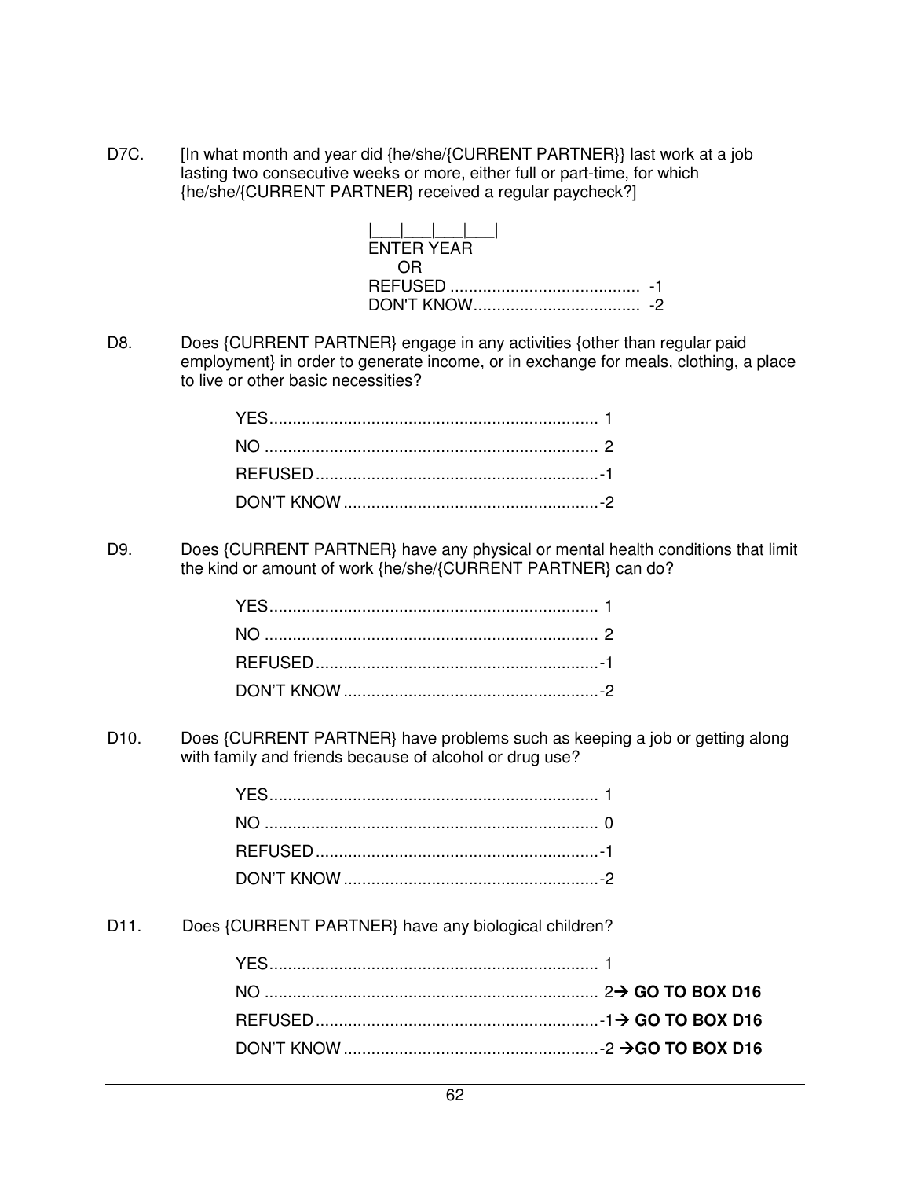D7C. [In what month and year did {he/she/{CURRENT PARTNER}} last work at a job lasting two consecutive weeks or more, either full or part-time, for which {he/she/{CURRENT PARTNER} received a regular paycheck?]

|___|___|___|___|
ENTER YEAR
OR
REFUSED ........................................ -1
DON'T KNOW................................... -2

D8. Does {CURRENT PARTNER} engage in any activities {other than regular paid employment} in order to generate income, or in exchange for meals, clothing, a place to live or other basic necessities?

YES...................................................................... 1
NO ....................................................................... 2
REFUSED.............................................................-1
DON'T KNOW.......................................................-2

D9. Does {CURRENT PARTNER} have any physical or mental health conditions that limit the kind or amount of work {he/she/{CURRENT PARTNER} can do?

YES...................................................................... 1
NO ....................................................................... 2
REFUSED.............................................................-1
DON'T KNOW.......................................................-2

D10. Does {CURRENT PARTNER} have problems such as keeping a job or getting along with family and friends because of alcohol or drug use?

YES...................................................................... 1
NO ....................................................................... 0
REFUSED.............................................................-1
DON'T KNOW.......................................................-2

D11. Does {CURRENT PARTNER} have any biological children?

YES...................................................................... 1
NO ....................................................................... 2→ **GO TO BOX D16**
REFUSED.............................................................-1→ **GO TO BOX D16**
DON'T KNOW.......................................................-2 →**GO TO BOX D16**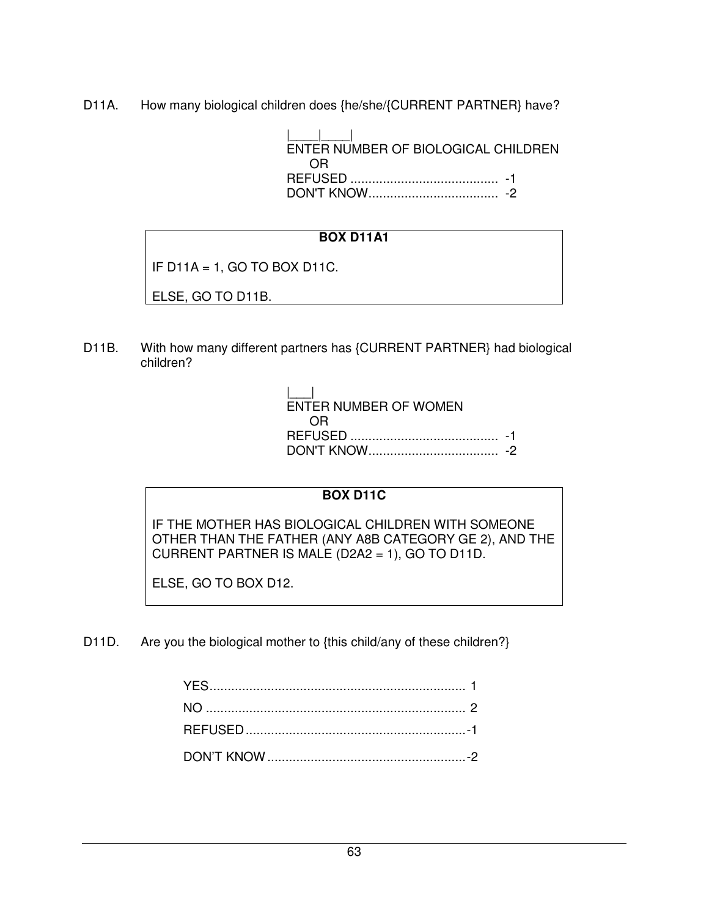D11A. How many biological children does {he/she/{CURRENT PARTNER} have?

|____|____|
ENTER NUMBER OF BIOLOGICAL CHILDREN
OR
REFUSED ......................................... -1
DON'T KNOW.................................... -2

| **BOX D11A1** |
| --- |
| IF D11A = 1, GO TO BOX D11C.<br><br>ELSE, GO TO D11B. |

D11B. With how many different partners has {CURRENT PARTNER} had biological children?

|___|
ENTER NUMBER OF WOMEN
OR
REFUSED ......................................... -1
DON'T KNOW.................................... -2

| **BOX D11C** |
| --- |
| IF THE MOTHER HAS BIOLOGICAL CHILDREN WITH SOMEONE OTHER THAN THE FATHER (ANY A8B CATEGORY GE 2), AND THE CURRENT PARTNER IS MALE (D2A2 = 1), GO TO D11D.<br><br>ELSE, GO TO BOX D12. |

D11D. Are you the biological mother to {this child/any of these children?}

YES....................................................................... 1
NO ........................................................................ 2
REFUSED.............................................................-1
DON'T KNOW .......................................................-2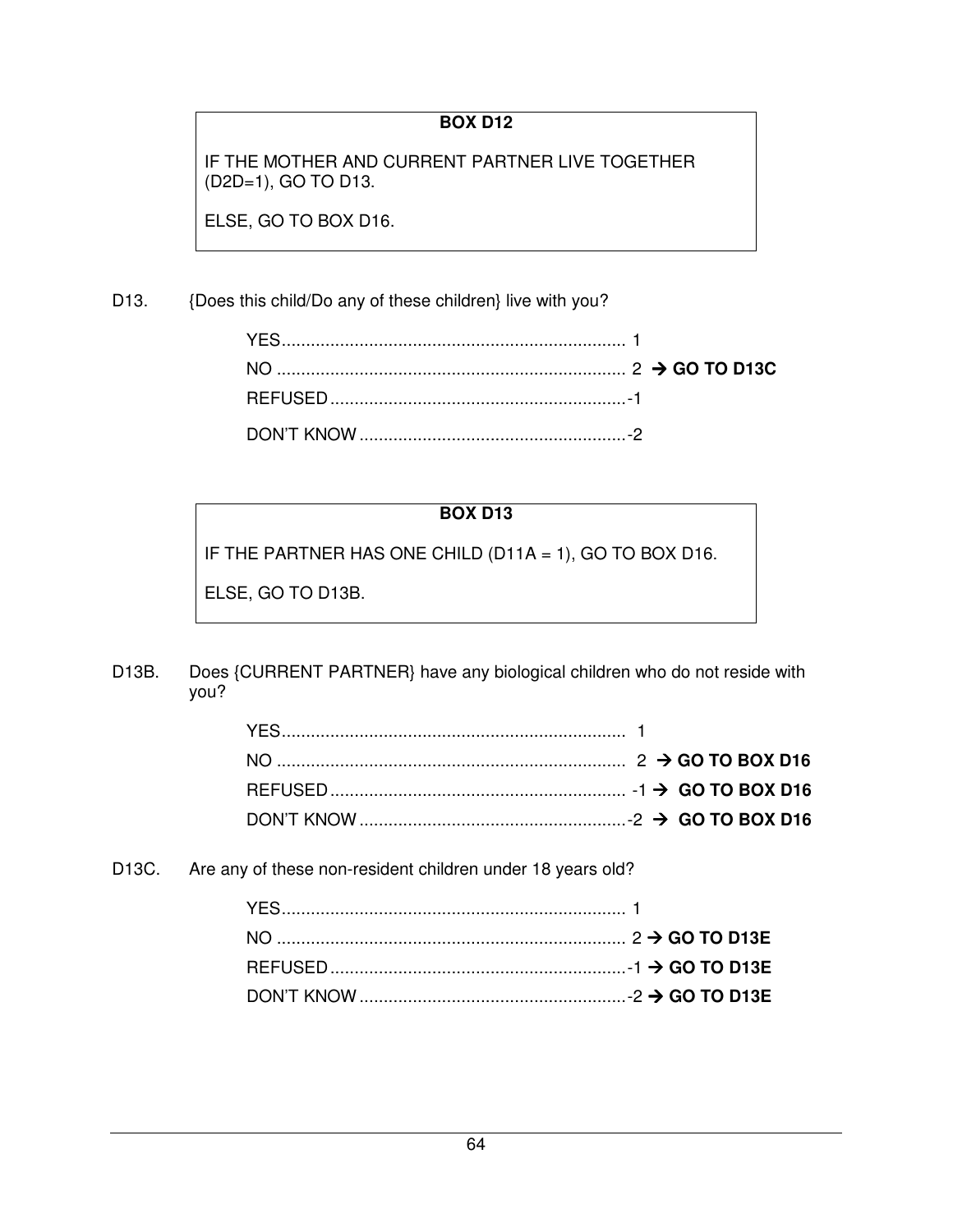**BOX D12**

IF THE MOTHER AND CURRENT PARTNER LIVE TOGETHER (D2D=1), GO TO D13.

ELSE, GO TO BOX D16.

D13. {Does this child/Do any of these children} live with you?

YES....................................................................... 1
NO ........................................................................ 2 → **GO TO D13C**
REFUSED............................................................-1
DON'T KNOW.......................................................-2

**BOX D13**

IF THE PARTNER HAS ONE CHILD (D11A = 1), GO TO BOX D16.

ELSE, GO TO D13B.

D13B. Does {CURRENT PARTNER} have any biological children who do not reside with you?

YES....................................................................... 1
NO ........................................................................ 2 → **GO TO BOX D16**
REFUSED............................................................ -1 → **GO TO BOX D16**
DON'T KNOW.......................................................-2 → **GO TO BOX D16**

D13C. Are any of these non-resident children under 18 years old?

YES....................................................................... 1
NO ........................................................................ 2 → **GO TO D13E**
REFUSED............................................................-1 → **GO TO D13E**
DON'T KNOW.......................................................-2 → **GO TO D13E**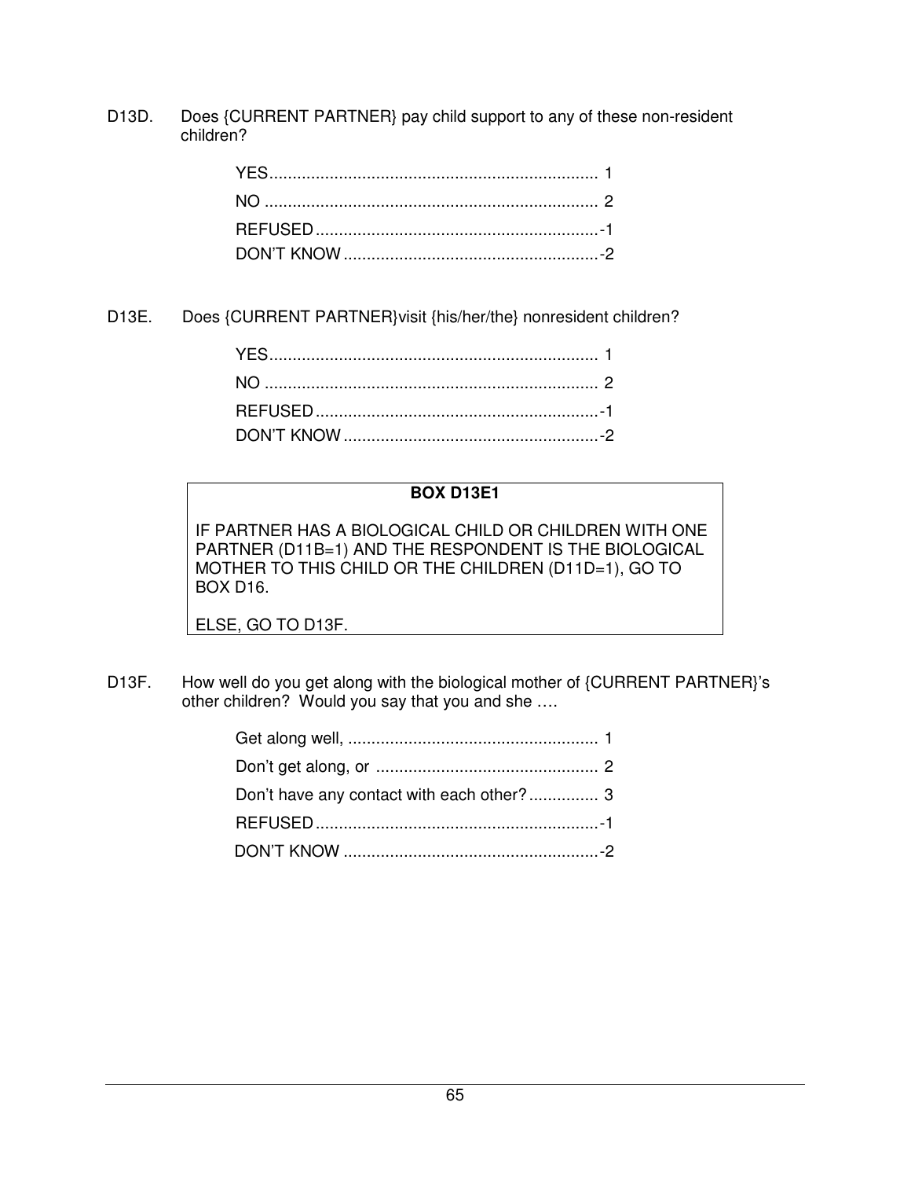D13D. Does {CURRENT PARTNER} pay child support to any of these non-resident children?

YES........................................................................ 1
NO ......................................................................... 2
REFUSED.............................................................-1
DON'T KNOW.......................................................-2

D13E. Does {CURRENT PARTNER}visit {his/her/the} nonresident children?

YES........................................................................ 1
NO ......................................................................... 2
REFUSED.............................................................-1
DON'T KNOW.......................................................-2

**BOX D13E1**

IF PARTNER HAS A BIOLOGICAL CHILD OR CHILDREN WITH ONE PARTNER (D11B=1) AND THE RESPONDENT IS THE BIOLOGICAL MOTHER TO THIS CHILD OR THE CHILDREN (D11D=1), GO TO BOX D16.

ELSE, GO TO D13F.

D13F. How well do you get along with the biological mother of {CURRENT PARTNER}'s other children? Would you say that you and she ….

Get along well, ...................................................... 1
Don't get along, or ................................................ 2
Don't have any contact with each other?............... 3
REFUSED.............................................................-1
DON'T KNOW.......................................................-2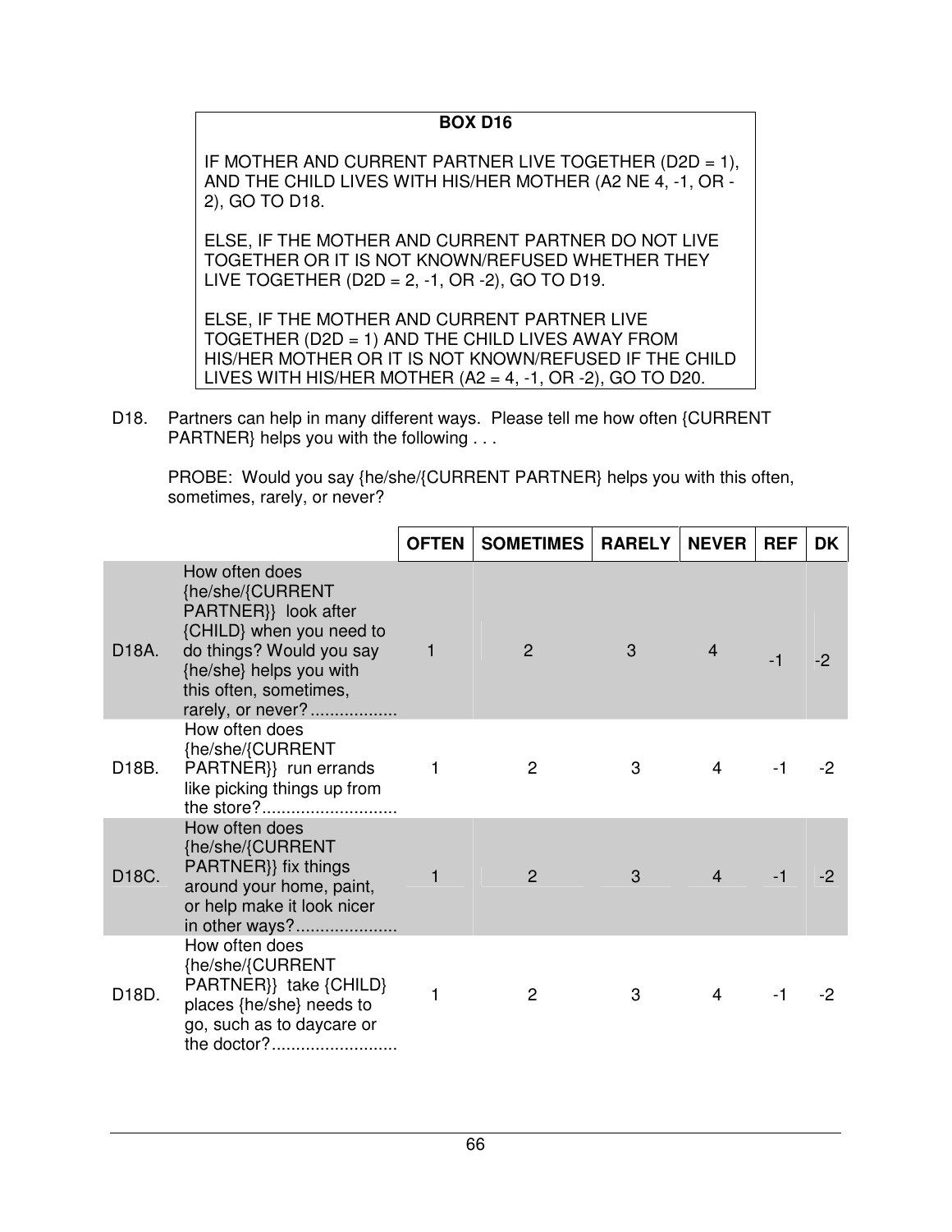**BOX D16**

IF MOTHER AND CURRENT PARTNER LIVE TOGETHER (D2D = 1), AND THE CHILD LIVES WITH HIS/HER MOTHER (A2 NE 4, -1, OR -2), GO TO D18.

ELSE, IF THE MOTHER AND CURRENT PARTNER DO NOT LIVE TOGETHER OR IT IS NOT KNOWN/REFUSED WHETHER THEY LIVE TOGETHER (D2D = 2, -1, OR -2), GO TO D19.

ELSE, IF THE MOTHER AND CURRENT PARTNER LIVE TOGETHER (D2D = 1) AND THE CHILD LIVES AWAY FROM HIS/HER MOTHER OR IT IS NOT KNOWN/REFUSED IF THE CHILD LIVES WITH HIS/HER MOTHER (A2 = 4, -1, OR -2), GO TO D20.

D18. Partners can help in many different ways. Please tell me how often {CURRENT PARTNER} helps you with the following . . .

PROBE: Would you say {he/she/{CURRENT PARTNER} helps you with this often, sometimes, rarely, or never?

| | | OFTEN | SOMETIMES | RARELY | NEVER | REF | DK |
|---|---|---|---|---|---|---|---|
| D18A. | How often does {he/she/{CURRENT PARTNER}} look after {CHILD} when you need to do things? Would you say {he/she} helps you with this often, sometimes, rarely, or never?.................. | 1 | 2 | 3 | 4 | -1 | -2 |
| D18B. | How often does {he/she/{CURRENT PARTNER}} run errands like picking things up from the store?............................ | 1 | 2 | 3 | 4 | -1 | -2 |
| D18C. | How often does {he/she/{CURRENT PARTNER}} fix things around your home, paint, or help make it look nicer in other ways?..................... | 1 | 2 | 3 | 4 | -1 | -2 |
| D18D. | How often does {he/she/{CURRENT PARTNER}} take {CHILD} places {he/she} needs to go, such as to daycare or the doctor?.......................... | 1 | 2 | 3 | 4 | -1 | -2 |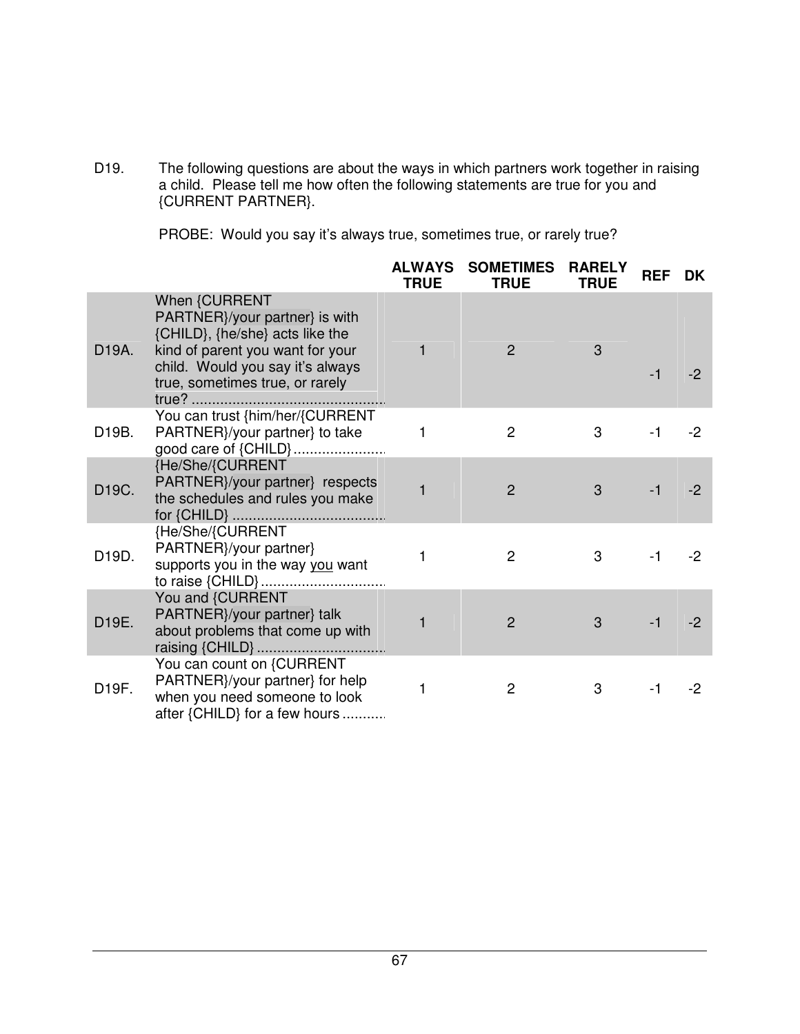D19. The following questions are about the ways in which partners work together in raising a child. Please tell me how often the following statements are true for you and {CURRENT PARTNER}.

PROBE: Would you say it's always true, sometimes true, or rarely true?

| | | ALWAYS TRUE | SOMETIMES TRUE | RARELY TRUE | REF | DK |
|---|---|---|---|---|---|---|
| D19A. | When {CURRENT PARTNER}/your partner} is with {CHILD}, {he/she} acts like the kind of parent you want for your child. Would you say it's always true, sometimes true, or rarely true? ............................................... | 1 | 2 | 3 | -1 | -2 |
| D19B. | You can trust {him/her/{CURRENT PARTNER}/your partner} to take good care of {CHILD} ...................... | 1 | 2 | 3 | -1 | -2 |
| D19C. | {He/She/{CURRENT PARTNER}/your partner} respects the schedules and rules you make for {CHILD} ..................................... | 1 | 2 | 3 | -1 | -2 |
| D19D. | {He/She/{CURRENT PARTNER}/your partner} supports you in the way you want to raise {CHILD} .............................. | 1 | 2 | 3 | -1 | -2 |
| D19E. | You and {CURRENT PARTNER}/your partner} talk about problems that come up with raising {CHILD} ............................... | 1 | 2 | 3 | -1 | -2 |
| D19F. | You can count on {CURRENT PARTNER}/your partner} for help when you need someone to look after {CHILD} for a few hours .......... | 1 | 2 | 3 | -1 | -2 |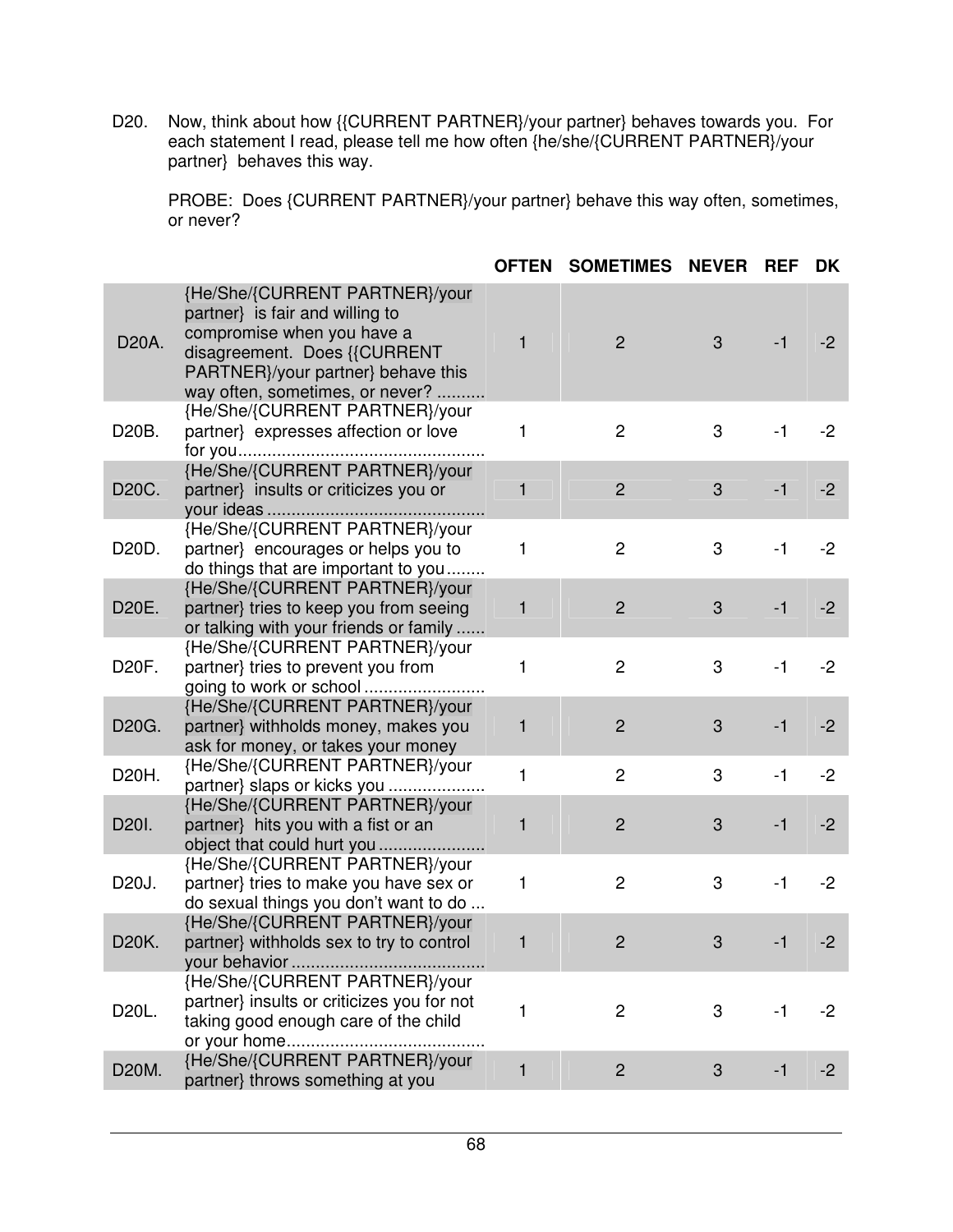D20. Now, think about how {{CURRENT PARTNER}/your partner} behaves towards you. For each statement I read, please tell me how often {he/she/{CURRENT PARTNER}/your partner} behaves this way.

PROBE: Does {CURRENT PARTNER}/your partner} behave this way often, sometimes, or never?

| | | OFTEN | SOMETIMES | NEVER | REF | DK |
|---|---|---|---|---|---|---|
| D20A. | {He/She/{CURRENT PARTNER}/your partner} is fair and willing to compromise when you have a disagreement. Does {{CURRENT PARTNER}/your partner} behave this way often, sometimes, or never? .......... | 1 | 2 | 3 | -1 | -2 |
| D20B. | {He/She/{CURRENT PARTNER}/your partner} expresses affection or love for you.................................................. | 1 | 2 | 3 | -1 | -2 |
| D20C. | {He/She/{CURRENT PARTNER}/your partner} insults or criticizes you or your ideas ............................................ | 1 | 2 | 3 | -1 | -2 |
| D20D. | {He/She/{CURRENT PARTNER}/your partner} encourages or helps you to do things that are important to you........ | 1 | 2 | 3 | -1 | -2 |
| D20E. | {He/She/{CURRENT PARTNER}/your partner} tries to keep you from seeing or talking with your friends or family ...... | 1 | 2 | 3 | -1 | -2 |
| D20F. | {He/She/{CURRENT PARTNER}/your partner} tries to prevent you from going to work or school ......................... | 1 | 2 | 3 | -1 | -2 |
| D20G. | {He/She/{CURRENT PARTNER}/your partner} withholds money, makes you ask for money, or takes your money | 1 | 2 | 3 | -1 | -2 |
| D20H. | {He/She/{CURRENT PARTNER}/your partner} slaps or kicks you ................... | 1 | 2 | 3 | -1 | -2 |
| D20I. | {He/She/{CURRENT PARTNER}/your partner} hits you with a fist or an object that could hurt you ...................... | 1 | 2 | 3 | -1 | -2 |
| D20J. | {He/She/{CURRENT PARTNER}/your partner} tries to make you have sex or do sexual things you don't want to do ... | 1 | 2 | 3 | -1 | -2 |
| D20K. | {He/She/{CURRENT PARTNER}/your partner} withholds sex to try to control your behavior ........................................ | 1 | 2 | 3 | -1 | -2 |
| D20L. | {He/She/{CURRENT PARTNER}/your partner} insults or criticizes you for not taking good enough care of the child or your home......................................... | 1 | 2 | 3 | -1 | -2 |
| D20M. | {He/She/{CURRENT PARTNER}/your partner} throws something at you | 1 | 2 | 3 | -1 | -2 |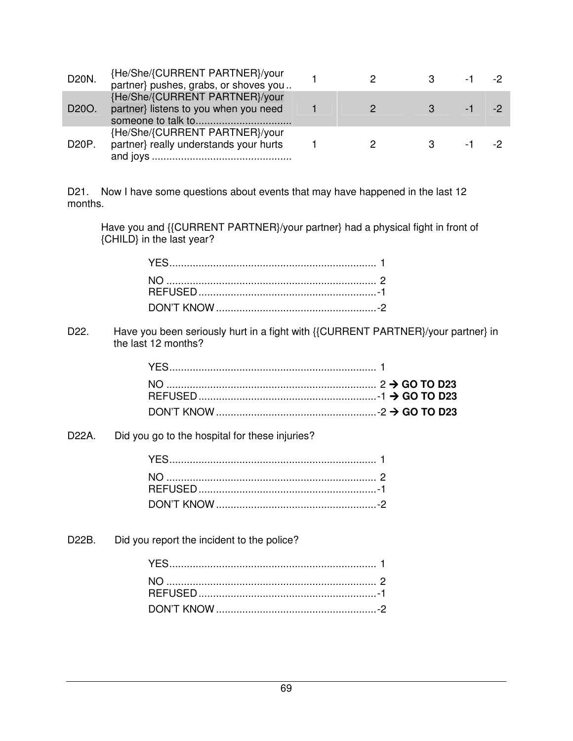| | | | | | | |
|---|---|---|---|---|---|---|
| D20N. | {He/She/{CURRENT PARTNER}/your partner} pushes, grabs, or shoves you .. | 1 | 2 | 3 | -1 | -2 |
| D20O. | {He/She/{CURRENT PARTNER}/your partner} listens to you when you need someone to talk to................................ | 1 | 2 | 3 | -1 | -2 |
| D20P. | {He/She/{CURRENT PARTNER}/your partner} really understands your hurts and joys ................................................ | 1 | 2 | 3 | -1 | -2 |

D21. Now I have some questions about events that may have happened in the last 12 months.

Have you and {{CURRENT PARTNER}/your partner} had a physical fight in front of {CHILD} in the last year?

YES...................................................................... 1
NO ....................................................................... 2
REFUSED.............................................................-1
DON'T KNOW.......................................................-2

D22. Have you been seriously hurt in a fight with {{CURRENT PARTNER}/your partner} in the last 12 months?

YES...................................................................... 1
NO ....................................................................... 2 → **GO TO D23**
REFUSED.............................................................-1 → **GO TO D23**
DON'T KNOW.......................................................-2 → **GO TO D23**

D22A. Did you go to the hospital for these injuries?

YES...................................................................... 1
NO ....................................................................... 2
REFUSED.............................................................-1
DON'T KNOW.......................................................-2

D22B. Did you report the incident to the police?

YES...................................................................... 1
NO ....................................................................... 2
REFUSED.............................................................-1
DON'T KNOW.......................................................-2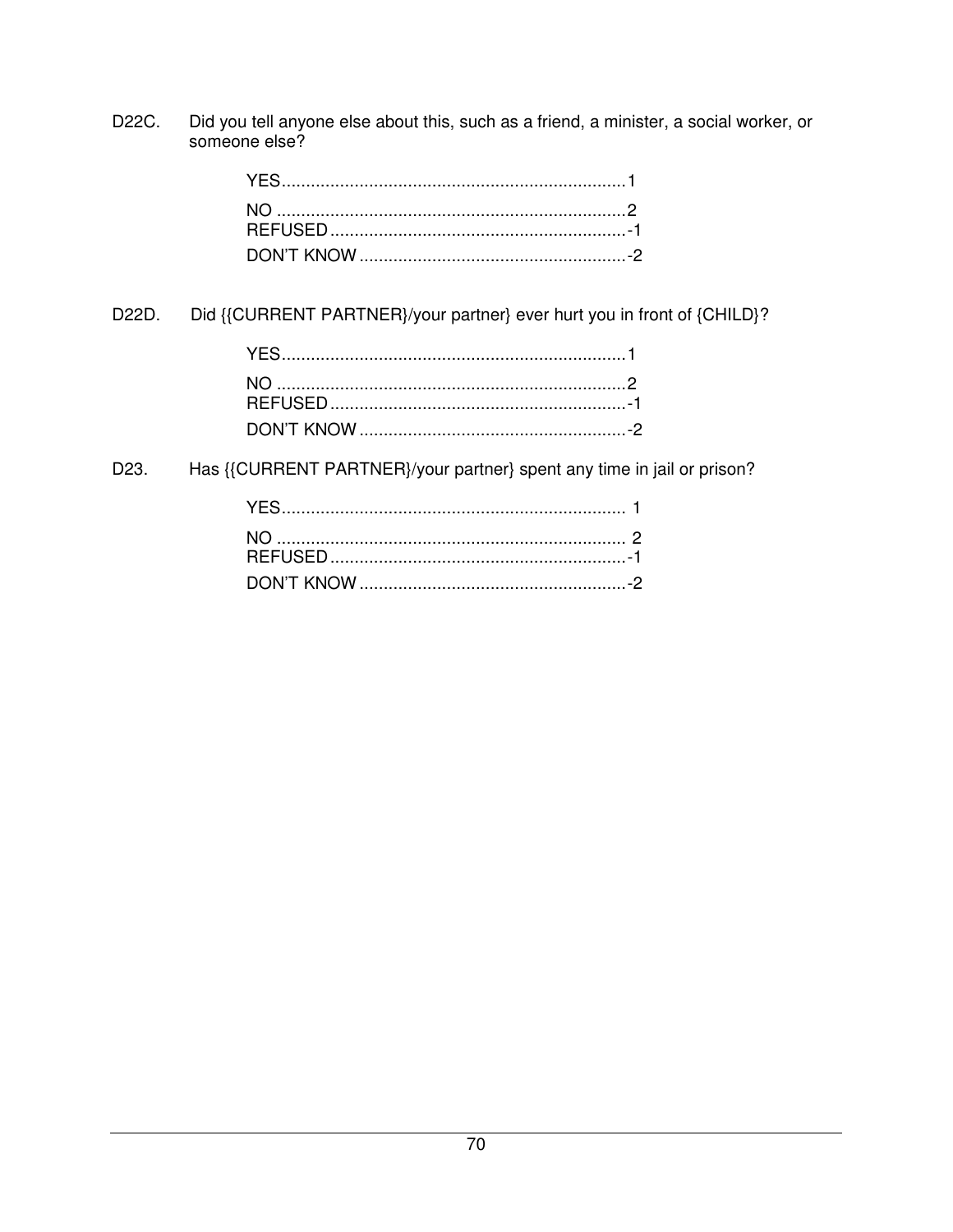D22C. Did you tell anyone else about this, such as a friend, a minister, a social worker, or someone else?

YES.......................................................................1
NO ........................................................................2
REFUSED.............................................................-1
DON'T KNOW.......................................................-2

D22D. Did {{CURRENT PARTNER}/your partner} ever hurt you in front of {CHILD}?

YES.......................................................................1
NO ........................................................................2
REFUSED.............................................................-1
DON'T KNOW.......................................................-2

D23. Has {{CURRENT PARTNER}/your partner} spent any time in jail or prison?

YES....................................................................... 1
NO ........................................................................ 2
REFUSED.............................................................-1
DON'T KNOW.......................................................-2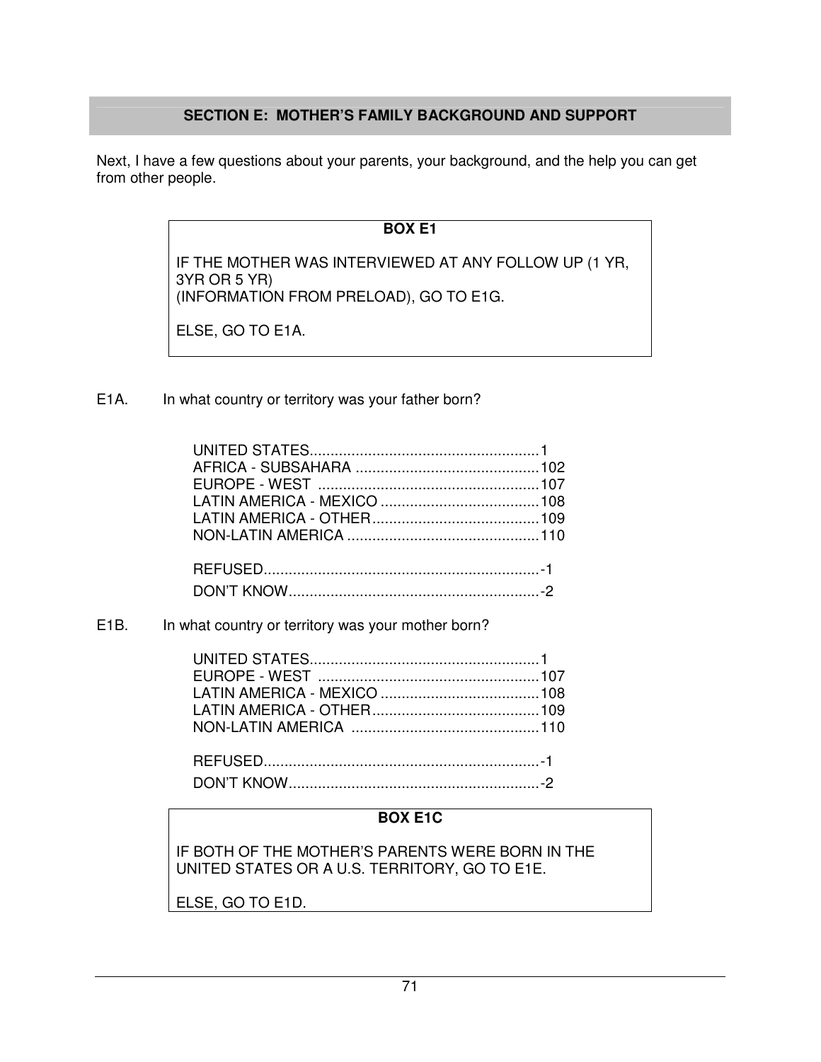## SECTION E: MOTHER'S FAMILY BACKGROUND AND SUPPORT

Next, I have a few questions about your parents, your background, and the help you can get from other people.

> **BOX E1**
>
> IF THE MOTHER WAS INTERVIEWED AT ANY FOLLOW UP (1 YR, 3YR OR 5 YR)
> (INFORMATION FROM PRELOAD), GO TO E1G.
>
> ELSE, GO TO E1A.

E1A. In what country or territory was your father born?

UNITED STATES.......................................................1
AFRICA - SUBSAHARA ............................................102
EUROPE - WEST .....................................................107
LATIN AMERICA - MEXICO ......................................108
LATIN AMERICA - OTHER........................................109
NON-LATIN AMERICA .............................................110

REFUSED..................................................................-1
DON'T KNOW............................................................-2

E1B. In what country or territory was your mother born?

UNITED STATES.......................................................1
EUROPE - WEST .....................................................107
LATIN AMERICA - MEXICO ......................................108
LATIN AMERICA - OTHER........................................109
NON-LATIN AMERICA .............................................110

REFUSED..................................................................-1
DON'T KNOW............................................................-2

> **BOX E1C**
>
> IF BOTH OF THE MOTHER'S PARENTS WERE BORN IN THE UNITED STATES OR A U.S. TERRITORY, GO TO E1E.
>
> ELSE, GO TO E1D.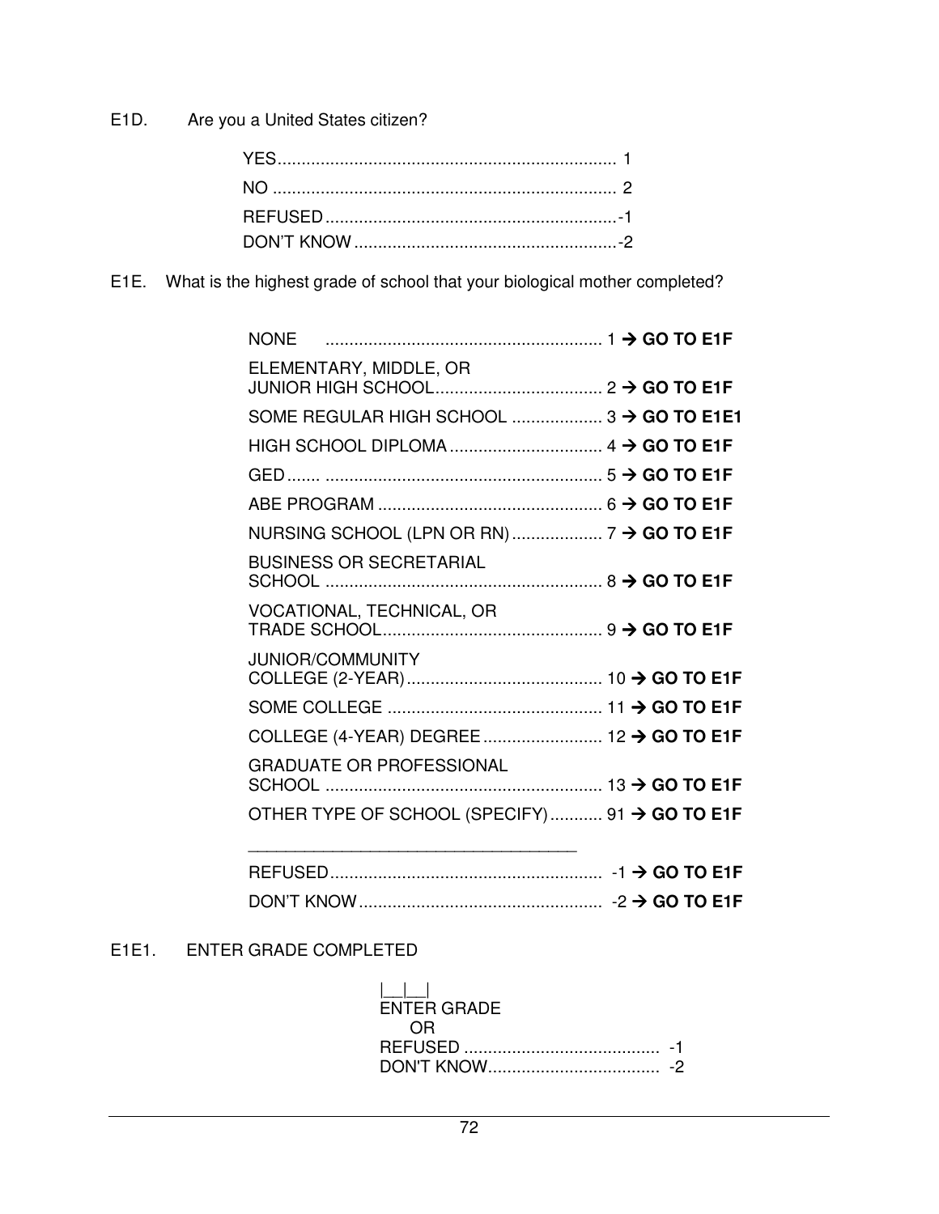E1D. Are you a United States citizen?

| | |
|---|---|
| YES | 1 |
| NO | 2 |
| REFUSED | -1 |
| DON'T KNOW | -2 |

E1E. What is the highest grade of school that your biological mother completed?

| | | |
|---|---|---|
| NONE | 1 | → **GO TO E1F** |
| ELEMENTARY, MIDDLE, OR JUNIOR HIGH SCHOOL | 2 | → **GO TO E1F** |
| SOME REGULAR HIGH SCHOOL | 3 | → **GO TO E1E1** |
| HIGH SCHOOL DIPLOMA | 4 | → **GO TO E1F** |
| GED | 5 | → **GO TO E1F** |
| ABE PROGRAM | 6 | → **GO TO E1F** |
| NURSING SCHOOL (LPN OR RN) | 7 | → **GO TO E1F** |
| BUSINESS OR SECRETARIAL SCHOOL | 8 | → **GO TO E1F** |
| VOCATIONAL, TECHNICAL, OR TRADE SCHOOL | 9 | → **GO TO E1F** |
| JUNIOR/COMMUNITY COLLEGE (2-YEAR) | 10 | → **GO TO E1F** |
| SOME COLLEGE | 11 | → **GO TO E1F** |
| COLLEGE (4-YEAR) DEGREE | 12 | → **GO TO E1F** |
| GRADUATE OR PROFESSIONAL SCHOOL | 13 | → **GO TO E1F** |
| OTHER TYPE OF SCHOOL (SPECIFY) ________________________________ | 91 | → **GO TO E1F** |
| REFUSED | -1 | → **GO TO E1F** |
| DON'T KNOW | -2 | → **GO TO E1F** |

E1E1. ENTER GRADE COMPLETED

|__|__|
ENTER GRADE

OR

| | |
|---|---|
| REFUSED | -1 |
| DON'T KNOW | -2 |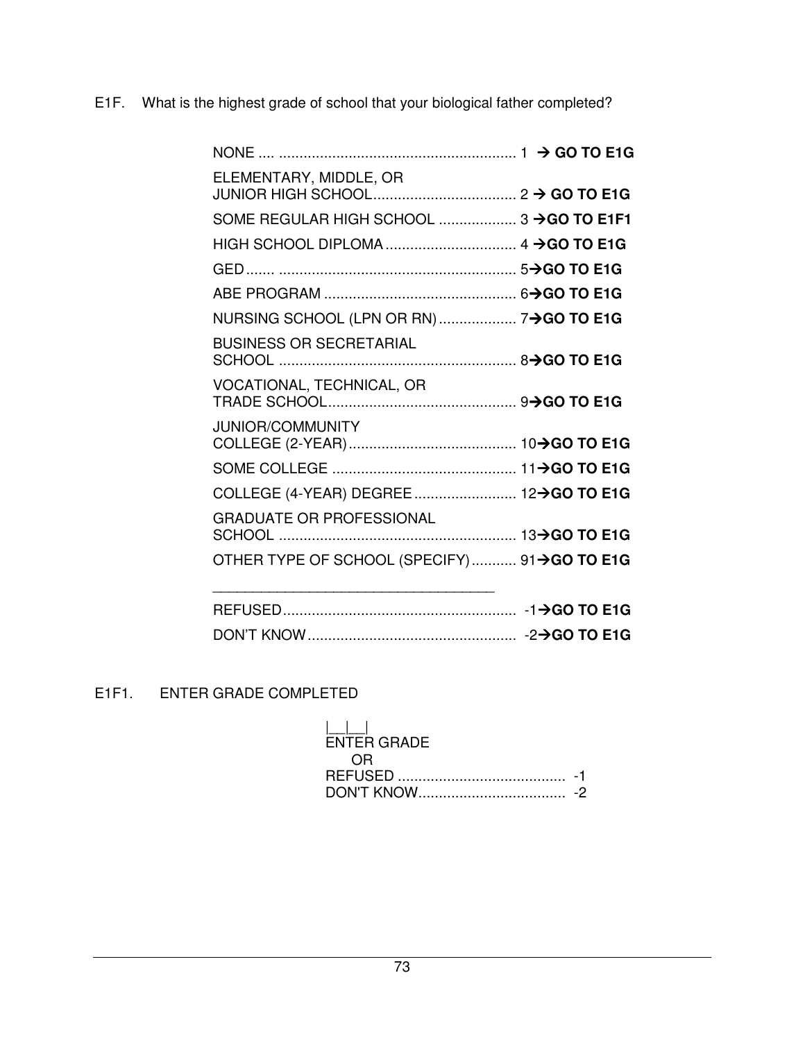E1F. What is the highest grade of school that your biological father completed?

| | | |
|---|---|---|
| NONE | 1 | → **GO TO E1G** |
| ELEMENTARY, MIDDLE, OR JUNIOR HIGH SCHOOL | 2 | → **GO TO E1G** |
| SOME REGULAR HIGH SCHOOL | 3 | → **GO TO E1F1** |
| HIGH SCHOOL DIPLOMA | 4 | → **GO TO E1G** |
| GED | 5 | → **GO TO E1G** |
| ABE PROGRAM | 6 | → **GO TO E1G** |
| NURSING SCHOOL (LPN OR RN) | 7 | → **GO TO E1G** |
| BUSINESS OR SECRETARIAL SCHOOL | 8 | → **GO TO E1G** |
| VOCATIONAL, TECHNICAL, OR TRADE SCHOOL | 9 | → **GO TO E1G** |
| JUNIOR/COMMUNITY COLLEGE (2-YEAR) | 10 | → **GO TO E1G** |
| SOME COLLEGE | 11 | → **GO TO E1G** |
| COLLEGE (4-YEAR) DEGREE | 12 | → **GO TO E1G** |
| GRADUATE OR PROFESSIONAL SCHOOL | 13 | → **GO TO E1G** |
| OTHER TYPE OF SCHOOL (SPECIFY) ____________________ | 91 | → **GO TO E1G** |
| REFUSED | -1 | → **GO TO E1G** |
| DON'T KNOW | -2 | → **GO TO E1G** |

E1F1. ENTER GRADE COMPLETED

|__|__|
ENTER GRADE

OR

| | |
|---|---|
| REFUSED | -1 |
| DON'T KNOW | -2 |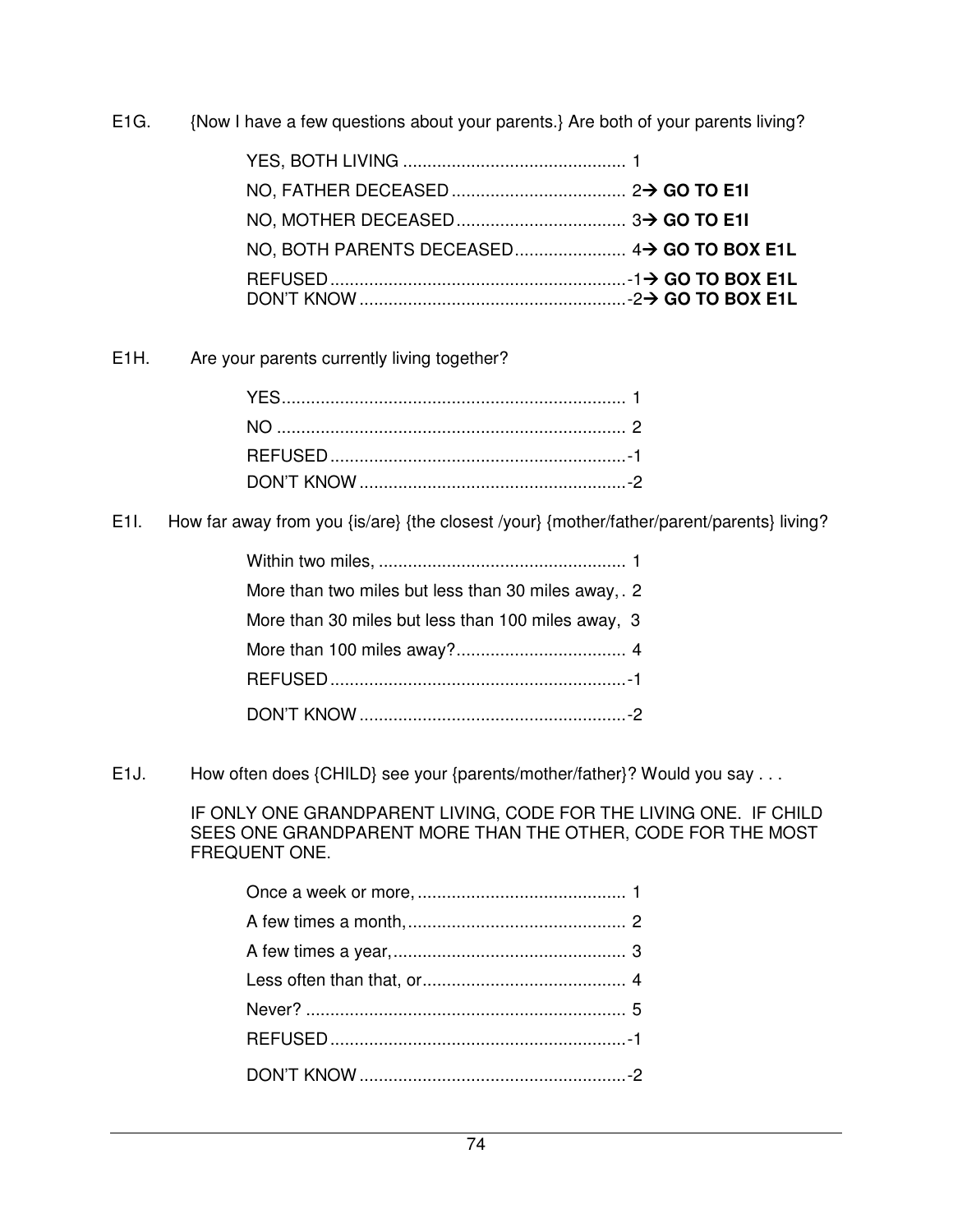E1G. {Now I have a few questions about your parents.} Are both of your parents living?

YES, BOTH LIVING .............................................. 1
NO, FATHER DECEASED .................................... 2→ **GO TO E1I**
NO, MOTHER DECEASED ................................... 3→ **GO TO E1I**
NO, BOTH PARENTS DECEASED ....................... 4→ **GO TO BOX E1L**
REFUSED .............................................................-1→ **GO TO BOX E1L**
DON'T KNOW .......................................................-2→ **GO TO BOX E1L**

E1H. Are your parents currently living together?

YES....................................................................... 1
NO ........................................................................ 2
REFUSED .............................................................-1
DON'T KNOW .......................................................-2

E1I. How far away from you {is/are} {the closest /your} {mother/father/parent/parents} living?

Within two miles, ................................................... 1
More than two miles but less than 30 miles away, . 2
More than 30 miles but less than 100 miles away, 3
More than 100 miles away?.................................... 4
REFUSED .............................................................-1
DON'T KNOW .......................................................-2

E1J. How often does {CHILD} see your {parents/mother/father}? Would you say . . .

IF ONLY ONE GRANDPARENT LIVING, CODE FOR THE LIVING ONE. IF CHILD SEES ONE GRANDPARENT MORE THAN THE OTHER, CODE FOR THE MOST FREQUENT ONE.

Once a week or more, ........................................... 1
A few times a month,............................................. 2
A few times a year,................................................ 3
Less often than that, or.......................................... 4
Never? .................................................................. 5
REFUSED .............................................................-1
DON'T KNOW .......................................................-2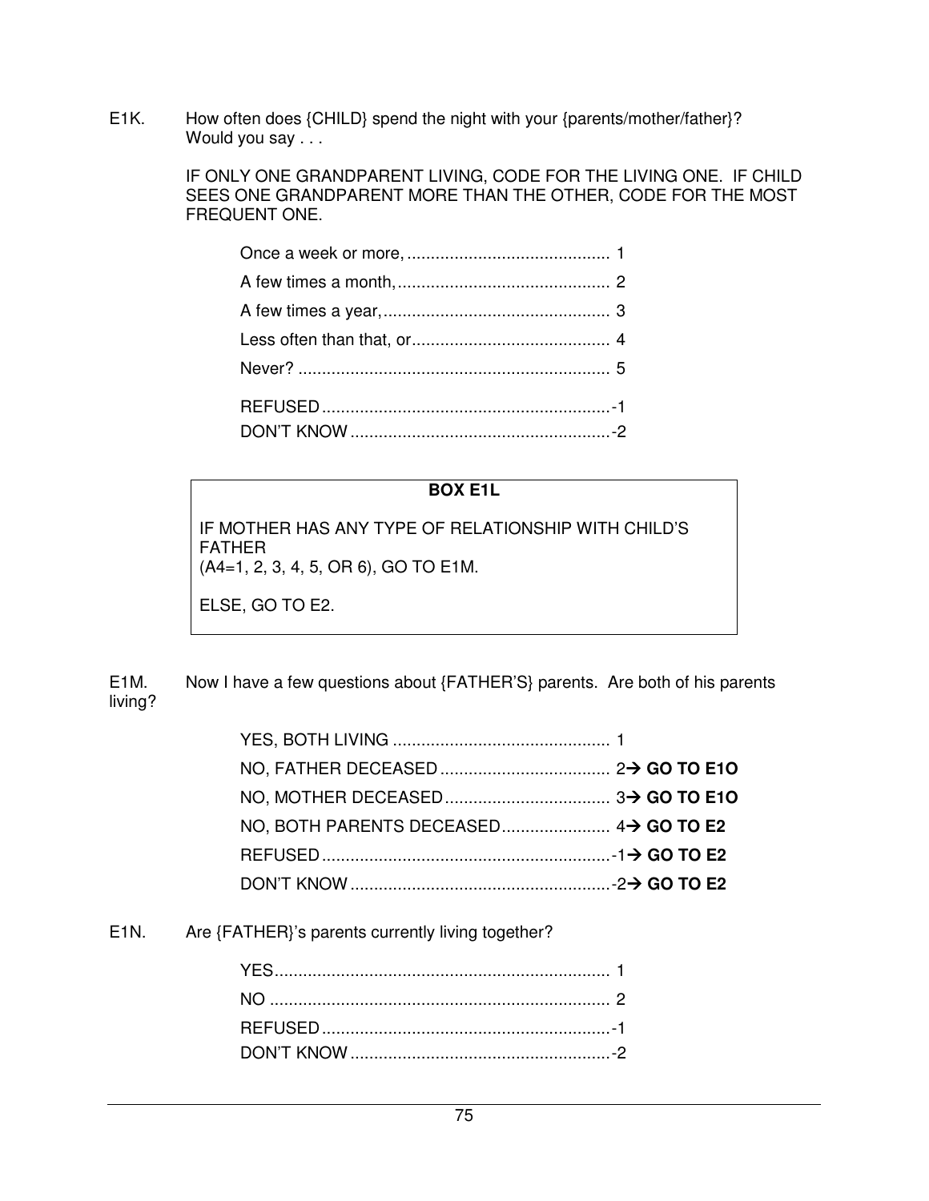E1K. How often does {CHILD} spend the night with your {parents/mother/father}? Would you say . . .

IF ONLY ONE GRANDPARENT LIVING, CODE FOR THE LIVING ONE. IF CHILD SEES ONE GRANDPARENT MORE THAN THE OTHER, CODE FOR THE MOST FREQUENT ONE.

| | |
|---|---|
| Once a week or more, | 1 |
| A few times a month, | 2 |
| A few times a year, | 3 |
| Less often than that, or | 4 |
| Never? | 5 |
| REFUSED | -1 |
| DON'T KNOW | -2 |

**BOX E1L**

IF MOTHER HAS ANY TYPE OF RELATIONSHIP WITH CHILD'S FATHER
(A4=1, 2, 3, 4, 5, OR 6), GO TO E1M.

ELSE, GO TO E2.

E1M. Now I have a few questions about {FATHER'S} parents. Are both of his parents living?

| | |
|---|---|
| YES, BOTH LIVING | 1 |
| NO, FATHER DECEASED | 2→ **GO TO E1O** |
| NO, MOTHER DECEASED | 3→ **GO TO E1O** |
| NO, BOTH PARENTS DECEASED | 4→ **GO TO E2** |
| REFUSED | -1→ **GO TO E2** |
| DON'T KNOW | -2→ **GO TO E2** |

E1N. Are {FATHER}'s parents currently living together?

| | |
|---|---|
| YES | 1 |
| NO | 2 |
| REFUSED | -1 |
| DON'T KNOW | -2 |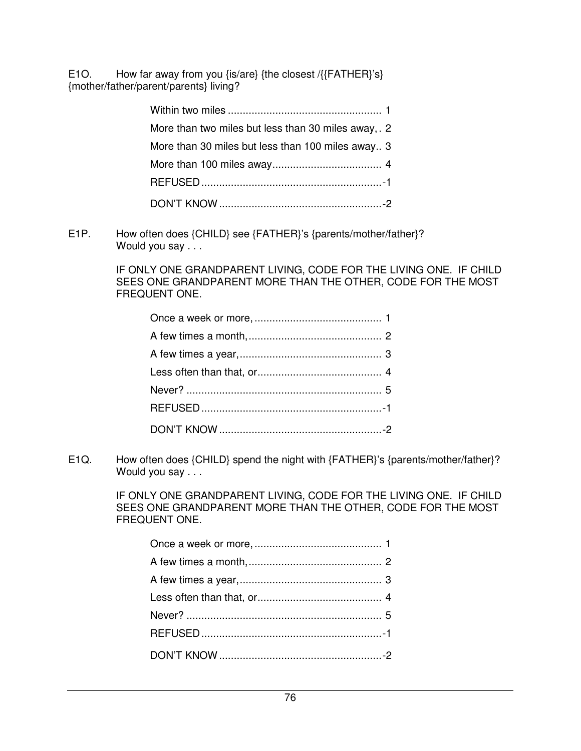E1O. How far away from you {is/are} {the closest /{{FATHER}'s} {mother/father/parent/parents} living?

| | |
|---|---|
| Within two miles | 1 |
| More than two miles but less than 30 miles away, | 2 |
| More than 30 miles but less than 100 miles away. | 3 |
| More than 100 miles away | 4 |
| REFUSED | -1 |
| DON'T KNOW | -2 |

E1P. How often does {CHILD} see {FATHER}'s {parents/mother/father}? Would you say . . .

IF ONLY ONE GRANDPARENT LIVING, CODE FOR THE LIVING ONE. IF CHILD SEES ONE GRANDPARENT MORE THAN THE OTHER, CODE FOR THE MOST FREQUENT ONE.

| | |
|---|---|
| Once a week or more, | 1 |
| A few times a month, | 2 |
| A few times a year, | 3 |
| Less often than that, or | 4 |
| Never? | 5 |
| REFUSED | -1 |
| DON'T KNOW | -2 |

E1Q. How often does {CHILD} spend the night with {FATHER}'s {parents/mother/father}? Would you say . . .

IF ONLY ONE GRANDPARENT LIVING, CODE FOR THE LIVING ONE. IF CHILD SEES ONE GRANDPARENT MORE THAN THE OTHER, CODE FOR THE MOST FREQUENT ONE.

| | |
|---|---|
| Once a week or more, | 1 |
| A few times a month, | 2 |
| A few times a year, | 3 |
| Less often than that, or | 4 |
| Never? | 5 |
| REFUSED | -1 |
| DON'T KNOW | -2 |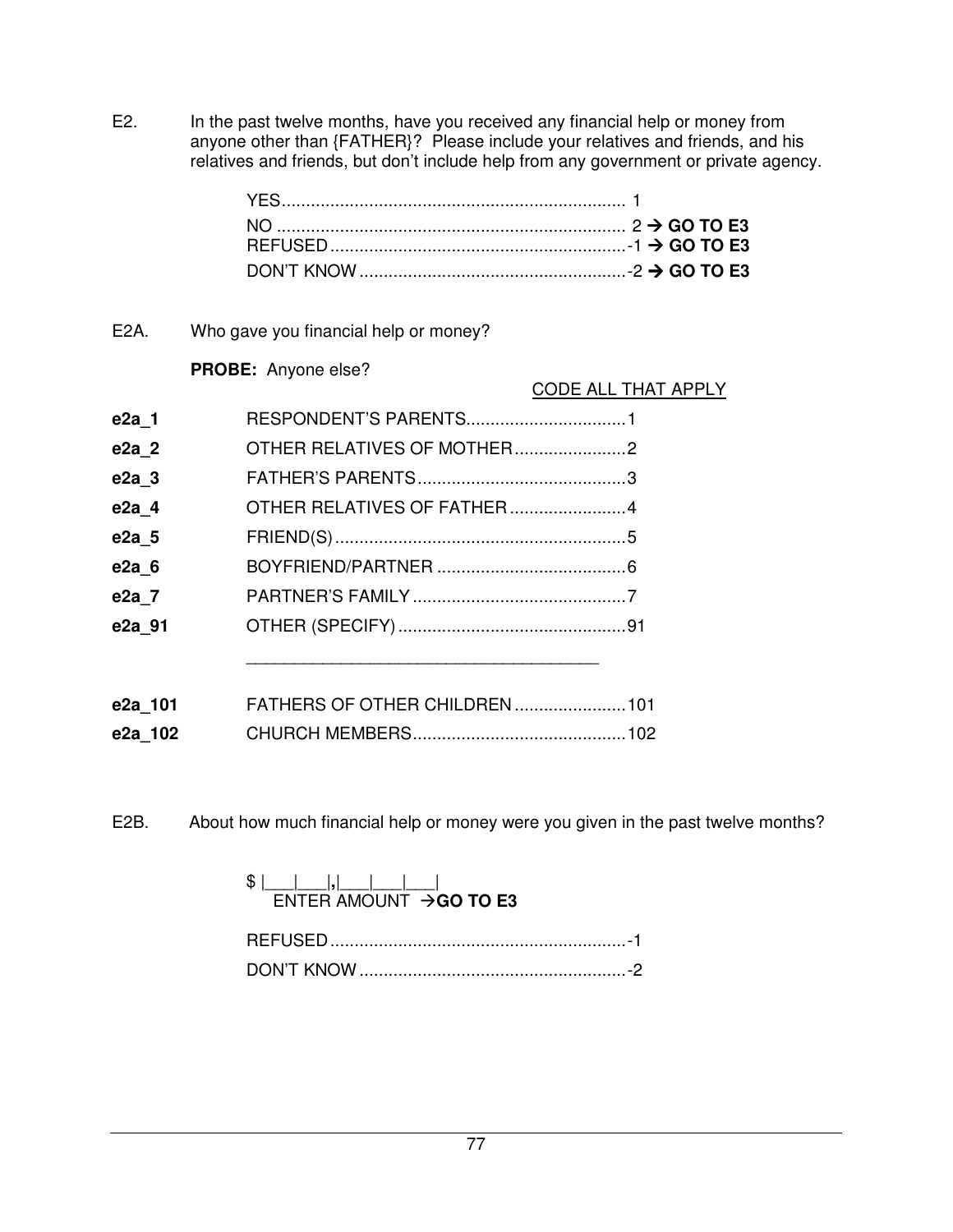E2. In the past twelve months, have you received any financial help or money from anyone other than {FATHER}? Please include your relatives and friends, and his relatives and friends, but don't include help from any government or private agency.

| | | |
|---|---|---|
| YES | 1 | |
| NO | 2 | → **GO TO E3** |
| REFUSED | -1 | → **GO TO E3** |
| DON'T KNOW | -2 | → **GO TO E3** |

E2A. Who gave you financial help or money?

**PROBE:** Anyone else?

CODE ALL THAT APPLY

| | | |
|---|---|---|
| **e2a_1** | RESPONDENT'S PARENTS | 1 |
| **e2a_2** | OTHER RELATIVES OF MOTHER | 2 |
| **e2a_3** | FATHER'S PARENTS | 3 |
| **e2a_4** | OTHER RELATIVES OF FATHER | 4 |
| **e2a_5** | FRIEND(S) | 5 |
| **e2a_6** | BOYFRIEND/PARTNER | 6 |
| **e2a_7** | PARTNER'S FAMILY | 7 |
| **e2a_91** | OTHER (SPECIFY) ______________________________ | 91 |
| **e2a_101** | FATHERS OF OTHER CHILDREN | 101 |
| **e2a_102** | CHURCH MEMBERS | 102 |

E2B. About how much financial help or money were you given in the past twelve months?

$ |___|___|,|___|___|___|
ENTER AMOUNT → **GO TO E3**

| | |
|---|---|
| REFUSED | -1 |
| DON'T KNOW | -2 |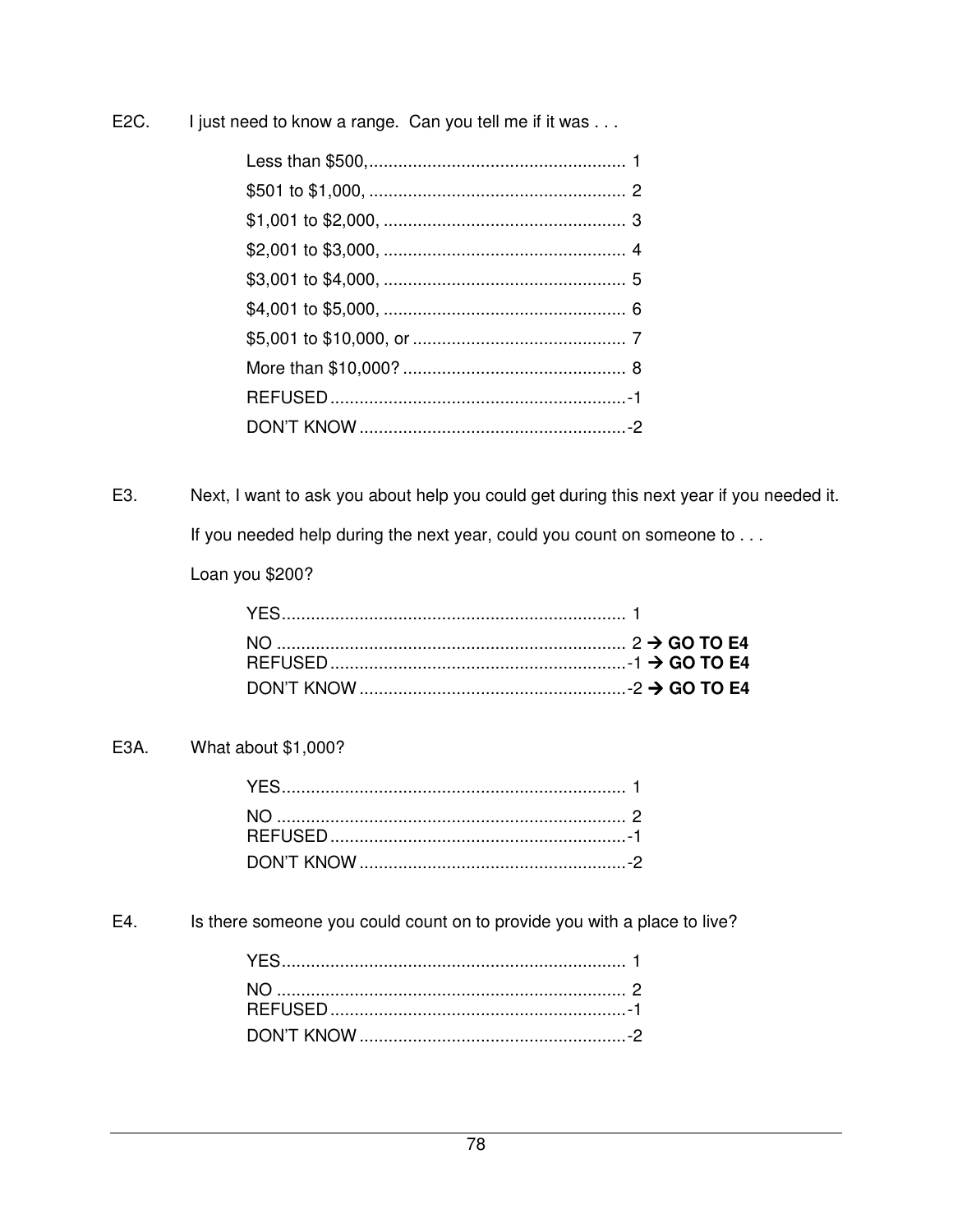E2C. I just need to know a range. Can you tell me if it was . . .

| | |
|---|---|
| Less than $500, | 1 |
| $501 to $1,000, | 2 |
| $1,001 to $2,000, | 3 |
| $2,001 to $3,000, | 4 |
| $3,001 to $4,000, | 5 |
| $4,001 to $5,000, | 6 |
| $5,001 to $10,000, or | 7 |
| More than $10,000? | 8 |
| REFUSED | -1 |
| DON'T KNOW | -2 |

E3. Next, I want to ask you about help you could get during this next year if you needed it.

If you needed help during the next year, could you count on someone to . . .

Loan you $200?

| | | |
|---|---|---|
| YES | 1 | |
| NO | 2 | → **GO TO E4** |
| REFUSED | -1 | → **GO TO E4** |
| DON'T KNOW | -2 | → **GO TO E4** |

E3A. What about $1,000?

| | |
|---|---|
| YES | 1 |
| NO | 2 |
| REFUSED | -1 |
| DON'T KNOW | -2 |

E4. Is there someone you could count on to provide you with a place to live?

| | |
|---|---|
| YES | 1 |
| NO | 2 |
| REFUSED | -1 |
| DON'T KNOW | -2 |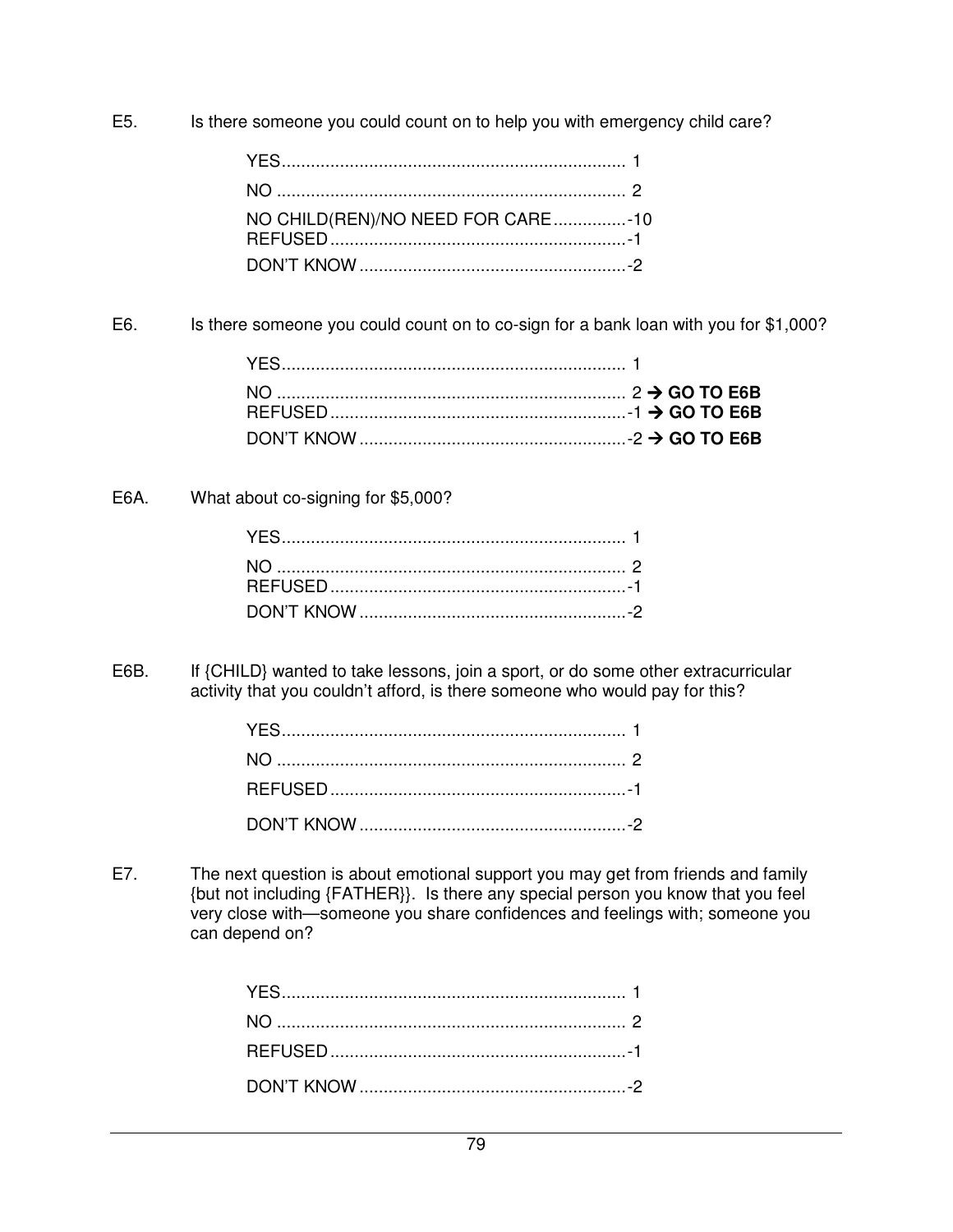E5. Is there someone you could count on to help you with emergency child care?

| | |
|---|---|
| YES | 1 |
| NO | 2 |
| NO CHILD(REN)/NO NEED FOR CARE | -10 |
| REFUSED | -1 |
| DON'T KNOW | -2 |

E6. Is there someone you could count on to co-sign for a bank loan with you for $1,000?

| | |
|---|---|
| YES | 1 |
| NO | 2 → **GO TO E6B** |
| REFUSED | -1 → **GO TO E6B** |
| DON'T KNOW | -2 → **GO TO E6B** |

E6A. What about co-signing for $5,000?

| | |
|---|---|
| YES | 1 |
| NO | 2 |
| REFUSED | -1 |
| DON'T KNOW | -2 |

E6B. If {CHILD} wanted to take lessons, join a sport, or do some other extracurricular activity that you couldn't afford, is there someone who would pay for this?

| | |
|---|---|
| YES | 1 |
| NO | 2 |
| REFUSED | -1 |
| DON'T KNOW | -2 |

E7. The next question is about emotional support you may get from friends and family {but not including {FATHER}}. Is there any special person you know that you feel very close with—someone you share confidences and feelings with; someone you can depend on?

| | |
|---|---|
| YES | 1 |
| NO | 2 |
| REFUSED | -1 |
| DON'T KNOW | -2 |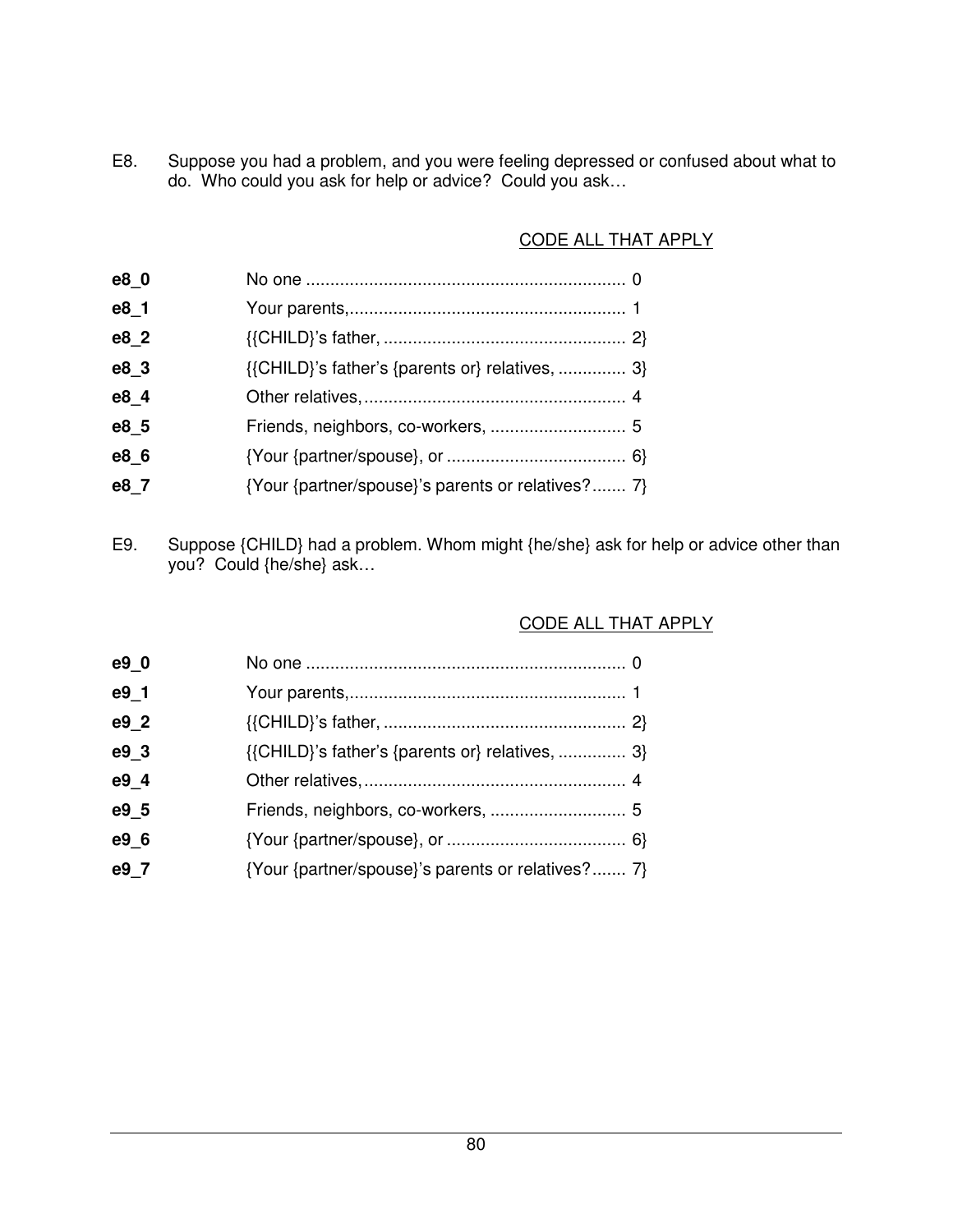E8. Suppose you had a problem, and you were feeling depressed or confused about what to do. Who could you ask for help or advice? Could you ask…

CODE ALL THAT APPLY

| | | |
|---|---|---|
| **e8_0** | No one | 0 |
| **e8_1** | Your parents, | 1 |
| **e8_2** | {{CHILD}'s father, | 2} |
| **e8_3** | {{CHILD}'s father's {parents or} relatives, | 3} |
| **e8_4** | Other relatives, | 4 |
| **e8_5** | Friends, neighbors, co-workers, | 5 |
| **e8_6** | {Your {partner/spouse}, or | 6} |
| **e8_7** | {Your {partner/spouse}'s parents or relatives? | 7} |

E9. Suppose {CHILD} had a problem. Whom might {he/she} ask for help or advice other than you? Could {he/she} ask…

CODE ALL THAT APPLY

| | | |
|---|---|---|
| **e9_0** | No one | 0 |
| **e9_1** | Your parents, | 1 |
| **e9_2** | {{CHILD}'s father, | 2} |
| **e9_3** | {{CHILD}'s father's {parents or} relatives, | 3} |
| **e9_4** | Other relatives, | 4 |
| **e9_5** | Friends, neighbors, co-workers, | 5 |
| **e9_6** | {Your {partner/spouse}, or | 6} |
| **e9_7** | {Your {partner/spouse}'s parents or relatives? | 7} |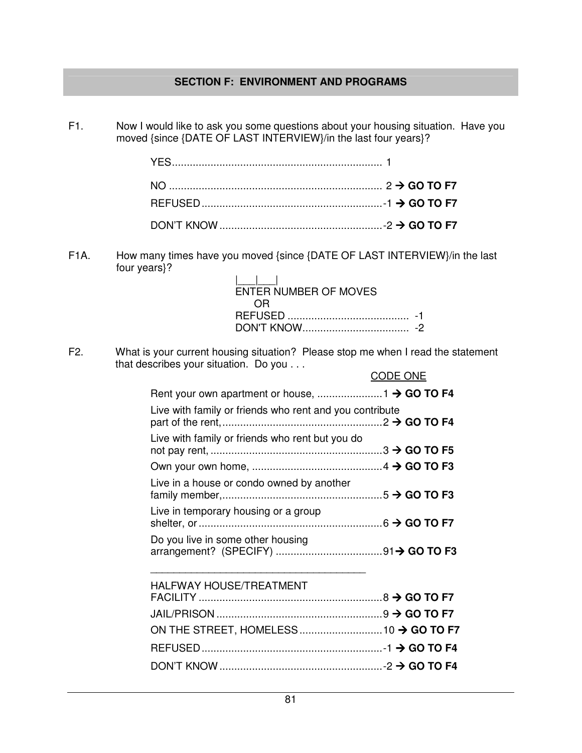## SECTION F: ENVIRONMENT AND PROGRAMS

F1. Now I would like to ask you some questions about your housing situation. Have you moved {since {DATE OF LAST INTERVIEW}/in the last four years}?

YES....................................................................... 1

NO ....................................................................... 2 → **GO TO F7**

REFUSED.............................................................-1 → **GO TO F7**

DON'T KNOW.......................................................-2 → **GO TO F7**

F1A. How many times have you moved {since {DATE OF LAST INTERVIEW}/in the last four years}?

|___|___|
ENTER NUMBER OF MOVES
OR
REFUSED ......................................... -1
DON'T KNOW.................................... -2

F2. What is your current housing situation? Please stop me when I read the statement that describes your situation. Do you . . .

CODE ONE

Rent your own apartment or house, ......................1 → **GO TO F4**

Live with family or friends who rent and you contribute part of the rent,......................................................2 → **GO TO F4**

Live with family or friends who rent but you do not pay rent, ..........................................................3 → **GO TO F5**

Own your own home, ............................................4 → **GO TO F3**

Live in a house or condo owned by another family member,......................................................5 → **GO TO F3**

Live in temporary housing or a group shelter, or..............................................................6 → **GO TO F7**

Do you live in some other housing arrangement? (SPECIFY) ....................................91 → **GO TO F3**

______________________________________

HALFWAY HOUSE/TREATMENT FACILITY .............................................................8 → **GO TO F7**

JAIL/PRISON ........................................................9 → **GO TO F7**

ON THE STREET, HOMELESS............................10 → **GO TO F7**

REFUSED.............................................................-1 → **GO TO F4**

DON'T KNOW.......................................................-2 → **GO TO F4**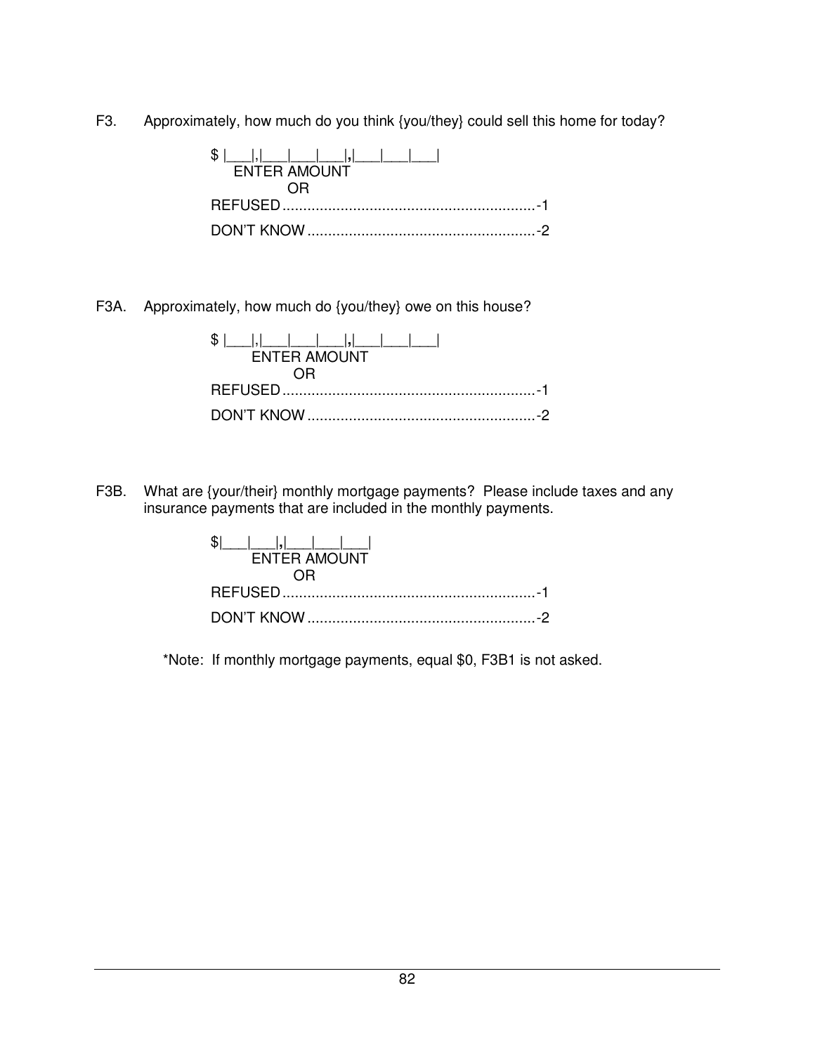F3. Approximately, how much do you think {you/they} could sell this home for today?

$ |___|,|___|___|___|,|___|___|___|
ENTER AMOUNT
OR
REFUSED.............................................................-1
DON'T KNOW.......................................................-2

F3A. Approximately, how much do {you/they} owe on this house?

$ |___|,|___|___|___|,|___|___|___|
ENTER AMOUNT
OR
REFUSED.............................................................-1
DON'T KNOW.......................................................-2

F3B. What are {your/their} monthly mortgage payments? Please include taxes and any insurance payments that are included in the monthly payments.

$|___|___|,|___|___|___|
ENTER AMOUNT
OR
REFUSED.............................................................-1
DON'T KNOW.......................................................-2

*Note: If monthly mortgage payments, equal $0, F3B1 is not asked.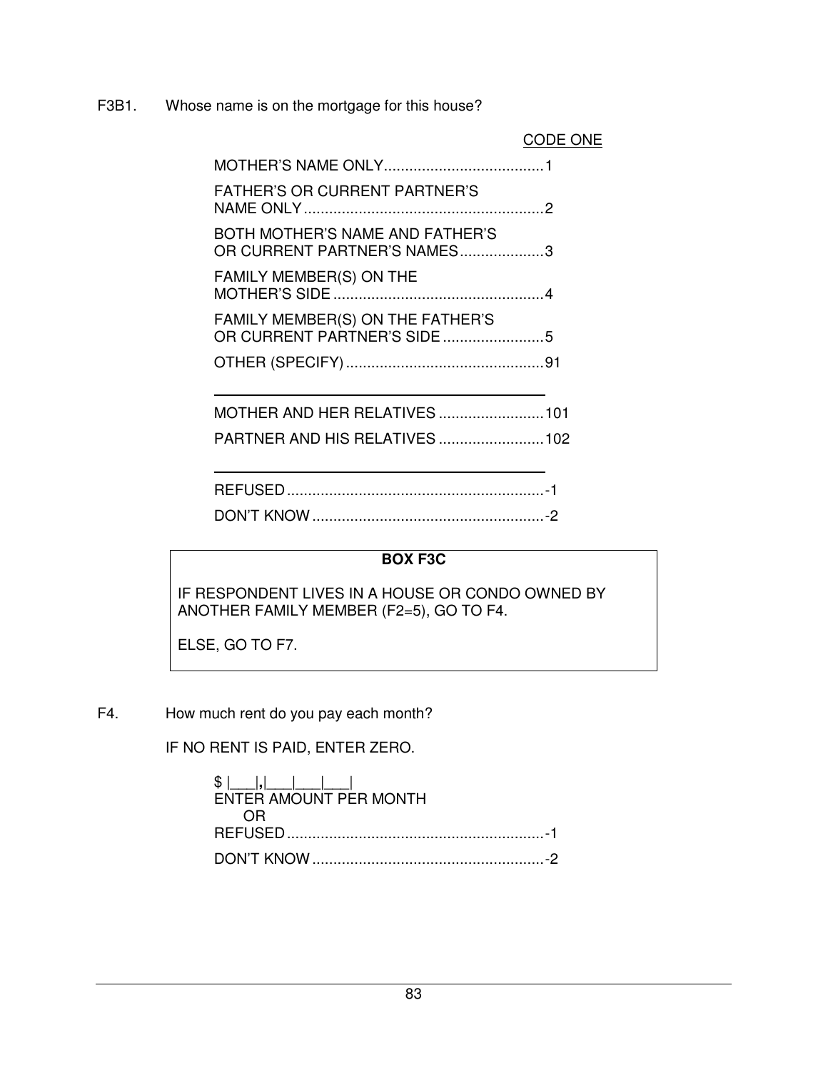F3B1. Whose name is on the mortgage for this house?

CODE ONE

MOTHER'S NAME ONLY......................................1

FATHER'S OR CURRENT PARTNER'S NAME ONLY.........................................................2

BOTH MOTHER'S NAME AND FATHER'S OR CURRENT PARTNER'S NAMES....................3

FAMILY MEMBER(S) ON THE MOTHER'S SIDE ..................................................4

FAMILY MEMBER(S) ON THE FATHER'S OR CURRENT PARTNER'S SIDE ........................5

OTHER (SPECIFY) ...............................................91

---

MOTHER AND HER RELATIVES .........................101

PARTNER AND HIS RELATIVES .........................102

---

REFUSED.............................................................-1

DON'T KNOW.......................................................-2

**BOX F3C**

IF RESPONDENT LIVES IN A HOUSE OR CONDO OWNED BY ANOTHER FAMILY MEMBER (F2=5), GO TO F4.

ELSE, GO TO F7.

F4. How much rent do you pay each month?

IF NO RENT IS PAID, ENTER ZERO.

$ |___|,|___|___|___|
ENTER AMOUNT PER MONTH
OR
REFUSED.............................................................-1

DON'T KNOW.......................................................-2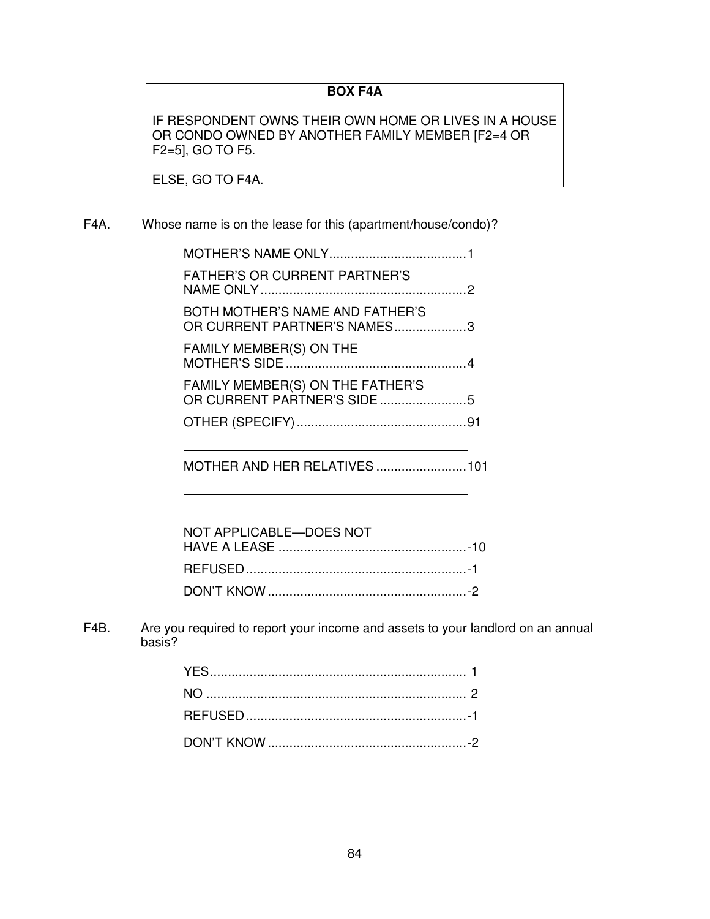**BOX F4A**

IF RESPONDENT OWNS THEIR OWN HOME OR LIVES IN A HOUSE OR CONDO OWNED BY ANOTHER FAMILY MEMBER [F2=4 OR F2=5], GO TO F5.

ELSE, GO TO F4A.

F4A. Whose name is on the lease for this (apartment/house/condo)?

MOTHER'S NAME ONLY......................................1

FATHER'S OR CURRENT PARTNER'S NAME ONLY.........................................................2

BOTH MOTHER'S NAME AND FATHER'S OR CURRENT PARTNER'S NAMES....................3

FAMILY MEMBER(S) ON THE MOTHER'S SIDE..................................................4

FAMILY MEMBER(S) ON THE FATHER'S OR CURRENT PARTNER'S SIDE........................5

OTHER (SPECIFY)...............................................91

______________________________________

MOTHER AND HER RELATIVES.........................101

______________________________________

NOT APPLICABLE—DOES NOT HAVE A LEASE....................................................-10

REFUSED.............................................................-1

DON'T KNOW.......................................................-2

F4B. Are you required to report your income and assets to your landlord on an annual basis?

YES....................................................................... 1

NO ........................................................................ 2

REFUSED.............................................................-1

DON'T KNOW.......................................................-2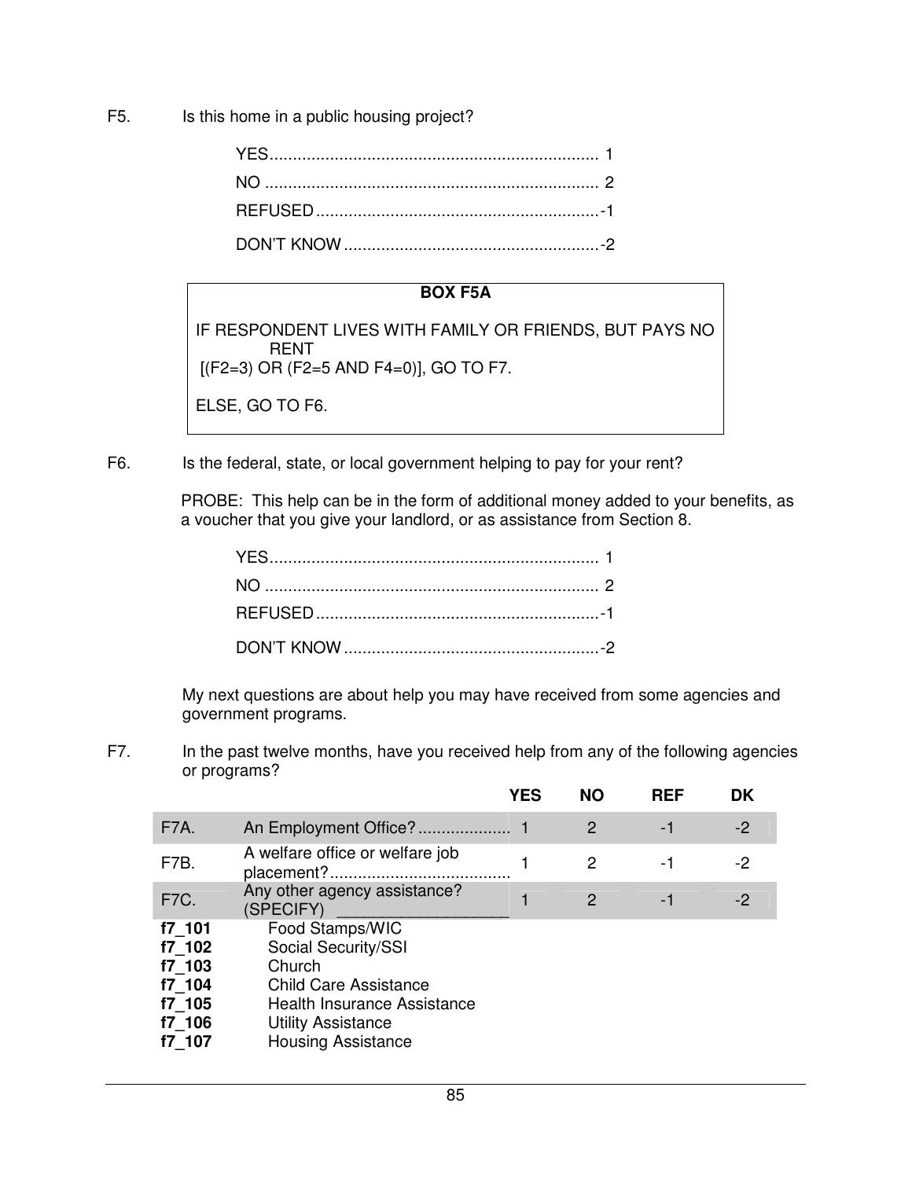F5. Is this home in a public housing project?

YES....................................................................... 1
NO ........................................................................ 2
REFUSED.............................................................-1
DON'T KNOW.......................................................-2

**BOX F5A**

IF RESPONDENT LIVES WITH FAMILY OR FRIENDS, BUT PAYS NO RENT
[(F2=3) OR (F2=5 AND F4=0)], GO TO F7.

ELSE, GO TO F6.

F6. Is the federal, state, or local government helping to pay for your rent?

PROBE: This help can be in the form of additional money added to your benefits, as a voucher that you give your landlord, or as assistance from Section 8.

YES....................................................................... 1
NO ........................................................................ 2
REFUSED.............................................................-1
DON'T KNOW.......................................................-2

My next questions are about help you may have received from some agencies and government programs.

F7. In the past twelve months, have you received help from any of the following agencies or programs?

| | | YES | NO | REF | DK |
|---|---|---|---|---|---|
| F7A. | An Employment Office?.................... | 1 | 2 | -1 | -2 |
| F7B. | A welfare office or welfare job placement?....................................... | 1 | 2 | -1 | -2 |
| F7C. | Any other agency assistance? (SPECIFY) ___________________ | 1 | 2 | -1 | -2 |

**f7_101** Food Stamps/WIC
**f7_102** Social Security/SSI
**f7_103** Church
**f7_104** Child Care Assistance
**f7_105** Health Insurance Assistance
**f7_106** Utility Assistance
**f7_107** Housing Assistance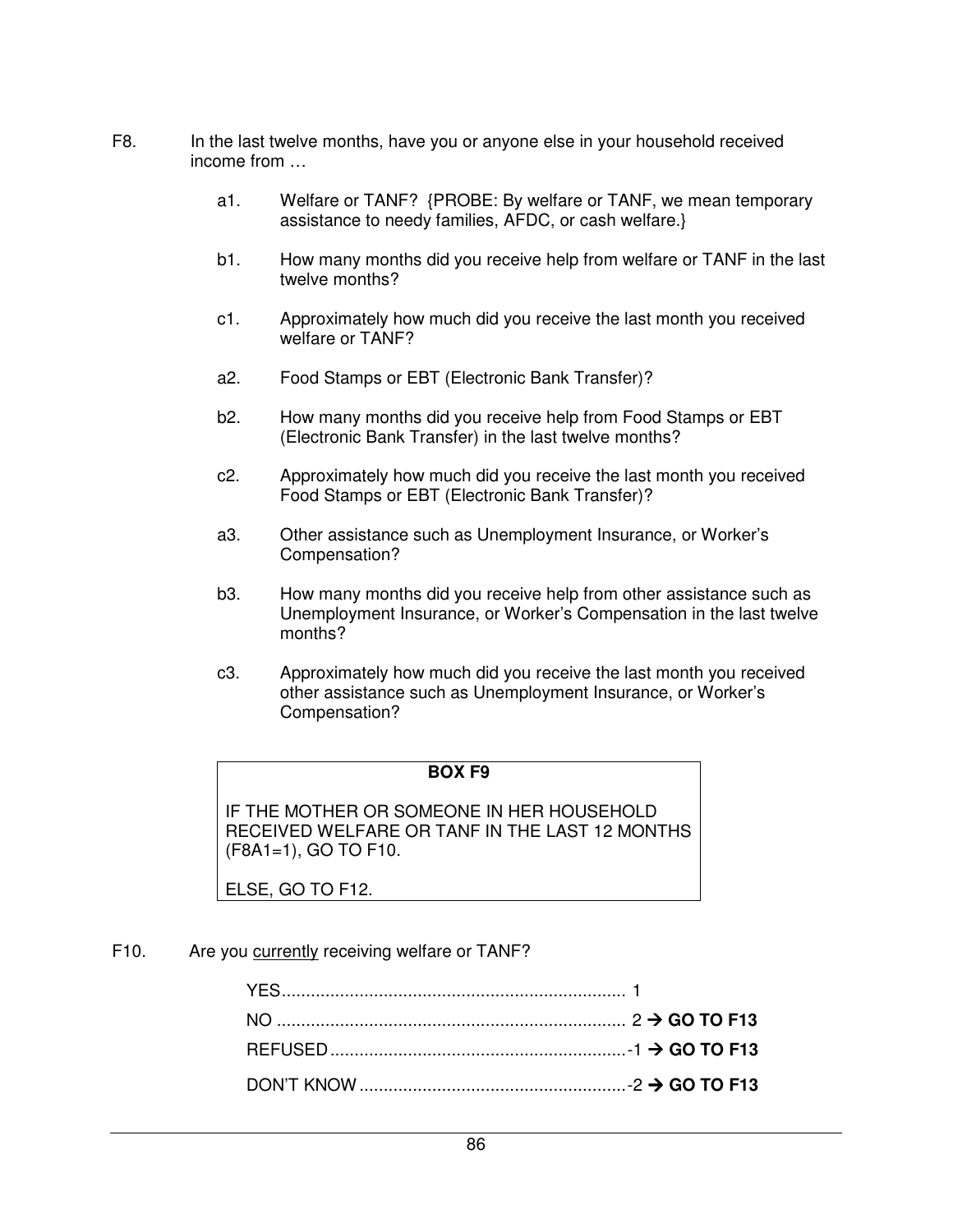F8. In the last twelve months, have you or anyone else in your household received income from …

- a1. Welfare or TANF? {PROBE: By welfare or TANF, we mean temporary assistance to needy families, AFDC, or cash welfare.}
- b1. How many months did you receive help from welfare or TANF in the last twelve months?
- c1. Approximately how much did you receive the last month you received welfare or TANF?
- a2. Food Stamps or EBT (Electronic Bank Transfer)?
- b2. How many months did you receive help from Food Stamps or EBT (Electronic Bank Transfer) in the last twelve months?
- c2. Approximately how much did you receive the last month you received Food Stamps or EBT (Electronic Bank Transfer)?
- a3. Other assistance such as Unemployment Insurance, or Worker's Compensation?
- b3. How many months did you receive help from other assistance such as Unemployment Insurance, or Worker's Compensation in the last twelve months?
- c3. Approximately how much did you receive the last month you received other assistance such as Unemployment Insurance, or Worker's Compensation?

**BOX F9**

IF THE MOTHER OR SOMEONE IN HER HOUSEHOLD RECEIVED WELFARE OR TANF IN THE LAST 12 MONTHS (F8A1=1), GO TO F10.

ELSE, GO TO F12.

F10. Are you currently receiving welfare or TANF?

YES....................................................................... 1
NO ........................................................................ 2 → **GO TO F13**
REFUSED.............................................................-1 → **GO TO F13**
DON'T KNOW.......................................................-2 → **GO TO F13**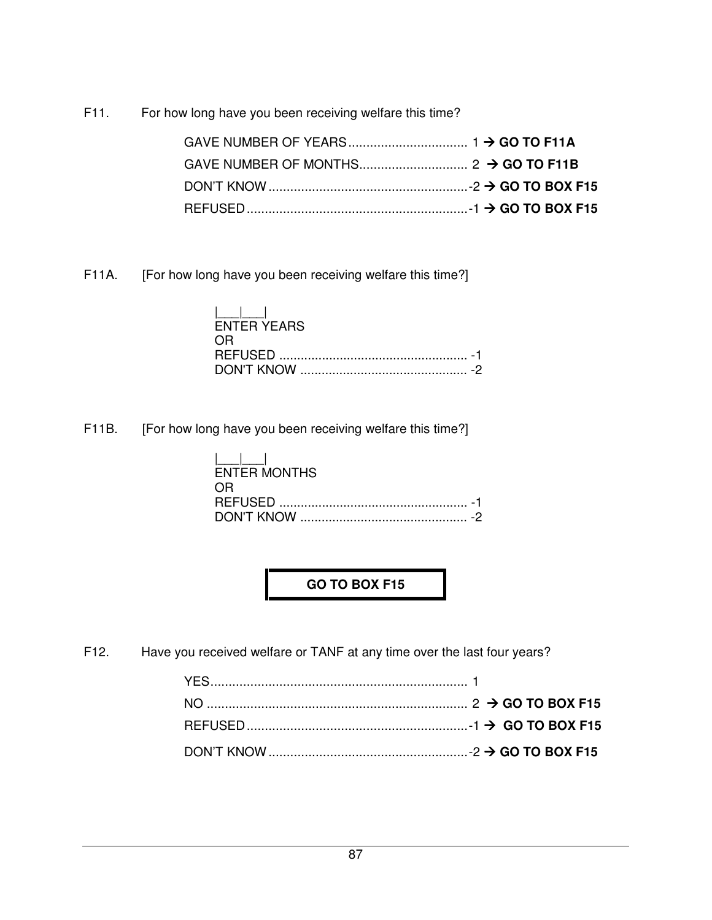F11. For how long have you been receiving welfare this time?

GAVE NUMBER OF YEARS................................. 1 → **GO TO F11A**
GAVE NUMBER OF MONTHS.............................. 2 → **GO TO F11B**
DON'T KNOW.......................................................-2 → **GO TO BOX F15**
REFUSED.............................................................-1 → **GO TO BOX F15**

F11A. [For how long have you been receiving welfare this time?]

|___|___|
ENTER YEARS
OR
REFUSED ..................................................... -1
DON'T KNOW ............................................... -2

F11B. [For how long have you been receiving welfare this time?]

|___|___|
ENTER MONTHS
OR
REFUSED ..................................................... -1
DON'T KNOW ............................................... -2

**GO TO BOX F15**

F12. Have you received welfare or TANF at any time over the last four years?

YES....................................................................... 1
NO ........................................................................ 2 → **GO TO BOX F15**
REFUSED.............................................................-1 → **GO TO BOX F15**
DON'T KNOW.......................................................-2 → **GO TO BOX F15**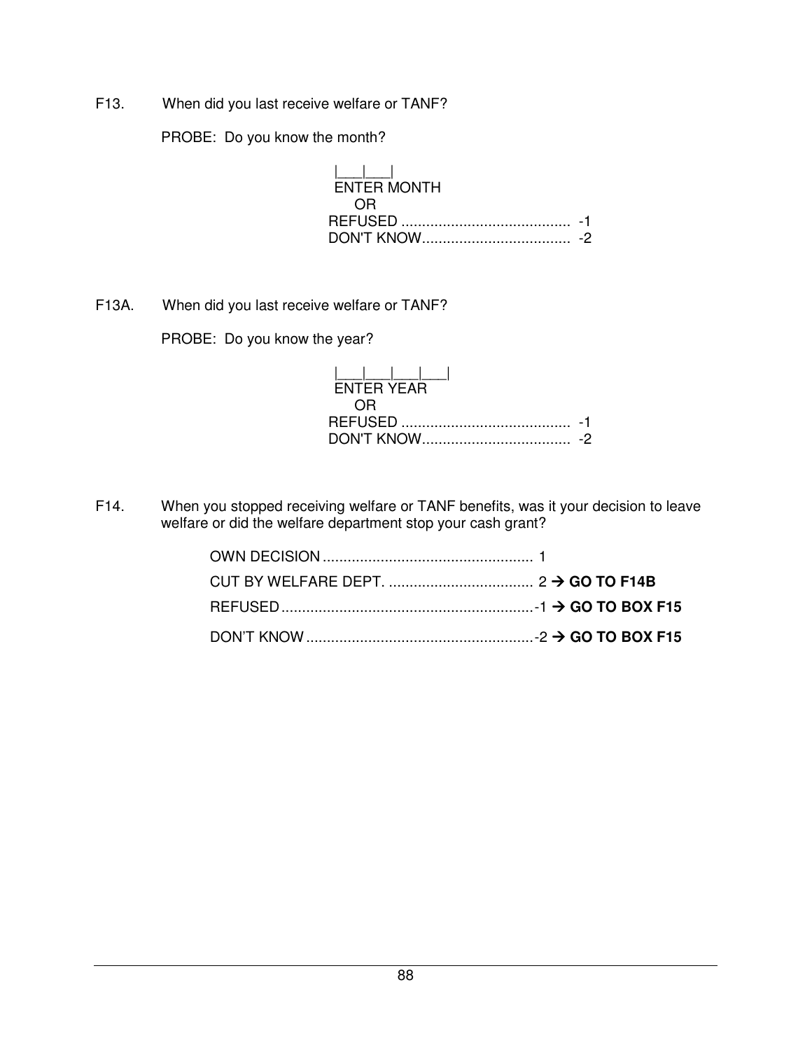F13. When did you last receive welfare or TANF?

PROBE: Do you know the month?

|___|___|
ENTER MONTH
OR
REFUSED ........................................ -1
DON'T KNOW.................................. -2

F13A. When did you last receive welfare or TANF?

PROBE: Do you know the year?

|___|___|___|___|
ENTER YEAR
OR
REFUSED ........................................ -1
DON'T KNOW.................................. -2

F14. When you stopped receiving welfare or TANF benefits, was it your decision to leave welfare or did the welfare department stop your cash grant?

OWN DECISION .................................................. 1
CUT BY WELFARE DEPT. .................................. 2 → **GO TO F14B**
REFUSED ............................................................-1 → **GO TO BOX F15**
DON'T KNOW ......................................................-2 → **GO TO BOX F15**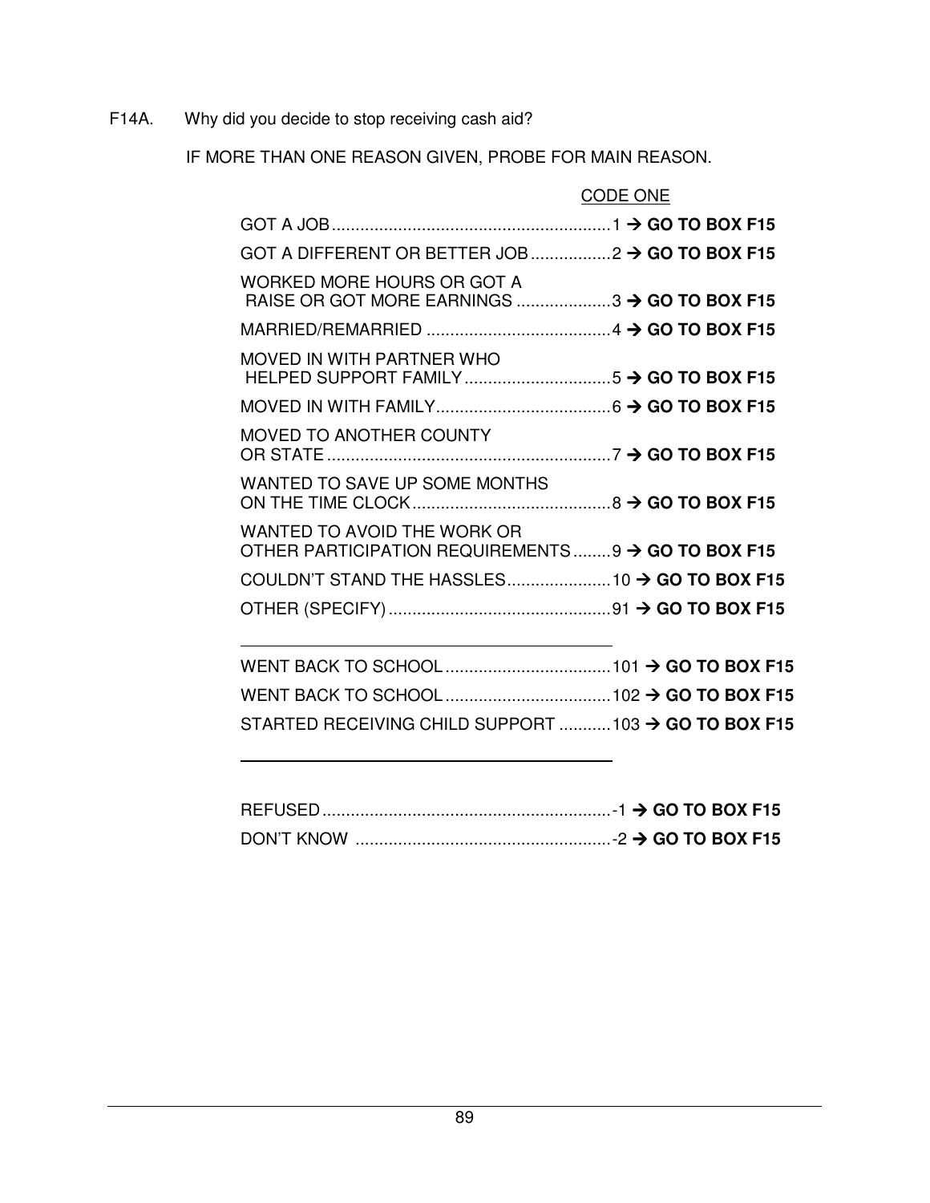F14A. Why did you decide to stop receiving cash aid?

IF MORE THAN ONE REASON GIVEN, PROBE FOR MAIN REASON.

CODE ONE

GOT A JOB ........................................................... 1 → **GO TO BOX F15**

GOT A DIFFERENT OR BETTER JOB ................. 2 → **GO TO BOX F15**

WORKED MORE HOURS OR GOT A RAISE OR GOT MORE EARNINGS .................... 3 → **GO TO BOX F15**

MARRIED/REMARRIED ....................................... 4 → **GO TO BOX F15**

MOVED IN WITH PARTNER WHO HELPED SUPPORT FAMILY ............................... 5 → **GO TO BOX F15**

MOVED IN WITH FAMILY ..................................... 6 → **GO TO BOX F15**

MOVED TO ANOTHER COUNTY OR STATE ............................................................. 7 → **GO TO BOX F15**

WANTED TO SAVE UP SOME MONTHS ON THE TIME CLOCK .......................................... 8 → **GO TO BOX F15**

WANTED TO AVOID THE WORK OR OTHER PARTICIPATION REQUIREMENTS ........ 9 → **GO TO BOX F15**

COULDN'T STAND THE HASSLES ...................... 10 → **GO TO BOX F15**

OTHER (SPECIFY) ................................................ 91 → **GO TO BOX F15**

______________________________________________

WENT BACK TO SCHOOL ................................... 101 → **GO TO BOX F15**

WENT BACK TO SCHOOL ................................... 102 → **GO TO BOX F15**

STARTED RECEIVING CHILD SUPPORT ........... 103 → **GO TO BOX F15**

______________________________________________

REFUSED ............................................................. -1 → **GO TO BOX F15**

DON'T KNOW ...................................................... -2 → **GO TO BOX F15**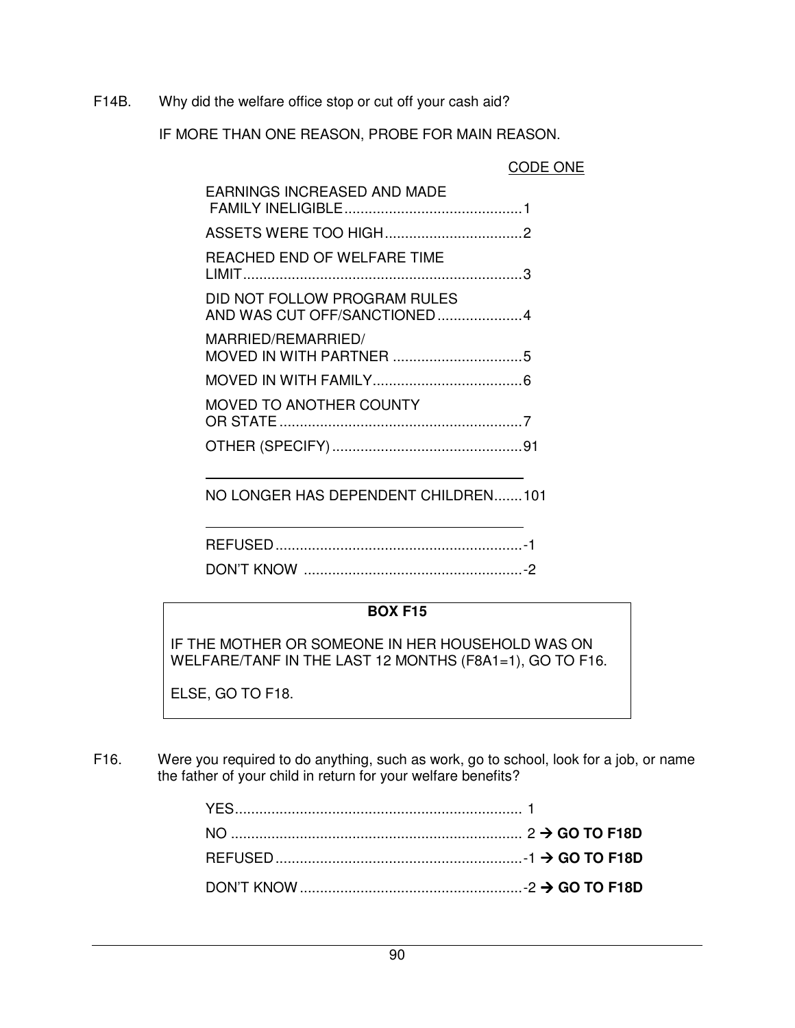F14B. Why did the welfare office stop or cut off your cash aid?

IF MORE THAN ONE REASON, PROBE FOR MAIN REASON.

CODE ONE

| | |
|---|---|
| EARNINGS INCREASED AND MADE FAMILY INELIGIBLE | 1 |
| ASSETS WERE TOO HIGH | 2 |
| REACHED END OF WELFARE TIME LIMIT | 3 |
| DID NOT FOLLOW PROGRAM RULES AND WAS CUT OFF/SANCTIONED | 4 |
| MARRIED/REMARRIED/ MOVED IN WITH PARTNER | 5 |
| MOVED IN WITH FAMILY | 6 |
| MOVED TO ANOTHER COUNTY OR STATE | 7 |
| OTHER (SPECIFY) | 91 |
| \_\_\_\_\_\_\_\_\_\_\_\_\_\_\_\_\_\_\_\_\_\_\_\_\_\_\_\_\_\_ | |
| NO LONGER HAS DEPENDENT CHILDREN | 101 |
| \_\_\_\_\_\_\_\_\_\_\_\_\_\_\_\_\_\_\_\_\_\_\_\_\_\_\_\_\_\_ | |
| REFUSED | -1 |
| DON'T KNOW | -2 |

**BOX F15**

IF THE MOTHER OR SOMEONE IN HER HOUSEHOLD WAS ON WELFARE/TANF IN THE LAST 12 MONTHS (F8A1=1), GO TO F16.

ELSE, GO TO F18.

F16. Were you required to do anything, such as work, go to school, look for a job, or name the father of your child in return for your welfare benefits?

| | |
|---|---|
| YES | 1 |
| NO | 2 → **GO TO F18D** |
| REFUSED | -1 → **GO TO F18D** |
| DON'T KNOW | -2 → **GO TO F18D** |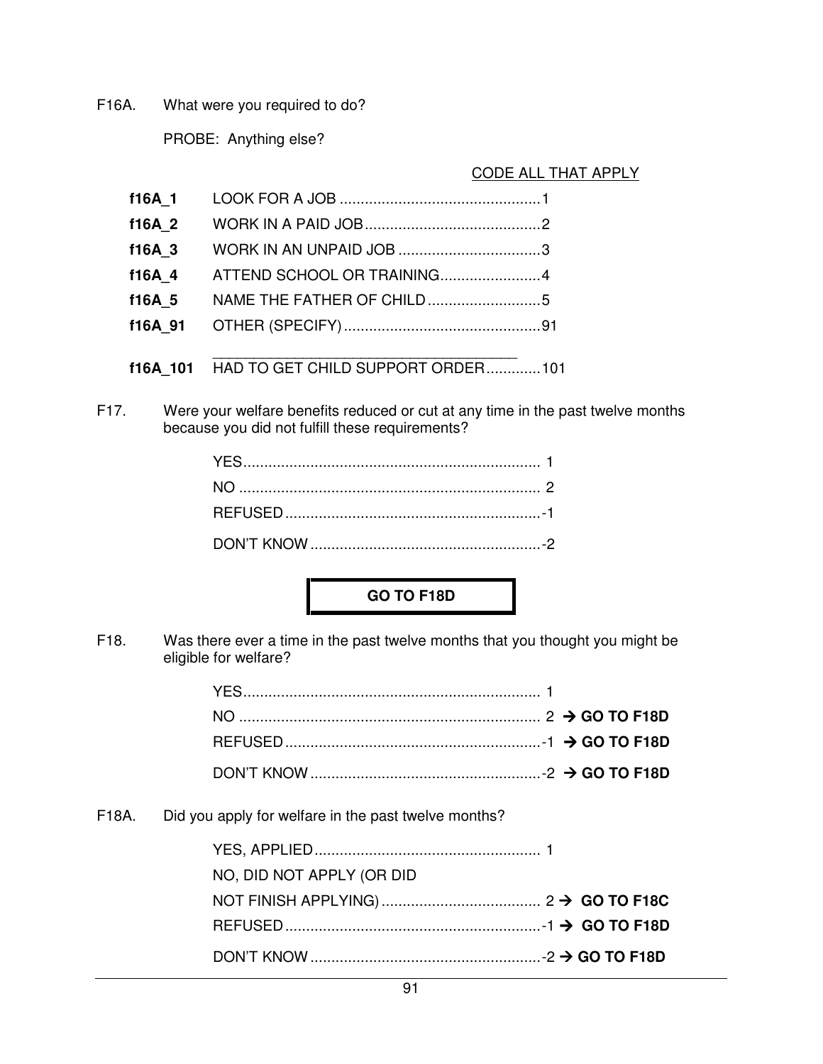F16A. What were you required to do?

PROBE: Anything else?

CODE ALL THAT APPLY

| | | |
|---|---|---|
| **f16A_1** | LOOK FOR A JOB | 1 |
| **f16A_2** | WORK IN A PAID JOB | 2 |
| **f16A_3** | WORK IN AN UNPAID JOB | 3 |
| **f16A_4** | ATTEND SCHOOL OR TRAINING | 4 |
| **f16A_5** | NAME THE FATHER OF CHILD | 5 |
| **f16A_91** | OTHER (SPECIFY) ______________________ | 91 |
| **f16A_101** | HAD TO GET CHILD SUPPORT ORDER | 101 |

F17. Were your welfare benefits reduced or cut at any time in the past twelve months because you did not fulfill these requirements?

| | |
|---|---|
| YES | 1 |
| NO | 2 |
| REFUSED | -1 |
| DON'T KNOW | -2 |

**GO TO F18D**

F18. Was there ever a time in the past twelve months that you thought you might be eligible for welfare?

| | | |
|---|---|---|
| YES | 1 | |
| NO | 2 | → **GO TO F18D** |
| REFUSED | -1 | → **GO TO F18D** |
| DON'T KNOW | -2 | → **GO TO F18D** |

F18A. Did you apply for welfare in the past twelve months?

| | | |
|---|---|---|
| YES, APPLIED | 1 | |
| NO, DID NOT APPLY (OR DID NOT FINISH APPLYING) | 2 | → **GO TO F18C** |
| REFUSED | -1 | → **GO TO F18D** |
| DON'T KNOW | -2 | → **GO TO F18D** |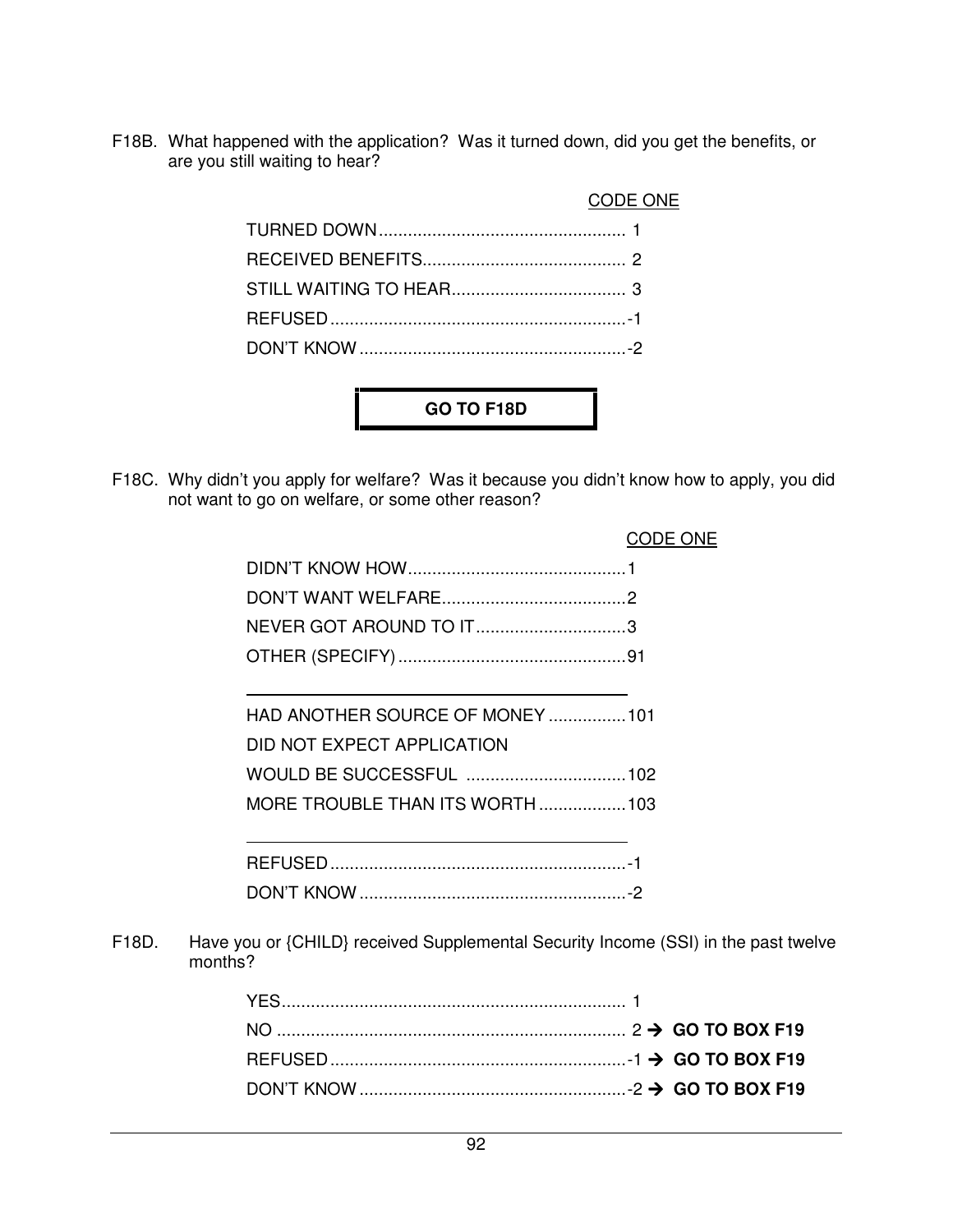F18B. What happened with the application? Was it turned down, did you get the benefits, or are you still waiting to hear?

CODE ONE

TURNED DOWN .................................................. 1
RECEIVED BENEFITS.......................................... 2
STILL WAITING TO HEAR.................................... 3
REFUSED ............................................................-1
DON'T KNOW ......................................................-2

**GO TO F18D**

F18C. Why didn't you apply for welfare? Was it because you didn't know how to apply, you did not want to go on welfare, or some other reason?

CODE ONE

DIDN'T KNOW HOW.............................................1
DON'T WANT WELFARE......................................2
NEVER GOT AROUND TO IT...............................3
OTHER (SPECIFY) ...............................................91

---

HAD ANOTHER SOURCE OF MONEY ................101
DID NOT EXPECT APPLICATION
WOULD BE SUCCESSFUL .................................102
MORE TROUBLE THAN ITS WORTH ..................103

---

REFUSED ............................................................-1
DON'T KNOW ......................................................-2

F18D. Have you or {CHILD} received Supplemental Security Income (SSI) in the past twelve months?

YES...................................................................... 1
NO ....................................................................... 2 → **GO TO BOX F19**
REFUSED ............................................................-1 → **GO TO BOX F19**
DON'T KNOW ......................................................-2 → **GO TO BOX F19**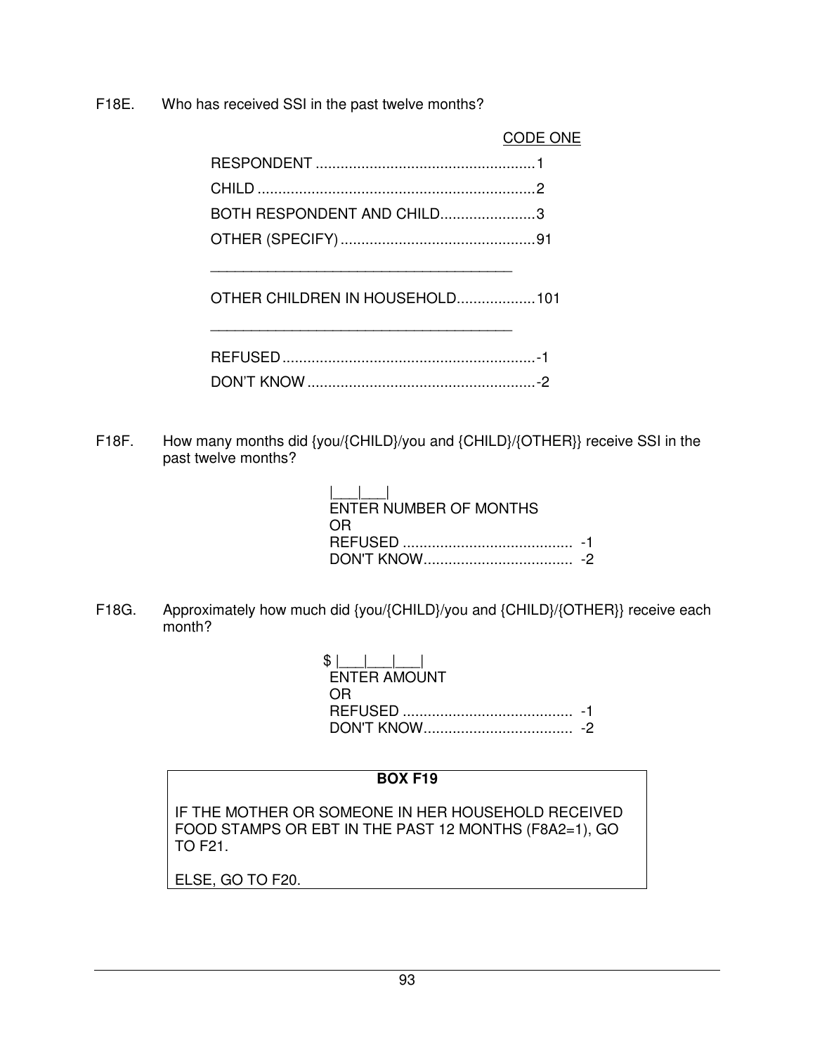F18E. Who has received SSI in the past twelve months?

CODE ONE

RESPONDENT ..................................................... 1
CHILD ................................................................... 2
BOTH RESPONDENT AND CHILD....................... 3
OTHER (SPECIFY) ............................................... 91

______________________________________

OTHER CHILDREN IN HOUSEHOLD................... 101

______________________________________

REFUSED ............................................................. -1
DON'T KNOW ....................................................... -2

F18F. How many months did {you/{CHILD}/you and {CHILD}/{OTHER}} receive SSI in the past twelve months?

|___|___|
ENTER NUMBER OF MONTHS
OR
REFUSED ......................................... -1
DON'T KNOW.................................... -2

F18G. Approximately how much did {you/{CHILD}/you and {CHILD}/{OTHER}} receive each month?

$ |___|___|___|
ENTER AMOUNT
OR
REFUSED ......................................... -1
DON'T KNOW.................................... -2

**BOX F19**

IF THE MOTHER OR SOMEONE IN HER HOUSEHOLD RECEIVED FOOD STAMPS OR EBT IN THE PAST 12 MONTHS (F8A2=1), GO TO F21.

ELSE, GO TO F20.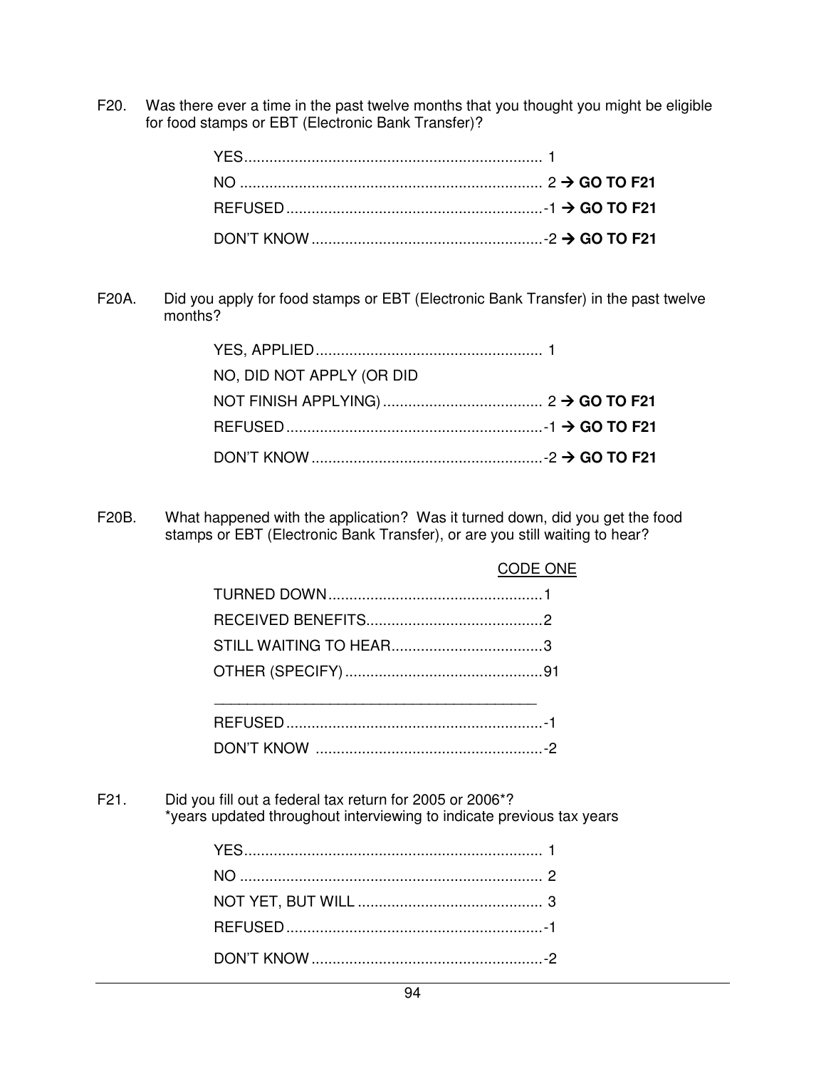F20. Was there ever a time in the past twelve months that you thought you might be eligible for food stamps or EBT (Electronic Bank Transfer)?

- YES....................................................................... 1
- NO ....................................................................... 2 → **GO TO F21**
- REFUSED............................................................-1 → **GO TO F21**
- DON'T KNOW......................................................-2 → **GO TO F21**

F20A. Did you apply for food stamps or EBT (Electronic Bank Transfer) in the past twelve months?

- YES, APPLIED...................................................... 1
- NO, DID NOT APPLY (OR DID NOT FINISH APPLYING)...................................... 2 → **GO TO F21**
- REFUSED............................................................-1 → **GO TO F21**
- DON'T KNOW......................................................-2 → **GO TO F21**

F20B. What happened with the application? Was it turned down, did you get the food stamps or EBT (Electronic Bank Transfer), or are you still waiting to hear?

CODE ONE

- TURNED DOWN...................................................1
- RECEIVED BENEFITS..........................................2
- STILL WAITING TO HEAR....................................3
- OTHER (SPECIFY)...............................................91

  _______________________________________

- REFUSED.............................................................-1
- DON'T KNOW ......................................................-2

F21. Did you fill out a federal tax return for 2005 or 2006*?
*years updated throughout interviewing to indicate previous tax years

- YES....................................................................... 1
- NO ....................................................................... 2
- NOT YET, BUT WILL ............................................ 3
- REFUSED............................................................-1
- DON'T KNOW......................................................-2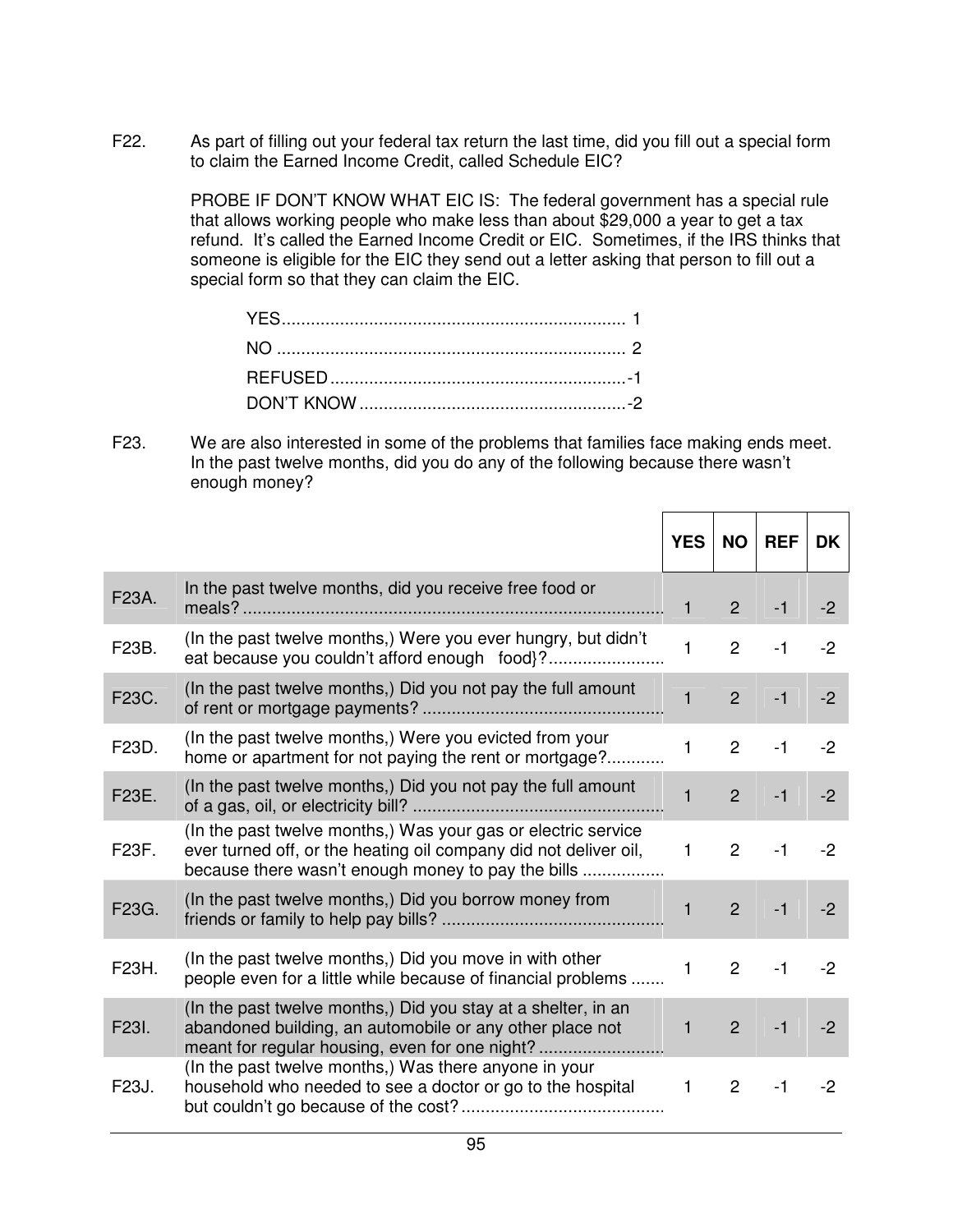F22. As part of filling out your federal tax return the last time, did you fill out a special form to claim the Earned Income Credit, called Schedule EIC?

PROBE IF DON'T KNOW WHAT EIC IS: The federal government has a special rule that allows working people who make less than about $29,000 a year to get a tax refund. It's called the Earned Income Credit or EIC. Sometimes, if the IRS thinks that someone is eligible for the EIC they send out a letter asking that person to fill out a special form so that they can claim the EIC.

YES....................................................................... 1
NO ........................................................................ 2
REFUSED .............................................................-1
DON'T KNOW .......................................................-2

F23. We are also interested in some of the problems that families face making ends meet. In the past twelve months, did you do any of the following because there wasn't enough money?

| | | YES | NO | REF | DK |
|---|---|---|---|---|---|
| F23A. | In the past twelve months, did you receive free food or meals? | 1 | 2 | -1 | -2 |
| F23B. | (In the past twelve months,) Were you ever hungry, but didn't eat because you couldn't afford enough food}? | 1 | 2 | -1 | -2 |
| F23C. | (In the past twelve months,) Did you not pay the full amount of rent or mortgage payments? | 1 | 2 | -1 | -2 |
| F23D. | (In the past twelve months,) Were you evicted from your home or apartment for not paying the rent or mortgage? | 1 | 2 | -1 | -2 |
| F23E. | (In the past twelve months,) Did you not pay the full amount of a gas, oil, or electricity bill? | 1 | 2 | -1 | -2 |
| F23F. | (In the past twelve months,) Was your gas or electric service ever turned off, or the heating oil company did not deliver oil, because there wasn't enough money to pay the bills | 1 | 2 | -1 | -2 |
| F23G. | (In the past twelve months,) Did you borrow money from friends or family to help pay bills? | 1 | 2 | -1 | -2 |
| F23H. | (In the past twelve months,) Did you move in with other people even for a little while because of financial problems | 1 | 2 | -1 | -2 |
| F23I. | (In the past twelve months,) Did you stay at a shelter, in an abandoned building, an automobile or any other place not meant for regular housing, even for one night? | 1 | 2 | -1 | -2 |
| F23J. | (In the past twelve months,) Was there anyone in your household who needed to see a doctor or go to the hospital but couldn't go because of the cost? | 1 | 2 | -1 | -2 |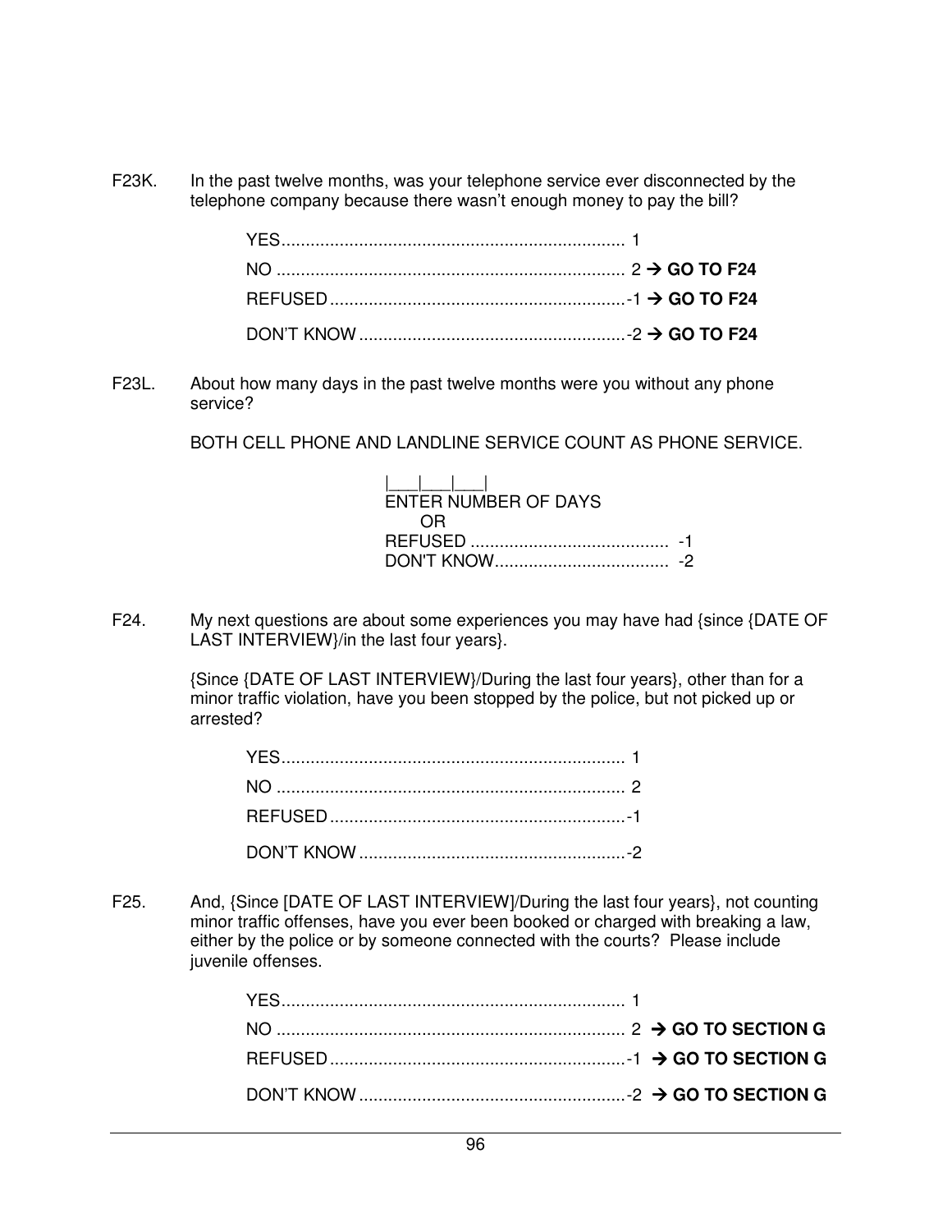F23K. In the past twelve months, was your telephone service ever disconnected by the telephone company because there wasn't enough money to pay the bill?

YES........................................................................ 1
NO ......................................................................... 2 → **GO TO F24**
REFUSED.............................................................-1 → **GO TO F24**
DON'T KNOW.......................................................-2 → **GO TO F24**

F23L. About how many days in the past twelve months were you without any phone service?

BOTH CELL PHONE AND LANDLINE SERVICE COUNT AS PHONE SERVICE.

|___|___|___|
ENTER NUMBER OF DAYS
OR
REFUSED ......................................... -1
DON'T KNOW.................................... -2

F24. My next questions are about some experiences you may have had {since {DATE OF LAST INTERVIEW}/in the last four years}.

{Since {DATE OF LAST INTERVIEW}/During the last four years}, other than for a minor traffic violation, have you been stopped by the police, but not picked up or arrested?

YES........................................................................ 1
NO ......................................................................... 2
REFUSED.............................................................-1
DON'T KNOW.......................................................-2

F25. And, {Since [DATE OF LAST INTERVIEW]/During the last four years}, not counting minor traffic offenses, have you ever been booked or charged with breaking a law, either by the police or by someone connected with the courts? Please include juvenile offenses.

YES........................................................................ 1
NO ......................................................................... 2 → **GO TO SECTION G**
REFUSED.............................................................-1 → **GO TO SECTION G**
DON'T KNOW.......................................................-2 → **GO TO SECTION G**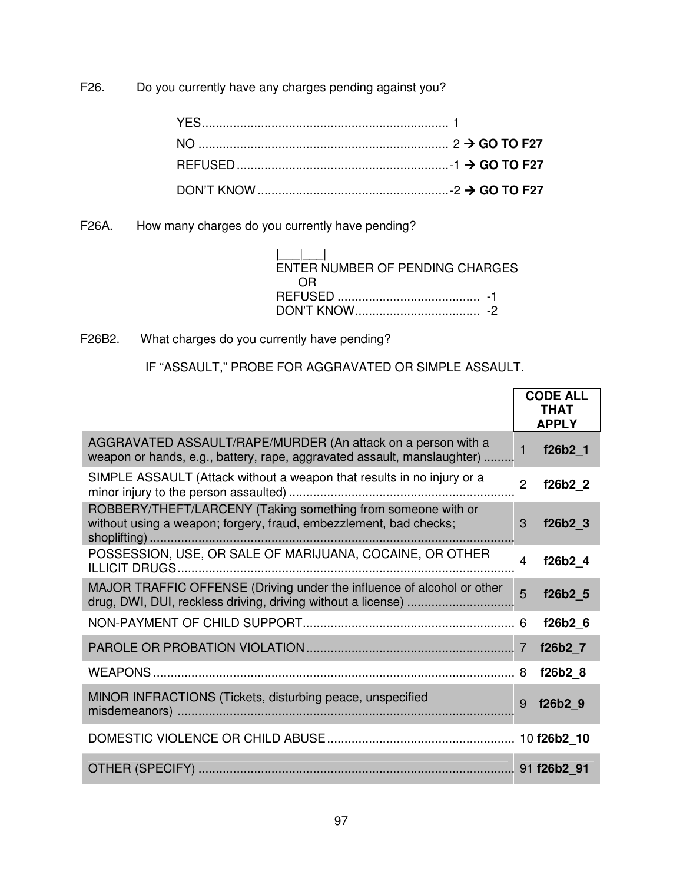F26. Do you currently have any charges pending against you?

YES....................................................................... 1
NO ........................................................................ 2 → **GO TO F27**
REFUSED.............................................................-1 → **GO TO F27**
DON'T KNOW.......................................................-2 → **GO TO F27**

F26A. How many charges do you currently have pending?

|___|___|
ENTER NUMBER OF PENDING CHARGES
OR
REFUSED ......................................... -1
DON'T KNOW.................................... -2

F26B2. What charges do you currently have pending?

IF "ASSAULT," PROBE FOR AGGRAVATED OR SIMPLE ASSAULT.

| | **CODE ALL THAT APPLY** | |
|---|---|---|
| AGGRAVATED ASSAULT/RAPE/MURDER (An attack on a person with a weapon or hands, e.g., battery, rape, aggravated assault, manslaughter) ......... | 1 | **f26b2_1** |
| SIMPLE ASSAULT (Attack without a weapon that results in no injury or a minor injury to the person assaulted) ................................................................. | 2 | **f26b2_2** |
| ROBBERY/THEFT/LARCENY (Taking something from someone with or without using a weapon; forgery, fraud, embezzlement, bad checks; shoplifting) ......................................................................................... | 3 | **f26b2_3** |
| POSSESSION, USE, OR SALE OF MARIJUANA, COCAINE, OR OTHER ILLICIT DRUGS................................................................................. | 4 | **f26b2_4** |
| MAJOR TRAFFIC OFFENSE (Driving under the influence of alcohol or other drug, DWI, DUI, reckless driving, driving without a license) ............................... | 5 | **f26b2_5** |
| NON-PAYMENT OF CHILD SUPPORT............................................................. | 6 | **f26b2_6** |
| PAROLE OR PROBATION VIOLATION............................................................ | 7 | **f26b2_7** |
| WEAPONS ......................................................................................... | 8 | **f26b2_8** |
| MINOR INFRACTIONS (Tickets, disturbing peace, unspecified misdemeanors) ................................................................................. | 9 | **f26b2_9** |
| DOMESTIC VIOLENCE OR CHILD ABUSE...................................................... | 10 | **f26b2_10** |
| OTHER (SPECIFY) .......................................................................................... | 91 | **f26b2_91** |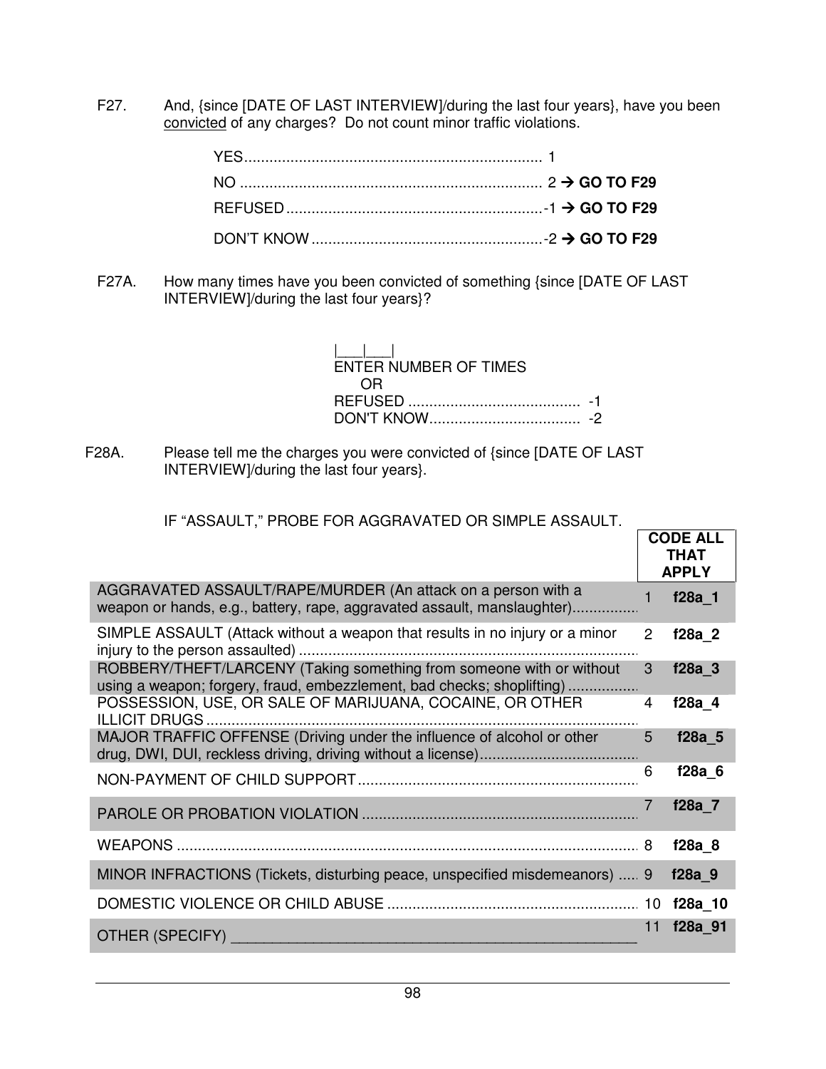F27. And, {since [DATE OF LAST INTERVIEW]/during the last four years}, have you been convicted of any charges? Do not count minor traffic violations.

- YES....................................................................... 1
- NO ....................................................................... 2 → **GO TO F29**
- REFUSED............................................................-1 → **GO TO F29**
- DON'T KNOW......................................................-2 → **GO TO F29**

F27A. How many times have you been convicted of something {since [DATE OF LAST INTERVIEW]/during the last four years}?

|___|___|
ENTER NUMBER OF TIMES
OR
REFUSED ........................................ -1
DON'T KNOW................................... -2

F28A. Please tell me the charges you were convicted of {since [DATE OF LAST INTERVIEW]/during the last four years}.

IF "ASSAULT," PROBE FOR AGGRAVATED OR SIMPLE ASSAULT.

| | | **CODE ALL THAT APPLY** |
|---|---|---|
| AGGRAVATED ASSAULT/RAPE/MURDER (An attack on a person with a weapon or hands, e.g., battery, rape, aggravated assault, manslaughter)................ | 1 | **f28a_1** |
| SIMPLE ASSAULT (Attack without a weapon that results in no injury or a minor injury to the person assaulted) ................................................................................ | 2 | **f28a_2** |
| ROBBERY/THEFT/LARCENY (Taking something from someone with or without using a weapon; forgery, fraud, embezzlement, bad checks; shoplifting) ................ | 3 | **f28a_3** |
| POSSESSION, USE, OR SALE OF MARIJUANA, COCAINE, OR OTHER ILLICIT DRUGS ..................................................................................................... | 4 | **f28a_4** |
| MAJOR TRAFFIC OFFENSE (Driving under the influence of alcohol or other drug, DWI, DUI, reckless driving, driving without a license)...................................... | 5 | **f28a_5** |
| NON-PAYMENT OF CHILD SUPPORT.................................................................. | 6 | **f28a_6** |
| PAROLE OR PROBATION VIOLATION ................................................................ | 7 | **f28a_7** |
| WEAPONS ............................................................................................................ | 8 | **f28a_8** |
| MINOR INFRACTIONS (Tickets, disturbing peace, unspecified misdemeanors) ..... | 9 | **f28a_9** |
| DOMESTIC VIOLENCE OR CHILD ABUSE ............................................................ | 10 | **f28a_10** |
| OTHER (SPECIFY) ________________________________________________ | 11 | **f28a_91** |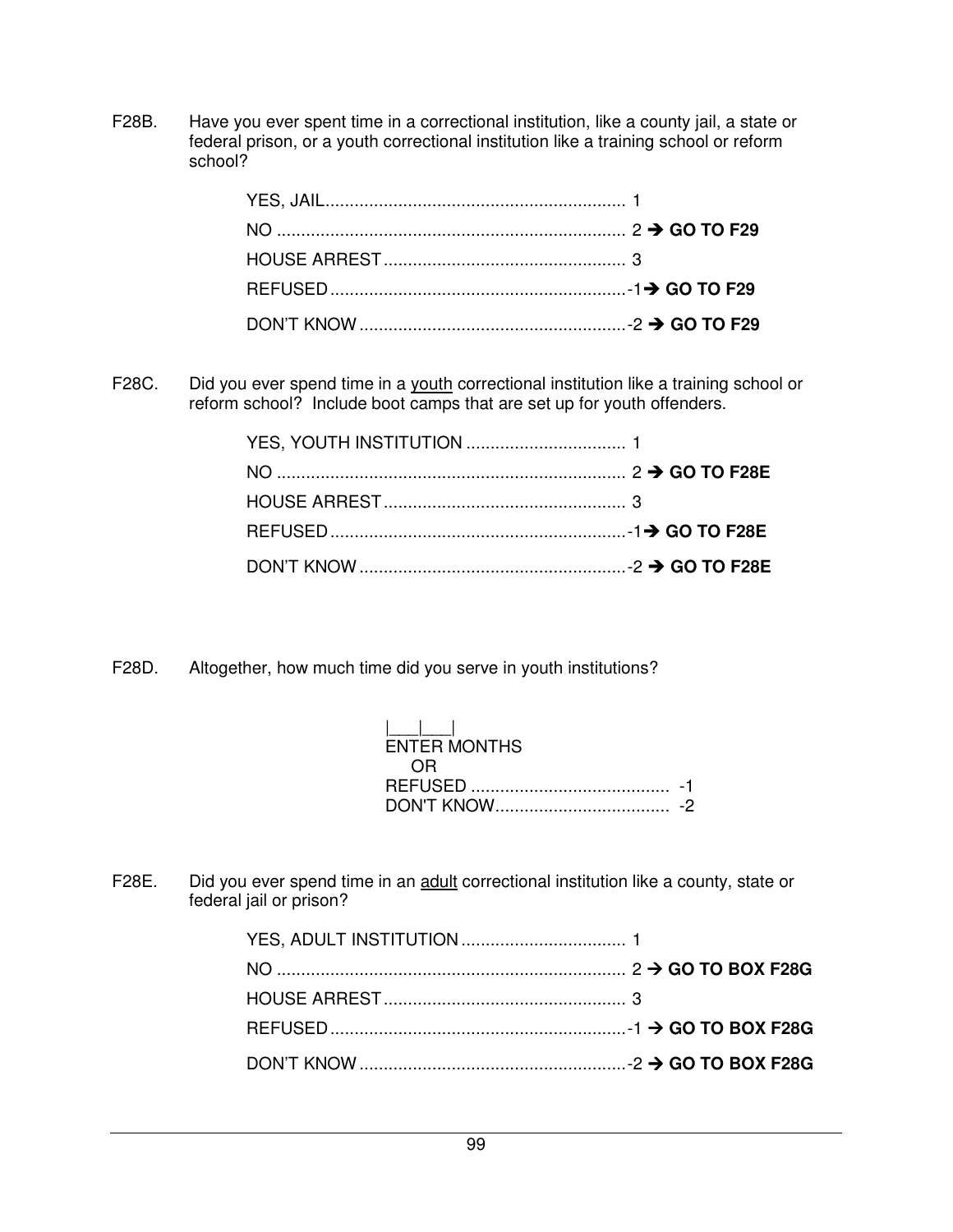F28B. Have you ever spent time in a correctional institution, like a county jail, a state or federal prison, or a youth correctional institution like a training school or reform school?

YES, JAIL.............................................................. 1
NO ....................................................................... 2 ➔ **GO TO F29**
HOUSE ARREST .................................................. 3
REFUSED .............................................................-1➔ **GO TO F29**
DON'T KNOW .......................................................-2 ➔ **GO TO F29**

F28C. Did you ever spend time in a youth correctional institution like a training school or reform school? Include boot camps that are set up for youth offenders.

YES, YOUTH INSTITUTION ................................. 1
NO ....................................................................... 2 ➔ **GO TO F28E**
HOUSE ARREST .................................................. 3
REFUSED .............................................................-1➔ **GO TO F28E**
DON'T KNOW .......................................................-2 ➔ **GO TO F28E**

F28D. Altogether, how much time did you serve in youth institutions?

|___|___|
ENTER MONTHS
OR
REFUSED ......................................... -1
DON'T KNOW.................................... -2

F28E. Did you ever spend time in an adult correctional institution like a county, state or federal jail or prison?

YES, ADULT INSTITUTION .................................. 1
NO ....................................................................... 2 ➔ **GO TO BOX F28G**
HOUSE ARREST .................................................. 3
REFUSED .............................................................-1 ➔ **GO TO BOX F28G**
DON'T KNOW .......................................................-2 ➔ **GO TO BOX F28G**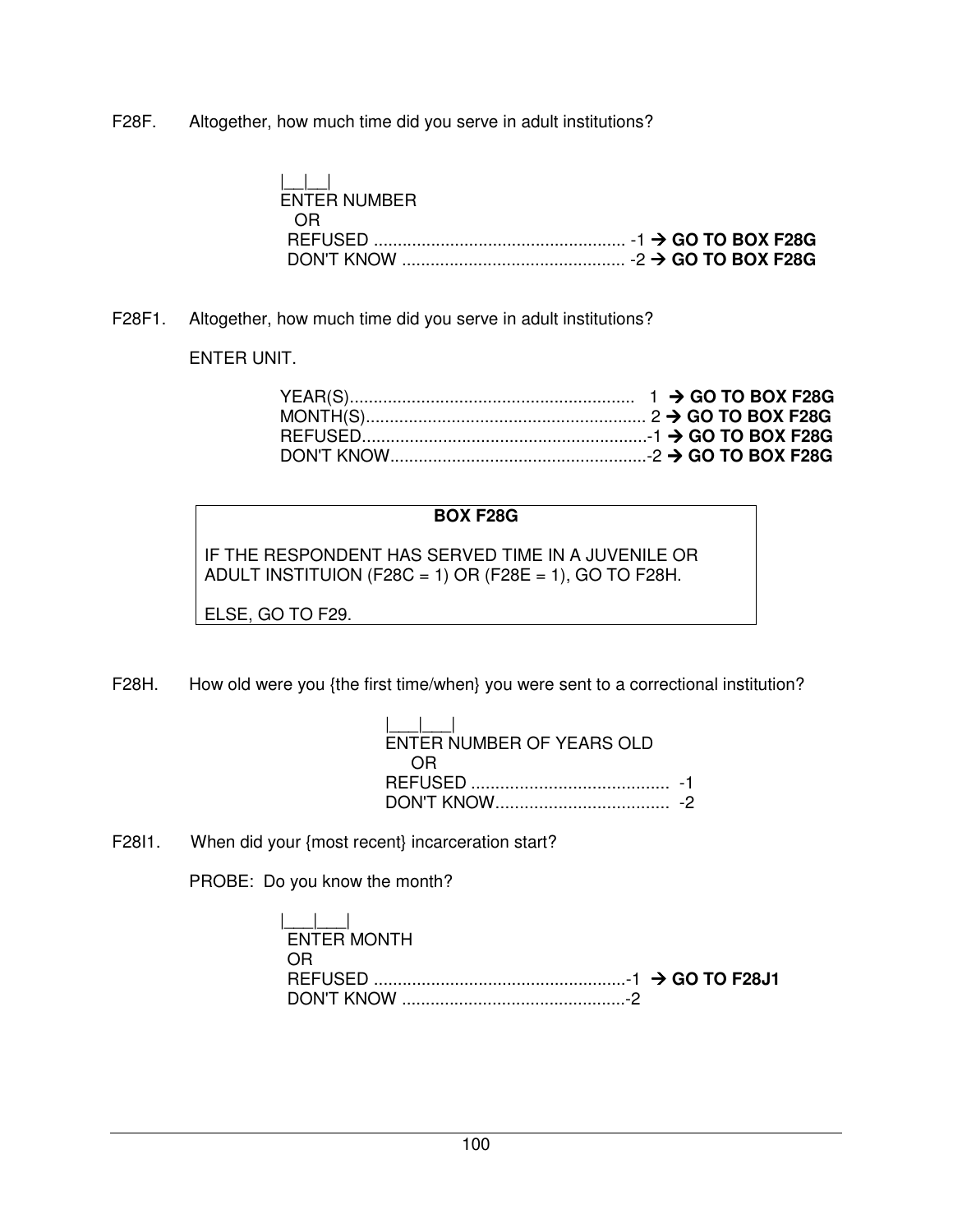F28F. Altogether, how much time did you serve in adult institutions?

|__|__|
ENTER NUMBER
OR
REFUSED ..................................................... -1 → **GO TO BOX F28G**
DON'T KNOW ............................................... -2 → **GO TO BOX F28G**

F28F1. Altogether, how much time did you serve in adult institutions?

ENTER UNIT.

YEAR(S)............................................................ 1 → **GO TO BOX F28G**
MONTH(S)........................................................... 2 → **GO TO BOX F28G**
REFUSED............................................................-1 → **GO TO BOX F28G**
DON'T KNOW......................................................-2 → **GO TO BOX F28G**

**BOX F28G**

IF THE RESPONDENT HAS SERVED TIME IN A JUVENILE OR ADULT INSTITUION (F28C = 1) OR (F28E = 1), GO TO F28H.

ELSE, GO TO F29.

F28H. How old were you {the first time/when} you were sent to a correctional institution?

|___|___|
ENTER NUMBER OF YEARS OLD
OR
REFUSED ......................................... -1
DON'T KNOW.................................... -2

F28I1. When did your {most recent} incarceration start?

PROBE: Do you know the month?

|___|___|
ENTER MONTH
OR
REFUSED .....................................................-1 → **GO TO F28J1**
DON'T KNOW ...............................................-2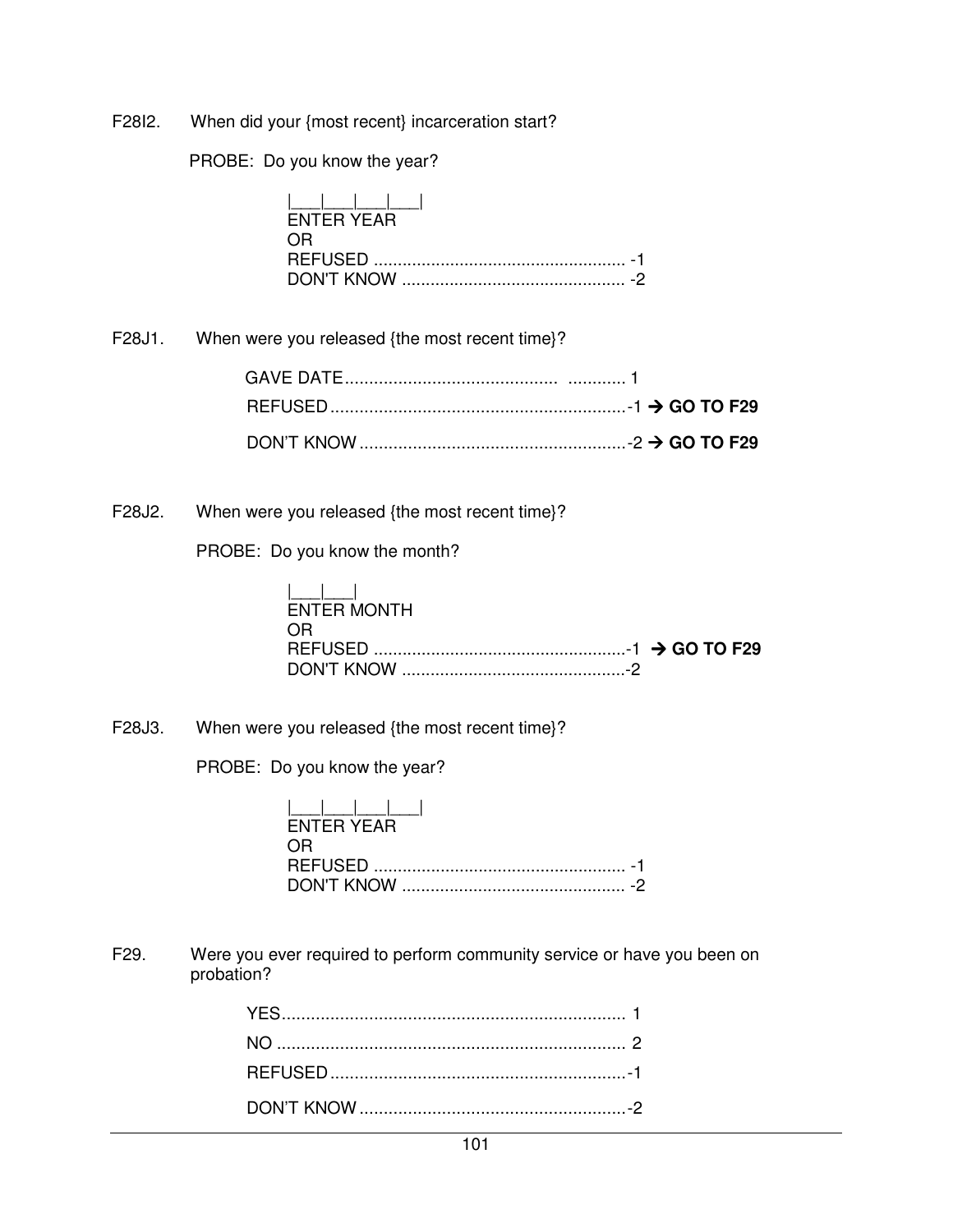F28I2. When did your {most recent} incarceration start?

PROBE: Do you know the year?

|___|___|___|___|
ENTER YEAR
OR
REFUSED ..................................................... -1
DON'T KNOW ............................................... -2

F28J1. When were you released {the most recent time}?

GAVE DATE............................................ ............ 1
REFUSED.............................................................-1 → **GO TO F29**
DON'T KNOW.......................................................-2 → **GO TO F29**

F28J2. When were you released {the most recent time}?

PROBE: Do you know the month?

|___|___|
ENTER MONTH
OR
REFUSED .....................................................-1 → **GO TO F29**
DON'T KNOW ...............................................-2

F28J3. When were you released {the most recent time}?

PROBE: Do you know the year?

|___|___|___|___|
ENTER YEAR
OR
REFUSED ..................................................... -1
DON'T KNOW ............................................... -2

F29. Were you ever required to perform community service or have you been on probation?

YES....................................................................... 1
NO ........................................................................ 2
REFUSED.............................................................-1
DON'T KNOW.......................................................-2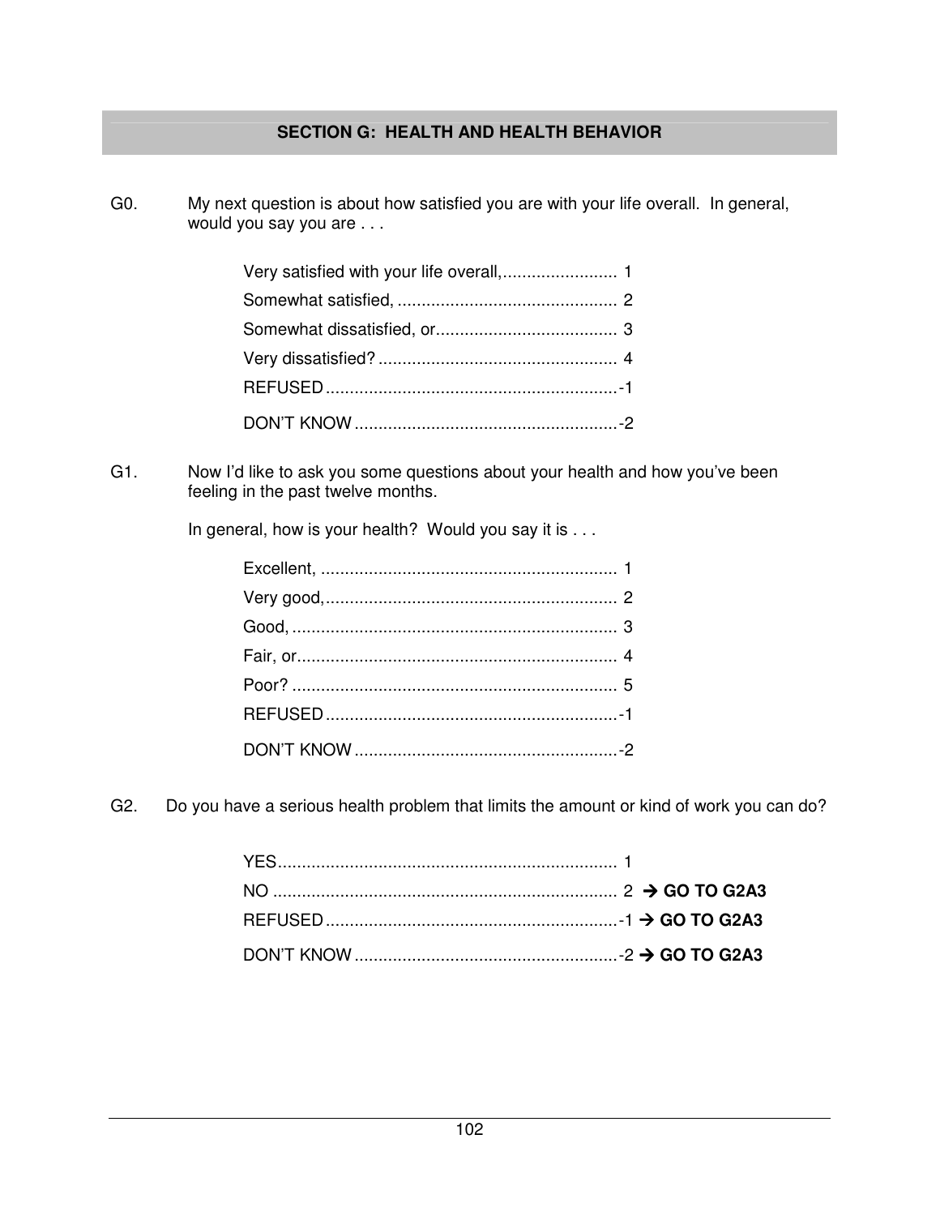## SECTION G: HEALTH AND HEALTH BEHAVIOR

G0. My next question is about how satisfied you are with your life overall. In general, would you say you are . . .

| | |
|---|---|
| Very satisfied with your life overall, | 1 |
| Somewhat satisfied, | 2 |
| Somewhat dissatisfied, or | 3 |
| Very dissatisfied? | 4 |
| REFUSED | -1 |
| DON'T KNOW | -2 |

G1. Now I'd like to ask you some questions about your health and how you've been feeling in the past twelve months.

In general, how is your health? Would you say it is . . .

| | |
|---|---|
| Excellent, | 1 |
| Very good, | 2 |
| Good, | 3 |
| Fair, or | 4 |
| Poor? | 5 |
| REFUSED | -1 |
| DON'T KNOW | -2 |

G2. Do you have a serious health problem that limits the amount or kind of work you can do?

| | | |
|---|---|---|
| YES | 1 | |
| NO | 2 | → **GO TO G2A3** |
| REFUSED | -1 | → **GO TO G2A3** |
| DON'T KNOW | -2 | → **GO TO G2A3** |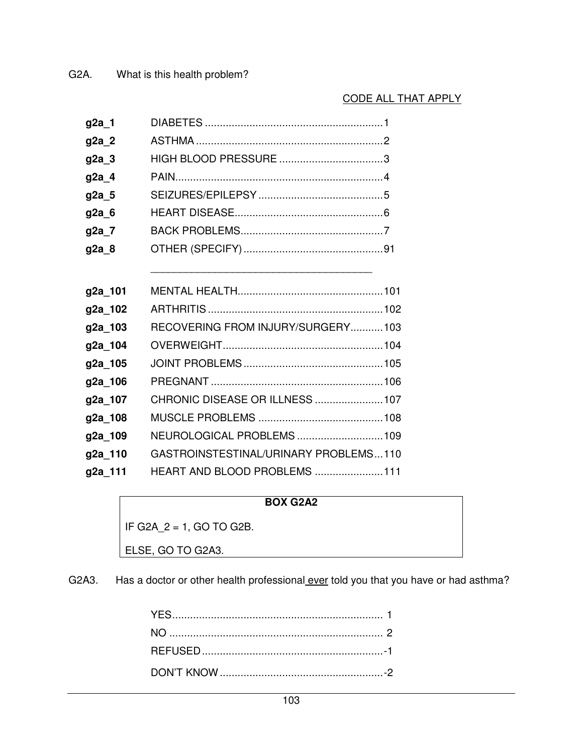G2A. What is this health problem?

CODE ALL THAT APPLY

| | | |
|---|---|---|
| **g2a_1** | DIABETES | 1 |
| **g2a_2** | ASTHMA | 2 |
| **g2a_3** | HIGH BLOOD PRESSURE | 3 |
| **g2a_4** | PAIN | 4 |
| **g2a_5** | SEIZURES/EPILEPSY | 5 |
| **g2a_6** | HEART DISEASE | 6 |
| **g2a_7** | BACK PROBLEMS | 7 |
| **g2a_8** | OTHER (SPECIFY) ______________________________________ | 91 |
| **g2a_101** | MENTAL HEALTH | 101 |
| **g2a_102** | ARTHRITIS | 102 |
| **g2a_103** | RECOVERING FROM INJURY/SURGERY | 103 |
| **g2a_104** | OVERWEIGHT | 104 |
| **g2a_105** | JOINT PROBLEMS | 105 |
| **g2a_106** | PREGNANT | 106 |
| **g2a_107** | CHRONIC DISEASE OR ILLNESS | 107 |
| **g2a_108** | MUSCLE PROBLEMS | 108 |
| **g2a_109** | NEUROLOGICAL PROBLEMS | 109 |
| **g2a_110** | GASTROINSTESTINAL/URINARY PROBLEMS | 110 |
| **g2a_111** | HEART AND BLOOD PROBLEMS | 111 |

| **BOX G2A2** |
|---|
| IF G2A_2 = 1, GO TO G2B. |
| ELSE, GO TO G2A3. |

G2A3. Has a doctor or other health professional ever told you that you have or had asthma?

| | |
|---|---|
| YES | 1 |
| NO | 2 |
| REFUSED | -1 |
| DON'T KNOW | -2 |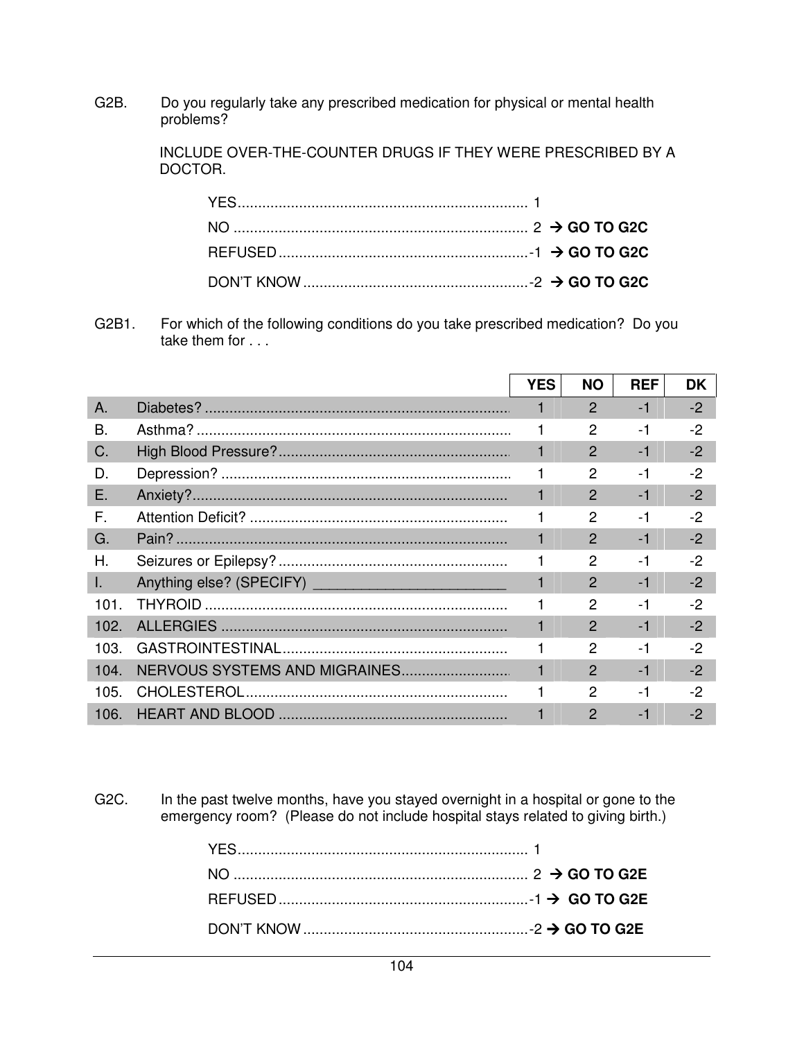G2B. Do you regularly take any prescribed medication for physical or mental health problems?

INCLUDE OVER-THE-COUNTER DRUGS IF THEY WERE PRESCRIBED BY A DOCTOR.

- YES........................................................................ 1
- NO ......................................................................... 2 → **GO TO G2C**
- REFUSED..............................................................-1 → **GO TO G2C**
- DON'T KNOW........................................................-2 → **GO TO G2C**

G2B1. For which of the following conditions do you take prescribed medication? Do you take them for . . .

| | | YES | NO | REF | DK |
|---|---|---|---|---|---|
| A. | Diabetes? | 1 | 2 | -1 | -2 |
| B. | Asthma? | 1 | 2 | -1 | -2 |
| C. | High Blood Pressure? | 1 | 2 | -1 | -2 |
| D. | Depression? | 1 | 2 | -1 | -2 |
| E. | Anxiety? | 1 | 2 | -1 | -2 |
| F. | Attention Deficit? | 1 | 2 | -1 | -2 |
| G. | Pain? | 1 | 2 | -1 | -2 |
| H. | Seizures or Epilepsy? | 1 | 2 | -1 | -2 |
| I. | Anything else? (SPECIFY) ________________________ | 1 | 2 | -1 | -2 |
| 101. | THYROID | 1 | 2 | -1 | -2 |
| 102. | ALLERGIES | 1 | 2 | -1 | -2 |
| 103. | GASTROINTESTINAL | 1 | 2 | -1 | -2 |
| 104. | NERVOUS SYSTEMS AND MIGRAINES | 1 | 2 | -1 | -2 |
| 105. | CHOLESTEROL | 1 | 2 | -1 | -2 |
| 106. | HEART AND BLOOD | 1 | 2 | -1 | -2 |

G2C. In the past twelve months, have you stayed overnight in a hospital or gone to the emergency room? (Please do not include hospital stays related to giving birth.)

- YES........................................................................ 1
- NO ......................................................................... 2 → **GO TO G2E**
- REFUSED..............................................................-1 → **GO TO G2E**
- DON'T KNOW........................................................-2 → **GO TO G2E**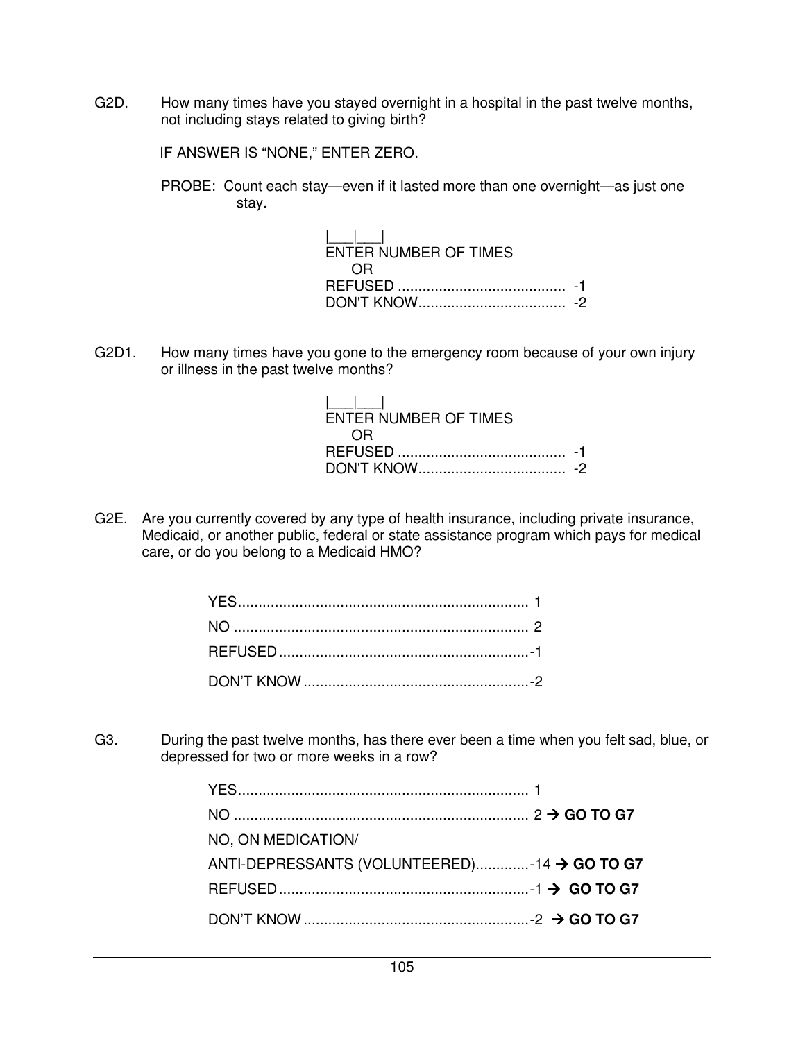G2D. How many times have you stayed overnight in a hospital in the past twelve months, not including stays related to giving birth?

IF ANSWER IS "NONE," ENTER ZERO.

PROBE: Count each stay—even if it lasted more than one overnight—as just one stay.

|___|___|
ENTER NUMBER OF TIMES
OR
REFUSED .......................................... -1
DON'T KNOW.................................... -2

G2D1. How many times have you gone to the emergency room because of your own injury or illness in the past twelve months?

|___|___|
ENTER NUMBER OF TIMES
OR
REFUSED .......................................... -1
DON'T KNOW.................................... -2

G2E. Are you currently covered by any type of health insurance, including private insurance, Medicaid, or another public, federal or state assistance program which pays for medical care, or do you belong to a Medicaid HMO?

YES....................................................................... 1
NO ........................................................................ 2
REFUSED.............................................................-1
DON'T KNOW.......................................................-2

G3. During the past twelve months, has there ever been a time when you felt sad, blue, or depressed for two or more weeks in a row?

YES....................................................................... 1
NO ........................................................................ 2 → **GO TO G7**
NO, ON MEDICATION/
ANTI-DEPRESSANTS (VOLUNTEERED).............-14 → **GO TO G7**
REFUSED.............................................................-1 → **GO TO G7**
DON'T KNOW.......................................................-2 → **GO TO G7**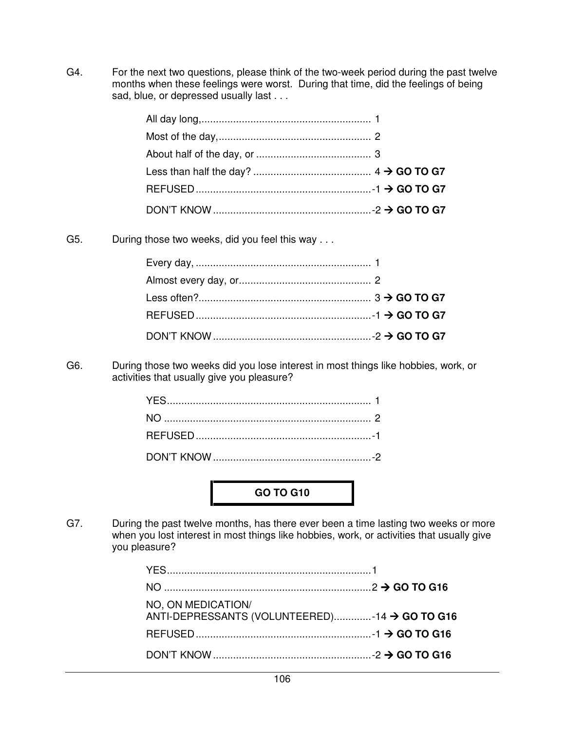G4. For the next two questions, please think of the two-week period during the past twelve months when these feelings were worst. During that time, did the feelings of being sad, blue, or depressed usually last . . .

All day long,............................................................ 1
Most of the day,...................................................... 2
About half of the day, or ........................................ 3
Less than half the day? ......................................... 4 → **GO TO G7**
REFUSED.............................................................-1 → **GO TO G7**
DON'T KNOW .......................................................-2 → **GO TO G7**

G5. During those two weeks, did you feel this way . . .

Every day, ............................................................. 1
Almost every day, or.............................................. 2
Less often?............................................................ 3 → **GO TO G7**
REFUSED.............................................................-1 → **GO TO G7**
DON'T KNOW .......................................................-2 → **GO TO G7**

G6. During those two weeks did you lose interest in most things like hobbies, work, or activities that usually give you pleasure?

YES....................................................................... 1
NO ........................................................................ 2
REFUSED.............................................................-1
DON'T KNOW .......................................................-2

**GO TO G10**

G7. During the past twelve months, has there ever been a time lasting two weeks or more when you lost interest in most things like hobbies, work, or activities that usually give you pleasure?

YES.......................................................................1
NO ........................................................................2 → **GO TO G16**
NO, ON MEDICATION/
ANTI-DEPRESSANTS (VOLUNTEERED).............-14 → **GO TO G16**
REFUSED.............................................................-1 → **GO TO G16**
DON'T KNOW .......................................................-2 → **GO TO G16**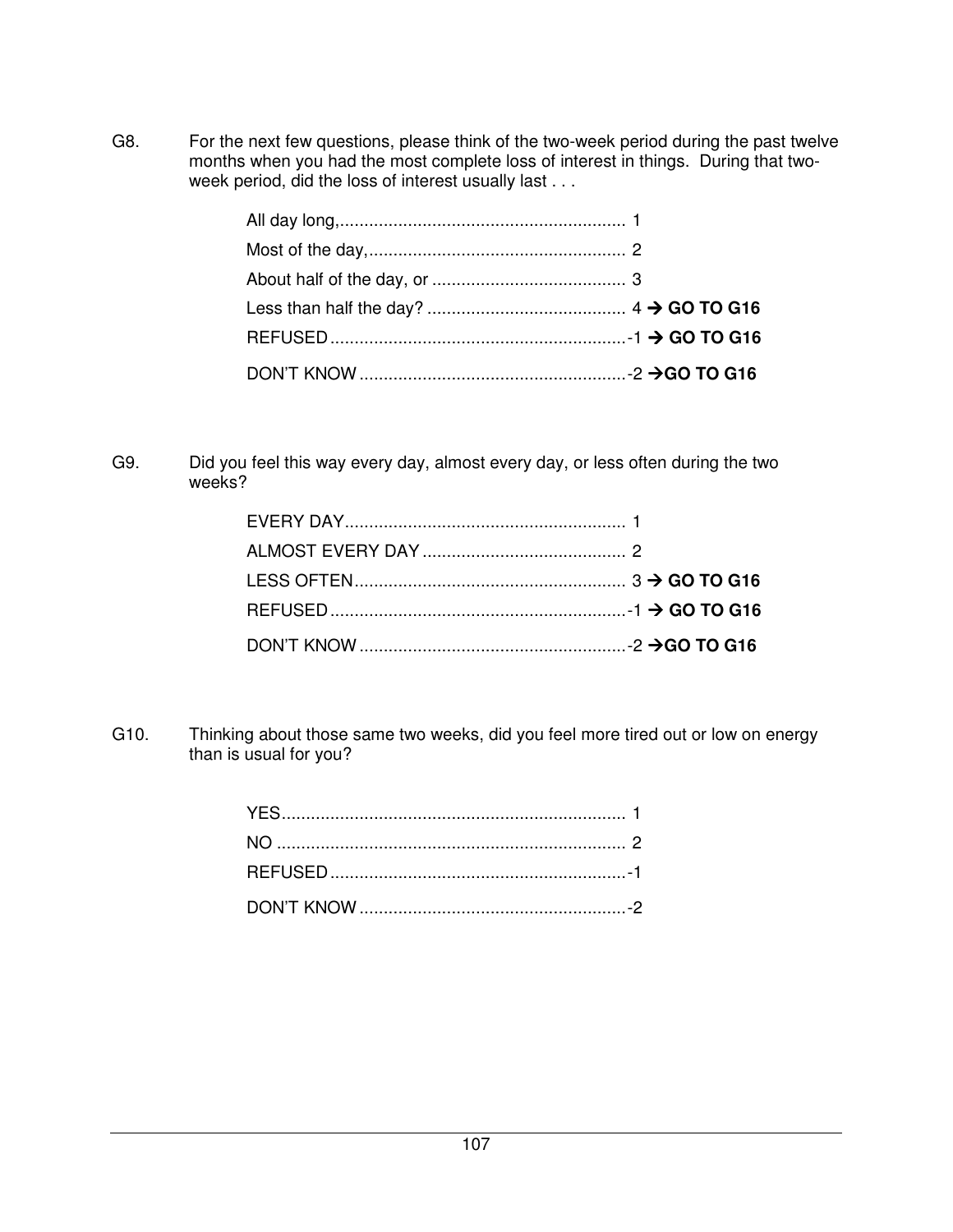G8. For the next few questions, please think of the two-week period during the past twelve months when you had the most complete loss of interest in things. During that two-week period, did the loss of interest usually last . . .

All day long,........................................................... 1
Most of the day,..................................................... 2
About half of the day, or ........................................ 3
Less than half the day? ......................................... 4 → **GO TO G16**
REFUSED.............................................................-1 → **GO TO G16**
DON'T KNOW.......................................................-2 → **GO TO G16**

G9. Did you feel this way every day, almost every day, or less often during the two weeks?

EVERY DAY.......................................................... 1
ALMOST EVERY DAY.......................................... 2
LESS OFTEN........................................................ 3 → **GO TO G16**
REFUSED.............................................................-1 → **GO TO G16**
DON'T KNOW.......................................................-2 → **GO TO G16**

G10. Thinking about those same two weeks, did you feel more tired out or low on energy than is usual for you?

YES....................................................................... 1
NO ........................................................................ 2
REFUSED.............................................................-1
DON'T KNOW.......................................................-2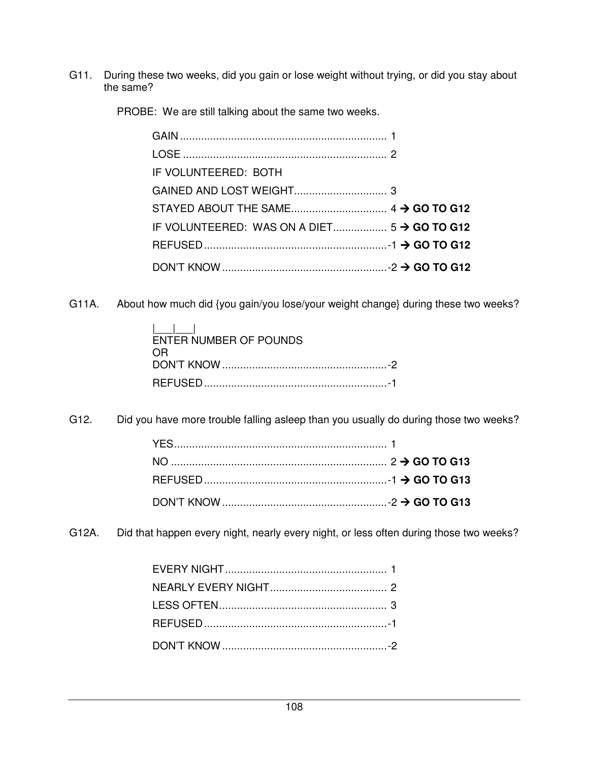G11. During these two weeks, did you gain or lose weight without trying, or did you stay about the same?

PROBE: We are still talking about the same two weeks.

GAIN .................................................................... 1
LOSE .................................................................... 2
IF VOLUNTEERED: BOTH
GAINED AND LOST WEIGHT............................... 3
STAYED ABOUT THE SAME................................ 4 → **GO TO G12**
IF VOLUNTEERED: WAS ON A DIET.................. 5 → **GO TO G12**
REFUSED.............................................................-1 → **GO TO G12**
DON'T KNOW.......................................................-2 → **GO TO G12**

G11A. About how much did {you gain/you lose/your weight change} during these two weeks?

|___|___|
ENTER NUMBER OF POUNDS
OR
DON'T KNOW.......................................................-2
REFUSED.............................................................-1

G12. Did you have more trouble falling asleep than you usually do during those two weeks?

YES....................................................................... 1
NO ....................................................................... 2 → **GO TO G13**
REFUSED.............................................................-1 → **GO TO G13**
DON'T KNOW.......................................................-2 → **GO TO G13**

G12A. Did that happen every night, nearly every night, or less often during those two weeks?

EVERY NIGHT...................................................... 1
NEARLY EVERY NIGHT....................................... 2
LESS OFTEN........................................................ 3
REFUSED.............................................................-1
DON'T KNOW.......................................................-2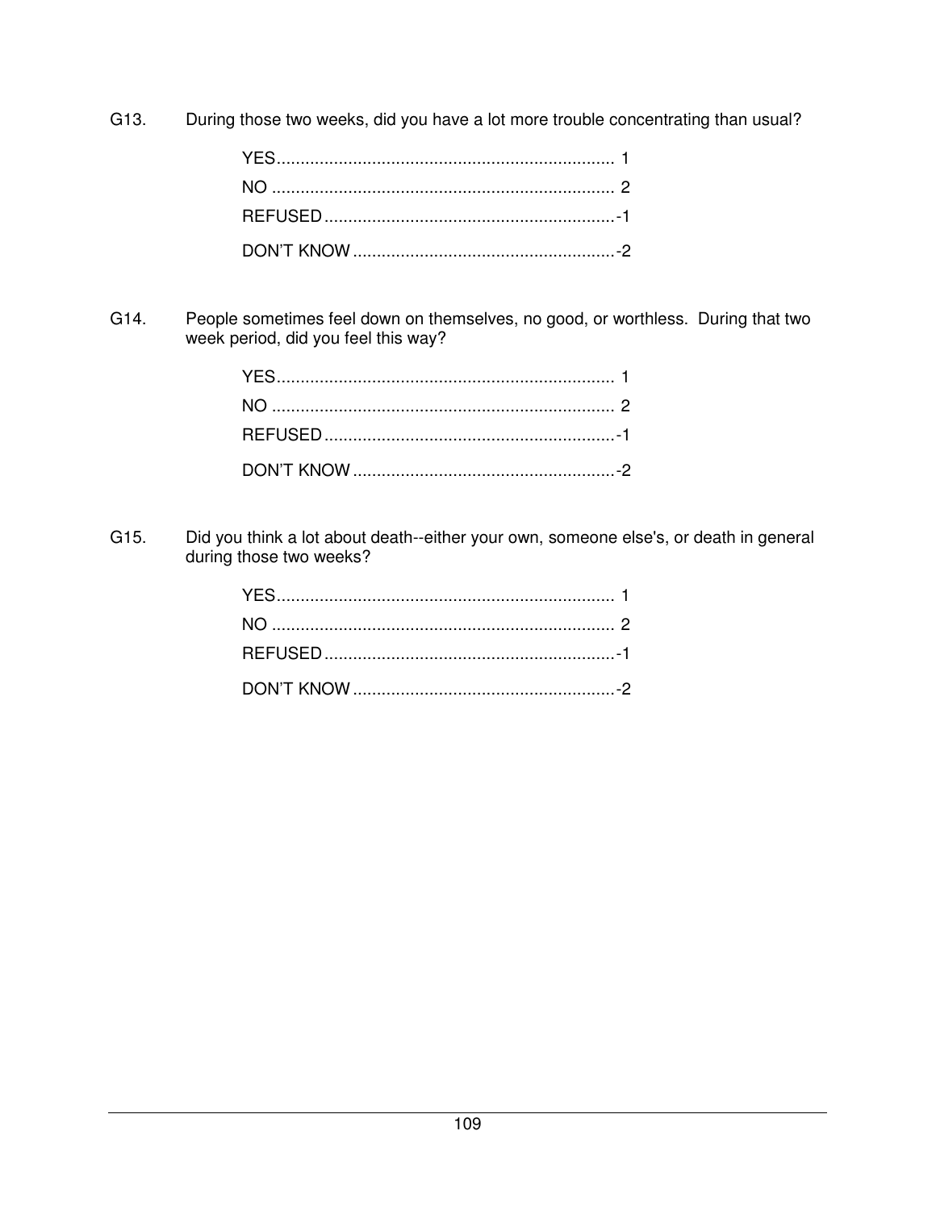G13. During those two weeks, did you have a lot more trouble concentrating than usual?

YES....................................................................... 1
NO ........................................................................ 2
REFUSED.............................................................-1
DON'T KNOW.......................................................-2

G14. People sometimes feel down on themselves, no good, or worthless. During that two week period, did you feel this way?

YES....................................................................... 1
NO ........................................................................ 2
REFUSED.............................................................-1
DON'T KNOW.......................................................-2

G15. Did you think a lot about death--either your own, someone else's, or death in general during those two weeks?

YES....................................................................... 1
NO ........................................................................ 2
REFUSED.............................................................-1
DON'T KNOW.......................................................-2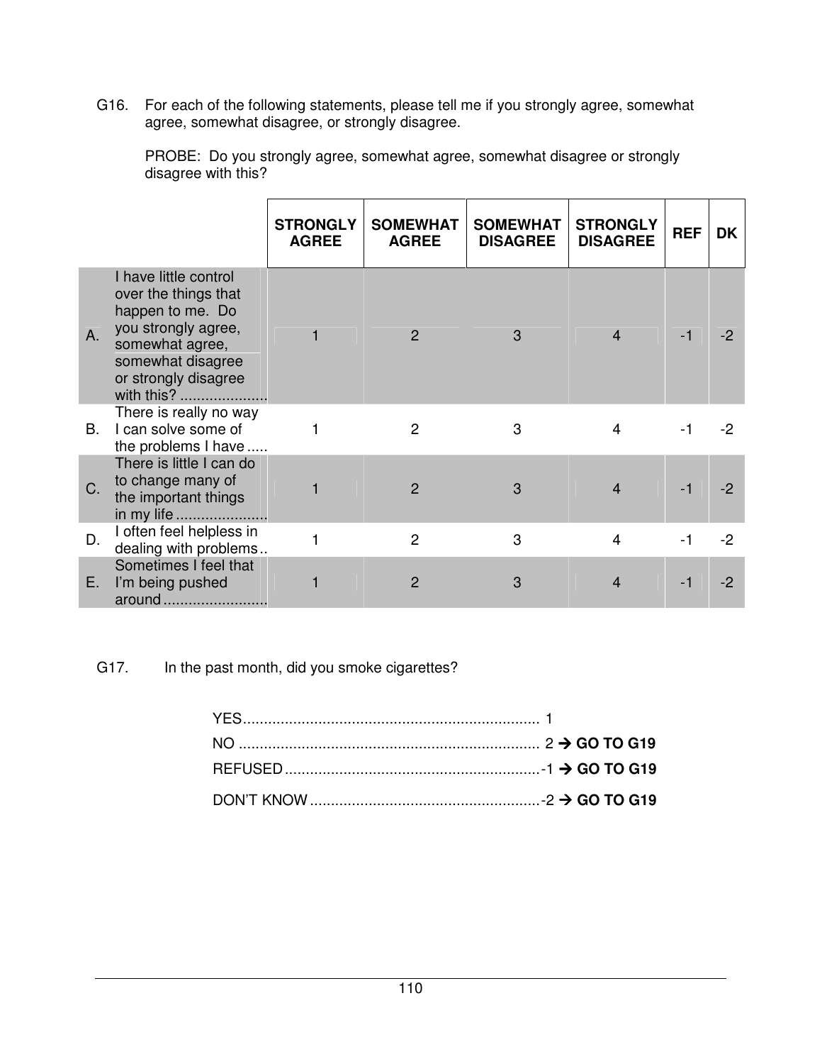G16. For each of the following statements, please tell me if you strongly agree, somewhat agree, somewhat disagree, or strongly disagree.

PROBE: Do you strongly agree, somewhat agree, somewhat disagree or strongly disagree with this?

| | | STRONGLY AGREE | SOMEWHAT AGREE | SOMEWHAT DISAGREE | STRONGLY DISAGREE | REF | DK |
|---|---|---|---|---|---|---|---|
| A. | I have little control over the things that happen to me. Do you strongly agree, somewhat agree, somewhat disagree or strongly disagree with this? .................... | 1 | 2 | 3 | 4 | -1 | -2 |
| B. | There is really no way I can solve some of the problems I have ..... | 1 | 2 | 3 | 4 | -1 | -2 |
| C. | There is little I can do to change many of the important things in my life ..................... | 1 | 2 | 3 | 4 | -1 | -2 |
| D. | I often feel helpless in dealing with problems .. | 1 | 2 | 3 | 4 | -1 | -2 |
| E. | Sometimes I feel that I'm being pushed around ......................... | 1 | 2 | 3 | 4 | -1 | -2 |

G17. In the past month, did you smoke cigarettes?

YES....................................................................... 1
NO ........................................................................ 2 → **GO TO G19**
REFUSED .............................................................-1 → **GO TO G19**
DON'T KNOW .......................................................-2 → **GO TO G19**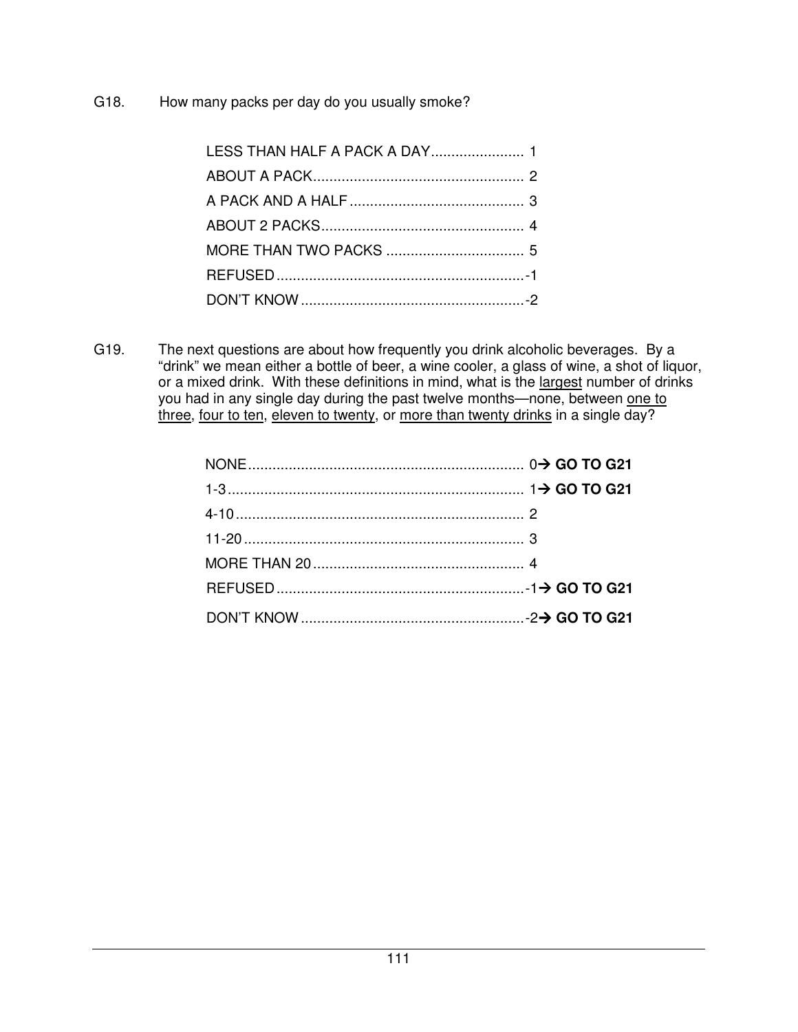G18. How many packs per day do you usually smoke?

| | |
|---|---|
| LESS THAN HALF A PACK A DAY | 1 |
| ABOUT A PACK | 2 |
| A PACK AND A HALF | 3 |
| ABOUT 2 PACKS | 4 |
| MORE THAN TWO PACKS | 5 |
| REFUSED | -1 |
| DON'T KNOW | -2 |

G19. The next questions are about how frequently you drink alcoholic beverages. By a "drink" we mean either a bottle of beer, a wine cooler, a glass of wine, a shot of liquor, or a mixed drink. With these definitions in mind, what is the largest number of drinks you had in any single day during the past twelve months—none, between one to three, four to ten, eleven to twenty, or more than twenty drinks in a single day?

| | |
|---|---|
| NONE | 0→ **GO TO G21** |
| 1-3 | 1→ **GO TO G21** |
| 4-10 | 2 |
| 11-20 | 3 |
| MORE THAN 20 | 4 |
| REFUSED | -1→ **GO TO G21** |
| DON'T KNOW | -2→ **GO TO G21** |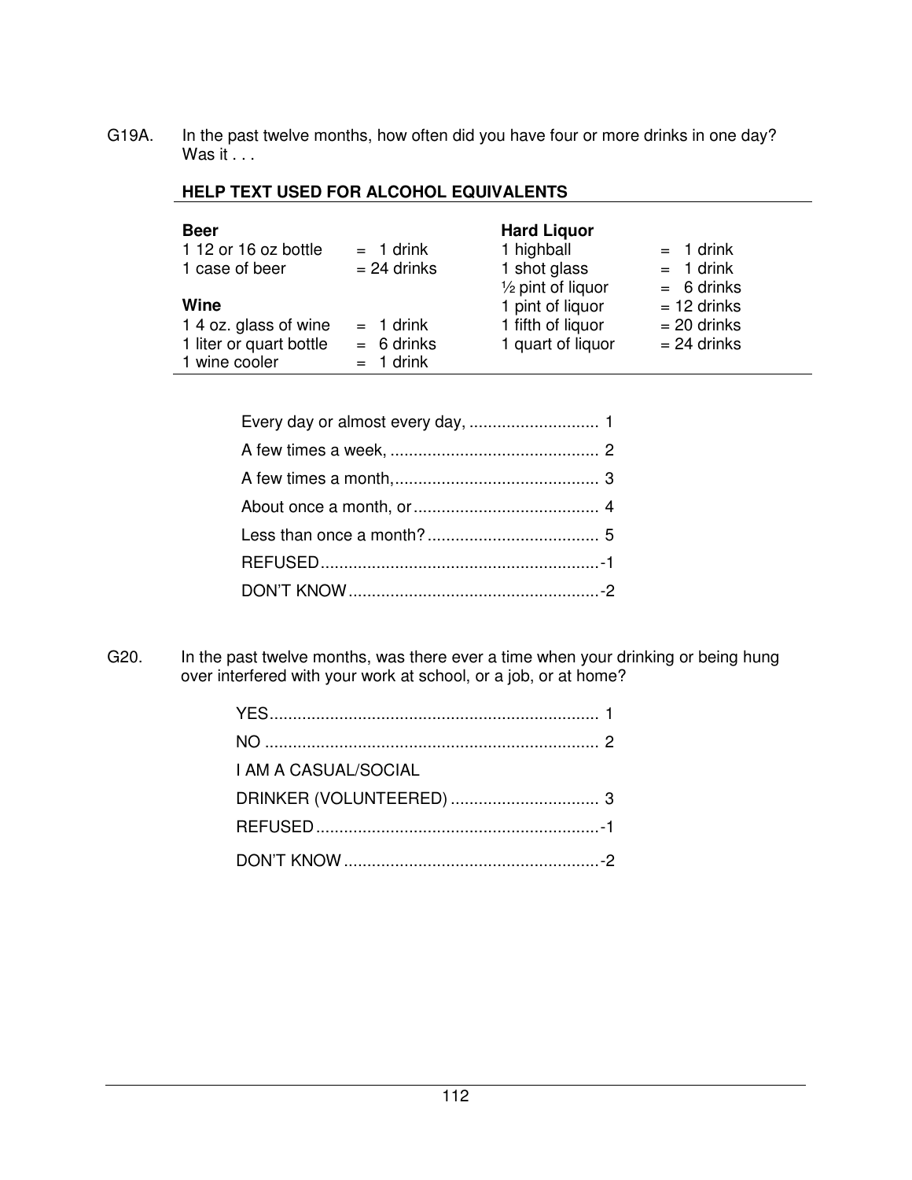G19A. In the past twelve months, how often did you have four or more drinks in one day? Was it . . .

**HELP TEXT USED FOR ALCOHOL EQUIVALENTS**

| **Beer** | | **Hard Liquor** | |
|---|---|---|---|
| 1 12 or 16 oz bottle | = 1 drink | 1 highball | = 1 drink |
| 1 case of beer | = 24 drinks | 1 shot glass | = 1 drink |
| | | ½ pint of liquor | = 6 drinks |
| **Wine** | | 1 pint of liquor | = 12 drinks |
| 1 4 oz. glass of wine | = 1 drink | 1 fifth of liquor | = 20 drinks |
| 1 liter or quart bottle | = 6 drinks | 1 quart of liquor | = 24 drinks |
| 1 wine cooler | = 1 drink | | |

| | |
|---|---|
| Every day or almost every day, | 1 |
| A few times a week, | 2 |
| A few times a month, | 3 |
| About once a month, or | 4 |
| Less than once a month? | 5 |
| REFUSED | -1 |
| DON'T KNOW | -2 |

G20. In the past twelve months, was there ever a time when your drinking or being hung over interfered with your work at school, or a job, or at home?

| | |
|---|---|
| YES | 1 |
| NO | 2 |
| I AM A CASUAL/SOCIAL DRINKER (VOLUNTEERED) | 3 |
| REFUSED | -1 |
| DON'T KNOW | -2 |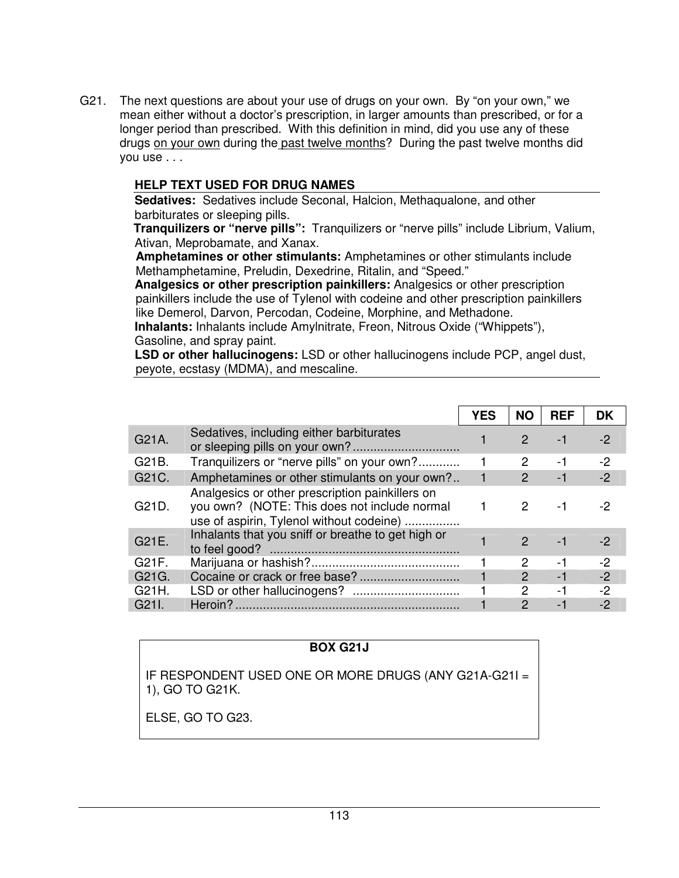G21. The next questions are about your use of drugs on your own. By "on your own," we mean either without a doctor's prescription, in larger amounts than prescribed, or for a longer period than prescribed. With this definition in mind, did you use any of these drugs on your own during the past twelve months? During the past twelve months did you use . . .

**HELP TEXT USED FOR DRUG NAMES**

**Sedatives:** Sedatives include Seconal, Halcion, Methaqualone, and other barbiturates or sleeping pills.

**Tranquilizers or "nerve pills":** Tranquilizers or "nerve pills" include Librium, Valium, Ativan, Meprobamate, and Xanax.

**Amphetamines or other stimulants:** Amphetamines or other stimulants include Methamphetamine, Preludin, Dexedrine, Ritalin, and "Speed."

**Analgesics or other prescription painkillers:** Analgesics or other prescription painkillers include the use of Tylenol with codeine and other prescription painkillers like Demerol, Darvon, Percodan, Codeine, Morphine, and Methadone.

**Inhalants:** Inhalants include Amylnitrate, Freon, Nitrous Oxide ("Whippets"), Gasoline, and spray paint.

**LSD or other hallucinogens:** LSD or other hallucinogens include PCP, angel dust, peyote, ecstasy (MDMA), and mescaline.

| | | YES | NO | REF | DK |
|---|---|---|---|---|---|
| G21A. | Sedatives, including either barbiturates or sleeping pills on your own? .............................. | 1 | 2 | -1 | -2 |
| G21B. | Tranquilizers or "nerve pills" on your own? ............ | 1 | 2 | -1 | -2 |
| G21C. | Amphetamines or other stimulants on your own? .. | 1 | 2 | -1 | -2 |
| G21D. | Analgesics or other prescription painkillers on you own? (NOTE: This does not include normal use of aspirin, Tylenol without codeine) ................ | 1 | 2 | -1 | -2 |
| G21E. | Inhalants that you sniff or breathe to get high or to feel good? ...................................................... | 1 | 2 | -1 | -2 |
| G21F. | Marijuana or hashish? ........................................... | 1 | 2 | -1 | -2 |
| G21G. | Cocaine or crack or free base? ............................. | 1 | 2 | -1 | -2 |
| G21H. | LSD or other hallucinogens? ............................... | 1 | 2 | -1 | -2 |
| G21I. | Heroin? ................................................................. | 1 | 2 | -1 | -2 |

**BOX G21J**

IF RESPONDENT USED ONE OR MORE DRUGS (ANY G21A-G21I = 1), GO TO G21K.

ELSE, GO TO G23.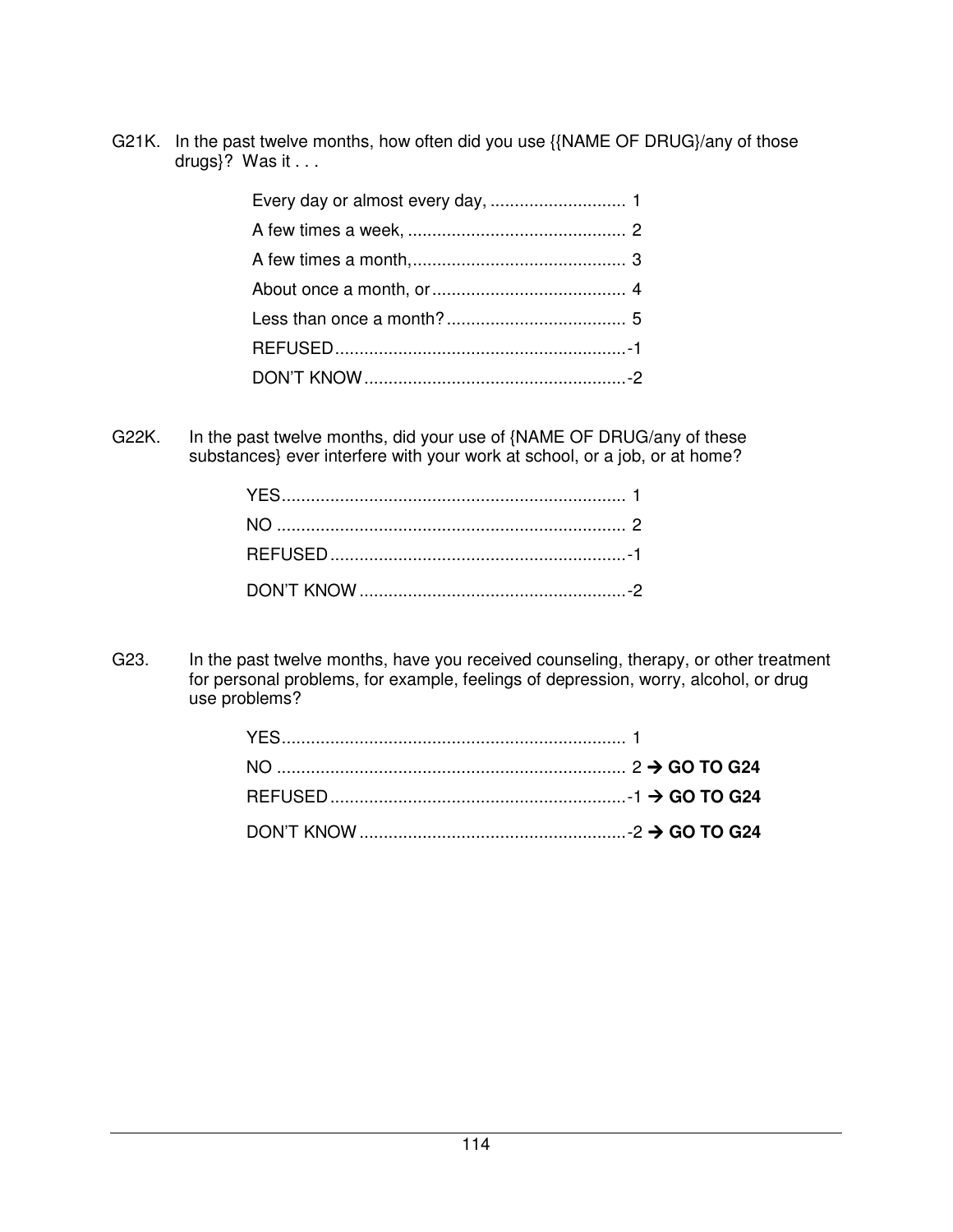G21K. In the past twelve months, how often did you use {{NAME OF DRUG}/any of those drugs}? Was it . . .

| | |
|---|---|
| Every day or almost every day, | 1 |
| A few times a week, | 2 |
| A few times a month, | 3 |
| About once a month, or | 4 |
| Less than once a month? | 5 |
| REFUSED | -1 |
| DON'T KNOW | -2 |

G22K. In the past twelve months, did your use of {NAME OF DRUG/any of these substances} ever interfere with your work at school, or a job, or at home?

| | |
|---|---|
| YES | 1 |
| NO | 2 |
| REFUSED | -1 |
| DON'T KNOW | -2 |

G23. In the past twelve months, have you received counseling, therapy, or other treatment for personal problems, for example, feelings of depression, worry, alcohol, or drug use problems?

| | | |
|---|---|---|
| YES | 1 | |
| NO | 2 | → **GO TO G24** |
| REFUSED | -1 | → **GO TO G24** |
| DON'T KNOW | -2 | → **GO TO G24** |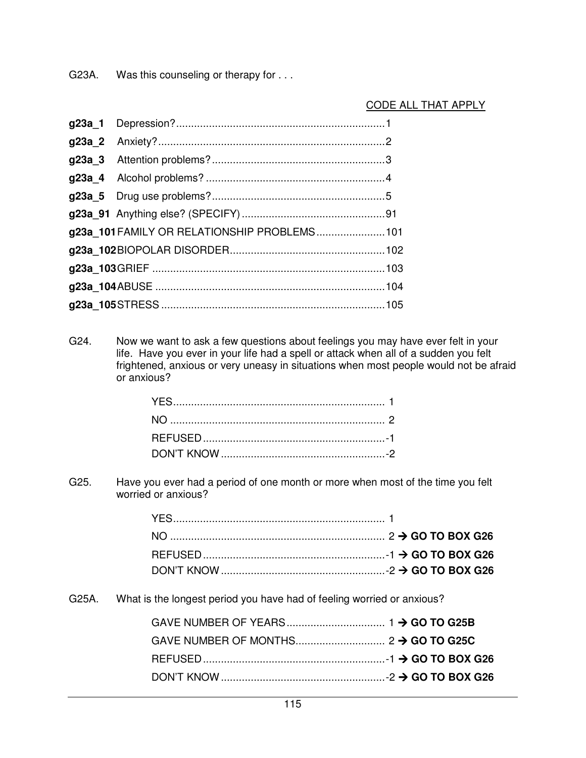G23A. Was this counseling or therapy for . . .

CODE ALL THAT APPLY

| | | |
|---|---|---|
| **g23a_1** | Depression? | 1 |
| **g23a_2** | Anxiety? | 2 |
| **g23a_3** | Attention problems? | 3 |
| **g23a_4** | Alcohol problems? | 4 |
| **g23a_5** | Drug use problems? | 5 |
| **g23a_91** | Anything else? (SPECIFY) | 91 |
| **g23a_101** | FAMILY OR RELATIONSHIP PROBLEMS | 101 |
| **g23a_102** | BIOPOLAR DISORDER | 102 |
| **g23a_103** | GRIEF | 103 |
| **g23a_104** | ABUSE | 104 |
| **g23a_105** | STRESS | 105 |

G24. Now we want to ask a few questions about feelings you may have ever felt in your life. Have you ever in your life had a spell or attack when all of a sudden you felt frightened, anxious or very uneasy in situations when most people would not be afraid or anxious?

| | |
|---|---|
| YES | 1 |
| NO | 2 |
| REFUSED | -1 |
| DON'T KNOW | -2 |

G25. Have you ever had a period of one month or more when most of the time you felt worried or anxious?

| | |
|---|---|
| YES | 1 |
| NO | 2 → **GO TO BOX G26** |
| REFUSED | -1 → **GO TO BOX G26** |
| DON'T KNOW | -2 → **GO TO BOX G26** |

G25A. What is the longest period you have had of feeling worried or anxious?

| | |
|---|---|
| GAVE NUMBER OF YEARS | 1 → **GO TO G25B** |
| GAVE NUMBER OF MONTHS | 2 → **GO TO G25C** |
| REFUSED | -1 → **GO TO BOX G26** |
| DON'T KNOW | -2 → **GO TO BOX G26** |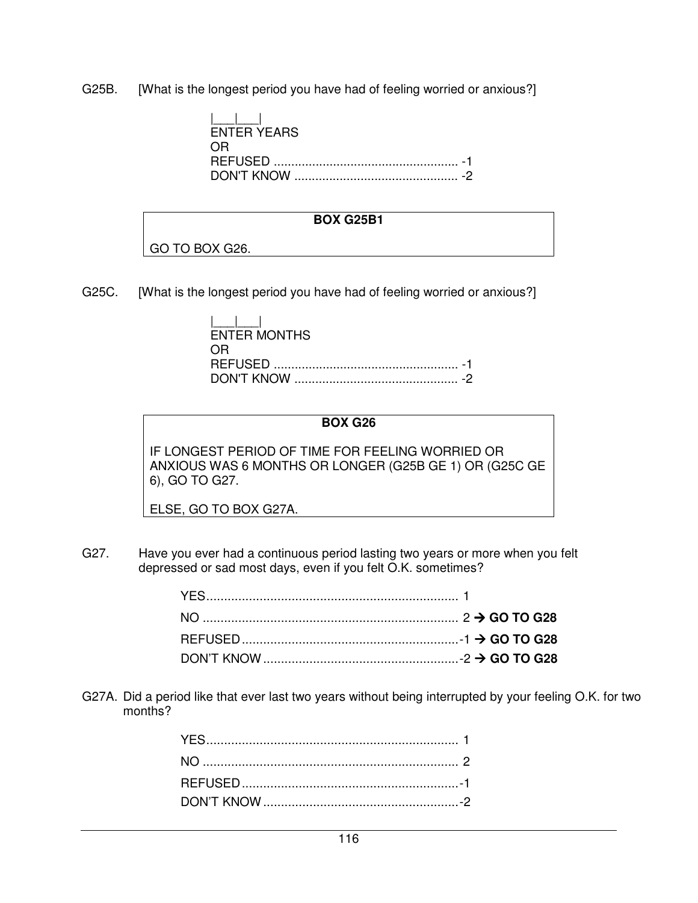G25B. [What is the longest period you have had of feeling worried or anxious?]

|___|___|
ENTER YEARS
OR
REFUSED .................................................... -1
DON'T KNOW .............................................. -2

**BOX G25B1**

GO TO BOX G26.

G25C. [What is the longest period you have had of feeling worried or anxious?]

|___|___|
ENTER MONTHS
OR
REFUSED .................................................... -1
DON'T KNOW .............................................. -2

**BOX G26**

IF LONGEST PERIOD OF TIME FOR FEELING WORRIED OR ANXIOUS WAS 6 MONTHS OR LONGER (G25B GE 1) OR (G25C GE 6), GO TO G27.

ELSE, GO TO BOX G27A.

G27. Have you ever had a continuous period lasting two years or more when you felt depressed or sad most days, even if you felt O.K. sometimes?

YES....................................................................... 1
NO ........................................................................ 2 → **GO TO G28**
REFUSED.............................................................-1 → **GO TO G28**
DON'T KNOW.......................................................-2 → **GO TO G28**

G27A. Did a period like that ever last two years without being interrupted by your feeling O.K. for two months?

YES....................................................................... 1
NO ........................................................................ 2
REFUSED.............................................................-1
DON'T KNOW.......................................................-2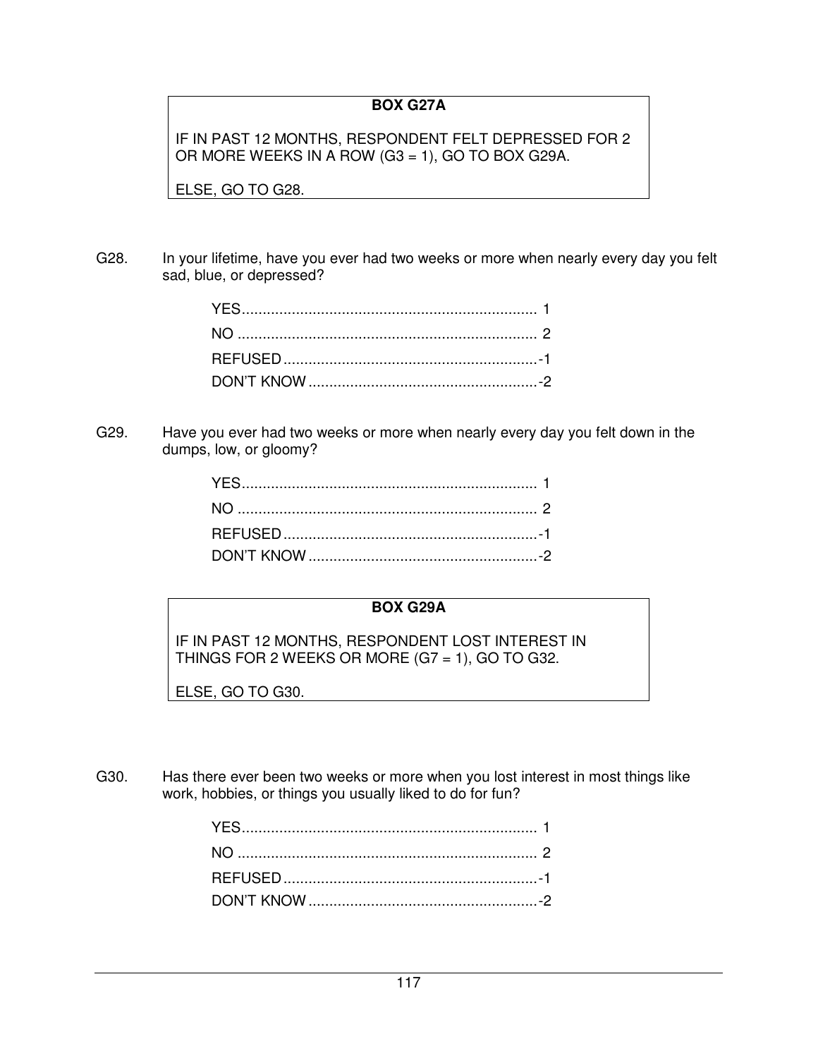**BOX G27A**

IF IN PAST 12 MONTHS, RESPONDENT FELT DEPRESSED FOR 2 OR MORE WEEKS IN A ROW (G3 = 1), GO TO BOX G29A.

ELSE, GO TO G28.

G28. In your lifetime, have you ever had two weeks or more when nearly every day you felt sad, blue, or depressed?

YES........................................................................ 1
NO ........................................................................ 2
REFUSED.............................................................-1
DON'T KNOW.......................................................-2

G29. Have you ever had two weeks or more when nearly every day you felt down in the dumps, low, or gloomy?

YES........................................................................ 1
NO ........................................................................ 2
REFUSED.............................................................-1
DON'T KNOW.......................................................-2

**BOX G29A**

IF IN PAST 12 MONTHS, RESPONDENT LOST INTEREST IN THINGS FOR 2 WEEKS OR MORE (G7 = 1), GO TO G32.

ELSE, GO TO G30.

G30. Has there ever been two weeks or more when you lost interest in most things like work, hobbies, or things you usually liked to do for fun?

YES........................................................................ 1
NO ........................................................................ 2
REFUSED.............................................................-1
DON'T KNOW.......................................................-2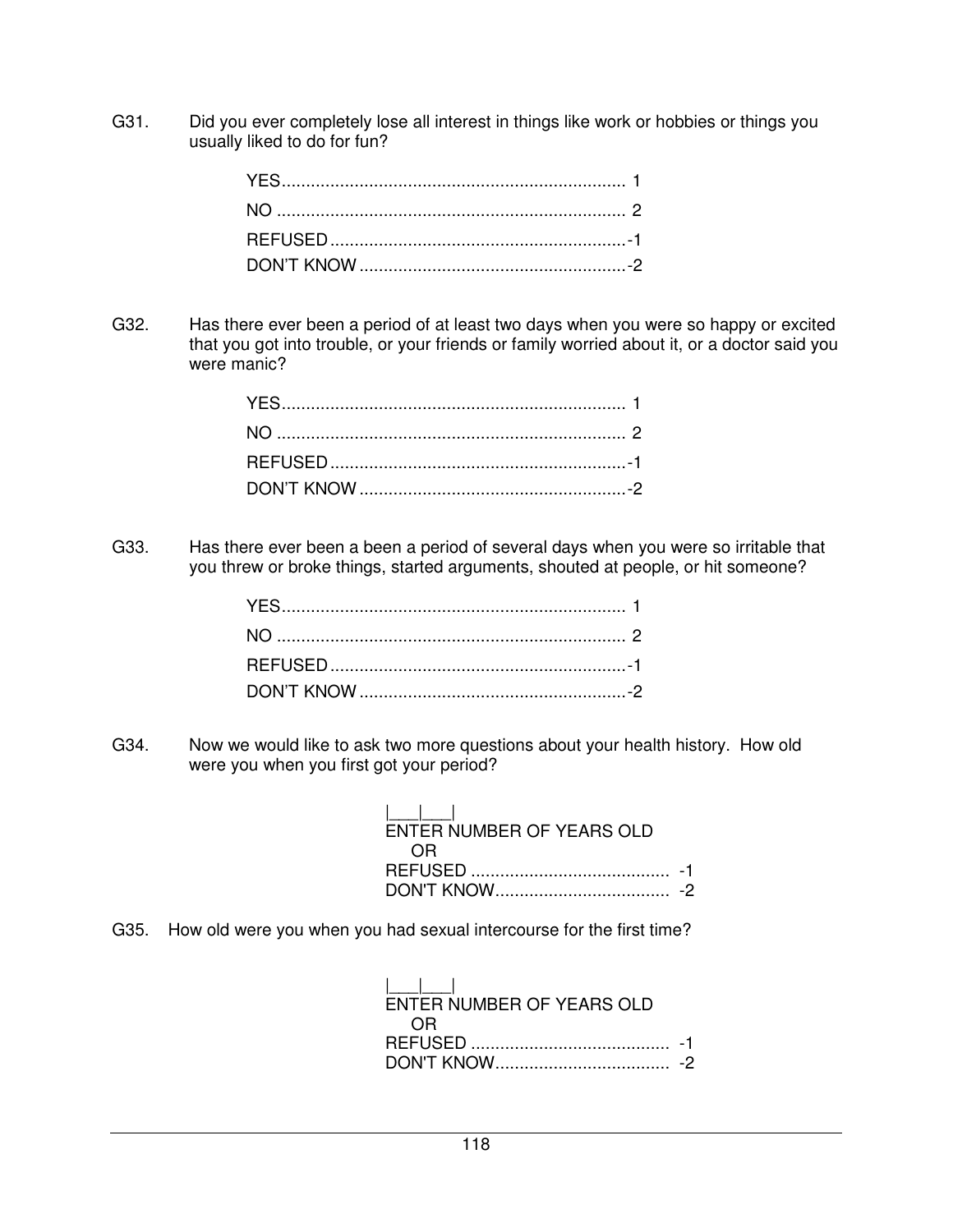G31. Did you ever completely lose all interest in things like work or hobbies or things you usually liked to do for fun?

- YES....................................................................... 1
- NO ........................................................................ 2
- REFUSED .............................................................-1
- DON'T KNOW .......................................................-2

G32. Has there ever been a period of at least two days when you were so happy or excited that you got into trouble, or your friends or family worried about it, or a doctor said you were manic?

- YES....................................................................... 1
- NO ........................................................................ 2
- REFUSED .............................................................-1
- DON'T KNOW .......................................................-2

G33. Has there ever been a been a period of several days when you were so irritable that you threw or broke things, started arguments, shouted at people, or hit someone?

- YES....................................................................... 1
- NO ........................................................................ 2
- REFUSED .............................................................-1
- DON'T KNOW .......................................................-2

G34. Now we would like to ask two more questions about your health history. How old were you when you first got your period?

|___|___|
ENTER NUMBER OF YEARS OLD
OR
REFUSED ......................................... -1
DON'T KNOW.................................... -2

G35. How old were you when you had sexual intercourse for the first time?

|___|___|
ENTER NUMBER OF YEARS OLD
OR
REFUSED ......................................... -1
DON'T KNOW.................................... -2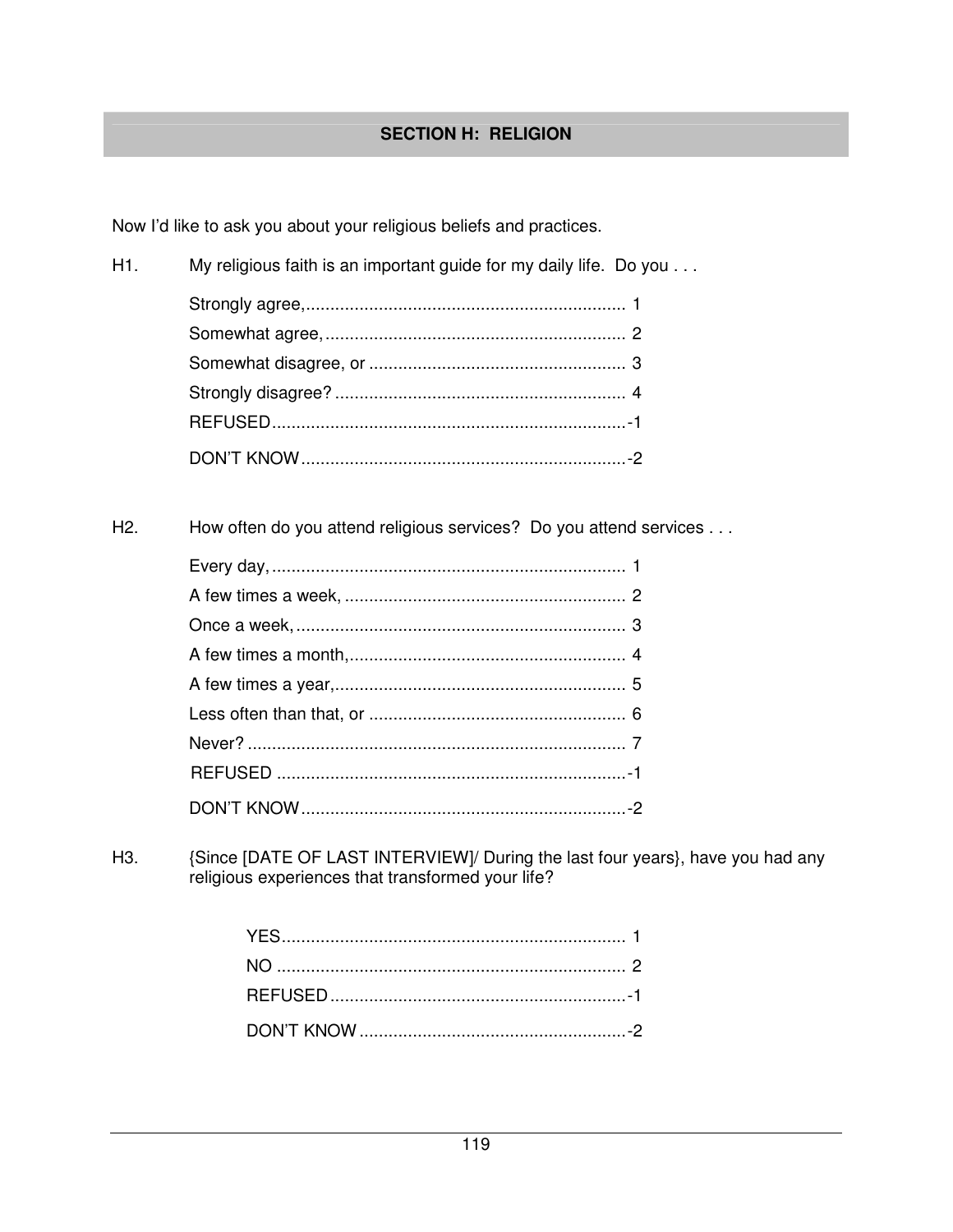## SECTION H: RELIGION

Now I'd like to ask you about your religious beliefs and practices.

H1. My religious faith is an important guide for my daily life. Do you . . .

| | |
|---|---|
| Strongly agree, | 1 |
| Somewhat agree, | 2 |
| Somewhat disagree, or | 3 |
| Strongly disagree? | 4 |
| REFUSED | -1 |
| DON'T KNOW | -2 |

H2. How often do you attend religious services? Do you attend services . . .

| | |
|---|---|
| Every day, | 1 |
| A few times a week, | 2 |
| Once a week, | 3 |
| A few times a month, | 4 |
| A few times a year, | 5 |
| Less often than that, or | 6 |
| Never? | 7 |
| REFUSED | -1 |
| DON'T KNOW | -2 |

H3. {Since [DATE OF LAST INTERVIEW]/ During the last four years}, have you had any religious experiences that transformed your life?

| | |
|---|---|
| YES | 1 |
| NO | 2 |
| REFUSED | -1 |
| DON'T KNOW | -2 |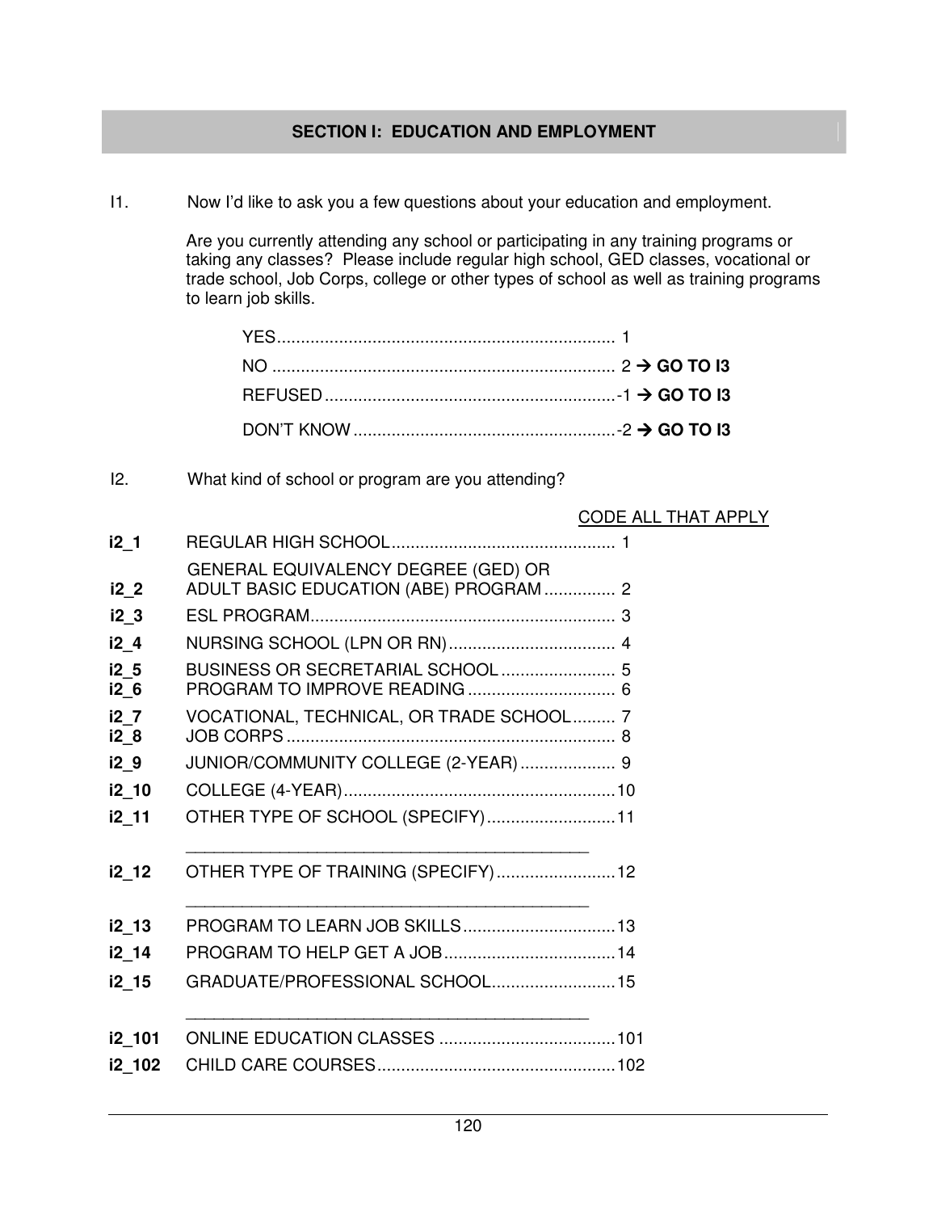## SECTION I: EDUCATION AND EMPLOYMENT

I1. Now I'd like to ask you a few questions about your education and employment.

Are you currently attending any school or participating in any training programs or taking any classes? Please include regular high school, GED classes, vocational or trade school, Job Corps, college or other types of school as well as training programs to learn job skills.

YES........................................................................ 1
NO ........................................................................ 2 → **GO TO I3**
REFUSED.............................................................-1 → **GO TO I3**
DON'T KNOW .......................................................-2 → **GO TO I3**

I2. What kind of school or program are you attending?

CODE ALL THAT APPLY

| | | |
|---|---|---|
| **i2_1** | REGULAR HIGH SCHOOL | 1 |
| **i2_2** | GENERAL EQUIVALENCY DEGREE (GED) OR ADULT BASIC EDUCATION (ABE) PROGRAM | 2 |
| **i2_3** | ESL PROGRAM | 3 |
| **i2_4** | NURSING SCHOOL (LPN OR RN) | 4 |
| **i2_5** | BUSINESS OR SECRETARIAL SCHOOL | 5 |
| **i2_6** | PROGRAM TO IMPROVE READING | 6 |
| **i2_7** | VOCATIONAL, TECHNICAL, OR TRADE SCHOOL | 7 |
| **i2_8** | JOB CORPS | 8 |
| **i2_9** | JUNIOR/COMMUNITY COLLEGE (2-YEAR) | 9 |
| **i2_10** | COLLEGE (4-YEAR) | 10 |
| **i2_11** | OTHER TYPE OF SCHOOL (SPECIFY) ____________________ | 11 |
| **i2_12** | OTHER TYPE OF TRAINING (SPECIFY) ____________________ | 12 |
| **i2_13** | PROGRAM TO LEARN JOB SKILLS | 13 |
| **i2_14** | PROGRAM TO HELP GET A JOB | 14 |
| **i2_15** | GRADUATE/PROFESSIONAL SCHOOL ____________________ | 15 |
| **i2_101** | ONLINE EDUCATION CLASSES | 101 |
| **i2_102** | CHILD CARE COURSES | 102 |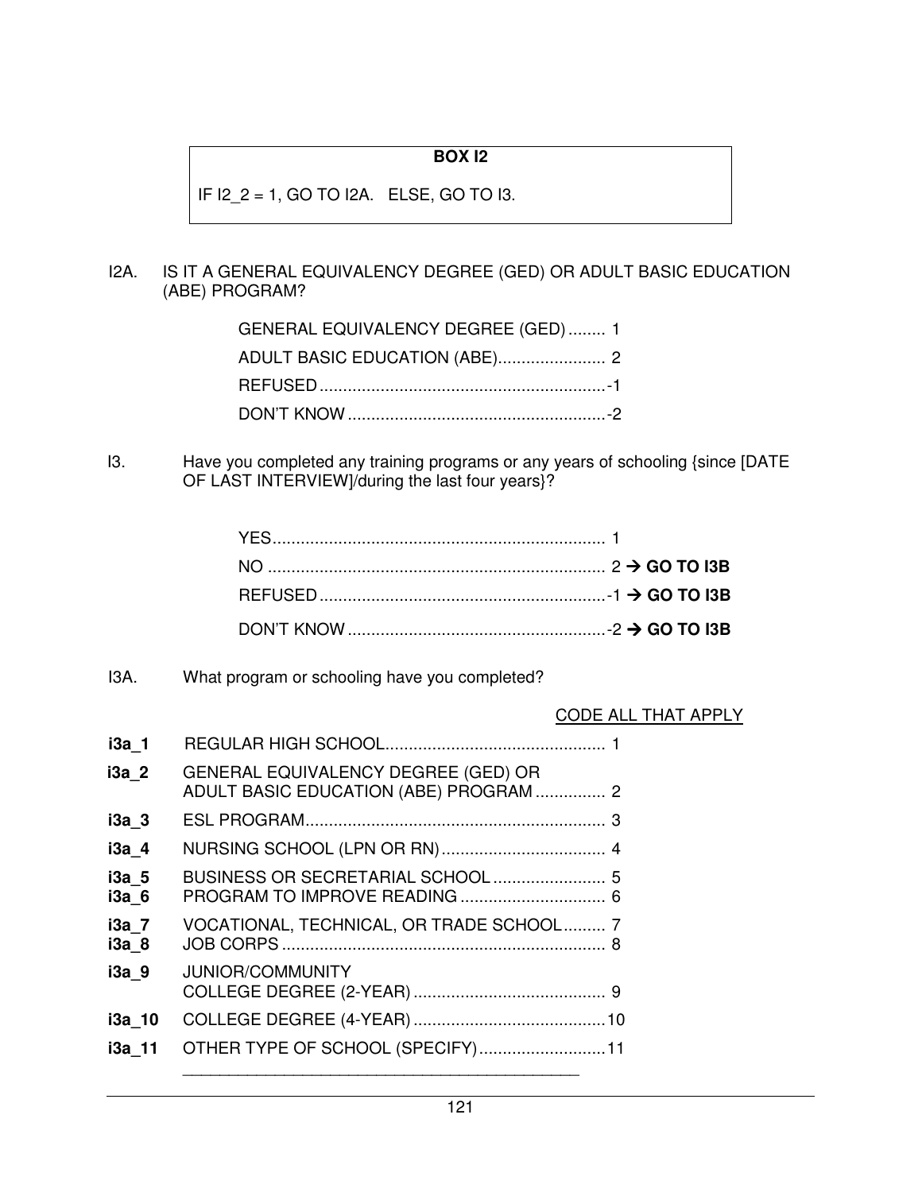**BOX I2**

IF I2_2 = 1, GO TO I2A. ELSE, GO TO I3.

I2A. IS IT A GENERAL EQUIVALENCY DEGREE (GED) OR ADULT BASIC EDUCATION (ABE) PROGRAM?

GENERAL EQUIVALENCY DEGREE (GED) ........ 1
ADULT BASIC EDUCATION (ABE) ....................... 2
REFUSED ............................................................. -1
DON'T KNOW ....................................................... -2

I3. Have you completed any training programs or any years of schooling {since [DATE OF LAST INTERVIEW]/during the last four years}?

YES ...................................................................... 1
NO ....................................................................... 2 → **GO TO I3B**
REFUSED ............................................................. -1 → **GO TO I3B**
DON'T KNOW ....................................................... -2 → **GO TO I3B**

I3A. What program or schooling have you completed?

CODE ALL THAT APPLY

**i3a_1** REGULAR HIGH SCHOOL .............................................. 1
**i3a_2** GENERAL EQUIVALENCY DEGREE (GED) OR ADULT BASIC EDUCATION (ABE) PROGRAM ............... 2
**i3a_3** ESL PROGRAM ................................................................ 3
**i3a_4** NURSING SCHOOL (LPN OR RN) ................................... 4
**i3a_5** BUSINESS OR SECRETARIAL SCHOOL ........................ 5
**i3a_6** PROGRAM TO IMPROVE READING ............................... 6
**i3a_7** VOCATIONAL, TECHNICAL, OR TRADE SCHOOL ......... 7
**i3a_8** JOB CORPS ..................................................................... 8
**i3a_9** JUNIOR/COMMUNITY COLLEGE DEGREE (2-YEAR) ......................................... 9
**i3a_10** COLLEGE DEGREE (4-YEAR) ......................................... 10
**i3a_11** OTHER TYPE OF SCHOOL (SPECIFY) ........................... 11
_____________________________________________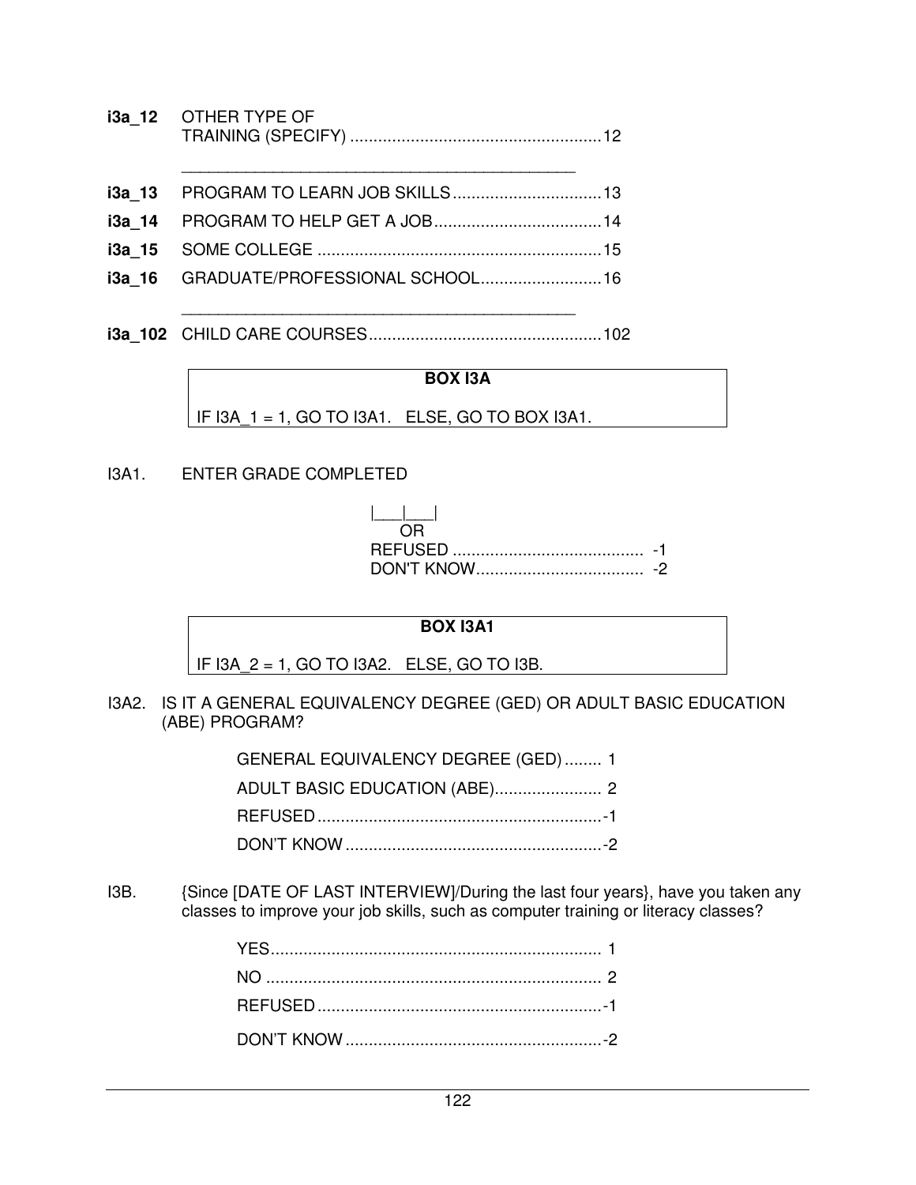**i3a_12** OTHER TYPE OF TRAINING (SPECIFY) ......................................................12

_____________________________________________

**i3a_13** PROGRAM TO LEARN JOB SKILLS................................13

**i3a_14** PROGRAM TO HELP GET A JOB....................................14

**i3a_15** SOME COLLEGE .............................................................15

**i3a_16** GRADUATE/PROFESSIONAL SCHOOL..........................16

_____________________________________________

**i3a_102** CHILD CARE COURSES..................................................102

| **BOX I3A** |
|---|
| IF I3A_1 = 1, GO TO I3A1. ELSE, GO TO BOX I3A1. |

I3A1. ENTER GRADE COMPLETED

|___|___|
OR
REFUSED ......................................... -1
DON'T KNOW.................................... -2

| **BOX I3A1** |
|---|
| IF I3A_2 = 1, GO TO I3A2. ELSE, GO TO I3B. |

I3A2. IS IT A GENERAL EQUIVALENCY DEGREE (GED) OR ADULT BASIC EDUCATION (ABE) PROGRAM?

GENERAL EQUIVALENCY DEGREE (GED)........ 1
ADULT BASIC EDUCATION (ABE)....................... 2
REFUSED.............................................................-1
DON'T KNOW.......................................................-2

I3B. {Since [DATE OF LAST INTERVIEW]/During the last four years}, have you taken any classes to improve your job skills, such as computer training or literacy classes?

YES....................................................................... 1
NO ........................................................................ 2
REFUSED.............................................................-1
DON'T KNOW.......................................................-2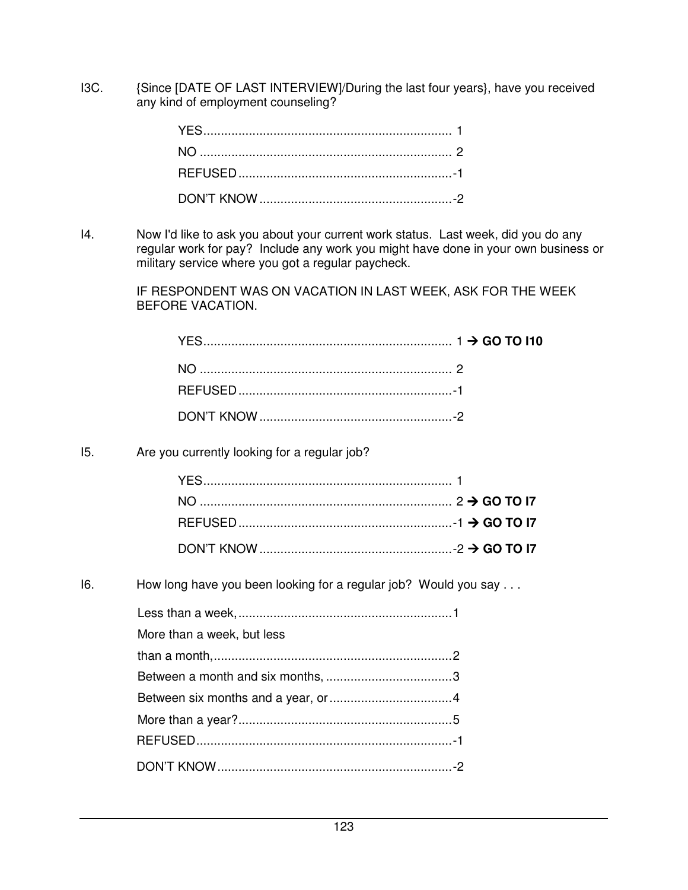I3C. {Since [DATE OF LAST INTERVIEW]/During the last four years}, have you received any kind of employment counseling?

YES....................................................................... 1
NO ........................................................................ 2
REFUSED.............................................................-1
DON'T KNOW.......................................................-2

I4. Now I'd like to ask you about your current work status. Last week, did you do any regular work for pay? Include any work you might have done in your own business or military service where you got a regular paycheck.

IF RESPONDENT WAS ON VACATION IN LAST WEEK, ASK FOR THE WEEK BEFORE VACATION.

YES....................................................................... 1 → **GO TO I10**
NO ........................................................................ 2
REFUSED.............................................................-1
DON'T KNOW.......................................................-2

I5. Are you currently looking for a regular job?

YES....................................................................... 1
NO ........................................................................ 2 → **GO TO I7**
REFUSED.............................................................-1 → **GO TO I7**
DON'T KNOW.......................................................-2 → **GO TO I7**

I6. How long have you been looking for a regular job? Would you say . . .

Less than a week,.............................................................1
More than a week, but less than a month,....................................................................2
Between a month and six months, ....................................3
Between six months and a year, or...................................4
More than a year?.............................................................5
REFUSED.........................................................................-1
DON'T KNOW...................................................................-2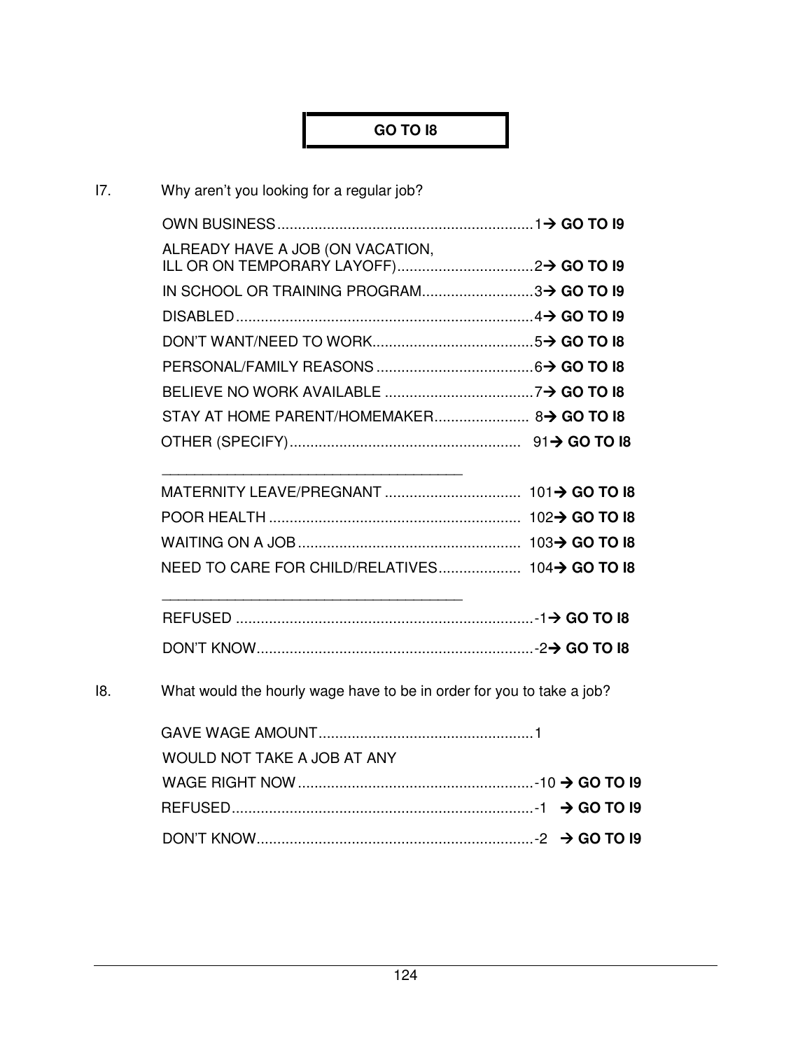**GO TO I8**

I7. Why aren't you looking for a regular job?

OWN BUSINESS............................................................1→ **GO TO I9**

ALREADY HAVE A JOB (ON VACATION, ILL OR ON TEMPORARY LAYOFF).................................2→ **GO TO I9**

IN SCHOOL OR TRAINING PROGRAM...........................3→ **GO TO I9**

DISABLED.......................................................................4→ **GO TO I9**

DON'T WANT/NEED TO WORK.......................................5→ **GO TO I8**

PERSONAL/FAMILY REASONS ......................................6→ **GO TO I8**

BELIEVE NO WORK AVAILABLE ....................................7→ **GO TO I8**

STAY AT HOME PARENT/HOMEMAKER....................... 8→ **GO TO I8**

OTHER (SPECIFY)........................................................ 91→ **GO TO I8**

_______________________________________

MATERNITY LEAVE/PREGNANT ................................. 101→ **GO TO I8**

POOR HEALTH ............................................................ 102→ **GO TO I8**

WAITING ON A JOB...................................................... 103→ **GO TO I8**

NEED TO CARE FOR CHILD/RELATIVES.................... 104→ **GO TO I8**

_______________________________________

REFUSED .......................................................................-1→ **GO TO I8**

DON'T KNOW..................................................................-2→ **GO TO I8**

I8. What would the hourly wage have to be in order for you to take a job?

GAVE WAGE AMOUNT...................................................1

WOULD NOT TAKE A JOB AT ANY WAGE RIGHT NOW........................................................-10 → **GO TO I9**

REFUSED........................................................................-1 → **GO TO I9**

DON'T KNOW..................................................................-2 → **GO TO I9**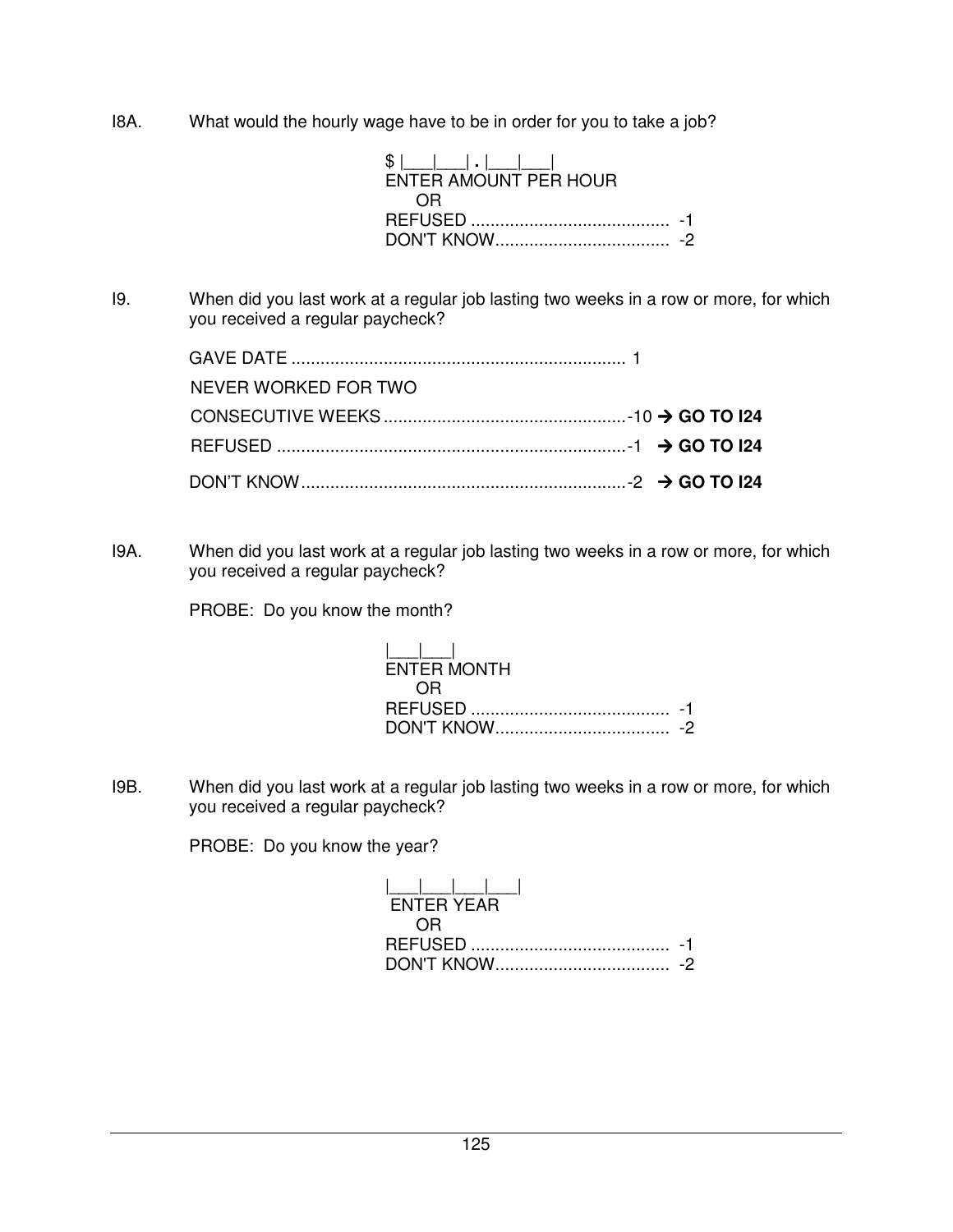I8A. What would the hourly wage have to be in order for you to take a job?

$ |___|___| . |___|___|
ENTER AMOUNT PER HOUR
OR
REFUSED ......................................... -1
DON'T KNOW.................................... -2

I9. When did you last work at a regular job lasting two weeks in a row or more, for which you received a regular paycheck?

GAVE DATE .................................................................... 1
NEVER WORKED FOR TWO
CONSECUTIVE WEEKS..................................................-10 → **GO TO I24**
REFUSED .......................................................................-1 → **GO TO I24**
DON'T KNOW...................................................................-2 → **GO TO I24**

I9A. When did you last work at a regular job lasting two weeks in a row or more, for which you received a regular paycheck?

PROBE: Do you know the month?

|___|___|
ENTER MONTH
OR
REFUSED ......................................... -1
DON'T KNOW.................................... -2

I9B. When did you last work at a regular job lasting two weeks in a row or more, for which you received a regular paycheck?

PROBE: Do you know the year?

|___|___|___|___|
ENTER YEAR
OR
REFUSED ......................................... -1
DON'T KNOW.................................... -2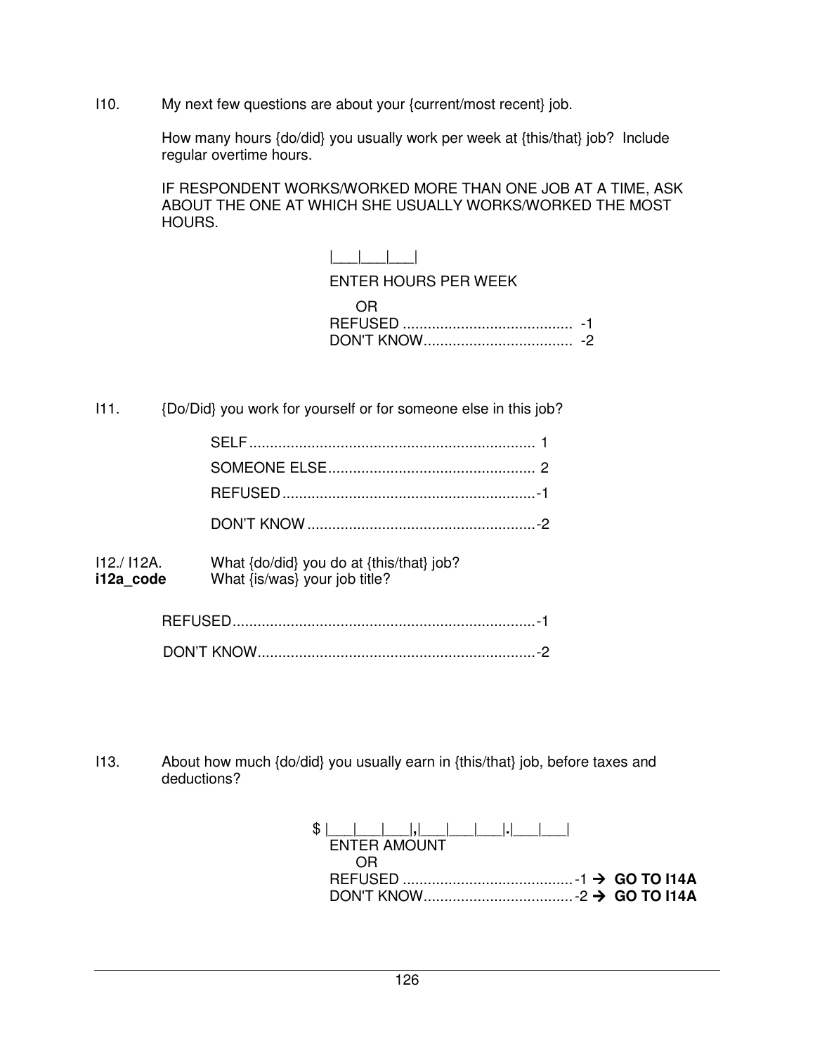I10. My next few questions are about your {current/most recent} job.

How many hours {do/did} you usually work per week at {this/that} job? Include regular overtime hours.

IF RESPONDENT WORKS/WORKED MORE THAN ONE JOB AT A TIME, ASK ABOUT THE ONE AT WHICH SHE USUALLY WORKS/WORKED THE MOST HOURS.

|___|___|___|

ENTER HOURS PER WEEK

OR

REFUSED ......................................... -1

DON'T KNOW.................................... -2

I11. {Do/Did} you work for yourself or for someone else in this job?

SELF..................................................................... 1

SOMEONE ELSE.................................................. 2

REFUSED.............................................................-1

DON'T KNOW.......................................................-2

I12./ I12A. What {do/did} you do at {this/that} job?

**i12a_code** What {is/was} your job title?

REFUSED.........................................................................-1

DON'T KNOW...................................................................-2

I13. About how much {do/did} you usually earn in {this/that} job, before taxes and deductions?

$ |___|___|___|**,**|___|___|___|**.**|___|___|

ENTER AMOUNT

OR

REFUSED .........................................-1 → **GO TO I14A**

DON'T KNOW....................................-2 → **GO TO I14A**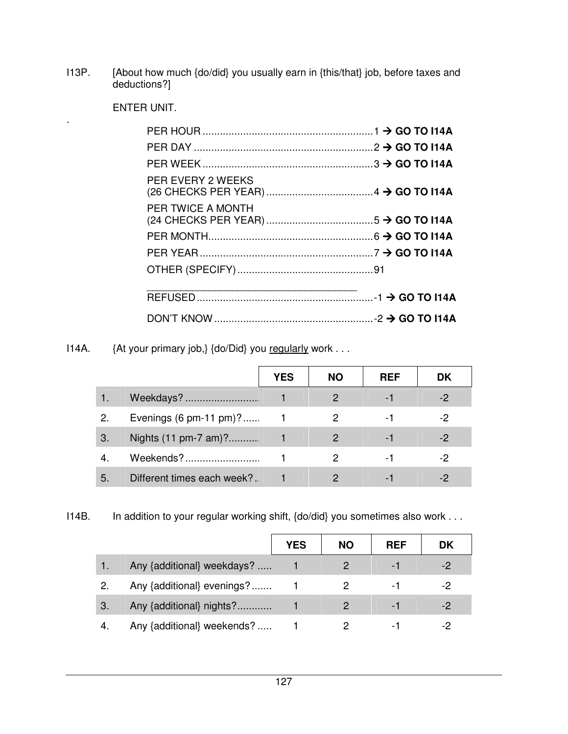I13P. [About how much {do/did} you usually earn in {this/that} job, before taxes and deductions?]

ENTER UNIT.

.

- PER HOUR ........................................................... 1 → **GO TO I14A**
- PER DAY .............................................................. 2 → **GO TO I14A**
- PER WEEK ........................................................... 3 → **GO TO I14A**
- PER EVERY 2 WEEKS (26 CHECKS PER YEAR) ..................................... 4 → **GO TO I14A**
- PER TWICE A MONTH (24 CHECKS PER YEAR) ..................................... 5 → **GO TO I14A**
- PER MONTH.......................................................... 6 → **GO TO I14A**
- PER YEAR ............................................................ 7 → **GO TO I14A**
- OTHER (SPECIFY) ............................................... 91

  _______________________________________
- REFUSED ............................................................. -1 → **GO TO I14A**
- DON'T KNOW ....................................................... -2 → **GO TO I14A**

I14A. {At your primary job,} {do/Did} you <u>regularly</u> work . . .

| | | YES | NO | REF | DK |
|---|---|---|---|---|---|
| 1. | Weekdays? .......................... | 1 | 2 | -1 | -2 |
| 2. | Evenings (6 pm-11 pm)?...... | 1 | 2 | -1 | -2 |
| 3. | Nights (11 pm-7 am)?.......... | 1 | 2 | -1 | -2 |
| 4. | Weekends?.......................... | 1 | 2 | -1 | -2 |
| 5. | Different times each week?.. | 1 | 2 | -1 | -2 |

I14B. In addition to your regular working shift, {do/did} you sometimes also work . . .

| | | YES | NO | REF | DK |
|---|---|---|---|---|---|
| 1. | Any {additional} weekdays? ..... | 1 | 2 | -1 | -2 |
| 2. | Any {additional} evenings?....... | 1 | 2 | -1 | -2 |
| 3. | Any {additional} nights?............ | 1 | 2 | -1 | -2 |
| 4. | Any {additional} weekends? ..... | 1 | 2 | -1 | -2 |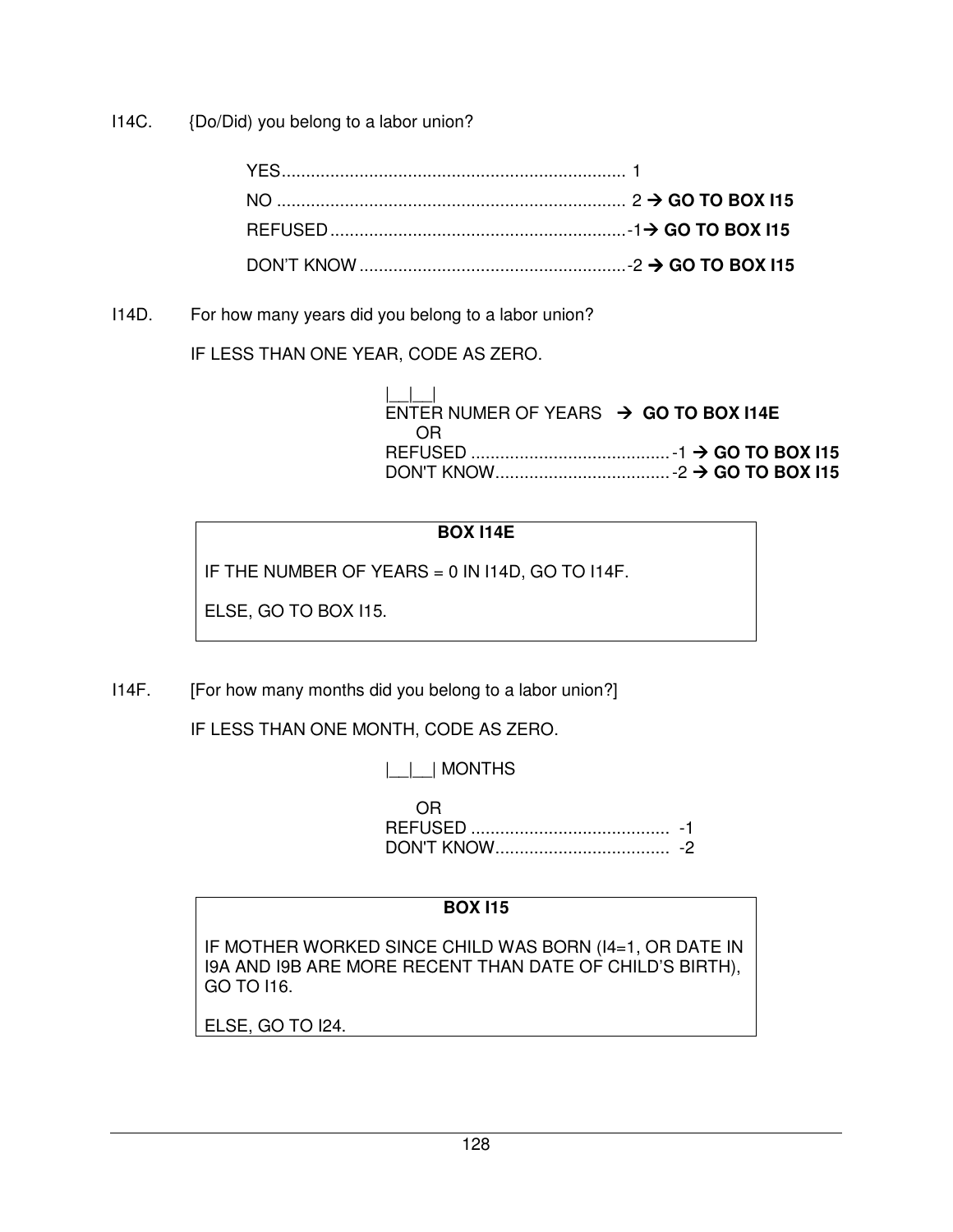I14C. {Do/Did) you belong to a labor union?

YES....................................................................... 1
NO ........................................................................ 2 → **GO TO BOX I15**
REFUSED.............................................................-1→ **GO TO BOX I15**
DON'T KNOW.......................................................-2 → **GO TO BOX I15**

I14D. For how many years did you belong to a labor union?

IF LESS THAN ONE YEAR, CODE AS ZERO.

|__|__|
ENTER NUMER OF YEARS → **GO TO BOX I14E**
OR
REFUSED .........................................-1 → **GO TO BOX I15**
DON'T KNOW....................................-2 → **GO TO BOX I15**

| **BOX I14E** |
|---|
| IF THE NUMBER OF YEARS = 0 IN I14D, GO TO I14F.<br><br>ELSE, GO TO BOX I15. |

I14F. [For how many months did you belong to a labor union?]

IF LESS THAN ONE MONTH, CODE AS ZERO.

|__|__| MONTHS

OR
REFUSED ......................................... -1
DON'T KNOW.................................... -2

| **BOX I15** |
|---|
| IF MOTHER WORKED SINCE CHILD WAS BORN (I4=1, OR DATE IN I9A AND I9B ARE MORE RECENT THAN DATE OF CHILD'S BIRTH), GO TO I16.<br><br>ELSE, GO TO I24. |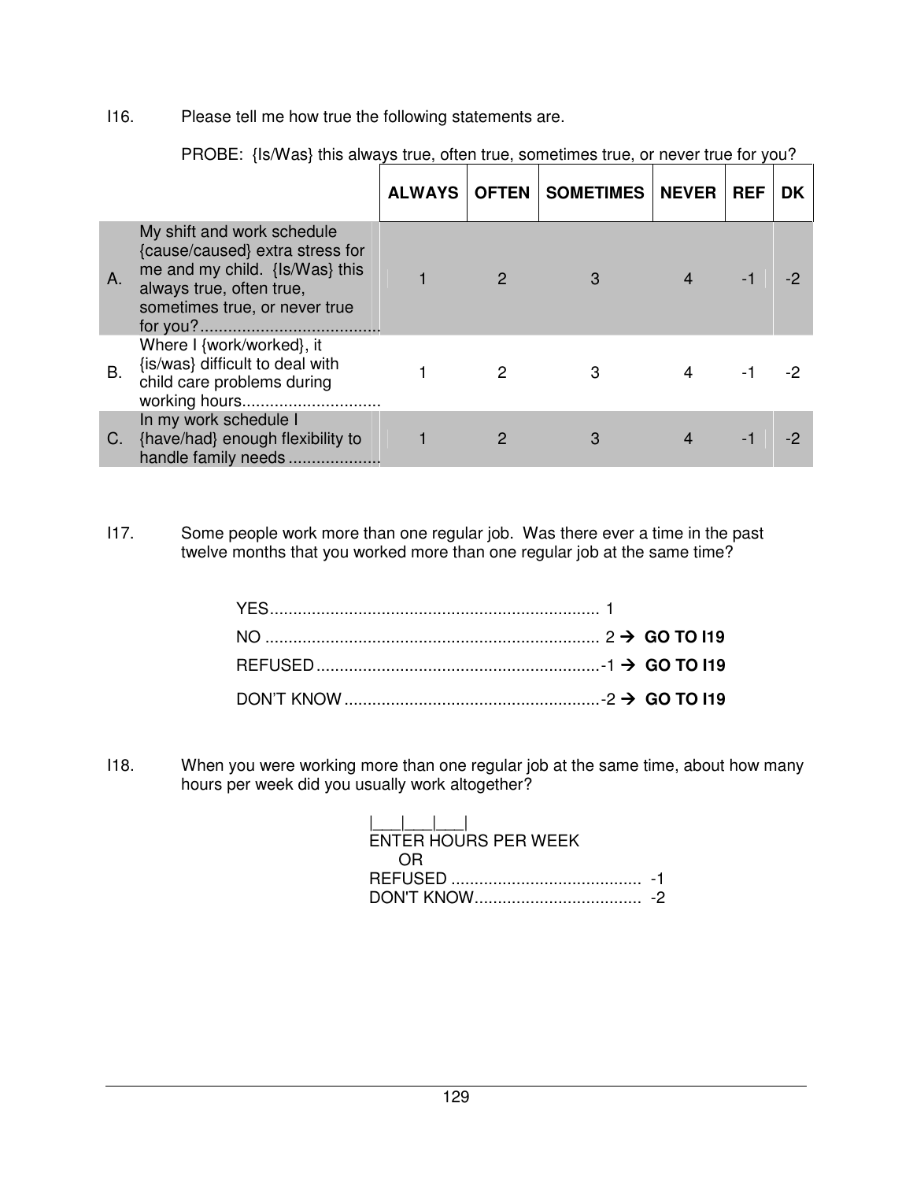I16. Please tell me how true the following statements are.

PROBE: {Is/Was} this always true, often true, sometimes true, or never true for you?

| | | ALWAYS | OFTEN | SOMETIMES | NEVER | REF | DK |
|---|---|---|---|---|---|---|---|
| A. | My shift and work schedule {cause/caused} extra stress for me and my child. {Is/Was} this always true, often true, sometimes true, or never true for you?....................................... | 1 | 2 | 3 | 4 | -1 | -2 |
| B. | Where I {work/worked}, it {is/was} difficult to deal with child care problems during working hours.............................. | 1 | 2 | 3 | 4 | -1 | -2 |
| C. | In my work schedule I {have/had} enough flexibility to handle family needs .................... | 1 | 2 | 3 | 4 | -1 | -2 |

I17. Some people work more than one regular job. Was there ever a time in the past twelve months that you worked more than one regular job at the same time?

YES....................................................................... 1
NO ....................................................................... 2 → **GO TO I19**
REFUSED .............................................................-1 → **GO TO I19**
DON'T KNOW .......................................................-2 → **GO TO I19**

I18. When you were working more than one regular job at the same time, about how many hours per week did you usually work altogether?

|___|___|___|
ENTER HOURS PER WEEK
OR
REFUSED ......................................... -1
DON'T KNOW.................................... -2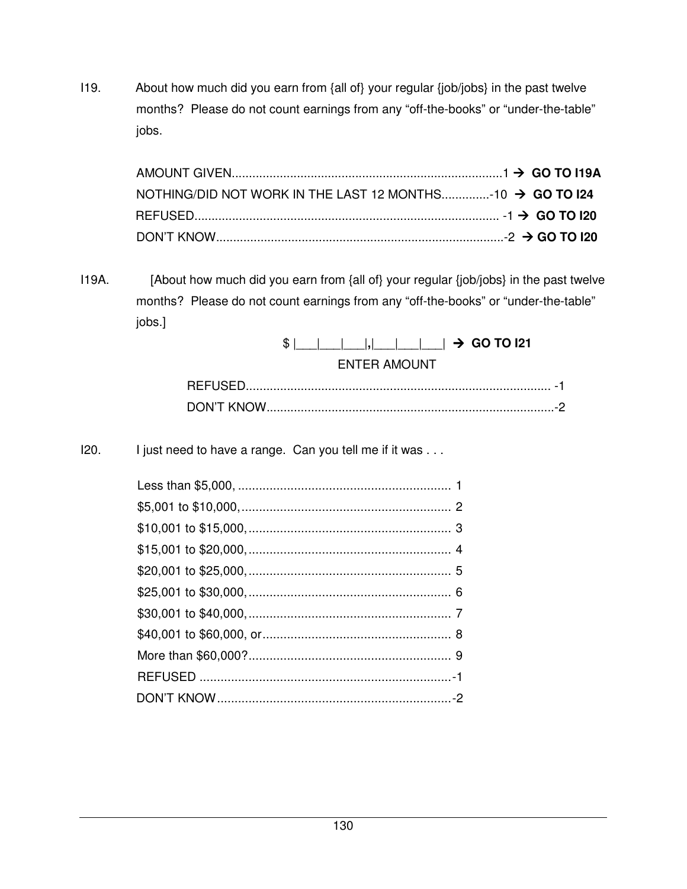I19. About how much did you earn from {all of} your regular {job/jobs} in the past twelve months? Please do not count earnings from any “off-the-books” or “under-the-table” jobs.

AMOUNT GIVEN..............................................................................1 → **GO TO I19A**
NOTHING/DID NOT WORK IN THE LAST 12 MONTHS..............-10 → **GO TO I24**
REFUSED........................................................................................ -1 → **GO TO I20**
DON’T KNOW...................................................................................-2 → **GO TO I20**

I19A. [About how much did you earn from {all of} your regular {job/jobs} in the past twelve months? Please do not count earnings from any “off-the-books” or “under-the-table” jobs.]

$ |___|___|___|**,**|___|___|___| → **GO TO I21**
ENTER AMOUNT

REFUSED........................................................................................ -1
DON’T KNOW...................................................................................-2

I20. I just need to have a range. Can you tell me if it was . . .

Less than $5,000, ............................................................ 1
$5,001 to $10,000,........................................................... 2
$10,001 to $15,000,......................................................... 3
$15,001 to $20,000,......................................................... 4
$20,001 to $25,000,......................................................... 5
$25,001 to $30,000,......................................................... 6
$30,001 to $40,000,......................................................... 7
$40,001 to $60,000, or..................................................... 8
More than $60,000?......................................................... 9
REFUSED .......................................................................-1
DON’T KNOW..................................................................-2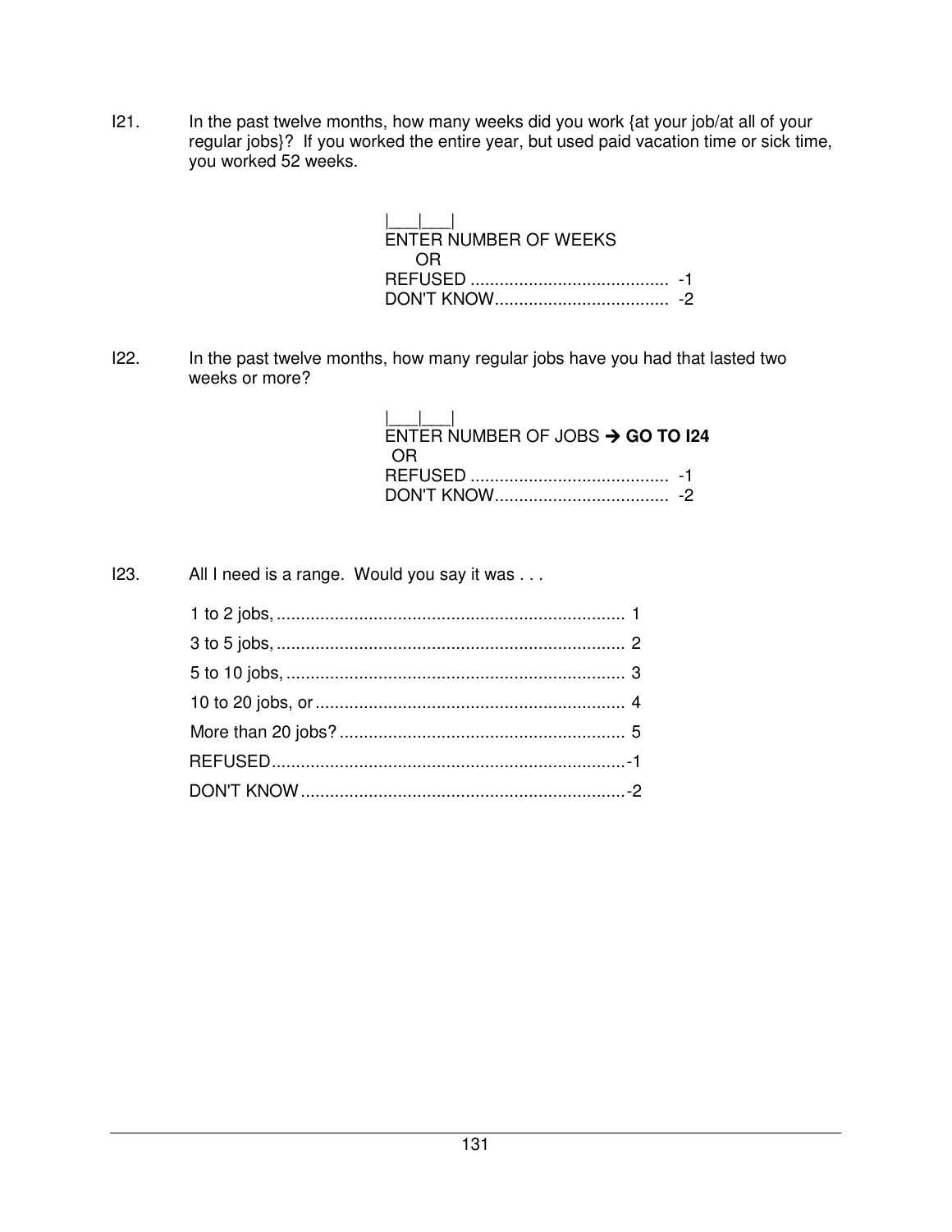I21. In the past twelve months, how many weeks did you work {at your job/at all of your regular jobs}? If you worked the entire year, but used paid vacation time or sick time, you worked 52 weeks.

|___|___|
ENTER NUMBER OF WEEKS
OR
REFUSED ......................................... -1
DON'T KNOW.................................... -2

I22. In the past twelve months, how many regular jobs have you had that lasted two weeks or more?

|___|___|
ENTER NUMBER OF JOBS → **GO TO I24**
OR
REFUSED ......................................... -1
DON'T KNOW.................................... -2

I23. All I need is a range. Would you say it was . . .

1 to 2 jobs, ........................................................................ 1
3 to 5 jobs, ........................................................................ 2
5 to 10 jobs, ...................................................................... 3
10 to 20 jobs, or ................................................................ 4
More than 20 jobs? ........................................................... 5
REFUSED..........................................................................-1
DON'T KNOW ...................................................................-2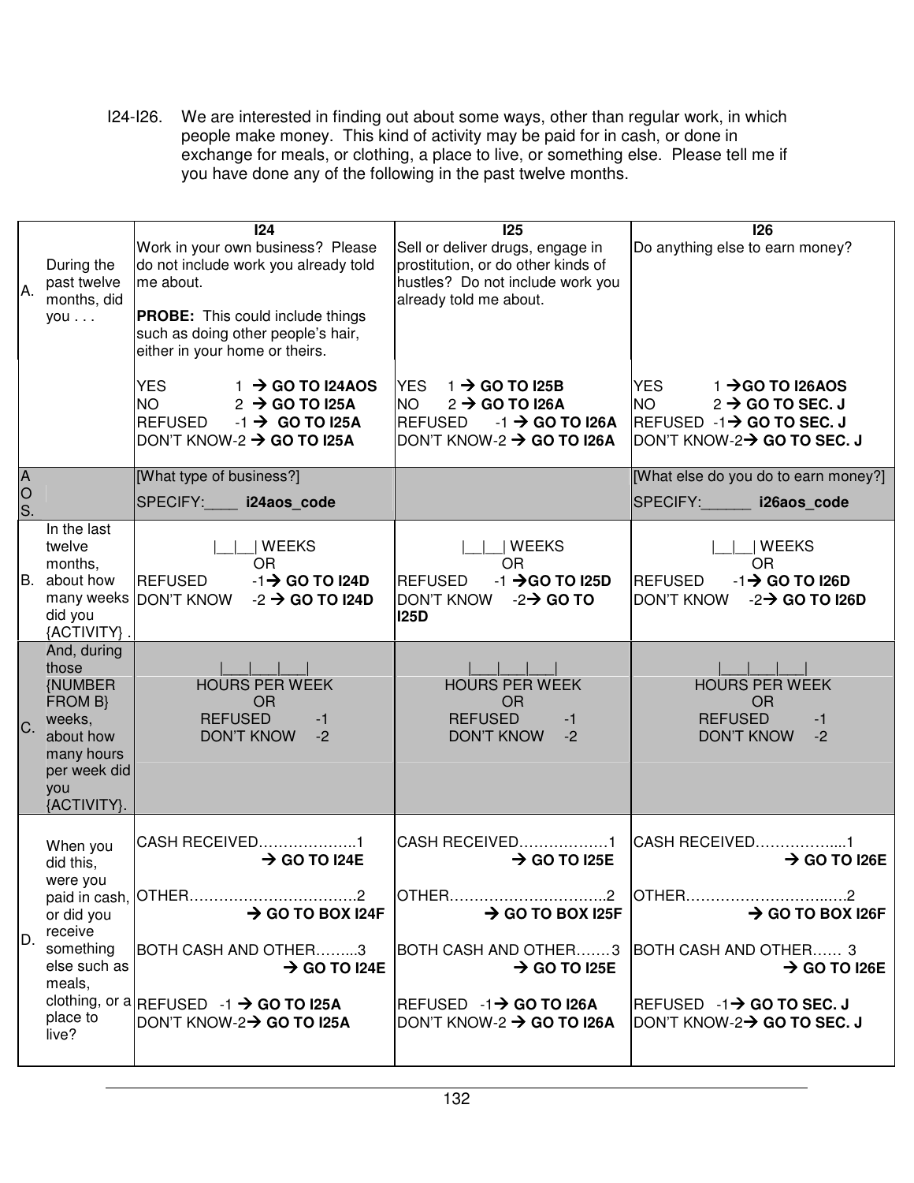I24-I26. We are interested in finding out about some ways, other than regular work, in which people make money. This kind of activity may be paid for in cash, or done in exchange for meals, or clothing, a place to live, or something else. Please tell me if you have done any of the following in the past twelve months.

| | | I24 | I25 | I26 |
|---|---|---|---|---|
| A. | During the past twelve months, did you . . . | Work in your own business? Please do not include work you already told me about.<br><br>**PROBE:** This could include things such as doing other people's hair, either in your home or theirs.<br><br>YES 1 → **GO TO I24AOS**<br>NO 2 → **GO TO I25A**<br>REFUSED -1 → **GO TO I25A**<br>DON'T KNOW-2 → **GO TO I25A** | Sell or deliver drugs, engage in prostitution, or do other kinds of hustles? Do not include work you already told me about.<br><br>YES 1 → **GO TO I25B**<br>NO 2 → **GO TO I26A**<br>REFUSED -1 → **GO TO I26A**<br>DON'T KNOW-2 → **GO TO I26A** | Do anything else to earn money?<br><br>YES 1 →**GO TO I26AOS**<br>NO 2 → **GO TO SEC. J**<br>REFUSED -1→ **GO TO SEC. J**<br>DON'T KNOW-2→ **GO TO SEC. J** |
| AOS. | | [What type of business?]<br>SPECIFY:____ **i24aos_code** | | [What else do you do to earn money?]<br>SPECIFY:______ **i26aos_code** |
| B. | In the last twelve months, about how many weeks did you {ACTIVITY} . | \|__\|__\| WEEKS<br>OR<br>REFUSED -1→ **GO TO I24D**<br>DON'T KNOW -2 → **GO TO I24D** | \|__\|__\| WEEKS<br>OR<br>REFUSED -1 →**GO TO I25D**<br>DON'T KNOW -2→ **GO TO I25D** | \|__\|__\| WEEKS<br>OR<br>REFUSED -1→ **GO TO I26D**<br>DON'T KNOW -2→ **GO TO I26D** |
| C. | And, during those {NUMBER FROM B} weeks, about how many hours per week did you {ACTIVITY}. | \|___\|___\|___\|<br>HOURS PER WEEK<br>OR<br>REFUSED -1<br>DON'T KNOW -2 | \|___\|___\|___\|<br>HOURS PER WEEK<br>OR<br>REFUSED -1<br>DON'T KNOW -2 | \|___\|___\|___\|<br>HOURS PER WEEK<br>OR<br>REFUSED -1<br>DON'T KNOW -2 |
| D. | When you did this, were you paid in cash, or did you receive something else such as meals, clothing, or a place to live? | CASH RECEIVED……………….1<br>→ **GO TO I24E**<br><br>OTHER…………………………….2<br>→ **GO TO BOX I24F**<br><br>BOTH CASH AND OTHER……...3<br>→ **GO TO I24E**<br><br>REFUSED -1 → **GO TO I25A**<br>DON'T KNOW-2→ **GO TO I25A** | CASH RECEIVED…………….1<br>→ **GO TO I25E**<br><br>OTHER…………………………..2<br>→ **GO TO BOX I25F**<br><br>BOTH CASH AND OTHER…….3<br>→ **GO TO I25E**<br><br>REFUSED -1→ **GO TO I26A**<br>DON'T KNOW-2 → **GO TO I26A** | CASH RECEIVED…………….....1<br>→ **GO TO I26E**<br><br>OTHER…………………………..…2<br>→ **GO TO BOX I26F**<br><br>BOTH CASH AND OTHER…… 3<br>→ **GO TO I26E**<br><br>REFUSED -1→ **GO TO SEC. J**<br>DON'T KNOW-2→ **GO TO SEC. J** |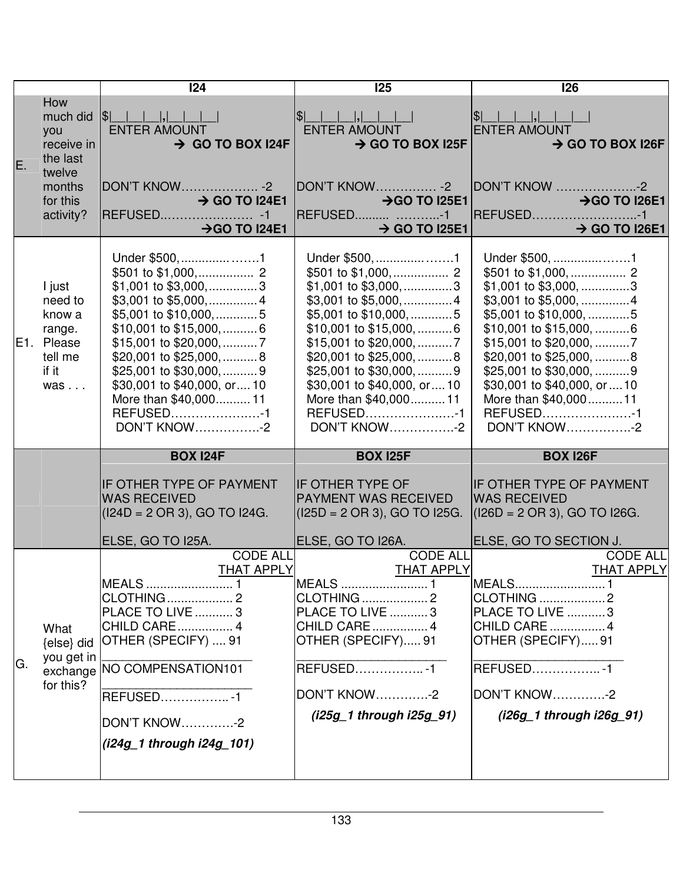| | | I24 | I25 | I26 |
|---|---|---|---|---|
| E. | How much did you receive in the last twelve months for this activity? | $\|__\|__\|__\|,\|__\|__\|__\| ENTER AMOUNT → GO TO BOX I24F<br><br>DON'T KNOW………………. -2 → GO TO I24E1<br>REFUSED………………… -1 →GO TO I24E1 | $\|__\|__\|__\|,\|__\|__\|__\| ENTER AMOUNT → GO TO BOX I25F<br><br>DON'T KNOW…………… -2 →GO TO I25E1<br>REFUSED.......... ………..-1 → GO TO I25E1 | $\|__\|__\|__\|,\|__\|__\|__\| ENTER AMOUNT → GO TO BOX I26F<br><br>DON'T KNOW ………………..-2 →GO TO I26E1<br>REFUSED……………………..-1 → GO TO I26E1 |
| E1. | I just need to know a range. Please tell me if it was . . . | Under $500, ..............…….1<br>$501 to $1,000,................ 2<br>$1,001 to $3,000,..............3<br>$3,001 to $5,000,..............4<br>$5,001 to $10,000,............5<br>$10,001 to $15,000,..........6<br>$15,001 to $20,000,..........7<br>$20,001 to $25,000,..........8<br>$25,001 to $30,000,..........9<br>$30,001 to $40,000, or....10<br>More than $40,000..........11<br>REFUSED………………….-1<br>DON'T KNOW…………….-2 | Under $500, ..............…….1<br>$501 to $1,000,................ 2<br>$1,001 to $3,000,..............3<br>$3,001 to $5,000,..............4<br>$5,001 to $10,000,............5<br>$10,001 to $15,000,..........6<br>$15,001 to $20,000,..........7<br>$20,001 to $25,000,..........8<br>$25,001 to $30,000,..........9<br>$30,001 to $40,000, or....10<br>More than $40,000..........11<br>REFUSED………………….-1<br>DON'T KNOW…………….-2 | Under $500, ..............…….1<br>$501 to $1,000,................ 2<br>$1,001 to $3,000,..............3<br>$3,001 to $5,000,..............4<br>$5,001 to $10,000,............5<br>$10,001 to $15,000,..........6<br>$15,001 to $20,000,..........7<br>$20,001 to $25,000,..........8<br>$25,001 to $30,000,..........9<br>$30,001 to $40,000, or....10<br>More than $40,000..........11<br>REFUSED………………….-1<br>DON'T KNOW…………….-2 |
| | | **BOX I24F**<br><br>IF OTHER TYPE OF PAYMENT WAS RECEIVED (I24D = 2 OR 3), GO TO I24G.<br><br>ELSE, GO TO I25A. | **BOX I25F**<br><br>IF OTHER TYPE OF PAYMENT WAS RECEIVED (I25D = 2 OR 3), GO TO I25G.<br><br>ELSE, GO TO I26A. | **BOX I26F**<br><br>IF OTHER TYPE OF PAYMENT WAS RECEIVED (I26D = 2 OR 3), GO TO I26G.<br><br>ELSE, GO TO SECTION J. |
| G. | What {else} did you get in exchange for this? | CODE ALL THAT APPLY<br>MEALS ......................... 1<br>CLOTHING ................... 2<br>PLACE TO LIVE ........... 3<br>CHILD CARE ................ 4<br>OTHER (SPECIFY) .... 91<br>______________________<br>NO COMPENSATION101<br>______________________<br>REFUSED…………….. -1<br><br>DON'T KNOW………….-2<br><br>*(i24g_1 through i24g_101)* | CODE ALL THAT APPLY<br>MEALS ......................... 1<br>CLOTHING ................... 2<br>PLACE TO LIVE ........... 3<br>CHILD CARE ................ 4<br>OTHER (SPECIFY)..... 91<br>______________________<br>REFUSED…………….. -1<br><br>DON'T KNOW………….-2<br><br>*(i25g_1 through i25g_91)* | CODE ALL THAT APPLY<br>MEALS.......................... 1<br>CLOTHING ................... 2<br>PLACE TO LIVE ........... 3<br>CHILD CARE ................ 4<br>OTHER (SPECIFY)..... 91<br>______________________<br>REFUSED…………….. -1<br><br>DON'T KNOW………….-2<br><br>*(i26g_1 through i26g_91)* |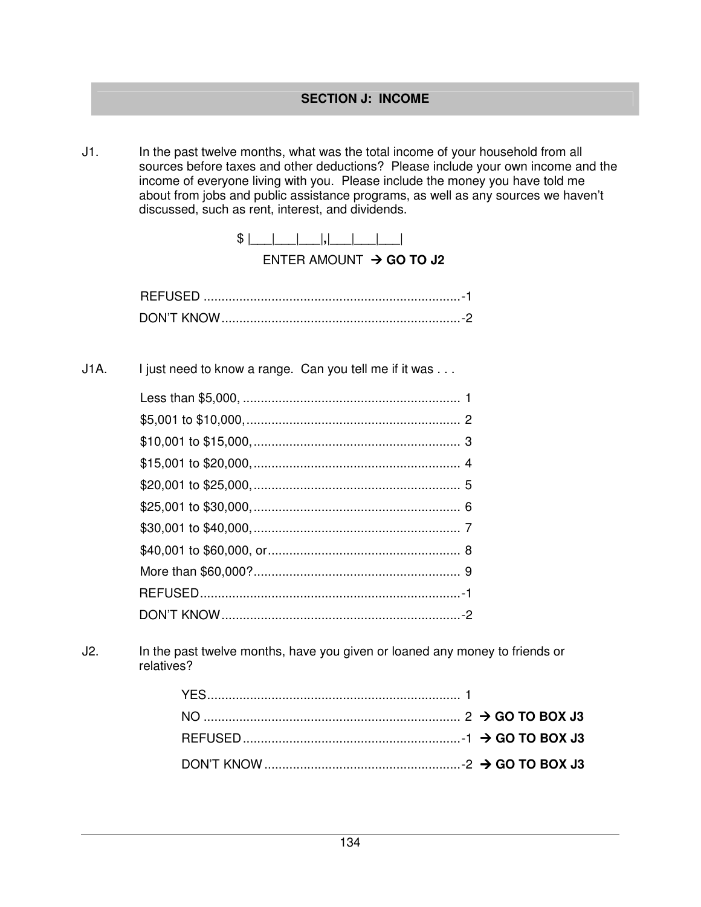## SECTION J: INCOME

J1. In the past twelve months, what was the total income of your household from all sources before taxes and other deductions? Please include your own income and the income of everyone living with you. Please include the money you have told me about from jobs and public assistance programs, as well as any sources we haven't discussed, such as rent, interest, and dividends.

$ |___|___|___|**,**|___|___|___|

ENTER AMOUNT → **GO TO J2**

REFUSED ........................................................................-1
DON'T KNOW...................................................................-2

J1A. I just need to know a range. Can you tell me if it was . . .

Less than $5,000, ............................................................ 1
$5,001 to $10,000, ........................................................... 2
$10,001 to $15,000, ......................................................... 3
$15,001 to $20,000, ......................................................... 4
$20,001 to $25,000, ......................................................... 5
$25,001 to $30,000, ......................................................... 6
$30,001 to $40,000, ......................................................... 7
$40,001 to $60,000, or..................................................... 8
More than $60,000?......................................................... 9
REFUSED........................................................................-1
DON'T KNOW...................................................................-2

J2. In the past twelve months, have you given or loaned any money to friends or relatives?

YES...................................................................... 1
NO ....................................................................... 2 → **GO TO BOX J3**
REFUSED .............................................................-1 → **GO TO BOX J3**
DON'T KNOW .......................................................-2 → **GO TO BOX J3**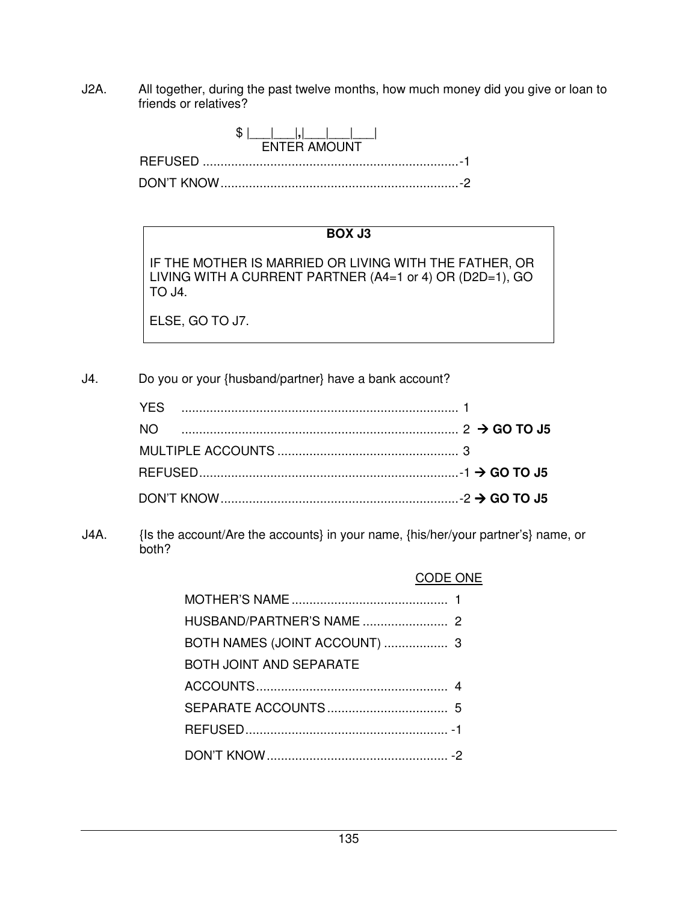J2A. All together, during the past twelve months, how much money did you give or loan to friends or relatives?

$ |___|___|,|___|___|___|
ENTER AMOUNT

REFUSED ........................................................................-1

DON'T KNOW...................................................................-2

**BOX J3**

IF THE MOTHER IS MARRIED OR LIVING WITH THE FATHER, OR LIVING WITH A CURRENT PARTNER (A4=1 or 4) OR (D2D=1), GO TO J4.

ELSE, GO TO J7.

J4. Do you or your {husband/partner} have a bank account?

YES .............................................................................. 1

NO .............................................................................. 2 → **GO TO J5**

MULTIPLE ACCOUNTS ................................................... 3

REFUSED........................................................................-1 → **GO TO J5**

DON'T KNOW...................................................................-2 → **GO TO J5**

J4A. {Is the account/Are the accounts} in your name, {his/her/your partner's} name, or both?

CODE ONE

MOTHER'S NAME ............................................ 1

HUSBAND/PARTNER'S NAME ........................ 2

BOTH NAMES (JOINT ACCOUNT) .................. 3

BOTH JOINT AND SEPARATE ACCOUNTS...................................................... 4

SEPARATE ACCOUNTS.................................. 5

REFUSED......................................................... -1

DON'T KNOW................................................... -2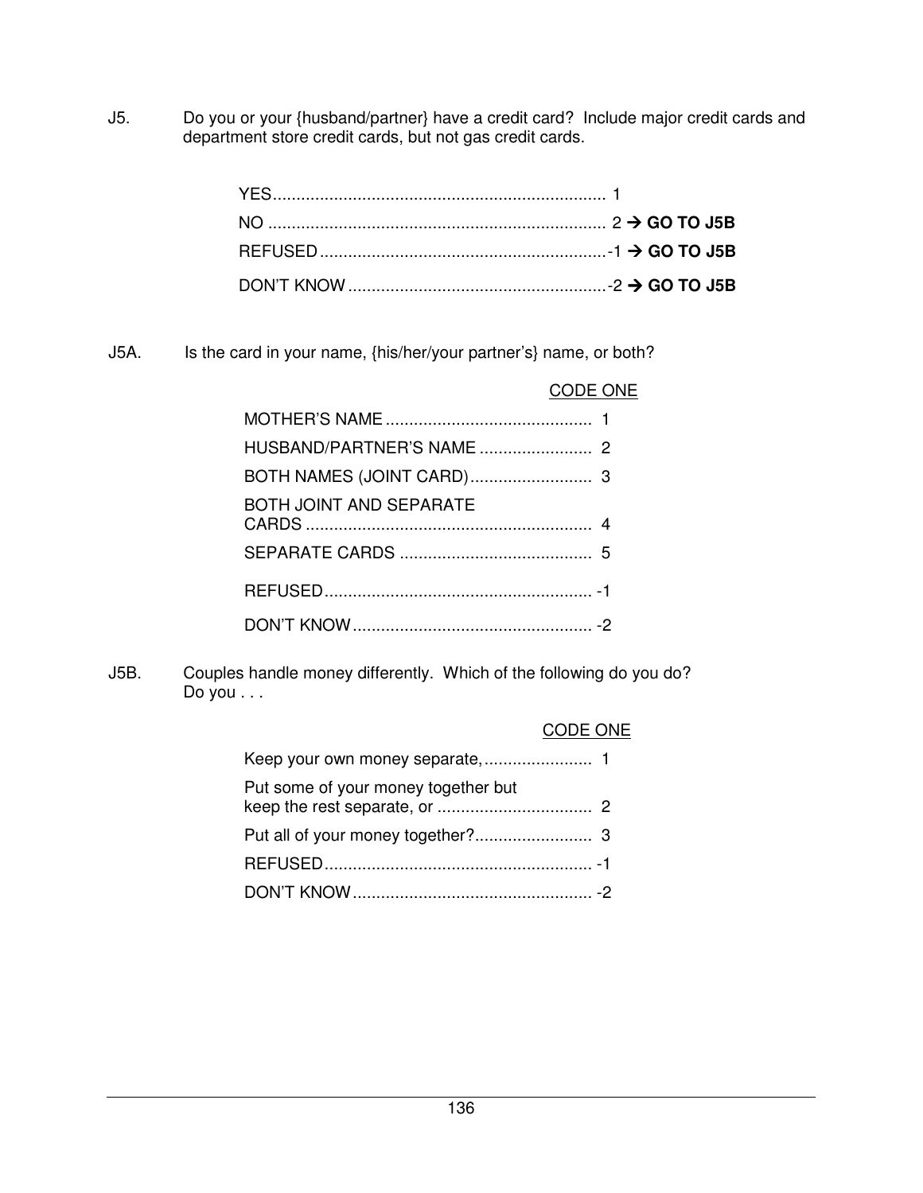J5. Do you or your {husband/partner} have a credit card? Include major credit cards and department store credit cards, but not gas credit cards.

| | |
|---|---|
| YES | 1 |
| NO | 2 → **GO TO J5B** |
| REFUSED | -1 → **GO TO J5B** |
| DON'T KNOW | -2 → **GO TO J5B** |

J5A. Is the card in your name, {his/her/your partner's} name, or both?

| CODE ONE | |
|---|---|
| MOTHER'S NAME | 1 |
| HUSBAND/PARTNER'S NAME | 2 |
| BOTH NAMES (JOINT CARD) | 3 |
| BOTH JOINT AND SEPARATE CARDS | 4 |
| SEPARATE CARDS | 5 |
| REFUSED | -1 |
| DON'T KNOW | -2 |

J5B. Couples handle money differently. Which of the following do you do? Do you . . .

| CODE ONE | |
|---|---|
| Keep your own money separate, | 1 |
| Put some of your money together but keep the rest separate, or | 2 |
| Put all of your money together? | 3 |
| REFUSED | -1 |
| DON'T KNOW | -2 |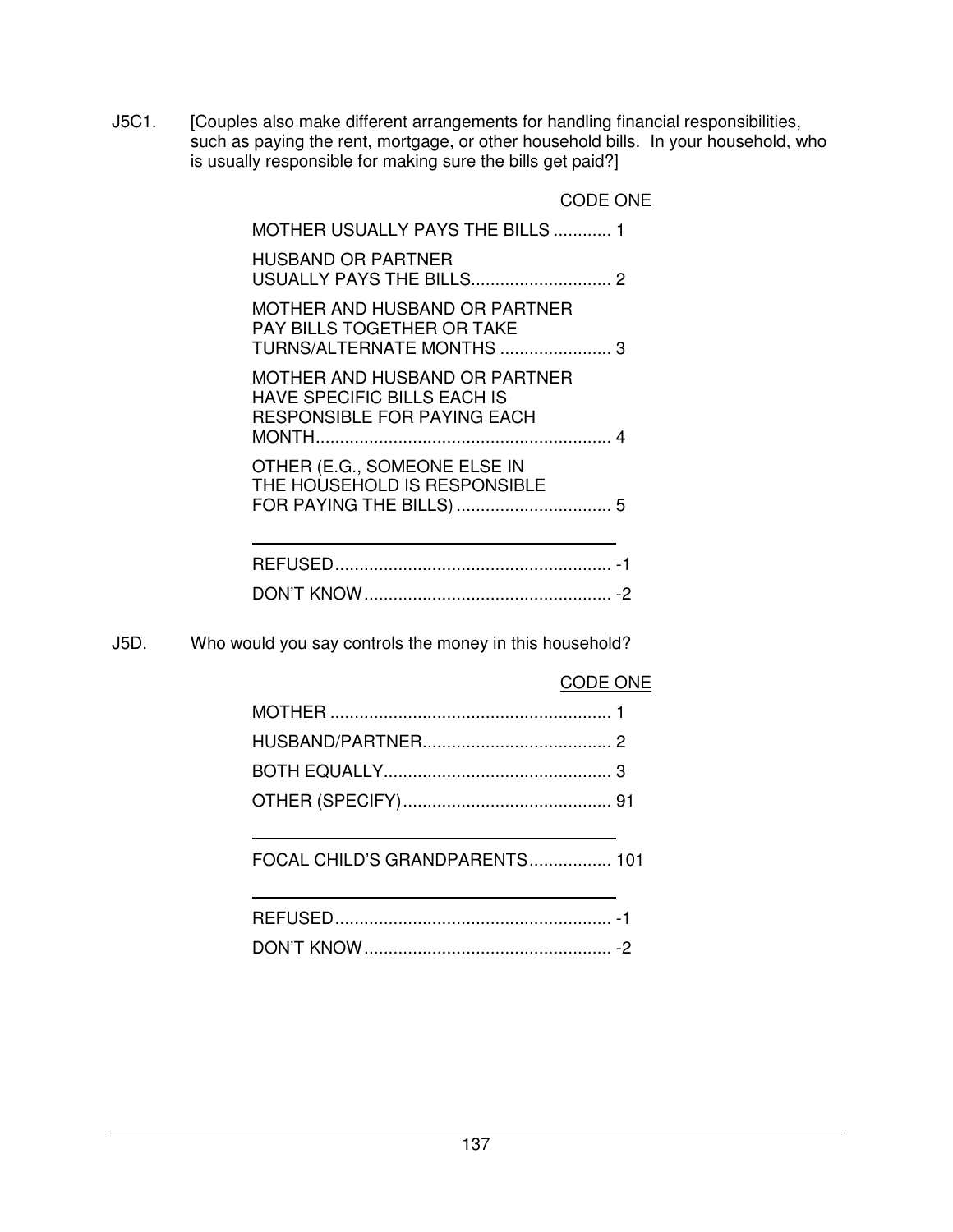J5C1. [Couples also make different arrangements for handling financial responsibilities, such as paying the rent, mortgage, or other household bills. In your household, who is usually responsible for making sure the bills get paid?]

CODE ONE

MOTHER USUALLY PAYS THE BILLS ............ 1

HUSBAND OR PARTNER USUALLY PAYS THE BILLS............................. 2

MOTHER AND HUSBAND OR PARTNER PAY BILLS TOGETHER OR TAKE TURNS/ALTERNATE MONTHS ....................... 3

MOTHER AND HUSBAND OR PARTNER HAVE SPECIFIC BILLS EACH IS RESPONSIBLE FOR PAYING EACH MONTH............................................................ 4

OTHER (E.G., SOMEONE ELSE IN THE HOUSEHOLD IS RESPONSIBLE FOR PAYING THE BILLS) ................................ 5

---

REFUSED......................................................... -1

DON'T KNOW................................................... -2

J5D. Who would you say controls the money in this household?

CODE ONE

MOTHER .......................................................... 1

HUSBAND/PARTNER....................................... 2

BOTH EQUALLY............................................... 3

OTHER (SPECIFY)........................................... 91

---

FOCAL CHILD'S GRANDPARENTS................. 101

---

REFUSED......................................................... -1

DON'T KNOW................................................... -2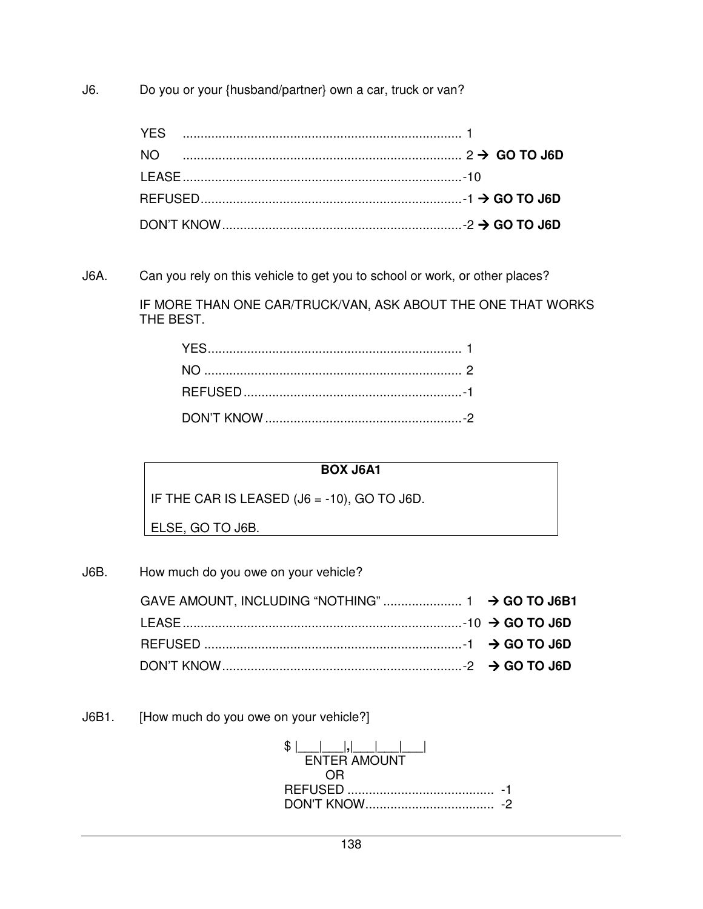J6. Do you or your {husband/partner} own a car, truck or van?

YES .............................................................................. 1
NO .............................................................................. 2 → **GO TO J6D**
LEASE..............................................................................-10
REFUSED..........................................................................-1 → **GO TO J6D**
DON'T KNOW....................................................................-2 → **GO TO J6D**

J6A. Can you rely on this vehicle to get you to school or work, or other places?

IF MORE THAN ONE CAR/TRUCK/VAN, ASK ABOUT THE ONE THAT WORKS THE BEST.

YES....................................................................... 1
NO ........................................................................ 2
REFUSED..............................................................-1
DON'T KNOW ........................................................-2

**BOX J6A1**

IF THE CAR IS LEASED (J6 = -10), GO TO J6D.

ELSE, GO TO J6B.

J6B. How much do you owe on your vehicle?

GAVE AMOUNT, INCLUDING "NOTHING" ...................... 1 → **GO TO J6B1**
LEASE..............................................................................-10 → **GO TO J6D**
REFUSED ........................................................................-1 → **GO TO J6D**
DON'T KNOW....................................................................-2 → **GO TO J6D**

J6B1. [How much do you owe on your vehicle?]

$ |___|___|,|___|___|___|
ENTER AMOUNT
OR
REFUSED .........................................  -1
DON'T KNOW....................................  -2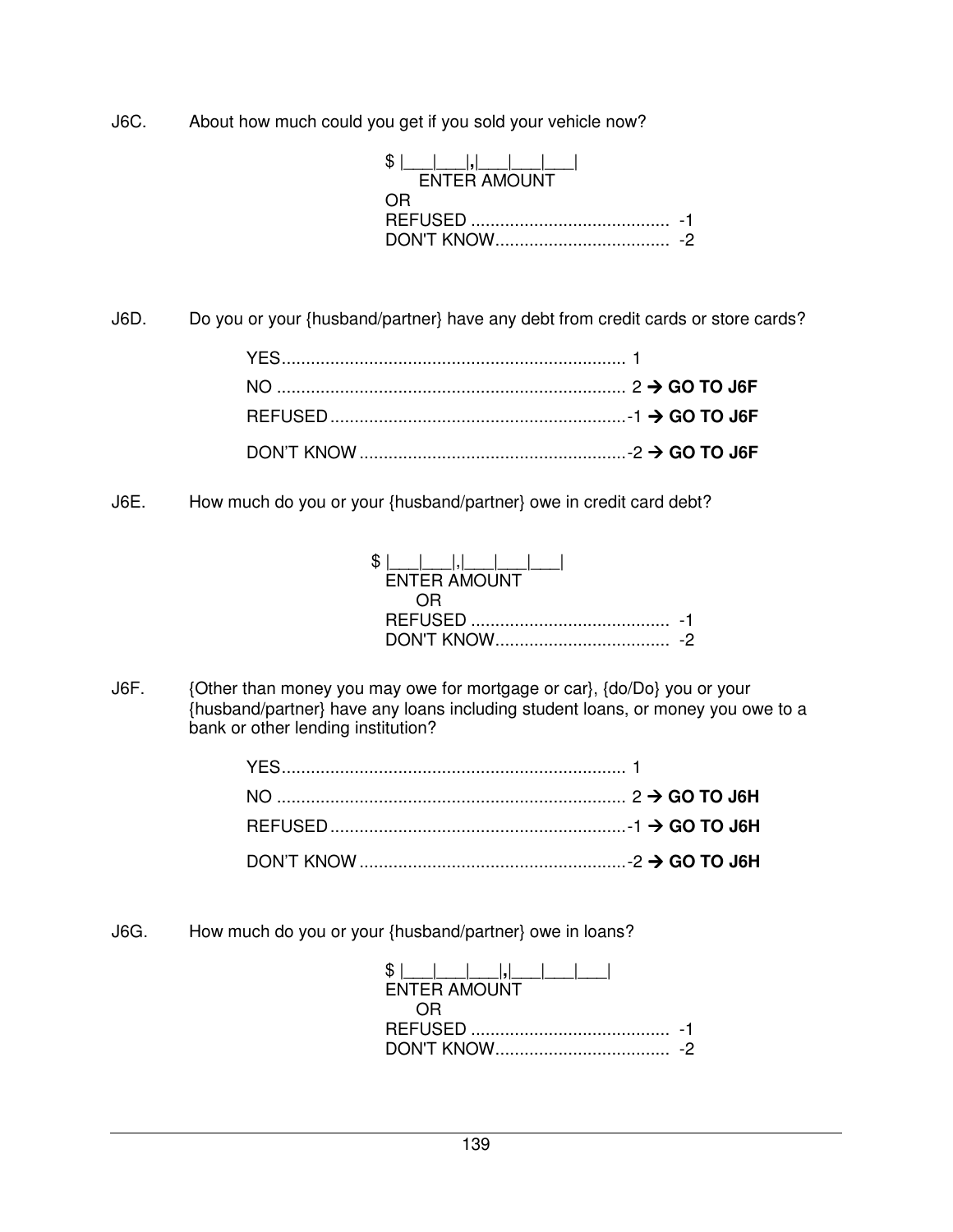J6C. About how much could you get if you sold your vehicle now?

$ |___|___|,|___|___|___|
ENTER AMOUNT
OR
REFUSED ........................................ -1
DON'T KNOW................................... -2

J6D. Do you or your {husband/partner} have any debt from credit cards or store cards?

YES...................................................................... 1
NO ....................................................................... 2 → **GO TO J6F**
REFUSED.............................................................-1 → **GO TO J6F**
DON'T KNOW.......................................................-2 → **GO TO J6F**

J6E. How much do you or your {husband/partner} owe in credit card debt?

$ |___|___|,|___|___|___|
ENTER AMOUNT
OR
REFUSED ........................................ -1
DON'T KNOW................................... -2

J6F. {Other than money you may owe for mortgage or car}, {do/Do} you or your {husband/partner} have any loans including student loans, or money you owe to a bank or other lending institution?

YES...................................................................... 1
NO ....................................................................... 2 → **GO TO J6H**
REFUSED.............................................................-1 → **GO TO J6H**
DON'T KNOW.......................................................-2 → **GO TO J6H**

J6G. How much do you or your {husband/partner} owe in loans?

$ |___|___|___|,|___|___|___|
ENTER AMOUNT
OR
REFUSED ........................................ -1
DON'T KNOW................................... -2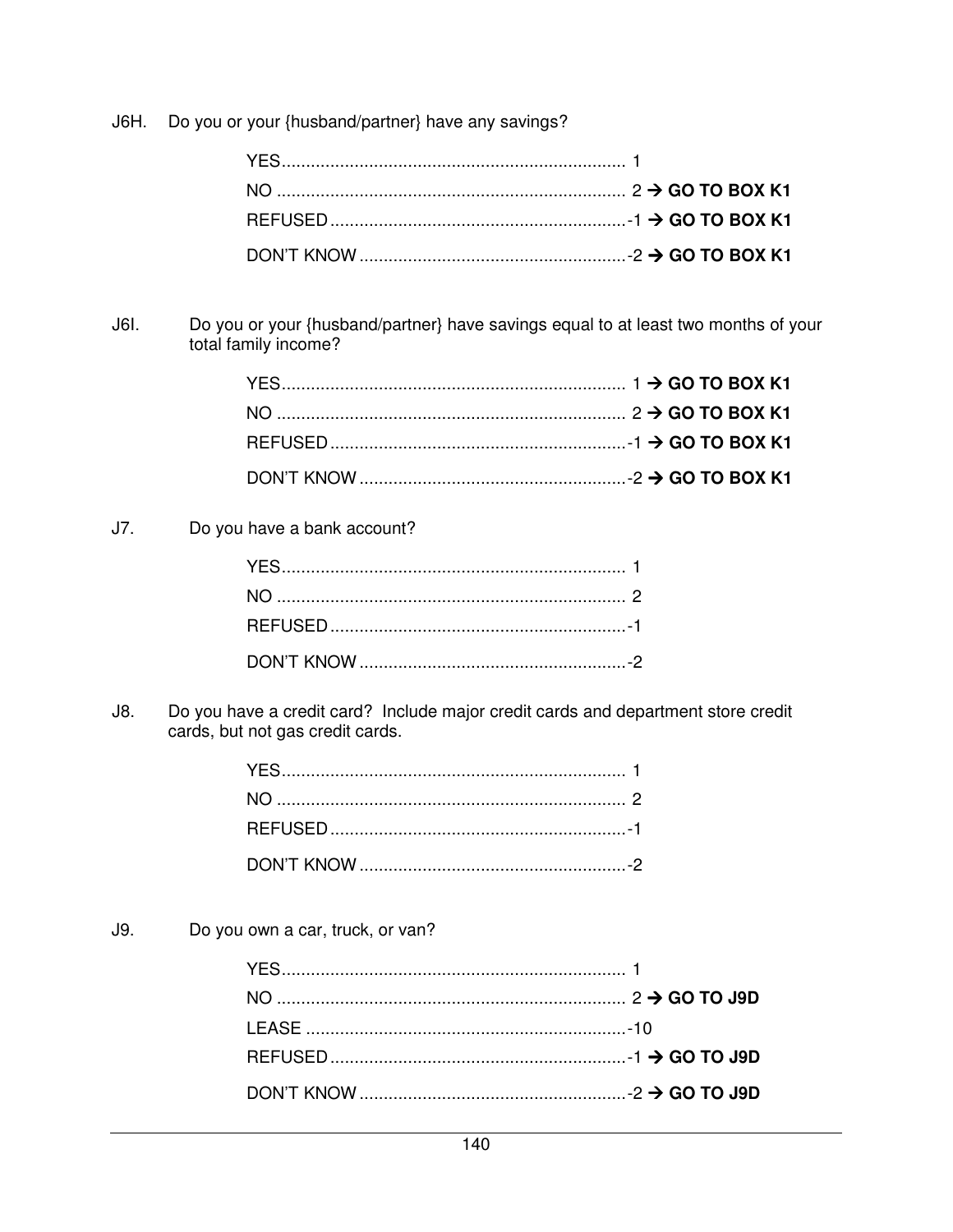J6H. Do you or your {husband/partner} have any savings?

YES........................................................................ 1
NO ........................................................................ 2 → **GO TO BOX K1**
REFUSED..............................................................-1 → **GO TO BOX K1**
DON'T KNOW........................................................-2 → **GO TO BOX K1**

J6I. Do you or your {husband/partner} have savings equal to at least two months of your total family income?

YES........................................................................ 1 → **GO TO BOX K1**
NO ........................................................................ 2 → **GO TO BOX K1**
REFUSED..............................................................-1 → **GO TO BOX K1**
DON'T KNOW........................................................-2 → **GO TO BOX K1**

J7. Do you have a bank account?

YES........................................................................ 1
NO ........................................................................ 2
REFUSED..............................................................-1
DON'T KNOW........................................................-2

J8. Do you have a credit card? Include major credit cards and department store credit cards, but not gas credit cards.

YES........................................................................ 1
NO ........................................................................ 2
REFUSED..............................................................-1
DON'T KNOW........................................................-2

J9. Do you own a car, truck, or van?

YES........................................................................ 1
NO ........................................................................ 2 → **GO TO J9D**
LEASE ..................................................................-10
REFUSED..............................................................-1 → **GO TO J9D**
DON'T KNOW........................................................-2 → **GO TO J9D**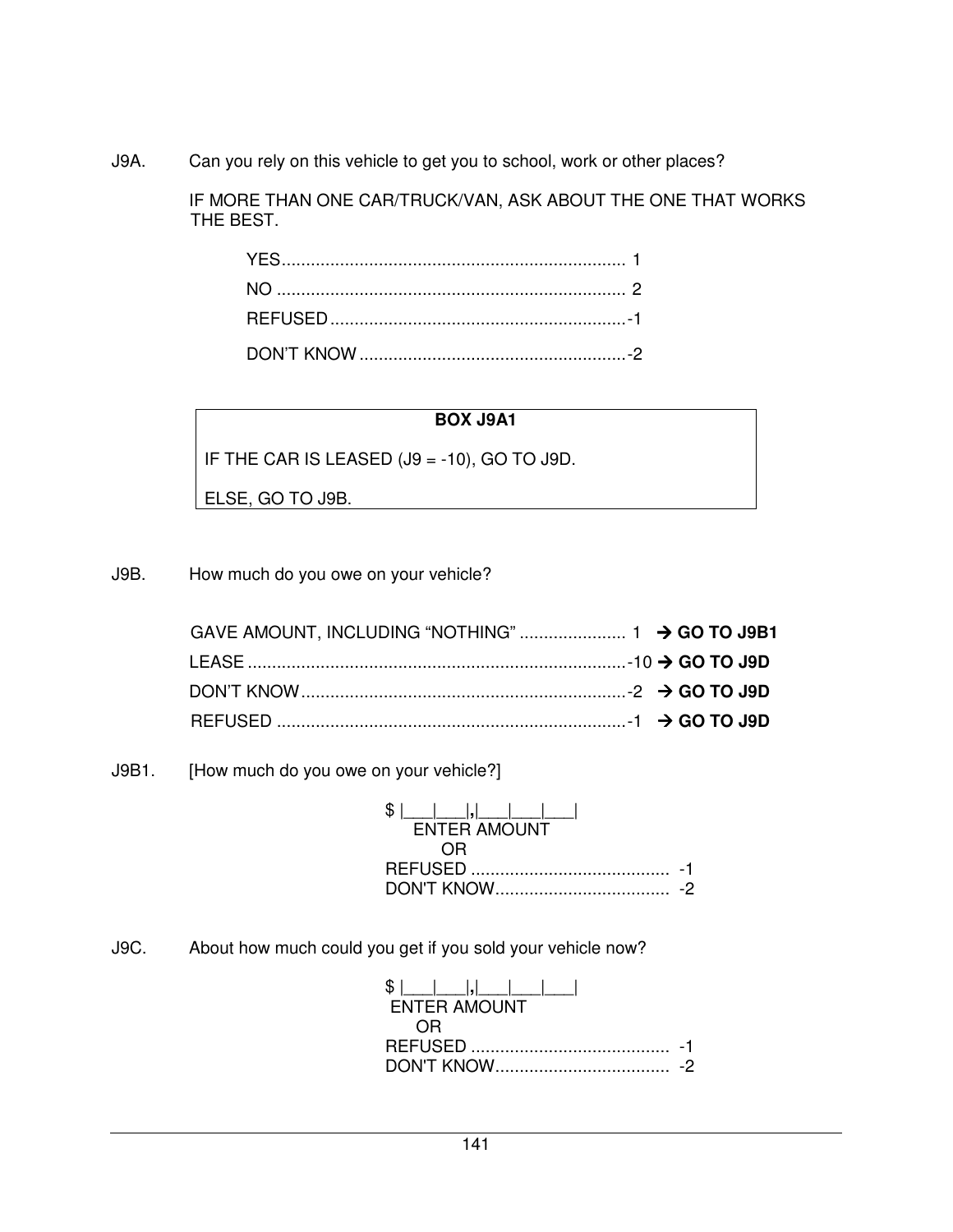J9A. Can you rely on this vehicle to get you to school, work or other places?

IF MORE THAN ONE CAR/TRUCK/VAN, ASK ABOUT THE ONE THAT WORKS THE BEST.

YES....................................................................... 1
NO ........................................................................ 2
REFUSED.............................................................-1
DON'T KNOW.......................................................-2

**BOX J9A1**

IF THE CAR IS LEASED (J9 = -10), GO TO J9D.

ELSE, GO TO J9B.

J9B. How much do you owe on your vehicle?

GAVE AMOUNT, INCLUDING "NOTHING" ...................... 1 → **GO TO J9B1**
LEASE ..............................................................................-10 → **GO TO J9D**
DON'T KNOW...................................................................-2 → **GO TO J9D**
REFUSED ........................................................................-1 → **GO TO J9D**

J9B1. [How much do you owe on your vehicle?]

$ |___|___|,|___|___|___|
ENTER AMOUNT
OR
REFUSED ......................................... -1
DON'T KNOW.................................... -2

J9C. About how much could you get if you sold your vehicle now?

$ |___|___|,|___|___|___|
ENTER AMOUNT
OR
REFUSED ......................................... -1
DON'T KNOW.................................... -2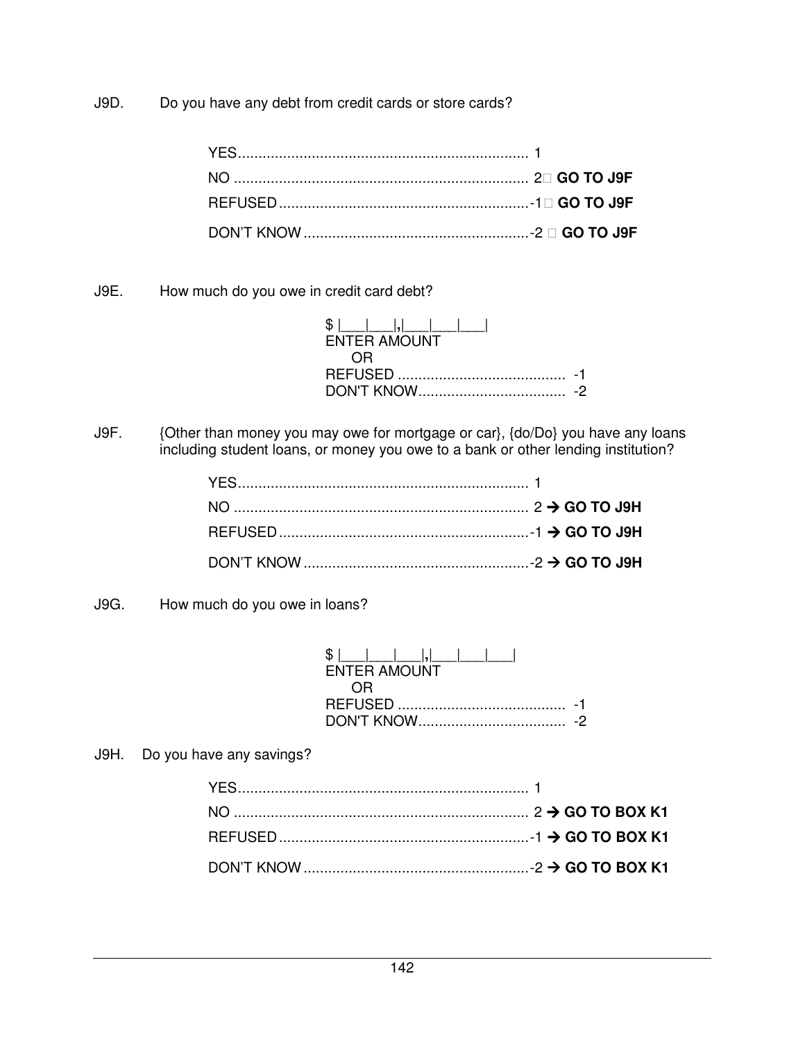J9D. Do you have any debt from credit cards or store cards?

YES....................................................................... 1
NO ........................................................................ 2 **GO TO J9F**
REFUSED.............................................................-1 **GO TO J9F**
DON'T KNOW.......................................................-2 **GO TO J9F**

J9E. How much do you owe in credit card debt?

$ |___|___|,|___|___|___|
ENTER AMOUNT
OR
REFUSED ......................................... -1
DON'T KNOW.................................... -2

J9F. {Other than money you may owe for mortgage or car}, {do/Do} you have any loans including student loans, or money you owe to a bank or other lending institution?

YES....................................................................... 1
NO ........................................................................ 2 → **GO TO J9H**
REFUSED.............................................................-1 → **GO TO J9H**
DON'T KNOW.......................................................-2 → **GO TO J9H**

J9G. How much do you owe in loans?

$ |___|___|___|,|___|___|___|
ENTER AMOUNT
OR
REFUSED ......................................... -1
DON'T KNOW.................................... -2

J9H. Do you have any savings?

YES....................................................................... 1
NO ........................................................................ 2 → **GO TO BOX K1**
REFUSED.............................................................-1 → **GO TO BOX K1**
DON'T KNOW.......................................................-2 → **GO TO BOX K1**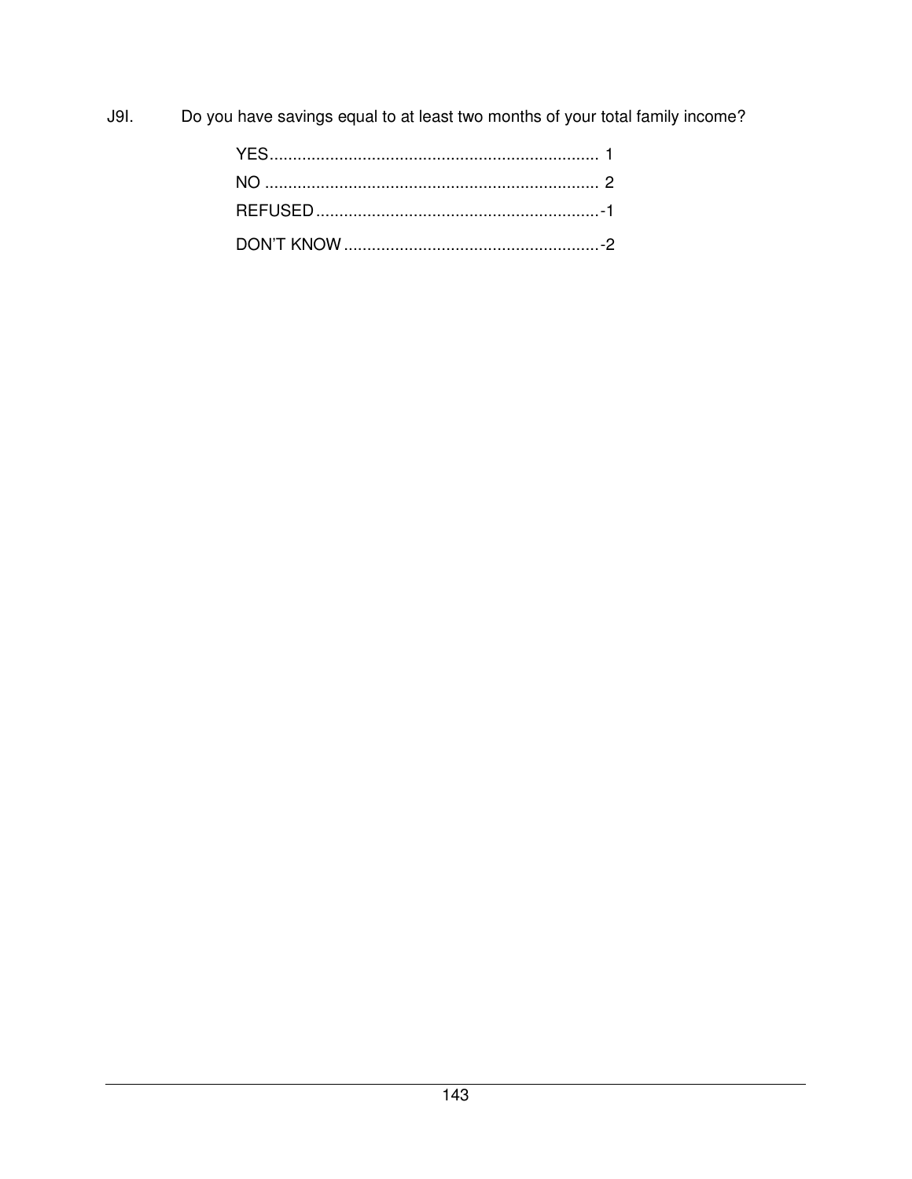J9I. Do you have savings equal to at least two months of your total family income?

YES....................................................................... 1
NO ........................................................................ 2
REFUSED.............................................................-1
DON'T KNOW.......................................................-2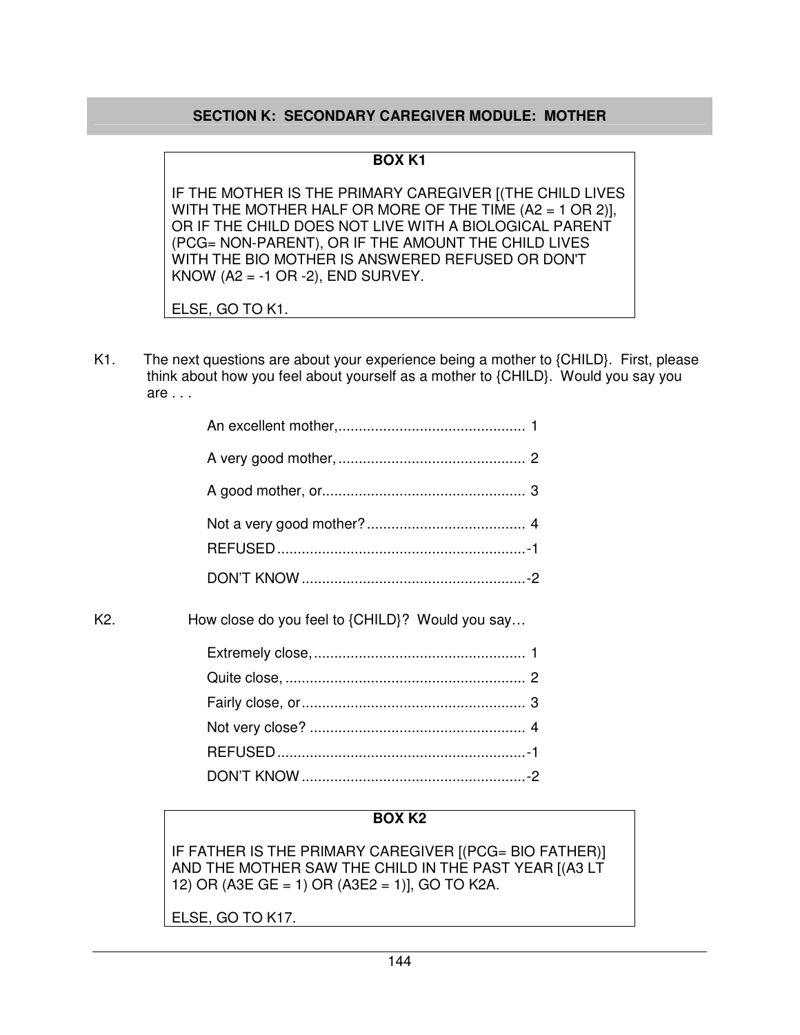## SECTION K: SECONDARY CAREGIVER MODULE: MOTHER

**BOX K1**

IF THE MOTHER IS THE PRIMARY CAREGIVER [(THE CHILD LIVES WITH THE MOTHER HALF OR MORE OF THE TIME (A2 = 1 OR 2)], OR IF THE CHILD DOES NOT LIVE WITH A BIOLOGICAL PARENT (PCG= NON-PARENT), OR IF THE AMOUNT THE CHILD LIVES WITH THE BIO MOTHER IS ANSWERED REFUSED OR DON'T KNOW (A2 = -1 OR -2), END SURVEY.

ELSE, GO TO K1.

K1. The next questions are about your experience being a mother to {CHILD}. First, please think about how you feel about yourself as a mother to {CHILD}. Would you say you are . . .

- An excellent mother,.............................................. 1
- A very good mother,.............................................. 2
- A good mother, or................................................. 3
- Not a very good mother?....................................... 4
- REFUSED............................................................-1
- DON'T KNOW.......................................................-2

K2. How close do you feel to {CHILD}? Would you say…

- Extremely close,.................................................... 1
- Quite close,........................................................... 2
- Fairly close, or...................................................... 3
- Not very close?..................................................... 4
- REFUSED............................................................-1
- DON'T KNOW.......................................................-2

**BOX K2**

IF FATHER IS THE PRIMARY CAREGIVER [(PCG= BIO FATHER)] AND THE MOTHER SAW THE CHILD IN THE PAST YEAR [(A3 LT 12) OR (A3E GE = 1) OR (A3E2 = 1)], GO TO K2A.

ELSE, GO TO K17.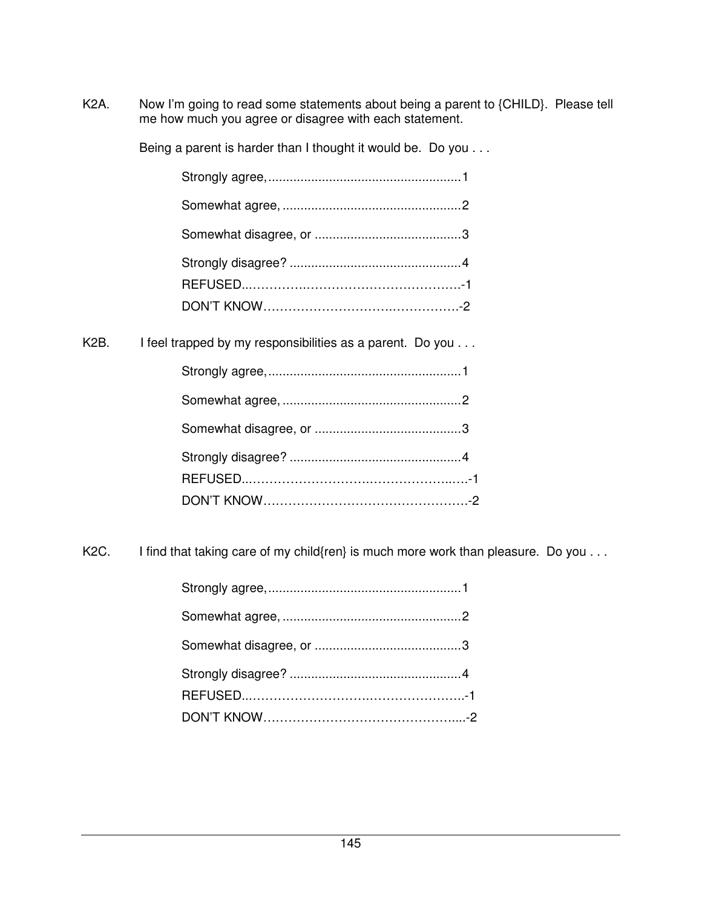K2A. Now I'm going to read some statements about being a parent to {CHILD}. Please tell me how much you agree or disagree with each statement.

Being a parent is harder than I thought it would be. Do you . . .

Strongly agree, ....................................................1

Somewhat agree, .................................................2

Somewhat disagree, or ........................................3

Strongly disagree? ...............................................4

REFUSED..……………..…………………………….-1

DON'T KNOW……………………….…………….-2

K2B. I feel trapped by my responsibilities as a parent. Do you . . .

Strongly agree, ....................................................1

Somewhat agree, .................................................2

Somewhat disagree, or ........................................3

Strongly disagree? ...............................................4

REFUSED..………………………….…………..….-1

DON'T KNOW………………………………………-2

K2C. I find that taking care of my child{ren} is much more work than pleasure. Do you . . .

Strongly agree, ....................................................1

Somewhat agree, .................................................2

Somewhat disagree, or ........................................3

Strongly disagree? ...............................................4

REFUSED..………………………….……………..-1

DON'T KNOW…………………………………....-2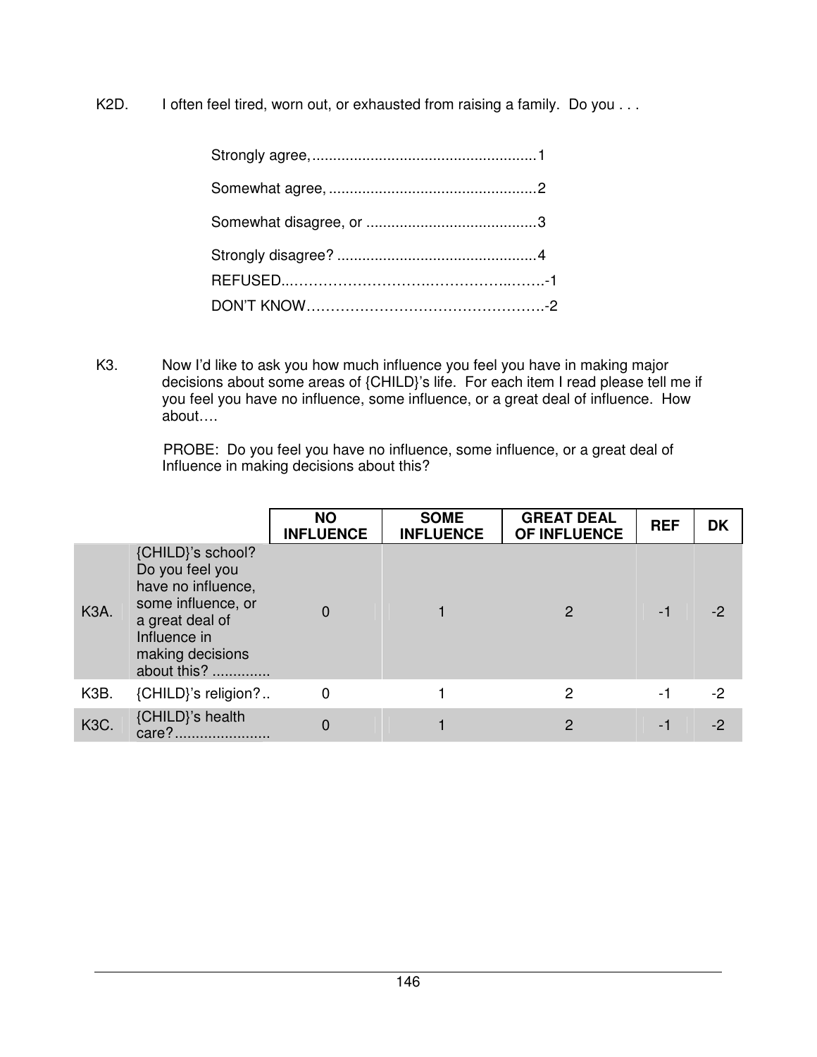K2D. I often feel tired, worn out, or exhausted from raising a family. Do you . . .

Strongly agree, ..................................................... 1

Somewhat agree, ................................................. 2

Somewhat disagree, or ......................................... 3

Strongly disagree? ................................................ 4

REFUSED..…………………………….……………..…….-1

DON'T KNOW………………………………………….-2

K3. Now I'd like to ask you how much influence you feel you have in making major decisions about some areas of {CHILD}'s life. For each item I read please tell me if you feel you have no influence, some influence, or a great deal of influence. How about….

PROBE: Do you feel you have no influence, some influence, or a great deal of Influence in making decisions about this?

| | | NO INFLUENCE | SOME INFLUENCE | GREAT DEAL OF INFLUENCE | REF | DK |
|---|---|---|---|---|---|---|
| K3A. | {CHILD}'s school? Do you feel you have no influence, some influence, or a great deal of Influence in making decisions about this? ............. | 0 | 1 | 2 | -1 | -2 |
| K3B. | {CHILD}'s religion? .. | 0 | 1 | 2 | -1 | -2 |
| K3C. | {CHILD}'s health care? ...................... | 0 | 1 | 2 | -1 | -2 |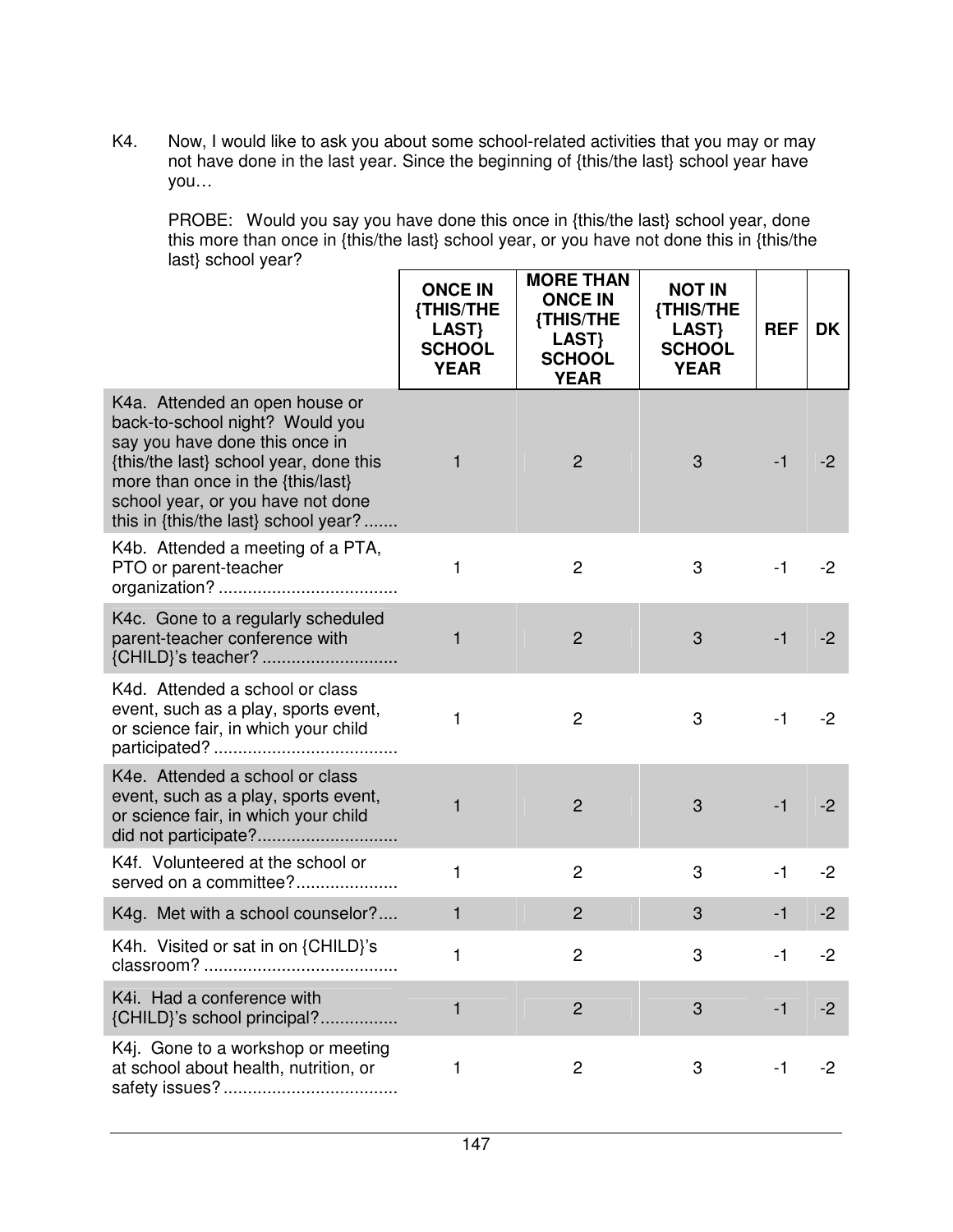K4. Now, I would like to ask you about some school-related activities that you may or may not have done in the last year. Since the beginning of {this/the last} school year have you…

PROBE: Would you say you have done this once in {this/the last} school year, done this more than once in {this/the last} school year, or you have not done this in {this/the last} school year?

| | ONCE IN {THIS/THE LAST} SCHOOL YEAR | MORE THAN ONCE IN {THIS/THE LAST} SCHOOL YEAR | NOT IN {THIS/THE LAST} SCHOOL YEAR | REF | DK |
|---|---|---|---|---|---|
| K4a. Attended an open house or back-to-school night? Would you say you have done this once in {this/the last} school year, done this more than once in the {this/last} school year, or you have not done this in {this/the last} school year? ....... | 1 | 2 | 3 | -1 | -2 |
| K4b. Attended a meeting of a PTA, PTO or parent-teacher organization? .................................... | 1 | 2 | 3 | -1 | -2 |
| K4c. Gone to a regularly scheduled parent-teacher conference with {CHILD}'s teacher? ........................... | 1 | 2 | 3 | -1 | -2 |
| K4d. Attended a school or class event, such as a play, sports event, or science fair, in which your child participated? ..................................... | 1 | 2 | 3 | -1 | -2 |
| K4e. Attended a school or class event, such as a play, sports event, or science fair, in which your child did not participate?............................ | 1 | 2 | 3 | -1 | -2 |
| K4f. Volunteered at the school or served on a committee?.................... | 1 | 2 | 3 | -1 | -2 |
| K4g. Met with a school counselor?.... | 1 | 2 | 3 | -1 | -2 |
| K4h. Visited or sat in on {CHILD}'s classroom? ....................................... | 1 | 2 | 3 | -1 | -2 |
| K4i. Had a conference with {CHILD}'s school principal?................ | 1 | 2 | 3 | -1 | -2 |
| K4j. Gone to a workshop or meeting at school about health, nutrition, or safety issues? ................................... | 1 | 2 | 3 | -1 | -2 |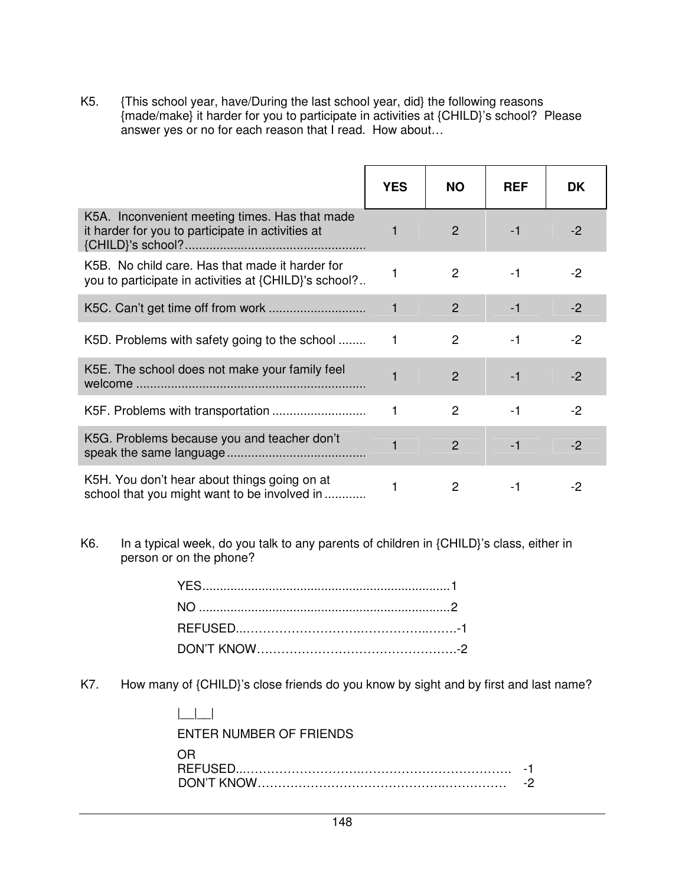K5. {This school year, have/During the last school year, did} the following reasons {made/make} it harder for you to participate in activities at {CHILD}'s school? Please answer yes or no for each reason that I read. How about…

| | YES | NO | REF | DK |
|---|---|---|---|---|
| K5A. Inconvenient meeting times. Has that made it harder for you to participate in activities at {CHILD}'s school? | 1 | 2 | -1 | -2 |
| K5B. No child care. Has that made it harder for you to participate in activities at {CHILD}'s school? | 1 | 2 | -1 | -2 |
| K5C. Can't get time off from work | 1 | 2 | -1 | -2 |
| K5D. Problems with safety going to the school | 1 | 2 | -1 | -2 |
| K5E. The school does not make your family feel welcome | 1 | 2 | -1 | -2 |
| K5F. Problems with transportation | 1 | 2 | -1 | -2 |
| K5G. Problems because you and teacher don't speak the same language | 1 | 2 | -1 | -2 |
| K5H. You don't hear about things going on at school that you might want to be involved in | 1 | 2 | -1 | -2 |

K6. In a typical week, do you talk to any parents of children in {CHILD}'s class, either in person or on the phone?

- YES....................1
- NO....................2
- REFUSED....................-1
- DON'T KNOW....................-2

K7. How many of {CHILD}'s close friends do you know by sight and by first and last name?

|__|__|

ENTER NUMBER OF FRIENDS

OR

- REFUSED.................... -1
- DON'T KNOW.................... -2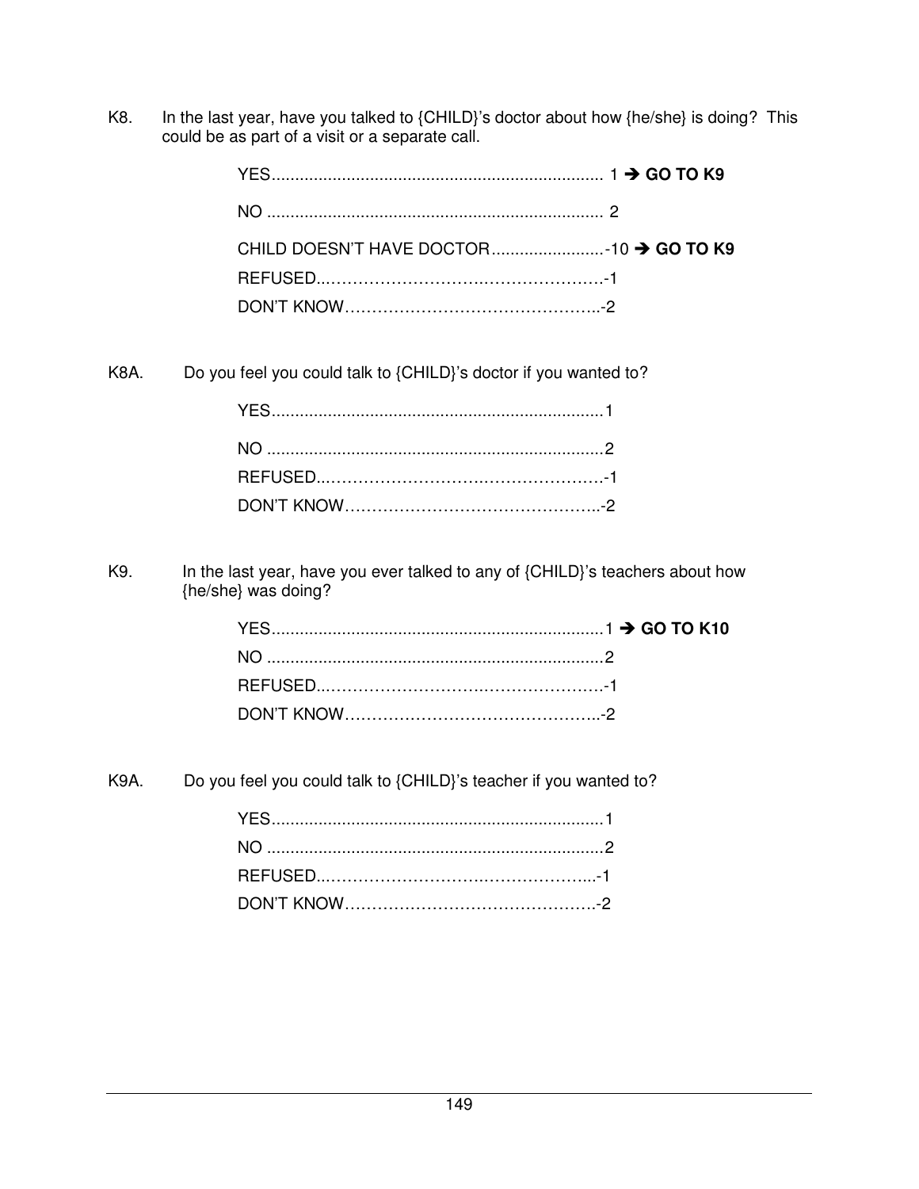K8. In the last year, have you talked to {CHILD}'s doctor about how {he/she} is doing? This could be as part of a visit or a separate call.

YES...................................................................... 1 ➔ **GO TO K9**

NO ....................................................................... 2

CHILD DOESN'T HAVE DOCTOR........................-10 ➔ **GO TO K9**

REFUSED..……………………….…………………-1

DON'T KNOW………………………………………..-2

K8A. Do you feel you could talk to {CHILD}'s doctor if you wanted to?

YES......................................................................1

NO .......................................................................2

REFUSED..……………………….…………………-1

DON'T KNOW………………………………………..-2

K9. In the last year, have you ever talked to any of {CHILD}'s teachers about how {he/she} was doing?

YES......................................................................1 ➔ **GO TO K10**

NO .......................................................................2

REFUSED..……………………….…………………-1

DON'T KNOW………………………………………..-2

K9A. Do you feel you could talk to {CHILD}'s teacher if you wanted to?

YES......................................................................1

NO .......................................................................2

REFUSED..……………………….………………...-1

DON'T KNOW……………………………………….-2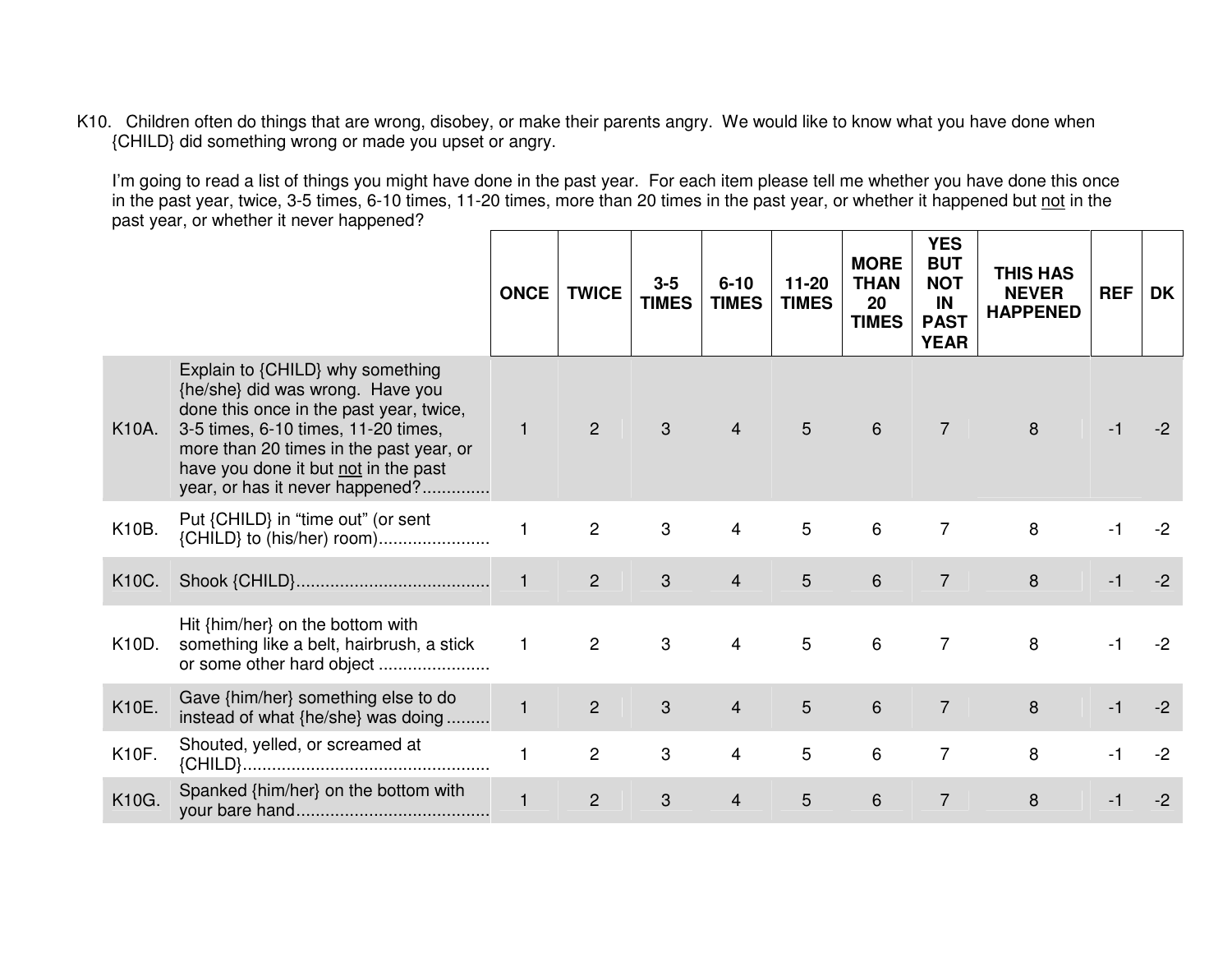K10. Children often do things that are wrong, disobey, or make their parents angry. We would like to know what you have done when {CHILD} did something wrong or made you upset or angry.

I'm going to read a list of things you might have done in the past year. For each item please tell me whether you have done this once in the past year, twice, 3-5 times, 6-10 times, 11-20 times, more than 20 times in the past year, or whether it happened but not in the past year, or whether it never happened?

| | | ONCE | TWICE | 3-5 TIMES | 6-10 TIMES | 11-20 TIMES | MORE THAN 20 TIMES | YES BUT NOT IN PAST YEAR | THIS HAS NEVER HAPPENED | REF | DK |
|---|---|---|---|---|---|---|---|---|---|---|---|
| K10A. | Explain to {CHILD} why something {he/she} did was wrong. Have you done this once in the past year, twice, 3-5 times, 6-10 times, 11-20 times, more than 20 times in the past year, or have you done it but not in the past year, or has it never happened?............. | 1 | 2 | 3 | 4 | 5 | 6 | 7 | 8 | -1 | -2 |
| K10B. | Put {CHILD} in "time out" (or sent {CHILD} to (his/her) room)...................... | 1 | 2 | 3 | 4 | 5 | 6 | 7 | 8 | -1 | -2 |
| K10C. | Shook {CHILD}....................................... | 1 | 2 | 3 | 4 | 5 | 6 | 7 | 8 | -1 | -2 |
| K10D. | Hit {him/her} on the bottom with something like a belt, hairbrush, a stick or some other hard object ...................... | 1 | 2 | 3 | 4 | 5 | 6 | 7 | 8 | -1 | -2 |
| K10E. | Gave {him/her} something else to do instead of what {he/she} was doing......... | 1 | 2 | 3 | 4 | 5 | 6 | 7 | 8 | -1 | -2 |
| K10F. | Shouted, yelled, or screamed at {CHILD}.................................................. | 1 | 2 | 3 | 4 | 5 | 6 | 7 | 8 | -1 | -2 |
| K10G. | Spanked {him/her} on the bottom with your bare hand....................................... | 1 | 2 | 3 | 4 | 5 | 6 | 7 | 8 | -1 | -2 |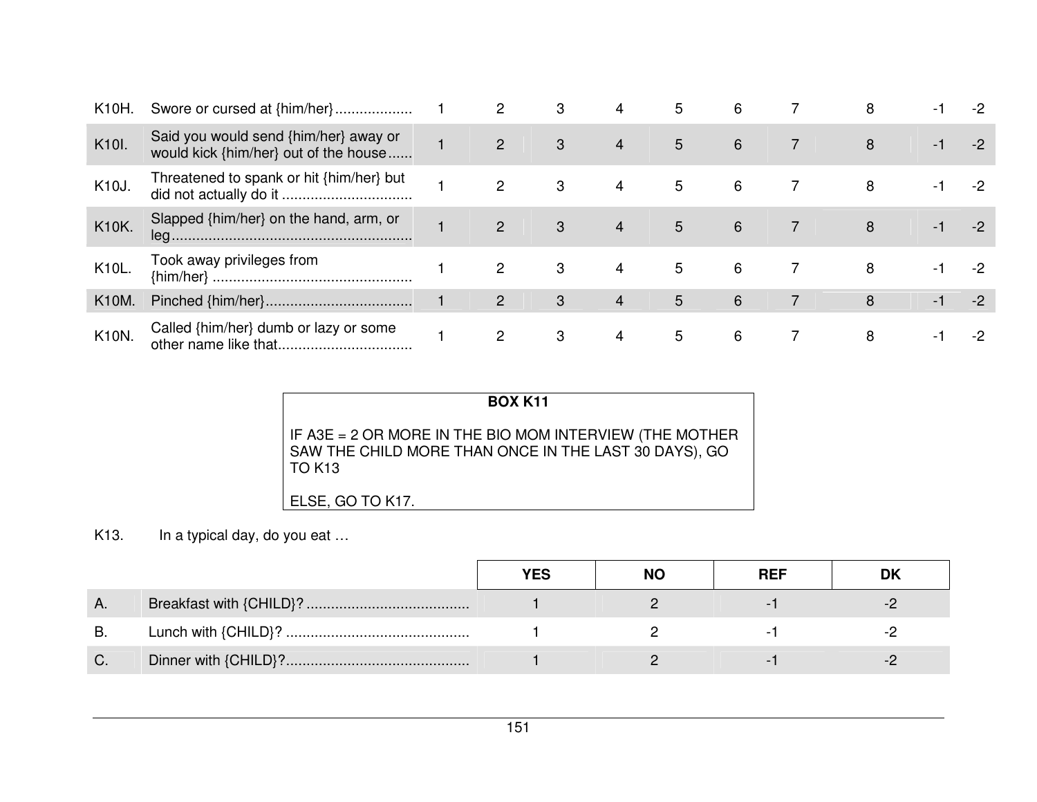| | | | | | | | | | | | |
|---|---|---|---|---|---|---|---|---|---|---|---|
| K10H. | Swore or cursed at {him/her}................... | 1 | 2 | 3 | 4 | 5 | 6 | 7 | 8 | -1 | -2 |
| K10I. | Said you would send {him/her} away or would kick {him/her} out of the house...... | 1 | 2 | 3 | 4 | 5 | 6 | 7 | 8 | -1 | -2 |
| K10J. | Threatened to spank or hit {him/her} but did not actually do it ................................ | 1 | 2 | 3 | 4 | 5 | 6 | 7 | 8 | -1 | -2 |
| K10K. | Slapped {him/her} on the hand, arm, or leg........................................................... | 1 | 2 | 3 | 4 | 5 | 6 | 7 | 8 | -1 | -2 |
| K10L. | Took away privileges from {him/her} ................................................. | 1 | 2 | 3 | 4 | 5 | 6 | 7 | 8 | -1 | -2 |
| K10M. | Pinched {him/her}.................................... | 1 | 2 | 3 | 4 | 5 | 6 | 7 | 8 | -1 | -2 |
| K10N. | Called {him/her} dumb or lazy or some other name like that................................. | 1 | 2 | 3 | 4 | 5 | 6 | 7 | 8 | -1 | -2 |

**BOX K11**

IF A3E = 2 OR MORE IN THE BIO MOM INTERVIEW (THE MOTHER SAW THE CHILD MORE THAN ONCE IN THE LAST 30 DAYS), GO TO K13

ELSE, GO TO K17.

K13. In a typical day, do you eat …

| | | YES | NO | REF | DK |
|---|---|---|---|---|---|
| A. | Breakfast with {CHILD}? ........................................ | 1 | 2 | -1 | -2 |
| B. | Lunch with {CHILD}? ............................................ | 1 | 2 | -1 | -2 |
| C. | Dinner with {CHILD}?............................................ | 1 | 2 | -1 | -2 |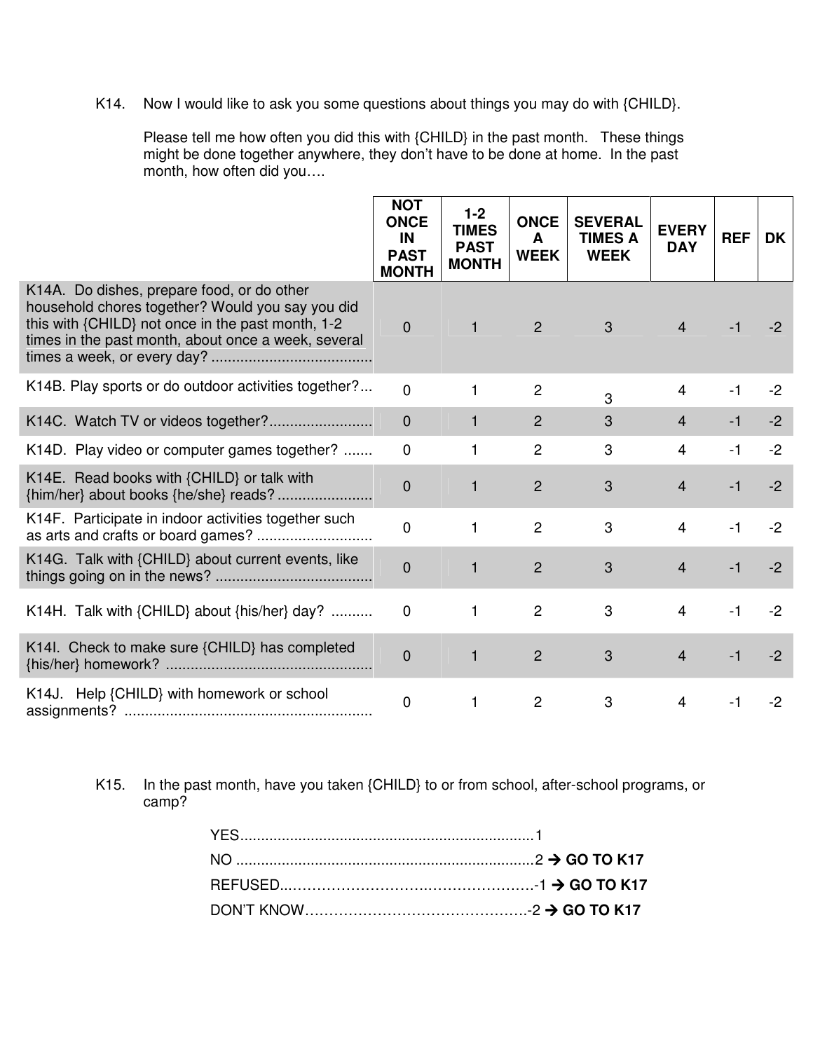K14. Now I would like to ask you some questions about things you may do with {CHILD}.

Please tell me how often you did this with {CHILD} in the past month. These things might be done together anywhere, they don't have to be done at home. In the past month, how often did you….

| | NOT ONCE IN PAST MONTH | 1-2 TIMES PAST MONTH | ONCE A WEEK | SEVERAL TIMES A WEEK | EVERY DAY | REF | DK |
|---|---|---|---|---|---|---|---|
| K14A. Do dishes, prepare food, or do other household chores together? Would you say you did this with {CHILD} not once in the past month, 1-2 times in the past month, about once a week, several times a week, or every day? ...................................... | 0 | 1 | 2 | 3 | 4 | -1 | -2 |
| K14B. Play sports or do outdoor activities together?... | 0 | 1 | 2 | 3 | 4 | -1 | -2 |
| K14C. Watch TV or videos together?........................ | 0 | 1 | 2 | 3 | 4 | -1 | -2 |
| K14D. Play video or computer games together? ....... | 0 | 1 | 2 | 3 | 4 | -1 | -2 |
| K14E. Read books with {CHILD} or talk with {him/her} about books {he/she} reads? ...................... | 0 | 1 | 2 | 3 | 4 | -1 | -2 |
| K14F. Participate in indoor activities together such as arts and crafts or board games? ............................ | 0 | 1 | 2 | 3 | 4 | -1 | -2 |
| K14G. Talk with {CHILD} about current events, like things going on in the news? ..................................... | 0 | 1 | 2 | 3 | 4 | -1 | -2 |
| K14H. Talk with {CHILD} about {his/her} day? .......... | 0 | 1 | 2 | 3 | 4 | -1 | -2 |
| K14I. Check to make sure {CHILD} has completed {his/her} homework? ................................................. | 0 | 1 | 2 | 3 | 4 | -1 | -2 |
| K14J. Help {CHILD} with homework or school assignments? ............................................................ | 0 | 1 | 2 | 3 | 4 | -1 | -2 |

K15. In the past month, have you taken {CHILD} to or from school, after-school programs, or camp?

YES.......................................................................1
NO ........................................................................2 → **GO TO K17**
REFUSED..............................................................-1 → **GO TO K17**
DON'T KNOW.........................................................-2 → **GO TO K17**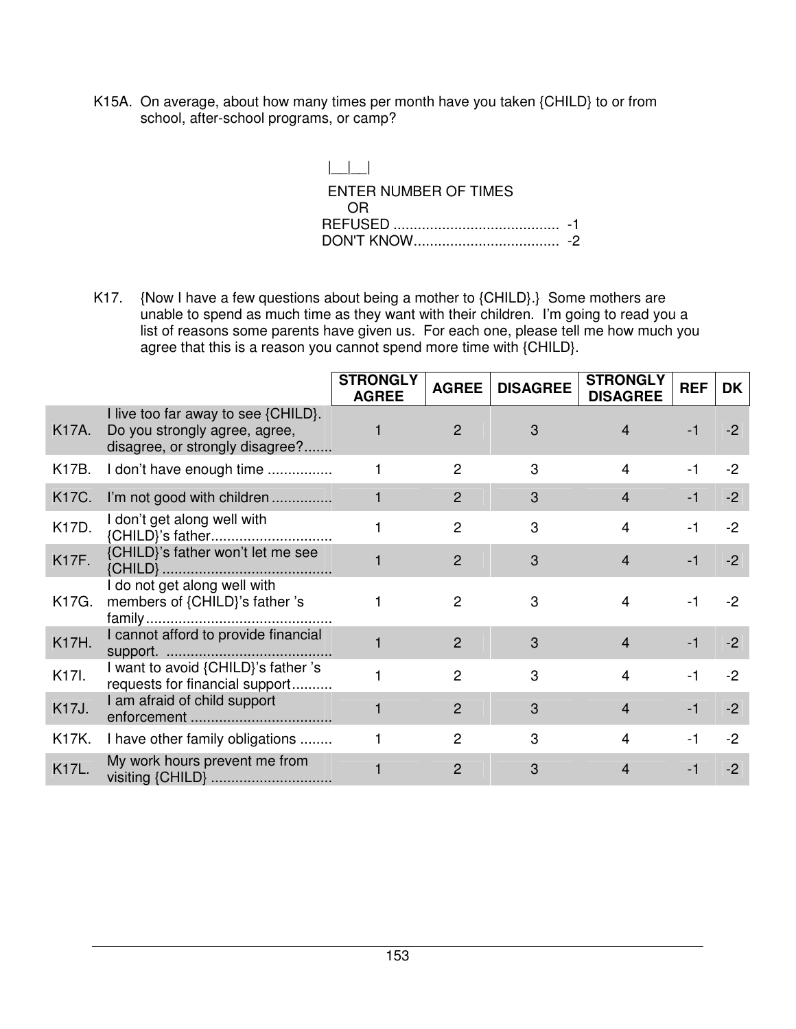K15A. On average, about how many times per month have you taken {CHILD} to or from school, after-school programs, or camp?

|__|__|

ENTER NUMBER OF TIMES
OR
REFUSED ........................................ -1
DON'T KNOW.................................... -2

K17. {Now I have a few questions about being a mother to {CHILD}.} Some mothers are unable to spend as much time as they want with their children. I'm going to read you a list of reasons some parents have given us. For each one, please tell me how much you agree that this is a reason you cannot spend more time with {CHILD}.

| | | STRONGLY AGREE | AGREE | DISAGREE | STRONGLY DISAGREE | REF | DK |
|---|---|---|---|---|---|---|---|
| K17A. | I live too far away to see {CHILD}. Do you strongly agree, agree, disagree, or strongly disagree?....... | 1 | 2 | 3 | 4 | -1 | -2 |
| K17B. | I don't have enough time ................ | 1 | 2 | 3 | 4 | -1 | -2 |
| K17C. | I'm not good with children ............... | 1 | 2 | 3 | 4 | -1 | -2 |
| K17D. | I don't get along well with {CHILD}'s father.............................. | 1 | 2 | 3 | 4 | -1 | -2 |
| K17F. | {CHILD}'s father won't let me see {CHILD} .......................................... | 1 | 2 | 3 | 4 | -1 | -2 |
| K17G. | I do not get along well with members of {CHILD}'s father 's family.............................................. | 1 | 2 | 3 | 4 | -1 | -2 |
| K17H. | I cannot afford to provide financial support. ......................................... | 1 | 2 | 3 | 4 | -1 | -2 |
| K17I. | I want to avoid {CHILD}'s father 's requests for financial support.......... | 1 | 2 | 3 | 4 | -1 | -2 |
| K17J. | I am afraid of child support enforcement ................................... | 1 | 2 | 3 | 4 | -1 | -2 |
| K17K. | I have other family obligations ........ | 1 | 2 | 3 | 4 | -1 | -2 |
| K17L. | My work hours prevent me from visiting {CHILD} .............................. | 1 | 2 | 3 | 4 | -1 | -2 |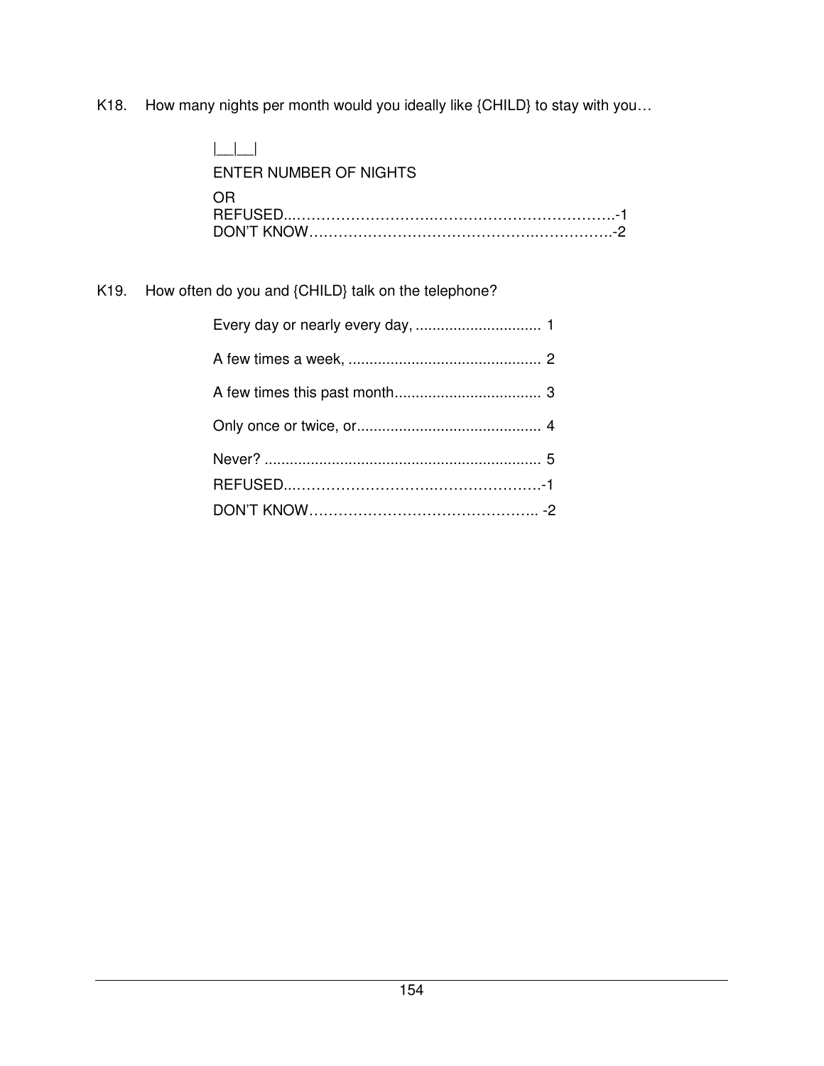K18. How many nights per month would you ideally like {CHILD} to stay with you…

|__|__|
ENTER NUMBER OF NIGHTS

OR
REFUSED.......................................................................-1
DON'T KNOW..................................................................-2

K19. How often do you and {CHILD} talk on the telephone?

Every day or nearly every day, .............................. 1

A few times a week, .............................................. 2

A few times this past month................................... 3

Only once or twice, or............................................ 4

Never? .................................................................. 5

REFUSED..................................................-1

DON'T KNOW.......................................... -2